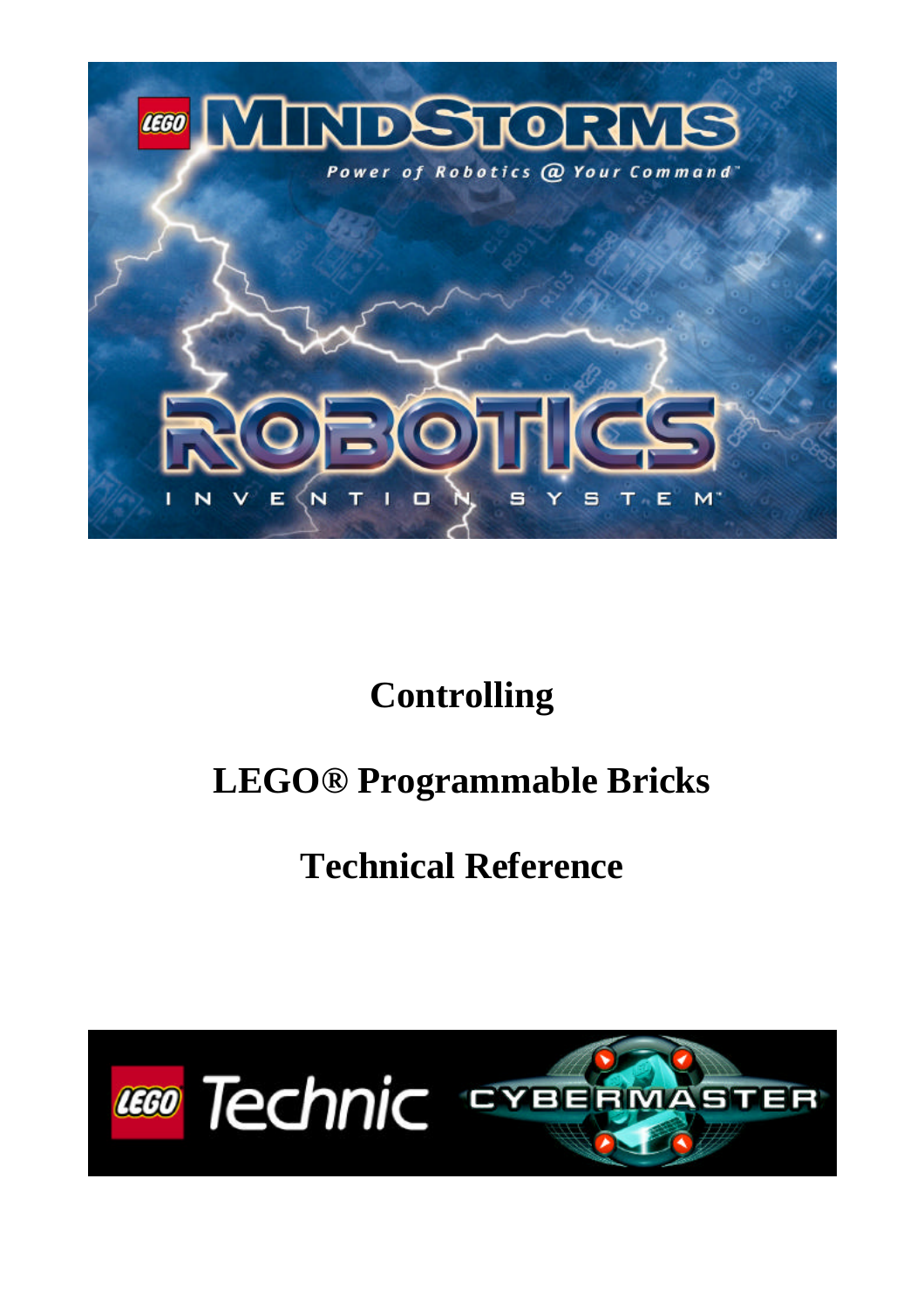# Controlling

# LEGO® Programmable Bricks

# Technical Reference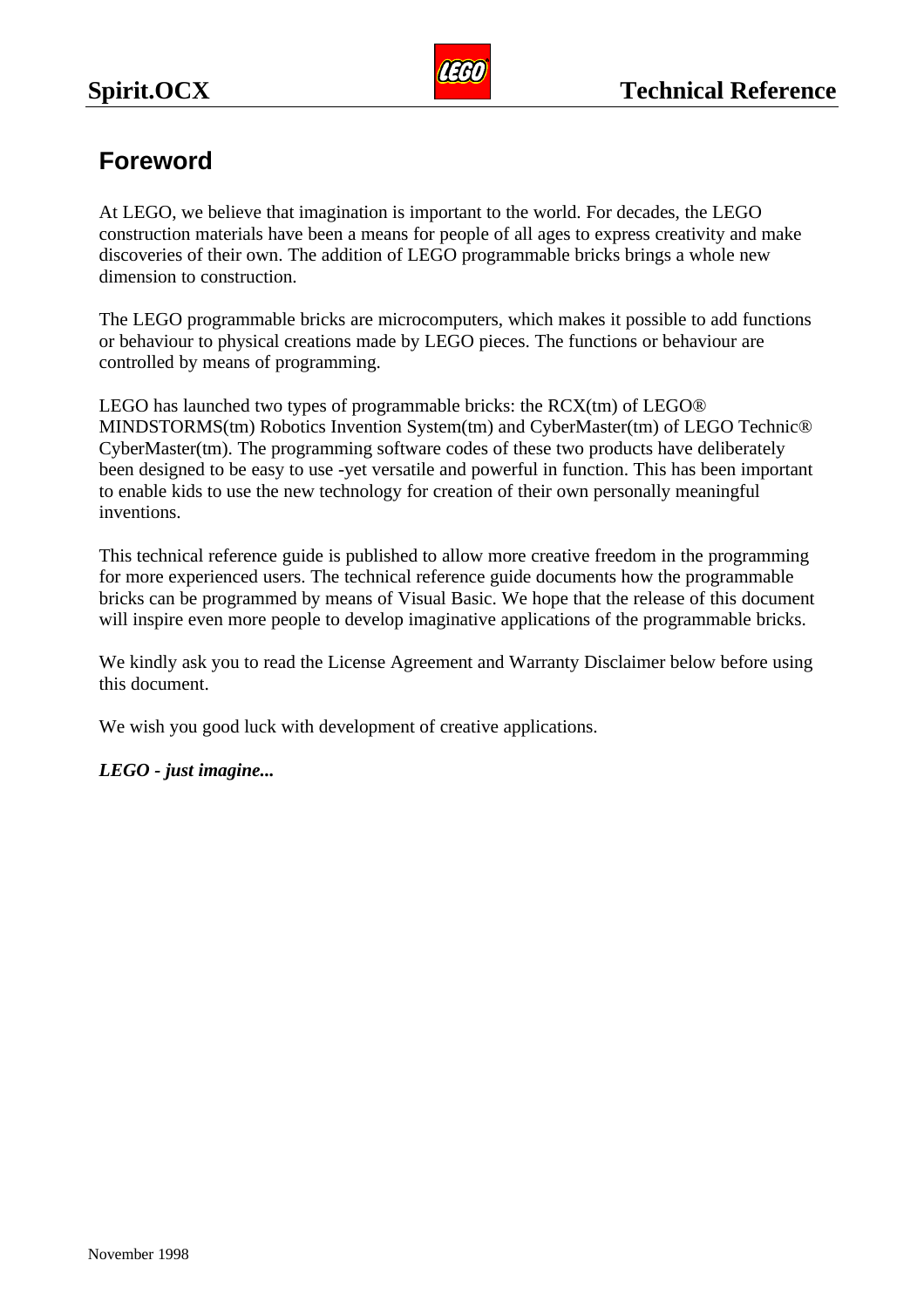# Foreword

At LEGO, we believe that imagination is important to the world. For decades, the LEGO construction materials have been a means for people of all ages to express creativity and make discoveries of their own. The addition of LEGO programmable bricks brings a whole new dimension to construction.

The LEGO programmable bricks are microcomputers, which makes it possible to add functions or behaviour to physical creations made by LEGO pieces. The functions or behaviour are controlled by means of programming.

LEGO has launched two types of programmable bricks: the RCX(tm) of LEGO® MINDSTORMS(tm) Robotics Invention System(tm) and CyberMaster(tm) of LEGO Technic® CyberMaster(tm). The programming software codes of these two products have deliberately been designed to be easy to use -yet versatile and powerful in function. This has been important to enable kids to use the new technology for creation of their own personally meaningful inventions.

This technical reference guide is published to allow more creative freedom in the programming for more experienced users. The technical reference guide documents how the programmable bricks can be programmed by means of Visual Basic. We hope that the release of this document will inspire even more people to develop imaginative applications of the programmable bricks.

We kindly ask you to read the License Agreement and Warranty Disclaimer below before using this document.

We wish you good luck with development of creative applications.

***LEGO - just imagine...***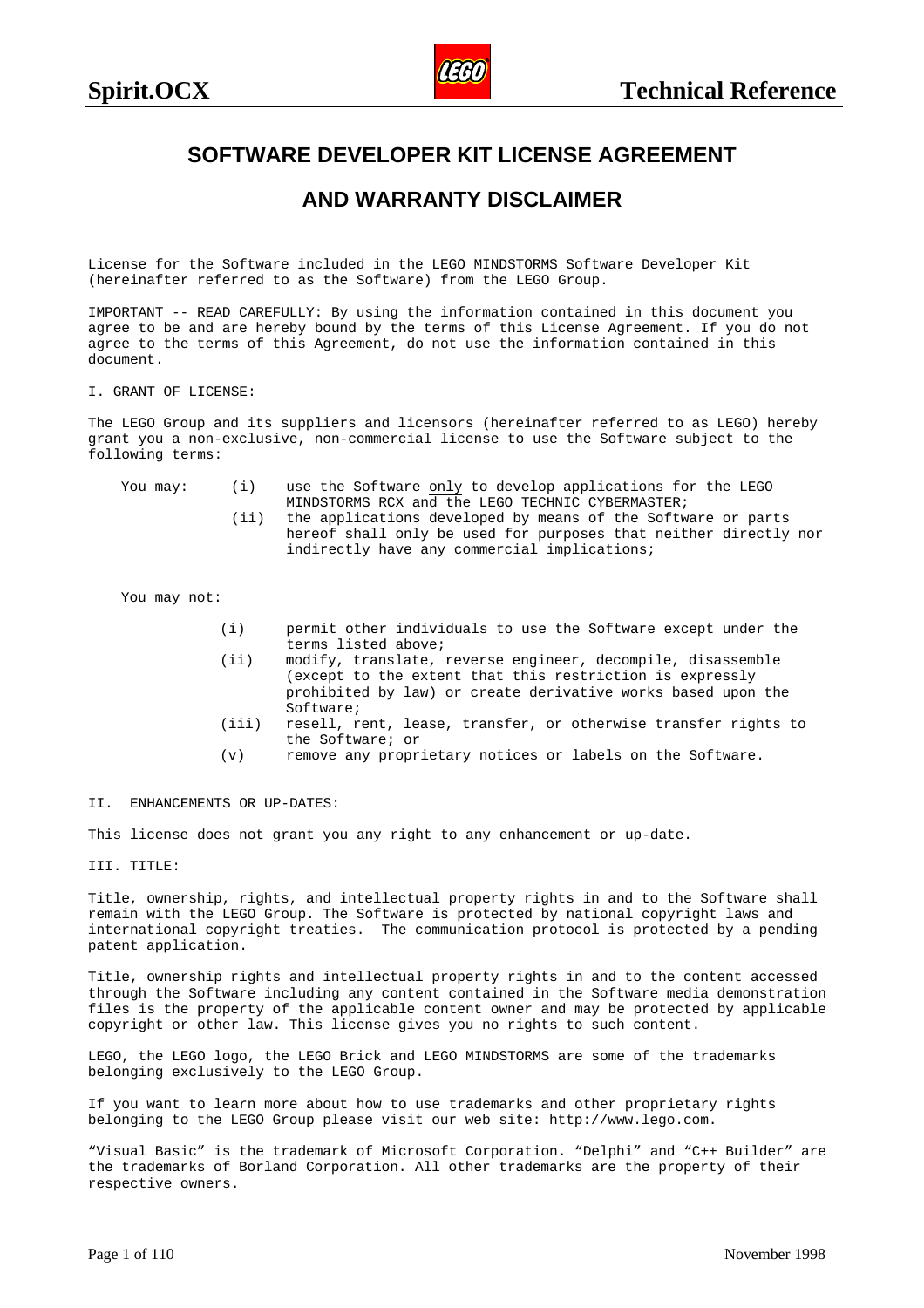# SOFTWARE DEVELOPER KIT LICENSE AGREEMENT

# AND WARRANTY DISCLAIMER

License for the Software included in the LEGO MINDSTORMS Software Developer Kit (hereinafter referred to as the Software) from the LEGO Group.

IMPORTANT -- READ CAREFULLY: By using the information contained in this document you agree to be and are hereby bound by the terms of this License Agreement. If you do not agree to the terms of this Agreement, do not use the information contained in this document.

I. GRANT OF LICENSE:

The LEGO Group and its suppliers and licensors (hereinafter referred to as LEGO) hereby grant you a non-exclusive, non-commercial license to use the Software subject to the following terms:

You may:

- (i) use the Software only to develop applications for the LEGO MINDSTORMS RCX and the LEGO TECHNIC CYBERMASTER;
- (ii) the applications developed by means of the Software or parts hereof shall only be used for purposes that neither directly nor indirectly have any commercial implications;

You may not:

- (i) permit other individuals to use the Software except under the terms listed above;
- (ii) modify, translate, reverse engineer, decompile, disassemble (except to the extent that this restriction is expressly prohibited by law) or create derivative works based upon the Software;
- (iii) resell, rent, lease, transfer, or otherwise transfer rights to the Software; or
- (v) remove any proprietary notices or labels on the Software.

II. ENHANCEMENTS OR UP-DATES:

This license does not grant you any right to any enhancement or up-date.

III. TITLE:

Title, ownership, rights, and intellectual property rights in and to the Software shall remain with the LEGO Group. The Software is protected by national copyright laws and international copyright treaties. The communication protocol is protected by a pending patent application.

Title, ownership rights and intellectual property rights in and to the content accessed through the Software including any content contained in the Software media demonstration files is the property of the applicable content owner and may be protected by applicable copyright or other law. This license gives you no rights to such content.

LEGO, the LEGO logo, the LEGO Brick and LEGO MINDSTORMS are some of the trademarks belonging exclusively to the LEGO Group.

If you want to learn more about how to use trademarks and other proprietary rights belonging to the LEGO Group please visit our web site: http://www.lego.com.

"Visual Basic" is the trademark of Microsoft Corporation. "Delphi" and "C++ Builder" are the trademarks of Borland Corporation. All other trademarks are the property of their respective owners.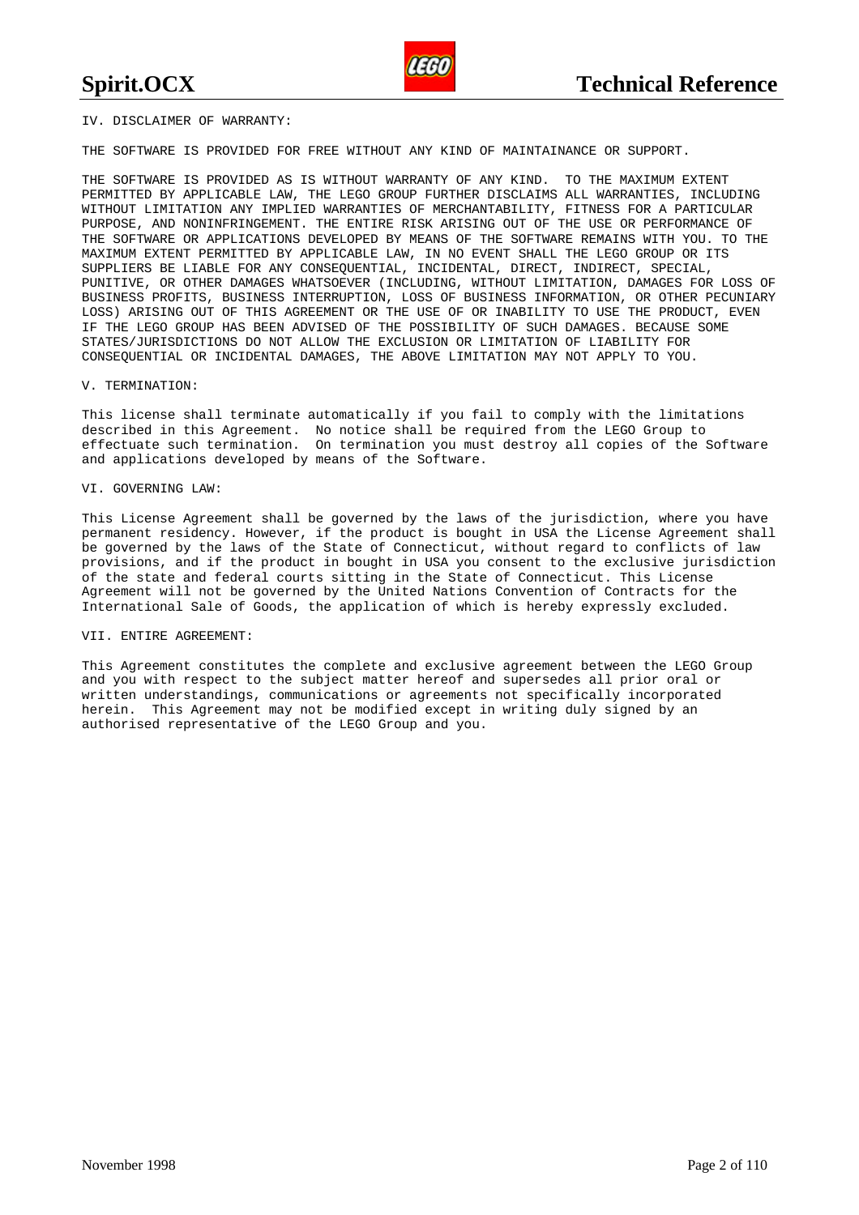IV. DISCLAIMER OF WARRANTY:

THE SOFTWARE IS PROVIDED FOR FREE WITHOUT ANY KIND OF MAINTAINANCE OR SUPPORT.

THE SOFTWARE IS PROVIDED AS IS WITHOUT WARRANTY OF ANY KIND. TO THE MAXIMUM EXTENT PERMITTED BY APPLICABLE LAW, THE LEGO GROUP FURTHER DISCLAIMS ALL WARRANTIES, INCLUDING WITHOUT LIMITATION ANY IMPLIED WARRANTIES OF MERCHANTABILITY, FITNESS FOR A PARTICULAR PURPOSE, AND NONINFRINGEMENT. THE ENTIRE RISK ARISING OUT OF THE USE OR PERFORMANCE OF THE SOFTWARE OR APPLICATIONS DEVELOPED BY MEANS OF THE SOFTWARE REMAINS WITH YOU. TO THE MAXIMUM EXTENT PERMITTED BY APPLICABLE LAW, IN NO EVENT SHALL THE LEGO GROUP OR ITS SUPPLIERS BE LIABLE FOR ANY CONSEQUENTIAL, INCIDENTAL, DIRECT, INDIRECT, SPECIAL, PUNITIVE, OR OTHER DAMAGES WHATSOEVER (INCLUDING, WITHOUT LIMITATION, DAMAGES FOR LOSS OF BUSINESS PROFITS, BUSINESS INTERRUPTION, LOSS OF BUSINESS INFORMATION, OR OTHER PECUNIARY LOSS) ARISING OUT OF THIS AGREEMENT OR THE USE OF OR INABILITY TO USE THE PRODUCT, EVEN IF THE LEGO GROUP HAS BEEN ADVISED OF THE POSSIBILITY OF SUCH DAMAGES. BECAUSE SOME STATES/JURISDICTIONS DO NOT ALLOW THE EXCLUSION OR LIMITATION OF LIABILITY FOR CONSEQUENTIAL OR INCIDENTAL DAMAGES, THE ABOVE LIMITATION MAY NOT APPLY TO YOU.

V. TERMINATION:

This license shall terminate automatically if you fail to comply with the limitations described in this Agreement. No notice shall be required from the LEGO Group to effectuate such termination. On termination you must destroy all copies of the Software and applications developed by means of the Software.

VI. GOVERNING LAW:

This License Agreement shall be governed by the laws of the jurisdiction, where you have permanent residency. However, if the product is bought in USA the License Agreement shall be governed by the laws of the State of Connecticut, without regard to conflicts of law provisions, and if the product in bought in USA you consent to the exclusive jurisdiction of the state and federal courts sitting in the State of Connecticut. This License Agreement will not be governed by the United Nations Convention of Contracts for the International Sale of Goods, the application of which is hereby expressly excluded.

VII. ENTIRE AGREEMENT:

This Agreement constitutes the complete and exclusive agreement between the LEGO Group and you with respect to the subject matter hereof and supersedes all prior oral or written understandings, communications or agreements not specifically incorporated herein. This Agreement may not be modified except in writing duly signed by an authorised representative of the LEGO Group and you.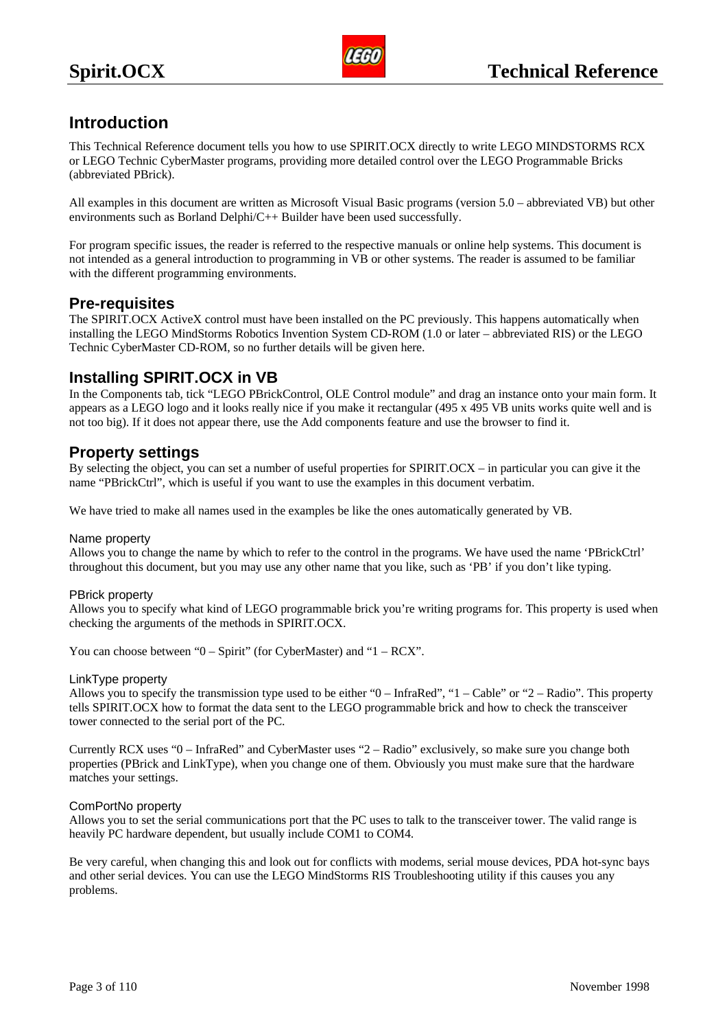## Introduction

This Technical Reference document tells you how to use SPIRIT.OCX directly to write LEGO MINDSTORMS RCX or LEGO Technic CyberMaster programs, providing more detailed control over the LEGO Programmable Bricks (abbreviated PBrick).

All examples in this document are written as Microsoft Visual Basic programs (version 5.0 – abbreviated VB) but other environments such as Borland Delphi/C++ Builder have been used successfully.

For program specific issues, the reader is referred to the respective manuals or online help systems. This document is not intended as a general introduction to programming in VB or other systems. The reader is assumed to be familiar with the different programming environments.

## Pre-requisites

The SPIRIT.OCX ActiveX control must have been installed on the PC previously. This happens automatically when installing the LEGO MindStorms Robotics Invention System CD-ROM (1.0 or later – abbreviated RIS) or the LEGO Technic CyberMaster CD-ROM, so no further details will be given here.

## Installing SPIRIT.OCX in VB

In the Components tab, tick "LEGO PBrickControl, OLE Control module" and drag an instance onto your main form. It appears as a LEGO logo and it looks really nice if you make it rectangular (495 x 495 VB units works quite well and is not too big). If it does not appear there, use the Add components feature and use the browser to find it.

## Property settings

By selecting the object, you can set a number of useful properties for SPIRIT.OCX – in particular you can give it the name "PBrickCtrl", which is useful if you want to use the examples in this document verbatim.

We have tried to make all names used in the examples be like the ones automatically generated by VB.

### Name property

Allows you to change the name by which to refer to the control in the programs. We have used the name 'PBrickCtrl' throughout this document, but you may use any other name that you like, such as 'PB' if you don't like typing.

### PBrick property

Allows you to specify what kind of LEGO programmable brick you're writing programs for. This property is used when checking the arguments of the methods in SPIRIT.OCX.

You can choose between "0 – Spirit" (for CyberMaster) and "1 – RCX".

### LinkType property

Allows you to specify the transmission type used to be either "0 – InfraRed", "1 – Cable" or "2 – Radio". This property tells SPIRIT.OCX how to format the data sent to the LEGO programmable brick and how to check the transceiver tower connected to the serial port of the PC.

Currently RCX uses "0 – InfraRed" and CyberMaster uses "2 – Radio" exclusively, so make sure you change both properties (PBrick and LinkType), when you change one of them. Obviously you must make sure that the hardware matches your settings.

### ComPortNo property

Allows you to set the serial communications port that the PC uses to talk to the transceiver tower. The valid range is heavily PC hardware dependent, but usually include COM1 to COM4.

Be very careful, when changing this and look out for conflicts with modems, serial mouse devices, PDA hot-sync bays and other serial devices. You can use the LEGO MindStorms RIS Troubleshooting utility if this causes you any problems.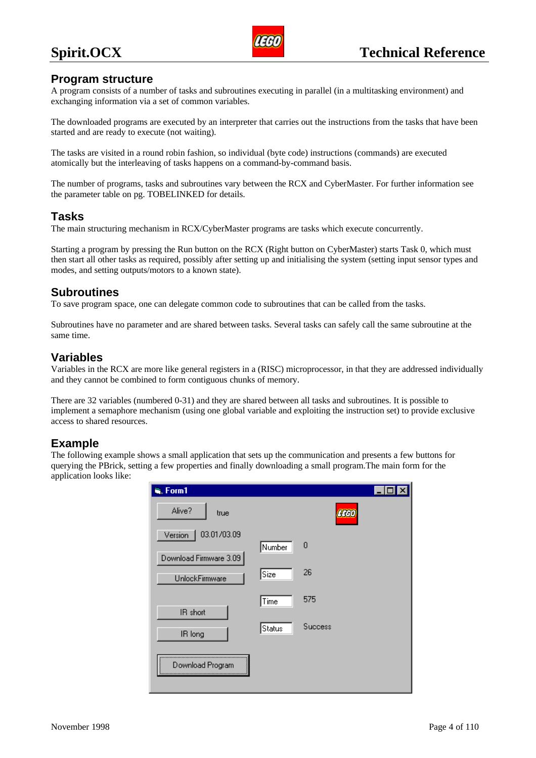## Program structure

A program consists of a number of tasks and subroutines executing in parallel (in a multitasking environment) and exchanging information via a set of common variables.

The downloaded programs are executed by an interpreter that carries out the instructions from the tasks that have been started and are ready to execute (not waiting).

The tasks are visited in a round robin fashion, so individual (byte code) instructions (commands) are executed atomically but the interleaving of tasks happens on a command-by-command basis.

The number of programs, tasks and subroutines vary between the RCX and CyberMaster. For further information see the parameter table on pg. TOBELINKED for details.

## Tasks

The main structuring mechanism in RCX/CyberMaster programs are tasks which execute concurrently.

Starting a program by pressing the Run button on the RCX (Right button on CyberMaster) starts Task 0, which must then start all other tasks as required, possibly after setting up and initialising the system (setting input sensor types and modes, and setting outputs/motors to a known state).

## Subroutines

To save program space, one can delegate common code to subroutines that can be called from the tasks.

Subroutines have no parameter and are shared between tasks. Several tasks can safely call the same subroutine at the same time.

## Variables

Variables in the RCX are more like general registers in a (RISC) microprocessor, in that they are addressed individually and they cannot be combined to form contiguous chunks of memory.

There are 32 variables (numbered 0-31) and they are shared between all tasks and subroutines. It is possible to implement a semaphore mechanism (using one global variable and exploiting the instruction set) to provide exclusive access to shared resources.

## Example

The following example shows a small application that sets up the communication and presents a few buttons for querying the PBrick, setting a few properties and finally downloading a small program.The main form for the application looks like:

Form1

| | | | |
|---|---|---|---|
| Alive? | true | | |
| Version | 03.01/03.09 | Number | 0 |
| Download Firmware 3.09 | | Size | 26 |
| UnlockFirmware | | Time | 575 |
| IR short | | Status | Success |
| IR long | | | |
| Download Program | | | |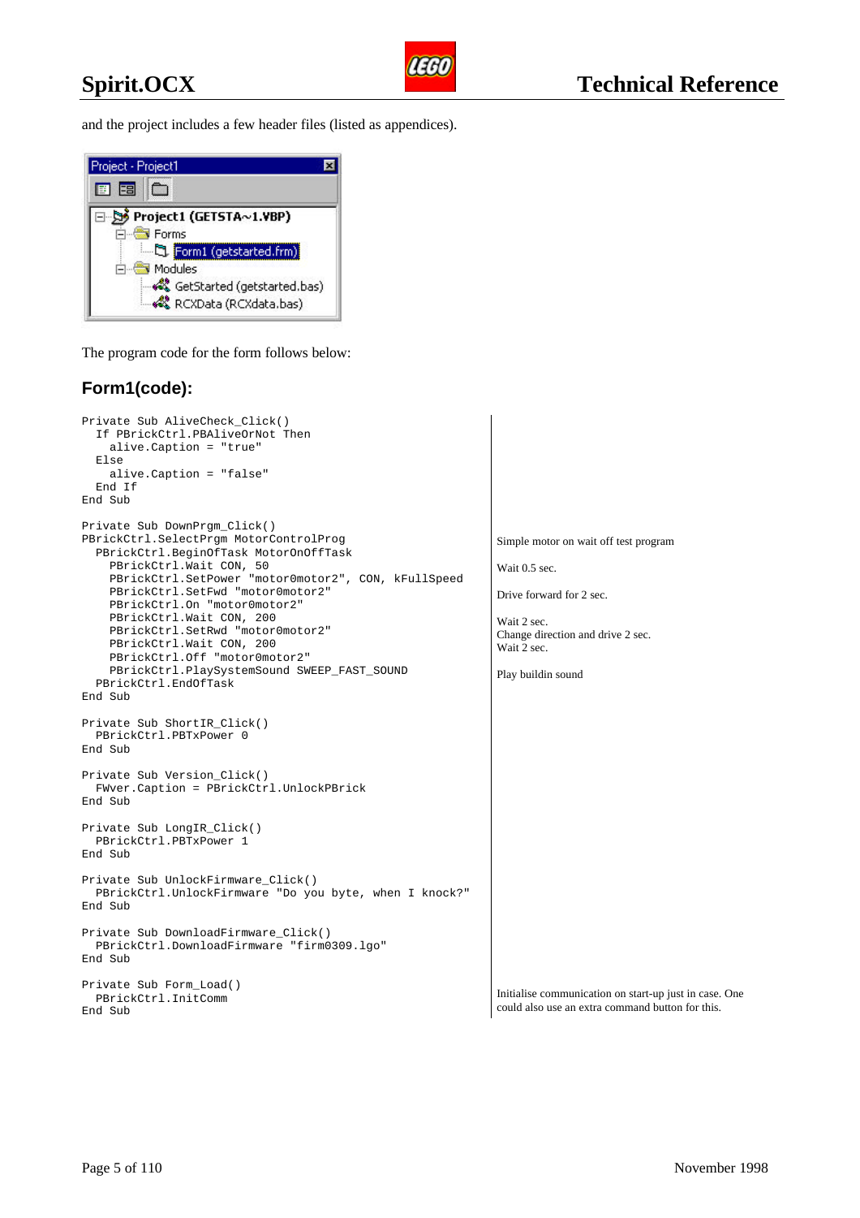and the project includes a few header files (listed as appendices).

The program code for the form follows below:

## Form1(code):

```
Private Sub AliveCheck_Click()
  If PBrickCtrl.PBAliveOrNot Then
    alive.Caption = "true"
  Else
    alive.Caption = "false"
  End If
End Sub

Private Sub DownPrgm_Click()
PBrickCtrl.SelectPrgm MotorControlProg
  PBrickCtrl.BeginOfTask MotorOnOffTask
    PBrickCtrl.Wait CON, 50
    PBrickCtrl.SetPower "motor0motor2", CON, kFullSpeed
    PBrickCtrl.SetFwd "motor0motor2"
    PBrickCtrl.On "motor0motor2"
    PBrickCtrl.Wait CON, 200
    PBrickCtrl.SetRwd "motor0motor2"
    PBrickCtrl.Wait CON, 200
    PBrickCtrl.Off "motor0motor2"
    PBrickCtrl.PlaySystemSound SWEEP_FAST_SOUND
  PBrickCtrl.EndOfTask
End Sub

Private Sub ShortIR_Click()
  PBrickCtrl.PBTxPower 0
End Sub

Private Sub Version_Click()
  FWver.Caption = PBrickCtrl.UnlockPBrick
End Sub

Private Sub LongIR_Click()
  PBrickCtrl.PBTxPower 1
End Sub

Private Sub UnlockFirmware_Click()
  PBrickCtrl.UnlockFirmware "Do you byte, when I knock?"
End Sub

Private Sub DownloadFirmware_Click()
  PBrickCtrl.DownloadFirmware "firm0309.lgo"
End Sub

Private Sub Form_Load()
  PBrickCtrl.InitComm
End Sub
```

Comments:

- Simple motor on wait off test program
- Wait 0.5 sec.
- Drive forward for 2 sec.
- Wait 2 sec.
- Change direction and drive 2 sec.
- Wait 2 sec.
- Play buildin sound
- Initialise communication on start-up just in case. One could also use an extra command button for this.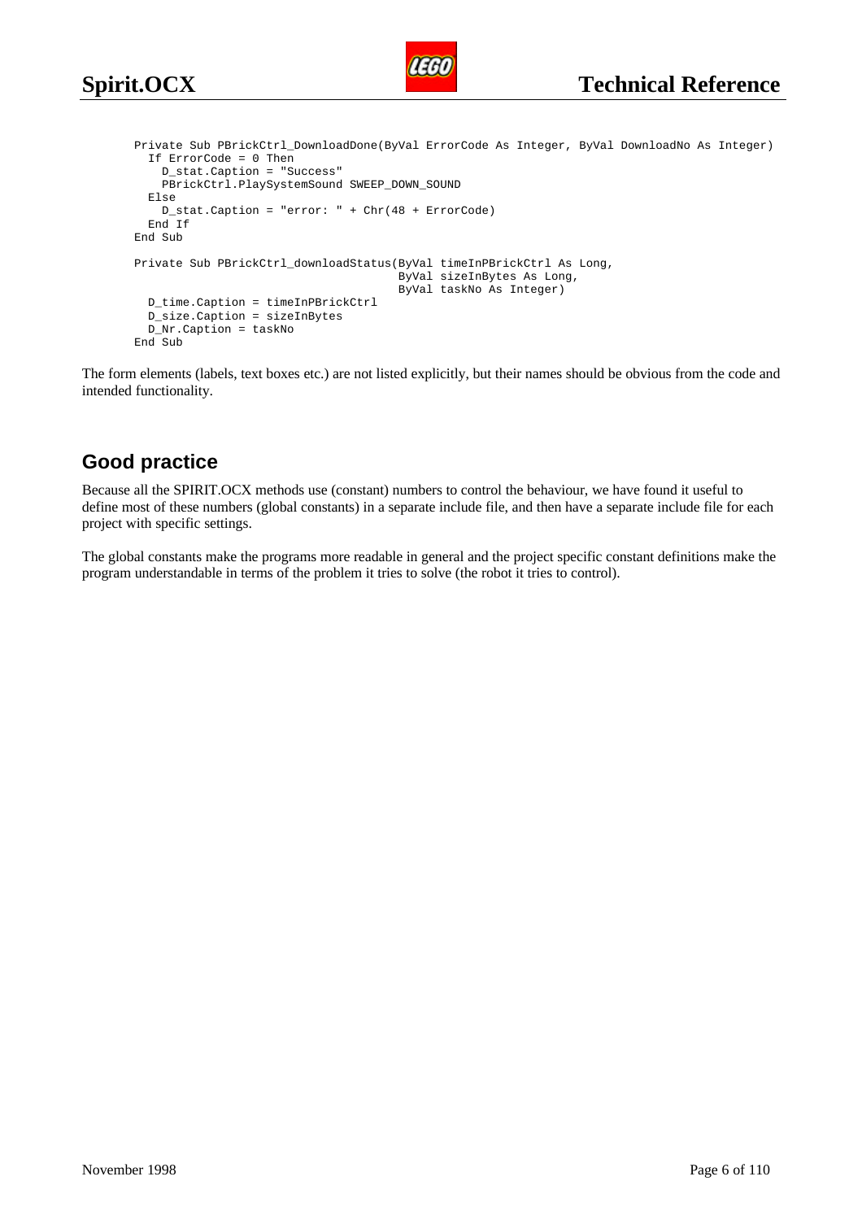```
Private Sub PBrickCtrl_DownloadDone(ByVal ErrorCode As Integer, ByVal DownloadNo As Integer)
  If ErrorCode = 0 Then
    D_stat.Caption = "Success"
    PBrickCtrl.PlaySystemSound SWEEP_DOWN_SOUND
  Else
    D_stat.Caption = "error: " + Chr(48 + ErrorCode)
  End If
End Sub

Private Sub PBrickCtrl_downloadStatus(ByVal timeInPBrickCtrl As Long,
                                      ByVal sizeInBytes As Long,
                                      ByVal taskNo As Integer)
  D_time.Caption = timeInPBrickCtrl
  D_size.Caption = sizeInBytes
  D_Nr.Caption = taskNo
End Sub
```

The form elements (labels, text boxes etc.) are not listed explicitly, but their names should be obvious from the code and intended functionality.

## Good practice

Because all the SPIRIT.OCX methods use (constant) numbers to control the behaviour, we have found it useful to define most of these numbers (global constants) in a separate include file, and then have a separate include file for each project with specific settings.

The global constants make the programs more readable in general and the project specific constant definitions make the program understandable in terms of the problem it tries to solve (the robot it tries to control).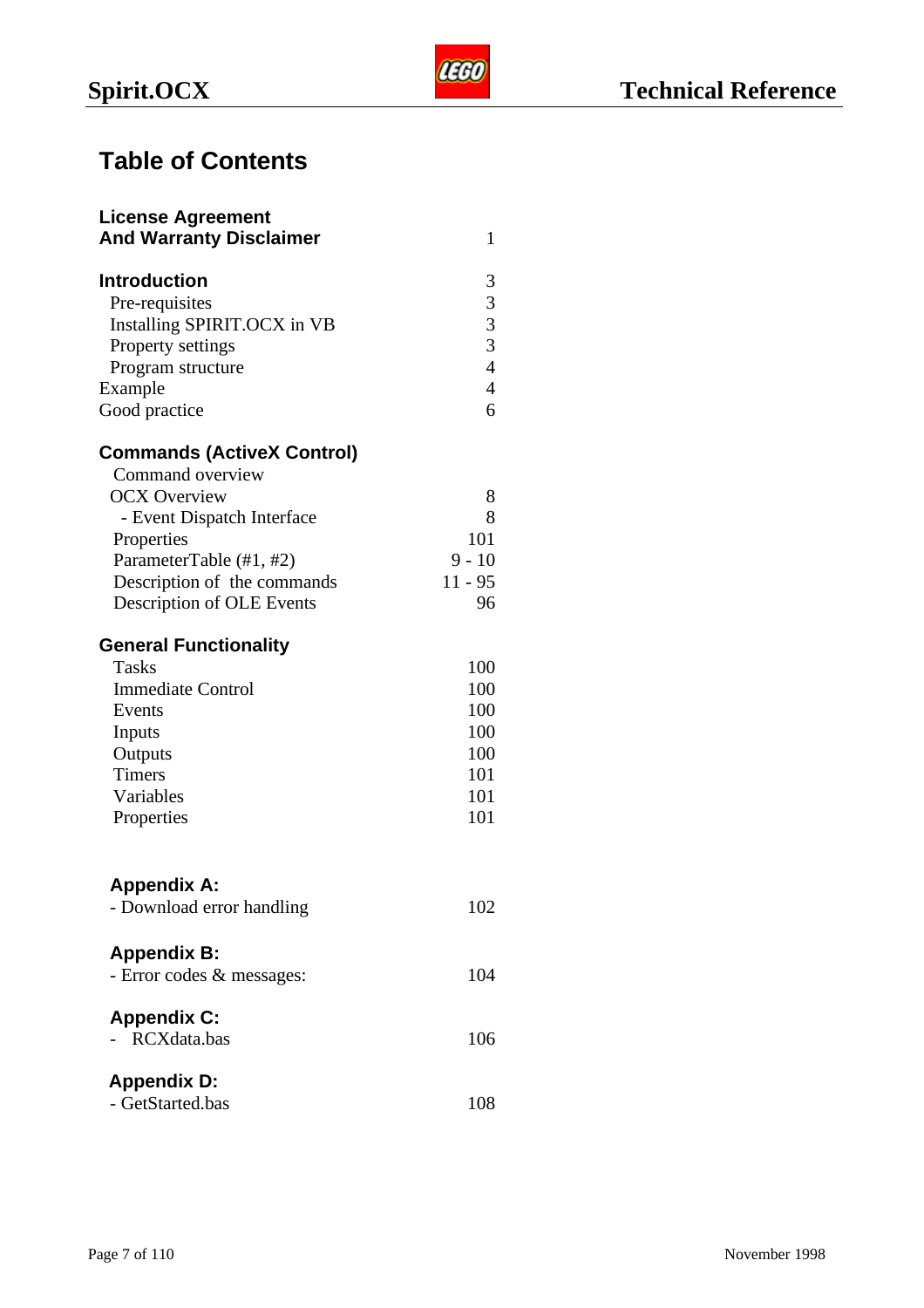# Table of Contents

| | |
|---|---|
| **License Agreement And Warranty Disclaimer** | 1 |
| **Introduction** | 3 |
| Pre-requisites | 3 |
| Installing SPIRIT.OCX in VB | 3 |
| Property settings | 3 |
| Program structure | 4 |
| Example | 4 |
| Good practice | 6 |
| **Commands (ActiveX Control)** | |
| Command overview | |
| OCX Overview | 8 |
| - Event Dispatch Interface | 8 |
| Properties | 101 |
| ParameterTable (#1, #2) | 9 - 10 |
| Description of the commands | 11 - 95 |
| Description of OLE Events | 96 |
| **General Functionality** | |
| Tasks | 100 |
| Immediate Control | 100 |
| Events | 100 |
| Inputs | 100 |
| Outputs | 100 |
| Timers | 101 |
| Variables | 101 |
| Properties | 101 |
| **Appendix A:** | |
| - Download error handling | 102 |
| **Appendix B:** | |
| - Error codes & messages: | 104 |
| **Appendix C:** | |
| - RCXdata.bas | 106 |
| **Appendix D:** | |
| - GetStarted.bas | 108 |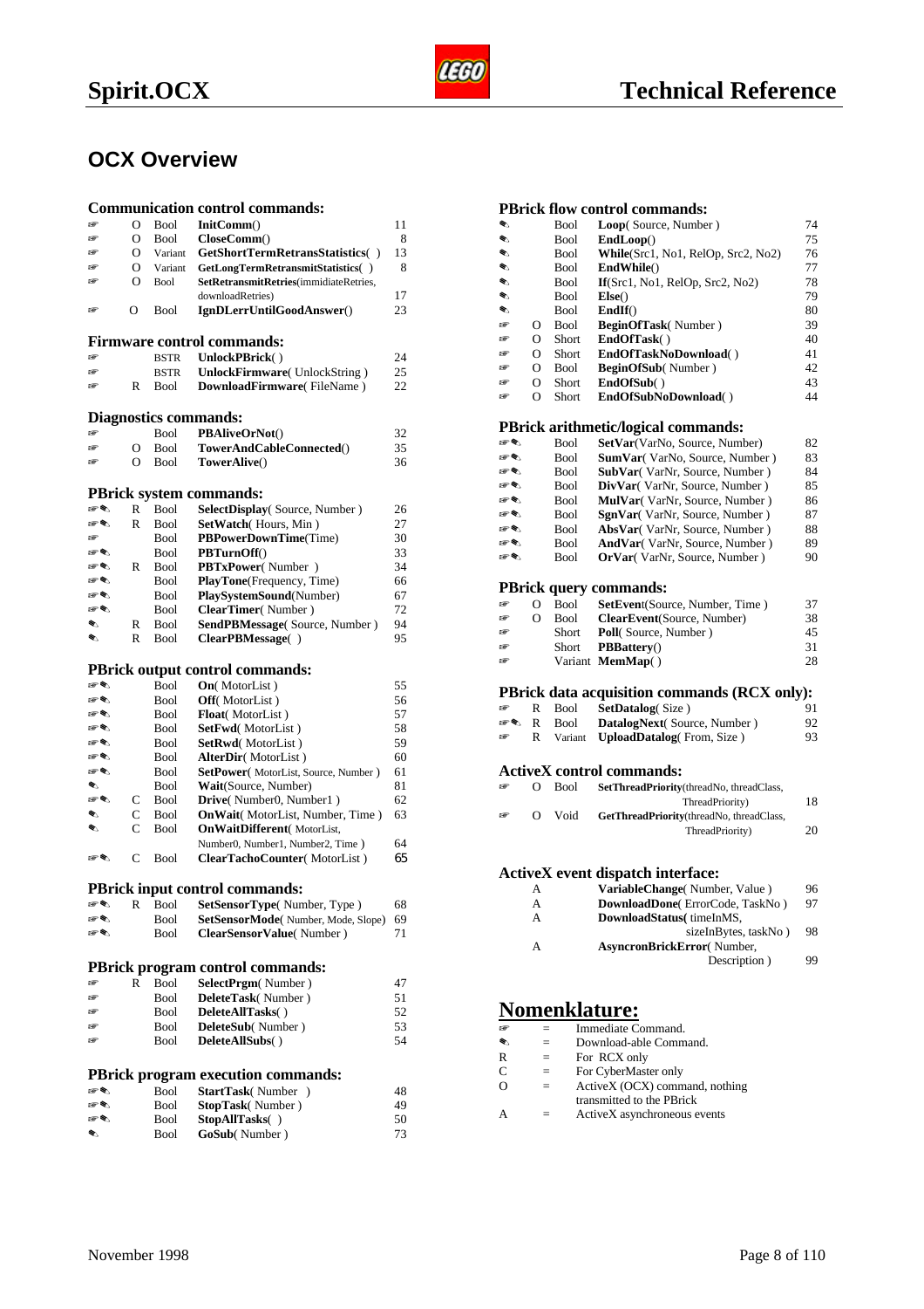## OCX Overview

### Communication control commands:

| | | | | |
|---|---|---|---|---|
| ☞ | O | Bool | **InitComm**() | 11 |
| ☞ | O | Bool | **CloseComm**() | 8 |
| ☞ | O | Variant | **GetShortTermRetransStatistics**( ) | 13 |
| ☞ | O | Variant | **GetLongTermRetransmitStatistics**( ) | 8 |
| ☞ | O | Bool | **SetRetransmitRetries**(immidiateRetries, downloadRetries) | 17 |
| ☞ | O | Bool | **IgnDLerrUntilGoodAnswer**() | 23 |

### Firmware control commands:

| | | | | |
|---|---|---|---|---|
| ☞ | | BSTR | **UnlockPBrick**( ) | 24 |
| ☞ | | BSTR | **UnlockFirmware**( UnlockString ) | 25 |
| ☞ | R | Bool | **DownloadFirmware**( FileName ) | 22 |

### Diagnostics commands:

| | | | | |
|---|---|---|---|---|
| ☞ | | Bool | **PBAliveOrNot**() | 32 |
| ☞ | O | Bool | **TowerAndCableConnected**() | 35 |
| ☞ | O | Bool | **TowerAlive**() | 36 |

### PBrick system commands:

| | | | | |
|---|---|---|---|---|
| ☞✎ | R | Bool | **SelectDisplay**( Source, Number ) | 26 |
| ☞✎ | R | Bool | **SetWatch**( Hours, Min ) | 27 |
| ☞ | | Bool | **PBPowerDownTime**(Time) | 30 |
| ☞✎ | | Bool | **PBTurnOff**() | 33 |
| ☞✎ | R | Bool | **PBTxPower**( Number ) | 34 |
| ☞✎ | | Bool | **PlayTone**(Frequency, Time) | 66 |
| ☞✎ | | Bool | **PlaySystemSound**(Number) | 67 |
| ☞✎ | | Bool | **ClearTimer**( Number ) | 72 |
| ✎ | R | Bool | **SendPBMessage**( Source, Number ) | 94 |
| ✎ | R | Bool | **ClearPBMessage**( ) | 95 |

### PBrick output control commands:

| | | | | |
|---|---|---|---|---|
| ☞✎ | | Bool | **On**( MotorList ) | 55 |
| ☞✎ | | Bool | **Off**( MotorList ) | 56 |
| ☞✎ | | Bool | **Float**( MotorList ) | 57 |
| ☞✎ | | Bool | **SetFwd**( MotorList ) | 58 |
| ☞✎ | | Bool | **SetRwd**( MotorList ) | 59 |
| ☞✎ | | Bool | **AlterDir**( MotorList ) | 60 |
| ☞✎ | | Bool | **SetPower**( MotorList, Source, Number ) | 61 |
| ✎ | | Bool | **Wait**(Source, Number) | 81 |
| ☞✎ | C | Bool | **Drive**( Number0, Number1 ) | 62 |
| ✎ | C | Bool | **OnWait**( MotorList, Number, Time ) | 63 |
| ✎ | C | Bool | **OnWaitDifferent**( MotorList, Number0, Number1, Number2, Time ) | 64 |
| ☞✎ | C | Bool | **ClearTachoCounter**( MotorList ) | 65 |

### PBrick input control commands:

| | | | | |
|---|---|---|---|---|
| ☞✎ | R | Bool | **SetSensorType**( Number, Type ) | 68 |
| ☞✎ | | Bool | **SetSensorMode**( Number, Mode, Slope) | 69 |
| ☞✎ | | Bool | **ClearSensorValue**( Number ) | 71 |

### PBrick program control commands:

| | | | | |
|---|---|---|---|---|
| ☞ | R | Bool | **SelectPrgm**( Number ) | 47 |
| ☞ | | Bool | **DeleteTask**( Number ) | 51 |
| ☞ | | Bool | **DeleteAllTasks**( ) | 52 |
| ☞ | | Bool | **DeleteSub**( Number ) | 53 |
| ☞ | | Bool | **DeleteAllSubs**( ) | 54 |

### PBrick program execution commands:

| | | | | |
|---|---|---|---|---|
| ☞✎ | | Bool | **StartTask**( Number ) | 48 |
| ☞✎ | | Bool | **StopTask**( Number ) | 49 |
| ☞✎ | | Bool | **StopAllTasks**( ) | 50 |
| ✎ | | Bool | **GoSub**( Number ) | 73 |

### PBrick flow control commands:

| | | | | |
|---|---|---|---|---|
| ✎ | | Bool | **Loop**( Source, Number ) | 74 |
| ✎ | | Bool | **EndLoop**() | 75 |
| ✎ | | Bool | **While**(Src1, No1, RelOp, Src2, No2) | 76 |
| ✎ | | Bool | **EndWhile**() | 77 |
| ✎ | | Bool | **If**(Src1, No1, RelOp, Src2, No2) | 78 |
| ✎ | | Bool | **Else**() | 79 |
| ✎ | | Bool | **EndIf**() | 80 |
| ☞ | O | Bool | **BeginOfTask**( Number ) | 39 |
| ☞ | O | Short | **EndOfTask**( ) | 40 |
| ☞ | O | Short | **EndOfTaskNoDownload**( ) | 41 |
| ☞ | O | Bool | **BeginOfSub**( Number ) | 42 |
| ☞ | O | Short | **EndOfSub**( ) | 43 |
| ☞ | O | Short | **EndOfSubNoDownload**( ) | 44 |

### PBrick arithmetic/logical commands:

| | | | | |
|---|---|---|---|---|
| ☞✎ | | Bool | **SetVar**(VarNo, Source, Number) | 82 |
| ☞✎ | | Bool | **SumVar**( VarNo, Source, Number ) | 83 |
| ☞✎ | | Bool | **SubVar**( VarNr, Source, Number ) | 84 |
| ☞✎ | | Bool | **DivVar**( VarNr, Source, Number ) | 85 |
| ☞✎ | | Bool | **MulVar**( VarNr, Source, Number ) | 86 |
| ☞✎ | | Bool | **SgnVar**( VarNr, Source, Number ) | 87 |
| ☞✎ | | Bool | **AbsVar**( VarNr, Source, Number ) | 88 |
| ☞✎ | | Bool | **AndVar**( VarNr, Source, Number ) | 89 |
| ☞✎ | | Bool | **OrVar**( VarNr, Source, Number ) | 90 |

### PBrick query commands:

| | | | | |
|---|---|---|---|---|
| ☞ | O | Bool | **SetEvent**(Source, Number, Time ) | 37 |
| ☞ | O | Bool | **ClearEvent**(Source, Number) | 38 |
| ☞ | | Short | **Poll**( Source, Number ) | 45 |
| ☞ | | Short | **PBBattery**() | 31 |
| ☞ | | Variant | **MemMap**( ) | 28 |

### PBrick data acquisition commands (RCX only):

| | | | | |
|---|---|---|---|---|
| ☞ | R | Bool | **SetDatalog**( Size ) | 91 |
| ☞✎ | R | Bool | **DatalogNext**( Source, Number ) | 92 |
| ☞ | R | Variant | **UploadDatalog**( From, Size ) | 93 |

### ActiveX control commands:

| | | | | |
|---|---|---|---|---|
| ☞ | O | Bool | **SetThreadPriority**(threadNo, threadClass, ThreadPriority) | 18 |
| ☞ | O | Void | **GetThreadPriority**(threadNo, threadClass, ThreadPriority) | 20 |

### ActiveX event dispatch interface:

| | | |
|---|---|---|
| A | **VariableChange**( Number, Value ) | 96 |
| A | **DownloadDone**( ErrorCode, TaskNo ) | 97 |
| A | **DownloadStatus**( timeInMS, sizeInBytes, taskNo ) | 98 |
| A | **AsyncronBrickError**( Number, Description ) | 99 |

## Nomenklature:

| | | |
|---|---|---|
| ☞ | = | Immediate Command. |
| ✎ | = | Download-able Command. |
| R | = | For RCX only |
| C | = | For CyberMaster only |
| O | = | ActiveX (OCX) command, nothing transmitted to the PBrick |
| A | = | ActiveX asynchroneous events |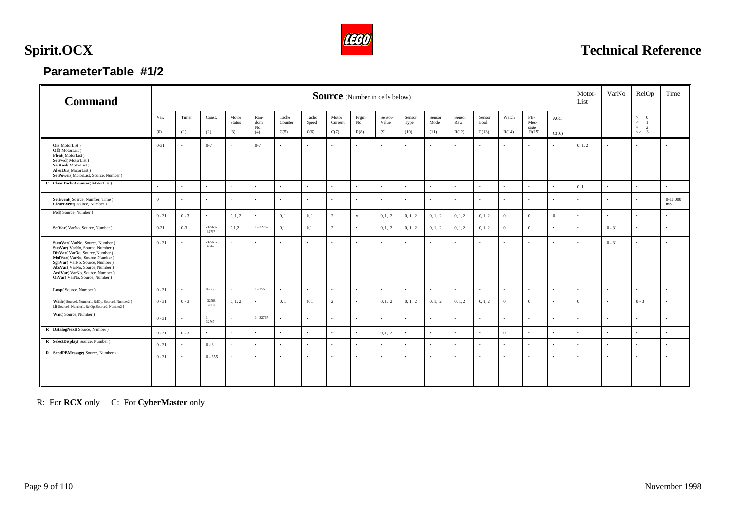## ParameterTable #1/2

| Command | Source (Number in cells below) | | | | | | | | | | | | | | | | | Motor-List | VarNo | RelOp | Time |
|---|---|---|---|---|---|---|---|---|---|---|---|---|---|---|---|---|---|---|---|---|---|
| | Var. (0) | Timer (1) | Const. (2) | Motor Status (3) | Ran-dom No. (4) | Tacho Counter C(5) | Tacho Speed C(6) | Motor Current C(7) | Prgm-No R(8) | Sensor-Value (9) | Sensor Type (10) | Sensor Mode (11) | Sensor Raw R(12) | Sensor Bool. R(13) | Watch R(14) | PB-Mes-sage R(15) | AGC C(16) | | | > 0 < 1 = 2 <> 3 | |
| **On**( MotorList ) **Off**( MotorList ) **Float**( MotorList ) **SetFwd**( MotorList ) **SetRwd**( MotorList ) **AlterDir**( MotorList ) **SetPower**( MotorList, Source, Number ) | 0-31 | - | 0-7 | - | 0-7 | - | - | - | - | - | - | - | - | - | - | - | - | 0, 1, 2 | - | - | - |
| C **ClearTachoCounter**( MotorList ) | - | - | - | - | - | - | - | - | - | - | - | - | - | - | - | - | - | 0, 1 | - | - | - |
| **SetEvent**( Source, Number, Time ) **ClearEvent**( Source, Number ) | 0 | - | - | - | - | - | - | - | - | - | - | - | - | - | - | - | - | - | - | - | 0-10.000 mS |
| **Poll**( Source, Number ) | 0 - 31 | 0 - 3 | - | 0, 1, 2 | - | 0, 1 | 0, 1 | 2 | x | 0, 1, 2 | 0, 1, 2 | 0, 1, 2 | 0, 1, 2 | 0, 1, 2 | 0 | 0 | 0 | - | - | - | - |
| **SetVar**( VarNo, Source, Number ) | 0-31 | 0-3 | -32768 - 32767 | 0,1,2 | 1 - 32767 | 0,1 | 0,1 | 2 | - | 0, 1, 2 | 0, 1, 2 | 0, 1, 2 | 0, 1, 2 | 0, 1, 2 | 0 | 0 | - | - | 0 - 31 | - | - |
| **SumVar**( VarNo, Source, Number ) **SubVar**( VarNo, Source, Number ) **DivVar**( VarNo, Source, Number ) **MulVar**( VarNo, Source, Number ) **SgnVar**( VarNo, Source, Number ) **AbsVar**( VarNo, Source, Number ) **AndVar**( VarNo, Source, Number ) **OrVar**( VarNo, Source, Number ) | 0 - 31 | - | -32768 - 32767 | - | - | - | - | - | - | - | - | - | - | - | - | - | - | - | 0 - 31 | - | - |
| **Loop**( Source, Number ) | 0 - 31 | - | 0 - 255 | - | 1 - 255 | - | - | - | - | - | - | - | - | - | - | - | - | - | - | - | - |
| **While**( Source1, Number1, RelOp, Source2, Number2 ) **If**( Source1, Number1, RelOp, Source2, Number2 ) | 0 - 31 | 0 - 3 | -32768 - 32767 | 0, 1, 2 | - | 0, 1 | 0, 1 | 2 | - | 0, 1, 2 | 0, 1, 2 | 0, 1, 2 | 0, 1, 2 | 0, 1, 2 | 0 | 0 | - | 0 | - | 0 - 3 | - |
| **Wait**( Source, Number ) | 0 - 31 | - | 1 - 32767 | - | 1 - 32767 | - | - | - | - | - | - | - | - | - | - | - | - | - | - | - | - |
| R **DatalogNext**( Source, Number ) | 0 - 31 | 0 - 3 | - | - | - | - | - | - | - | 0, 1, 2 | - | - | - | - | 0 | - | - | - | - | - | - |
| R **SelectDisplay**( Source, Number ) | 0 - 31 | - | 0 - 6 | - | - | - | - | - | - | - | - | - | - | - | - | - | - | - | - | - | - |
| R **SendPBMessage**( Source, Number ) | 0 - 31 | - | 0 - 255 | - | - | - | - | - | - | - | - | - | - | - | - | - | - | - | - | - | - |

R: For **RCX** only C: For **CyberMaster** only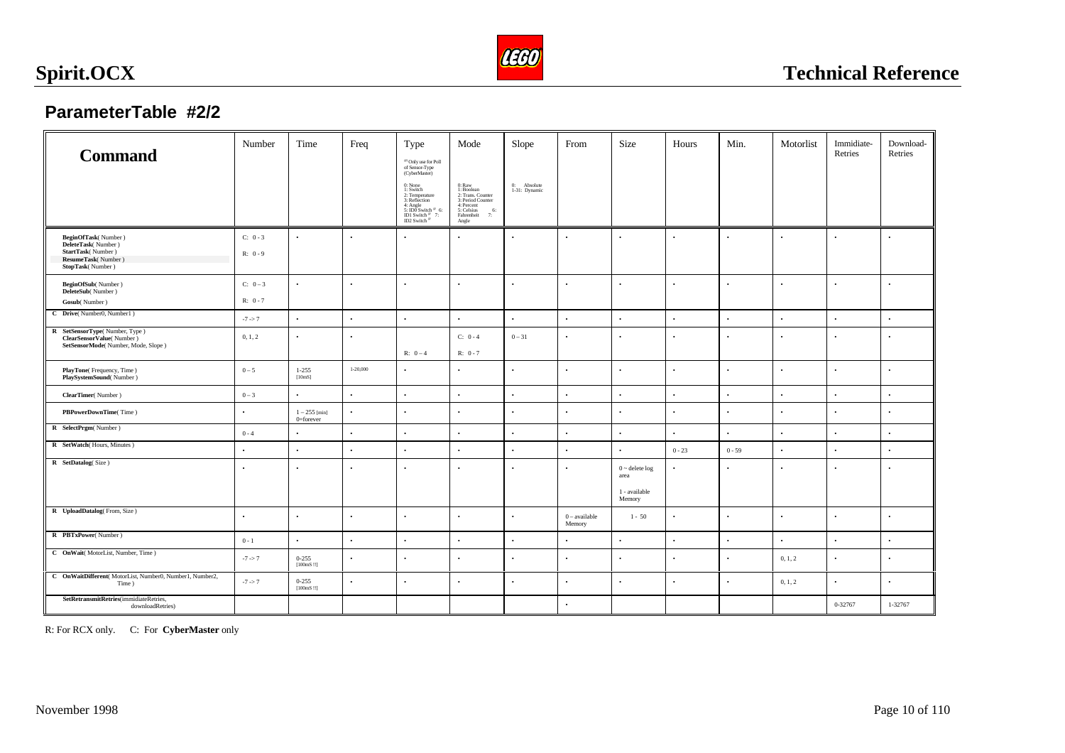## ParameterTable #2/2

| Command | Number | Time | Freq | Type [#] Only use for Poll of Sensor-Type (CyberMaster) 0: None 1: Switch 2: Temperature 3: Reflection 4: Angle 5: ID0 Switch [#] 6: ID1 Switch [#] 7: ID2 Switch [#] | Mode 0: Raw 1: Boolean 2: Trans. Counter 3: Period Counter 4: Percent 5: Celsius 6: Fahrenheit 7: Angle | Slope 0: Absolute 1-31: Dynamic | From | Size | Hours | Min. | Motorlist | Immidiate-Retries | Download-Retries |
|---|---|---|---|---|---|---|---|---|---|---|---|---|---|
| **BeginOfTask**( Number ) **DeleteTask**( Number ) **StartTask**( Number ) **ResumeTask**( Number ) **StopTask**( Number ) | C: 0 - 3 R: 0 - 9 | - | - | - | - | - | - | - | - | - | - | - | - |
| **BeginOfSub**( Number ) **DeleteSub**( Number ) **Gosub**( Number ) | C: 0 – 3 R: 0 - 7 | - | - | - | - | - | - | - | - | - | - | - | - |
| C **Drive**( Number0, Number1 ) | -7 -> 7 | - | - | - | - | - | - | - | - | - | - | - | - |
| R **SetSensorType**( Number, Type ) **ClearSensorValue**( Number ) **SetSensorMode**( Number, Mode, Slope ) | 0, 1, 2 | - | - | R: 0 – 4 | C: 0 - 4 R: 0 - 7 | 0 – 31 | - | - | - | - | - | - | - |
| **PlayTone**( Frequency, Time ) **PlaySystemSound**( Number ) | 0 – 5 | 1-255 [10mS] | 1-20,000 | - | - | - | - | - | - | - | - | - | - |
| **ClearTimer**( Number ) | 0 – 3 | - | - | - | - | - | - | - | - | - | - | - | - |
| **PBPowerDownTime**( Time ) | - | 1 – 255 [min] 0=forever | - | - | - | - | - | - | - | - | - | - | - |
| R **SelectPrgm**( Number ) | 0 - 4 | - | - | - | - | - | - | - | - | - | - | - | - |
| R **SetWatch**( Hours, Minutes ) | - | - | - | - | - | - | - | - | 0 - 23 | 0 - 59 | - | - | - |
| R **SetDatalog**( Size ) | - | - | - | - | - | - | - | 0 ~ delete log area 1 - available Memory | - | - | - | - | - |
| R **UploadDatalog**( From, Size ) | - | - | - | - | - | - | 0 – available Memory | 1 - 50 | - | - | - | - | - |
| R **PBTxPower**( Number ) | 0 - 1 | - | - | - | - | - | - | - | - | - | - | - | - |
| C **OnWait**( MotorList, Number, Time ) | -7 -> 7 | 0-255 [100mS !!] | - | - | - | - | - | - | - | - | 0, 1, 2 | - | - |
| C **OnWaitDifferent**( MotorList, Number0, Number1, Number2, Time ) | -7 -> 7 | 0-255 [100mS !!] | - | - | - | - | - | - | - | - | 0, 1, 2 | - | - |
| **SetRetransmitRetries**(immidiateRetries, downloadRetries) | | | | | | | - | | | | | 0-32767 | 1-32767 |

R: For RCX only. C: For **CyberMaster** only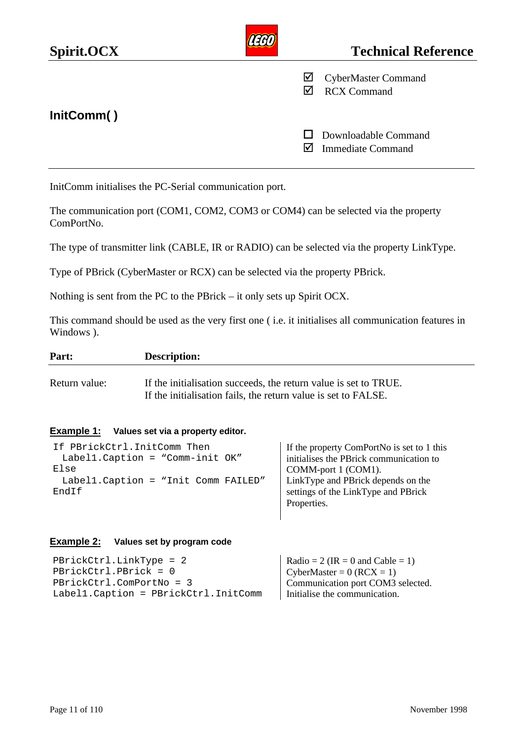## InitComm( )

☑ CyberMaster Command
☑ RCX Command

☐ Downloadable Command
☑ Immediate Command

---

InitComm initialises the PC-Serial communication port.

The communication port (COM1, COM2, COM3 or COM4) can be selected via the property ComPortNo.

The type of transmitter link (CABLE, IR or RADIO) can be selected via the property LinkType.

Type of PBrick (CyberMaster or RCX) can be selected via the property PBrick.

Nothing is sent from the PC to the PBrick – it only sets up Spirit OCX.

This command should be used as the very first one ( i.e. it initialises all communication features in Windows ).

| Part: | Description: |
|---|---|
| Return value: | If the initialisation succeeds, the return value is set to TRUE.<br>If the initialisation fails, the return value is set to FALSE. |

**Example 1:** **Values set via a property editor.**

```
If PBrickCtrl.InitComm Then
  Label1.Caption = “Comm-init OK”
Else
  Label1.Caption = “Init Comm FAILED”
EndIf
```

If the property ComPortNo is set to 1 this initialises the PBrick communication to COMM-port 1 (COM1).
LinkType and PBrick depends on the settings of the LinkType and PBrick Properties.

**Example 2:** **Values set by program code**

```
PBrickCtrl.LinkType = 2
PBrickCtrl.PBrick = 0
PBrickCtrl.ComPortNo = 3
Label1.Caption = PBrickCtrl.InitComm
```

Radio = 2 (IR = 0 and Cable = 1)
CyberMaster = 0 (RCX = 1)
Communication port COM3 selected.
Initialise the communication.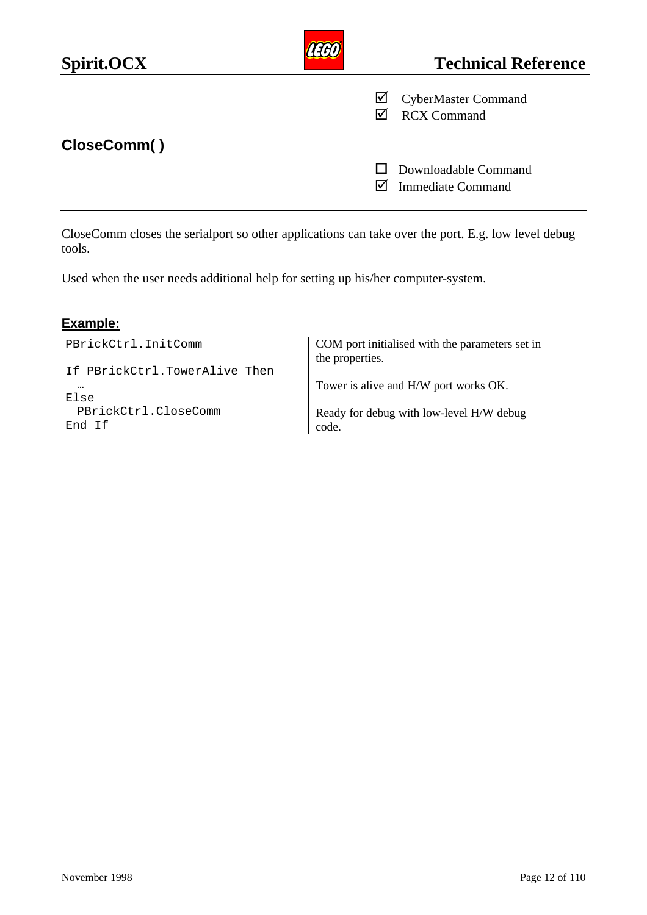☑ CyberMaster Command
☑ RCX Command

## CloseComm( )

☐ Downloadable Command
☑ Immediate Command

---

CloseComm closes the serialport so other applications can take over the port. E.g. low level debug tools.

Used when the user needs additional help for setting up his/her computer-system.

### Example:

| Code | Comment |
|---|---|
| `PBrickCtrl.InitComm` | COM port initialised with the parameters set in the properties. |
| `If PBrickCtrl.TowerAlive Then`<br>`  …` | Tower is alive and H/W port works OK. |
| `Else`<br>`  PBrickCtrl.CloseComm`<br>`End If` | Ready for debug with low-level H/W debug code. |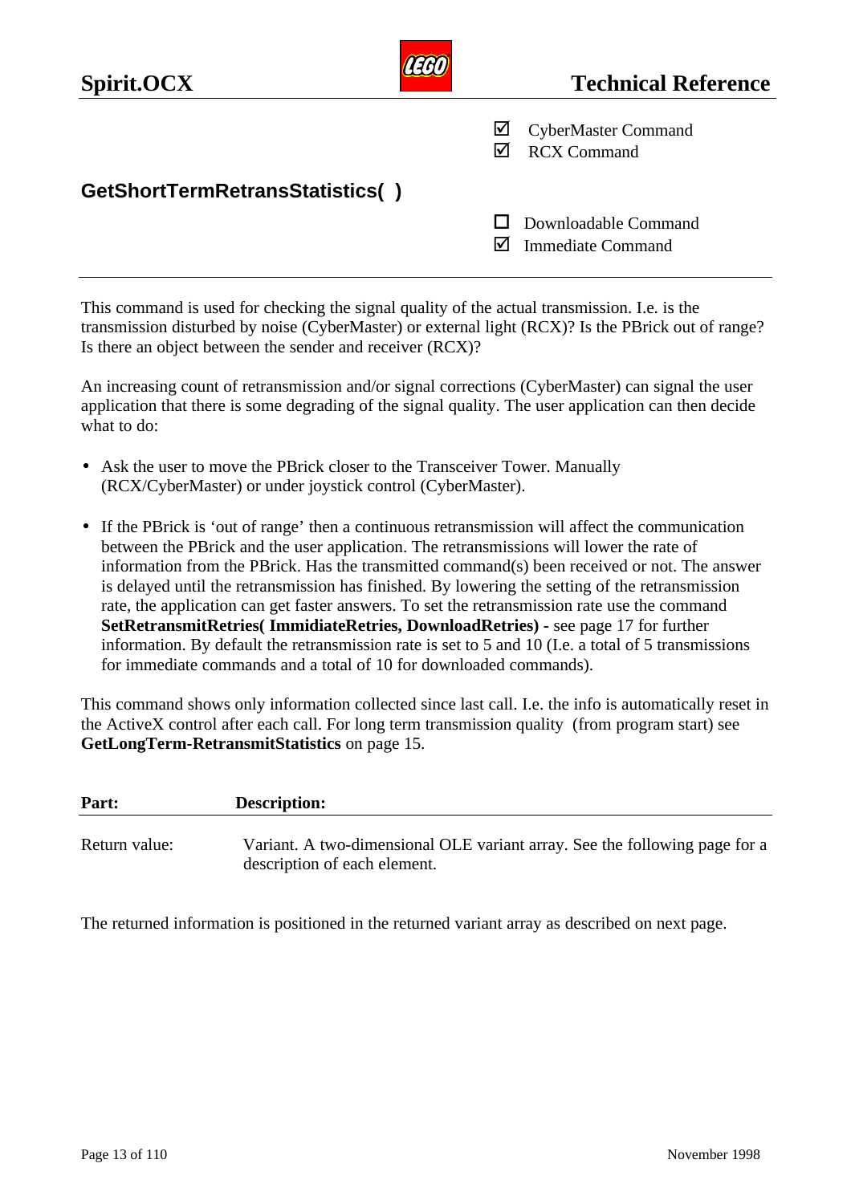☑ CyberMaster Command
☑ RCX Command

## GetShortTermRetransStatistics( )

☐ Downloadable Command
☑ Immediate Command

---

This command is used for checking the signal quality of the actual transmission. I.e. is the transmission disturbed by noise (CyberMaster) or external light (RCX)? Is the PBrick out of range? Is there an object between the sender and receiver (RCX)?

An increasing count of retransmission and/or signal corrections (CyberMaster) can signal the user application that there is some degrading of the signal quality. The user application can then decide what to do:

- Ask the user to move the PBrick closer to the Transceiver Tower. Manually (RCX/CyberMaster) or under joystick control (CyberMaster).

- If the PBrick is 'out of range' then a continuous retransmission will affect the communication between the PBrick and the user application. The retransmissions will lower the rate of information from the PBrick. Has the transmitted command(s) been received or not. The answer is delayed until the retransmission has finished. By lowering the setting of the retransmission rate, the application can get faster answers. To set the retransmission rate use the command **SetRetransmitRetries( ImmidiateRetries, DownloadRetries) -** see page 17 for further information. By default the retransmission rate is set to 5 and 10 (I.e. a total of 5 transmissions for immediate commands and a total of 10 for downloaded commands).

This command shows only information collected since last call. I.e. the info is automatically reset in the ActiveX control after each call. For long term transmission quality (from program start) see **GetLongTerm-RetransmitStatistics** on page 15.

| Part: | Description: |
|---|---|
| Return value: | Variant. A two-dimensional OLE variant array. See the following page for a description of each element. |

The returned information is positioned in the returned variant array as described on next page.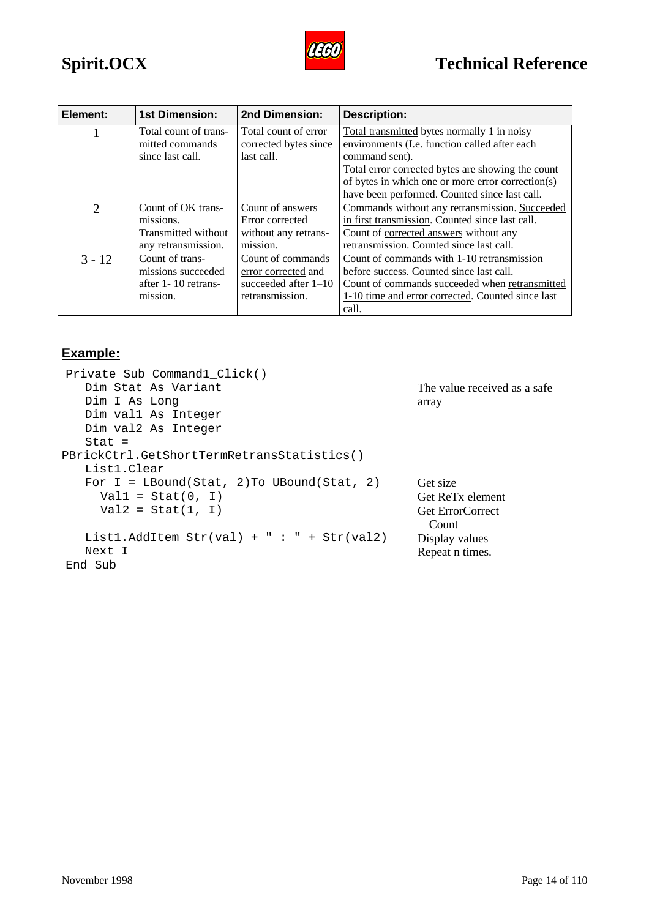| Element: | 1st Dimension: | 2nd Dimension: | Description: |
|---|---|---|---|
| 1 | Total count of transmitted commands since last call. | Total count of error corrected bytes since last call. | Total transmitted bytes normally 1 in noisy environments (I.e. function called after each command sent). Total error corrected bytes are showing the count of bytes in which one or more error correction(s) have been performed. Counted since last call. |
| 2 | Count of OK transmissions. Transmitted without any retransmission. | Count of answers Error corrected without any retransmission. | Commands without any retransmission. Succeeded in first transmission. Counted since last call. Count of corrected answers without any retransmission. Counted since last call. |
| 3 - 12 | Count of transmissions succeeded after 1- 10 retransmission. | Count of commands error corrected and succeeded after 1–10 retransmission. | Count of commands with 1-10 retransmission before success. Counted since last call. Count of commands succeeded when retransmitted 1-10 time and error corrected. Counted since last call. |

## Example:

```
 Private Sub Command1_Click()
    Dim Stat As Variant                              The value received as a safe
    Dim I As Long                                    array
    Dim val1 As Integer
    Dim val2 As Integer
    Stat =
PBrickCtrl.GetShortTermRetransStatistics()
    List1.Clear
    For I = LBound(Stat, 2)To UBound(Stat, 2)        Get size
      Val1 = Stat(0, I)                              Get ReTx element
      Val2 = Stat(1, I)                              Get ErrorCorrect
                                                       Count
    List1.AddItem Str(val) + " : " + Str(val2)       Display values
    Next I                                           Repeat n times.
 End Sub
```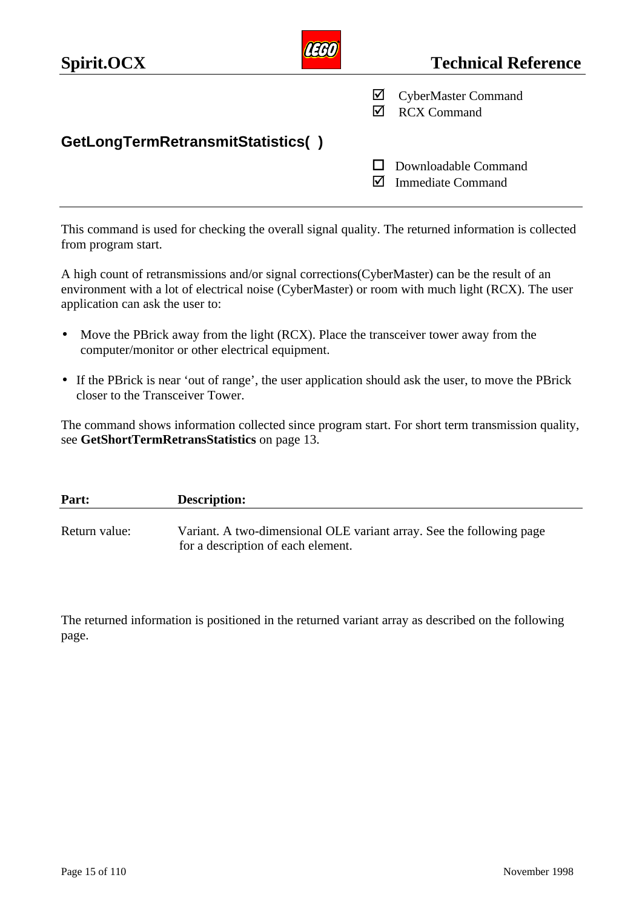☑ CyberMaster Command
☑ RCX Command

## GetLongTermRetransmitStatistics( )

☐ Downloadable Command
☑ Immediate Command

---

This command is used for checking the overall signal quality. The returned information is collected from program start.

A high count of retransmissions and/or signal corrections(CyberMaster) can be the result of an environment with a lot of electrical noise (CyberMaster) or room with much light (RCX). The user application can ask the user to:

- Move the PBrick away from the light (RCX). Place the transceiver tower away from the computer/monitor or other electrical equipment.
- If the PBrick is near 'out of range', the user application should ask the user, to move the PBrick closer to the Transceiver Tower.

The command shows information collected since program start. For short term transmission quality, see **GetShortTermRetransStatistics** on page 13.

| **Part:** | **Description:** |
|---|---|
| Return value: | Variant. A two-dimensional OLE variant array. See the following page for a description of each element. |

The returned information is positioned in the returned variant array as described on the following page.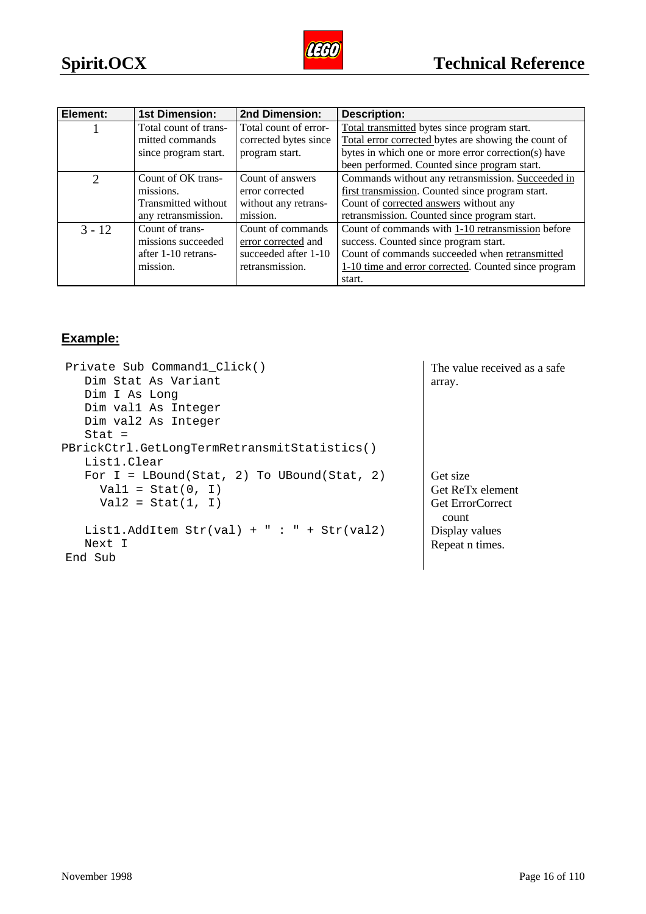| Element: | 1st Dimension: | 2nd Dimension: | Description: |
|---|---|---|---|
| 1 | Total count of transmitted commands since program start. | Total count of error-corrected bytes since program start. | Total transmitted bytes since program start. Total error corrected bytes are showing the count of bytes in which one or more error correction(s) have been performed. Counted since program start. |
| 2 | Count of OK transmissions. Transmitted without any retransmission. | Count of answers error corrected without any retransmission. | Commands without any retransmission. Succeeded in first transmission. Counted since program start. Count of corrected answers without any retransmission. Counted since program start. |
| 3 - 12 | Count of transmissions succeeded after 1-10 retransmission. | Count of commands error corrected and succeeded after 1-10 retransmission. | Count of commands with 1-10 retransmission before success. Counted since program start. Count of commands succeeded when retransmitted 1-10 time and error corrected. Counted since program start. |

### Example:

```
 Private Sub Command1_Click()
    Dim Stat As Variant
    Dim I As Long
    Dim val1 As Integer
    Dim val2 As Integer
    Stat =
PBrickCtrl.GetLongTermRetransmitStatistics()
    List1.Clear
    For I = LBound(Stat, 2) To UBound(Stat, 2)
      Val1 = Stat(0, I)
      Val2 = Stat(1, I)

    List1.AddItem Str(val) + " : " + Str(val2)
    Next I
 End Sub
```

The value received as a safe array.

Get size
Get ReTx element
Get ErrorCorrect count
Display values
Repeat n times.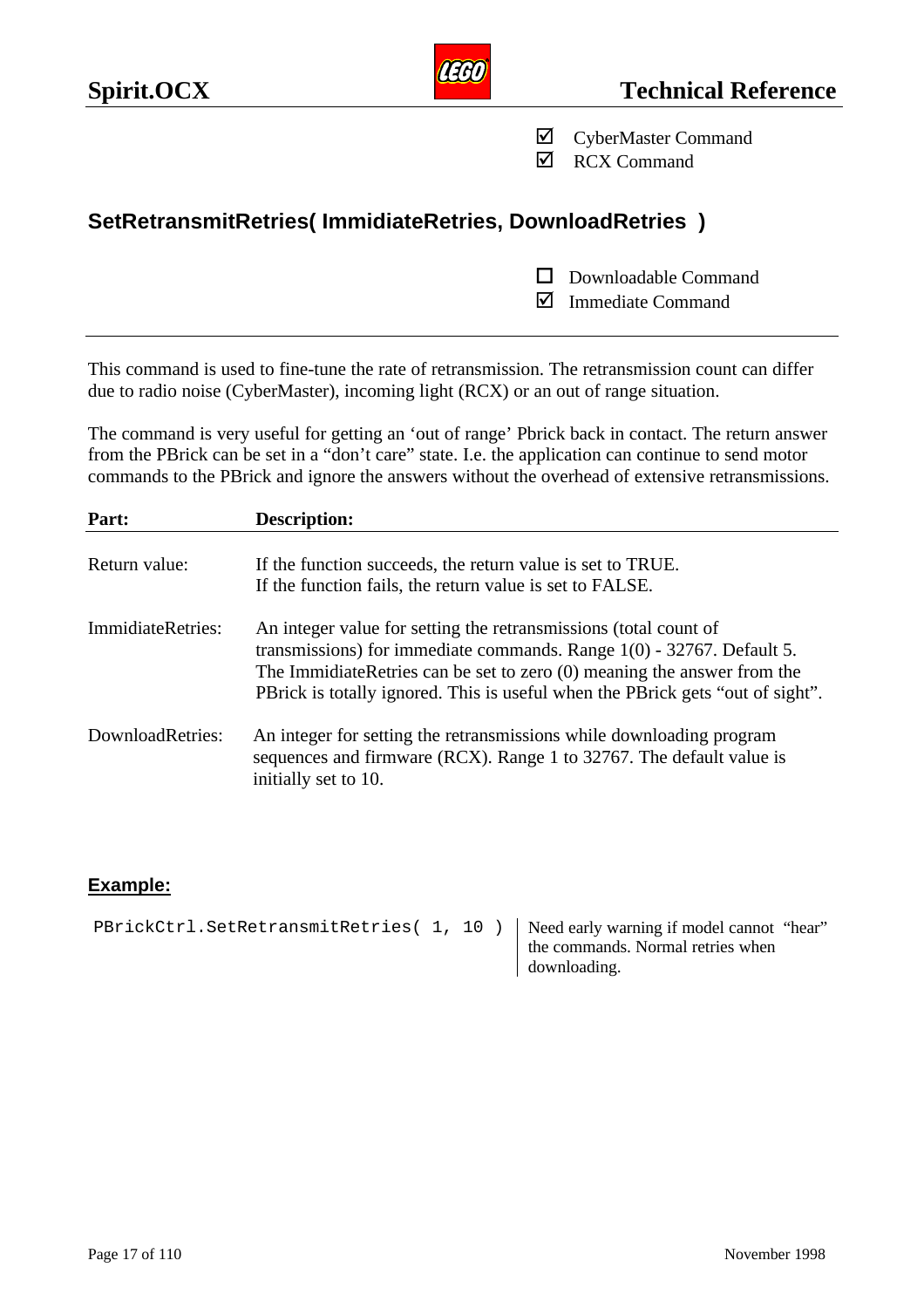☑ CyberMaster Command
☑ RCX Command

## SetRetransmitRetries( ImmidiateRetries, DownloadRetries )

☐ Downloadable Command
☑ Immediate Command

---

This command is used to fine-tune the rate of retransmission. The retransmission count can differ due to radio noise (CyberMaster), incoming light (RCX) or an out of range situation.

The command is very useful for getting an 'out of range' Pbrick back in contact. The return answer from the PBrick can be set in a "don't care" state. I.e. the application can continue to send motor commands to the PBrick and ignore the answers without the overhead of extensive retransmissions.

| **Part:** | **Description:** |
|---|---|
| Return value: | If the function succeeds, the return value is set to TRUE.<br>If the function fails, the return value is set to FALSE. |
| ImmidiateRetries: | An integer value for setting the retransmissions (total count of transmissions) for immediate commands. Range 1(0) - 32767. Default 5. The ImmidiateRetries can be set to zero (0) meaning the answer from the PBrick is totally ignored. This is useful when the PBrick gets "out of sight". |
| DownloadRetries: | An integer for setting the retransmissions while downloading program sequences and firmware (RCX). Range 1 to 32767. The default value is initially set to 10. |

### Example:

```
PBrickCtrl.SetRetransmitRetries( 1, 10 )
```

Need early warning if model cannot "hear" the commands. Normal retries when downloading.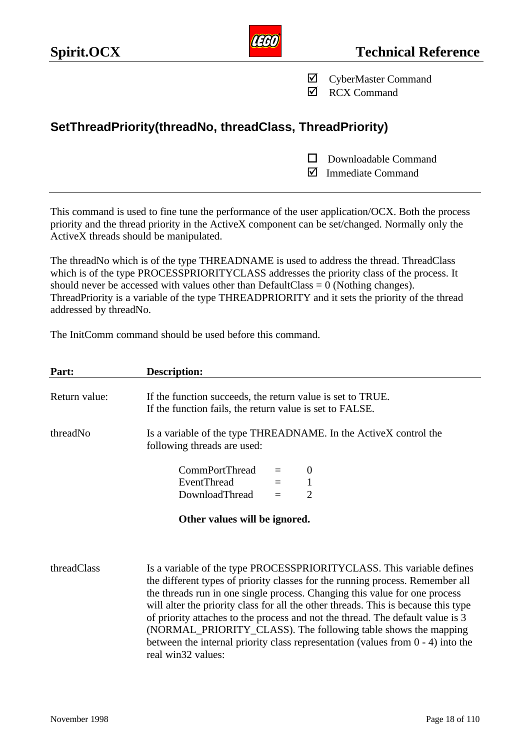☑ CyberMaster Command
☑ RCX Command

## SetThreadPriority(threadNo, threadClass, ThreadPriority)

☐ Downloadable Command
☑ Immediate Command

---

This command is used to fine tune the performance of the user application/OCX. Both the process priority and the thread priority in the ActiveX component can be set/changed. Normally only the ActiveX threads should be manipulated.

The threadNo which is of the type THREADNAME is used to address the thread. ThreadClass which is of the type PROCESSPRIORITYCLASS addresses the priority class of the process. It should never be accessed with values other than DefaultClass = 0 (Nothing changes). ThreadPriority is a variable of the type THREADPRIORITY and it sets the priority of the thread addressed by threadNo.

The InitComm command should be used before this command.

| **Part:** | **Description:** |
|---|---|
| Return value: | If the function succeeds, the return value is set to TRUE.<br>If the function fails, the return value is set to FALSE. |
| threadNo | Is a variable of the type THREADNAME. In the ActiveX control the following threads are used:<br><br>CommPortThread = 0<br>EventThread = 1<br>DownloadThread = 2<br><br>**Other values will be ignored.** |
| threadClass | Is a variable of the type PROCESSPRIORITYCLASS. This variable defines the different types of priority classes for the running process. Remember all the threads run in one single process. Changing this value for one process will alter the priority class for all the other threads. This is because this type of priority attaches to the process and not the thread. The default value is 3 (NORMAL_PRIORITY_CLASS). The following table shows the mapping between the internal priority class representation (values from 0 - 4) into the real win32 values: |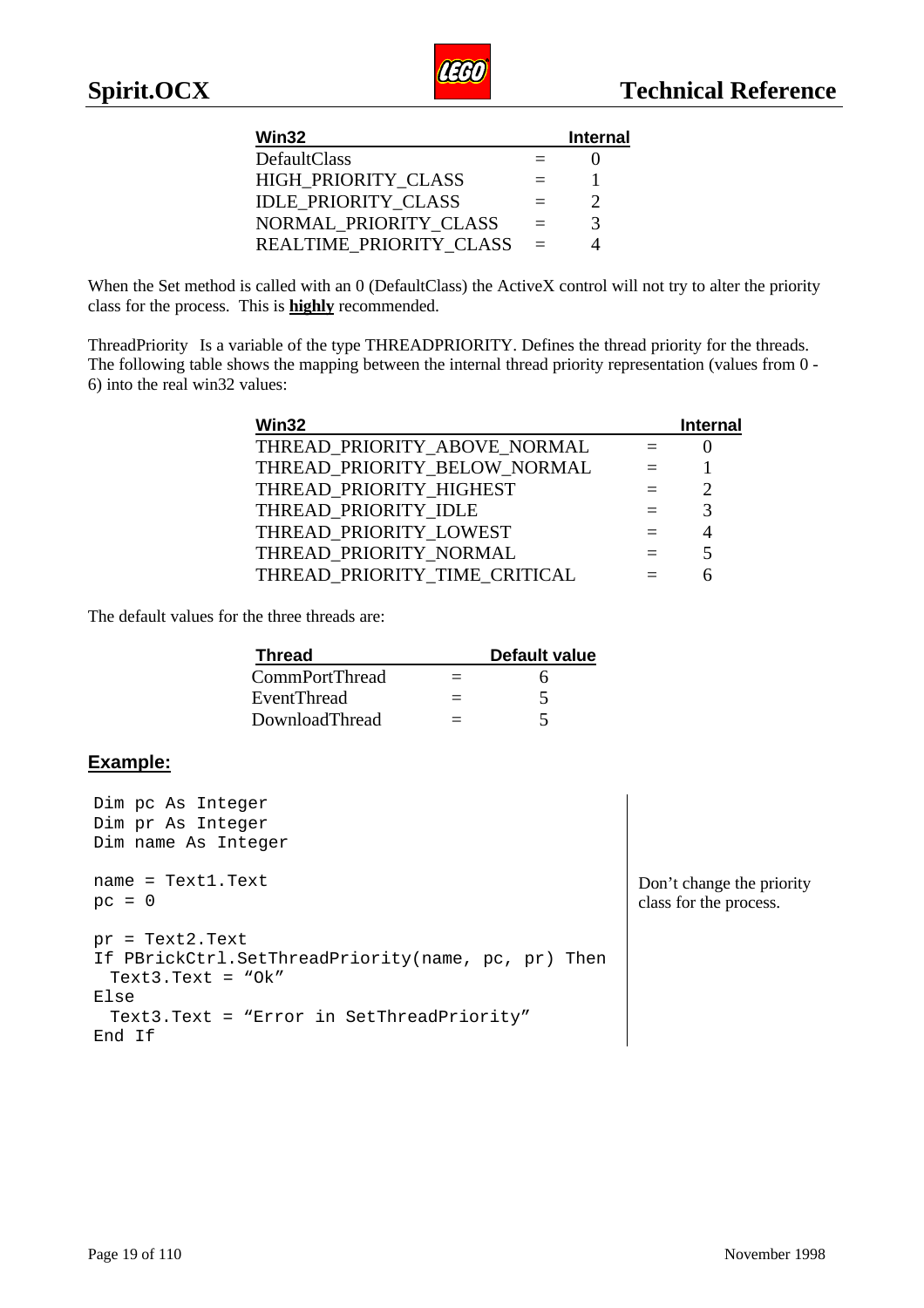| Win32 | | Internal |
|---|---|---|
| DefaultClass | = | 0 |
| HIGH_PRIORITY_CLASS | = | 1 |
| IDLE_PRIORITY_CLASS | = | 2 |
| NORMAL_PRIORITY_CLASS | = | 3 |
| REALTIME_PRIORITY_CLASS | = | 4 |

When the Set method is called with an 0 (DefaultClass) the ActiveX control will not try to alter the priority class for the process. This is **highly** recommended.

ThreadPriority Is a variable of the type THREADPRIORITY. Defines the thread priority for the threads. The following table shows the mapping between the internal thread priority representation (values from 0 - 6) into the real win32 values:

| Win32 | | Internal |
|---|---|---|
| THREAD_PRIORITY_ABOVE_NORMAL | = | 0 |
| THREAD_PRIORITY_BELOW_NORMAL | = | 1 |
| THREAD_PRIORITY_HIGHEST | = | 2 |
| THREAD_PRIORITY_IDLE | = | 3 |
| THREAD_PRIORITY_LOWEST | = | 4 |
| THREAD_PRIORITY_NORMAL | = | 5 |
| THREAD_PRIORITY_TIME_CRITICAL | = | 6 |

The default values for the three threads are:

| Thread | | Default value |
|---|---|---|
| CommPortThread | = | 6 |
| EventThread | = | 5 |
| DownloadThread | = | 5 |

## Example:

```
Dim pc As Integer
Dim pr As Integer
Dim name As Integer

name = Text1.Text
pc = 0

pr = Text2.Text
If PBrickCtrl.SetThreadPriority(name, pc, pr) Then
  Text3.Text = "Ok"
Else
  Text3.Text = "Error in SetThreadPriority"
End If
```

Don't change the priority class for the process.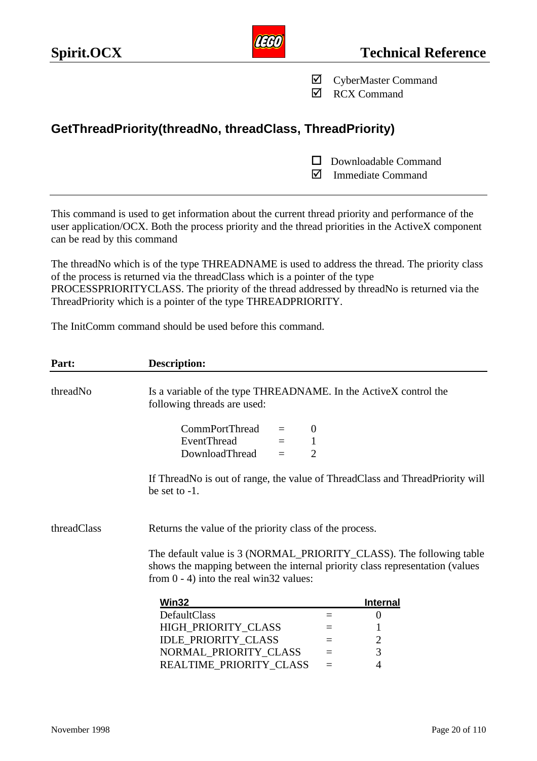☑ CyberMaster Command
☑ RCX Command

## GetThreadPriority(threadNo, threadClass, ThreadPriority)

☐ Downloadable Command
☑ Immediate Command

---

This command is used to get information about the current thread priority and performance of the user application/OCX. Both the process priority and the thread priorities in the ActiveX component can be read by this command

The threadNo which is of the type THREADNAME is used to address the thread. The priority class of the process is returned via the threadClass which is a pointer of the type PROCESSPRIORITYCLASS. The priority of the thread addressed by threadNo is returned via the ThreadPriority which is a pointer of the type THREADPRIORITY.

The InitComm command should be used before this command.

| **Part:** | **Description:** |
|---|---|
| threadNo | Is a variable of the type THREADNAME. In the ActiveX control the following threads are used:<br><br>CommPortThread = 0<br>EventThread = 1<br>DownloadThread = 2<br><br>If ThreadNo is out of range, the value of ThreadClass and ThreadPriority will be set to -1. |
| threadClass | Returns the value of the priority class of the process.<br><br>The default value is 3 (NORMAL_PRIORITY_CLASS). The following table shows the mapping between the internal priority class representation (values from 0 - 4) into the real win32 values: |

| Win32 | | Internal |
|---|---|---|
| DefaultClass | = | 0 |
| HIGH_PRIORITY_CLASS | = | 1 |
| IDLE_PRIORITY_CLASS | = | 2 |
| NORMAL_PRIORITY_CLASS | = | 3 |
| REALTIME_PRIORITY_CLASS | = | 4 |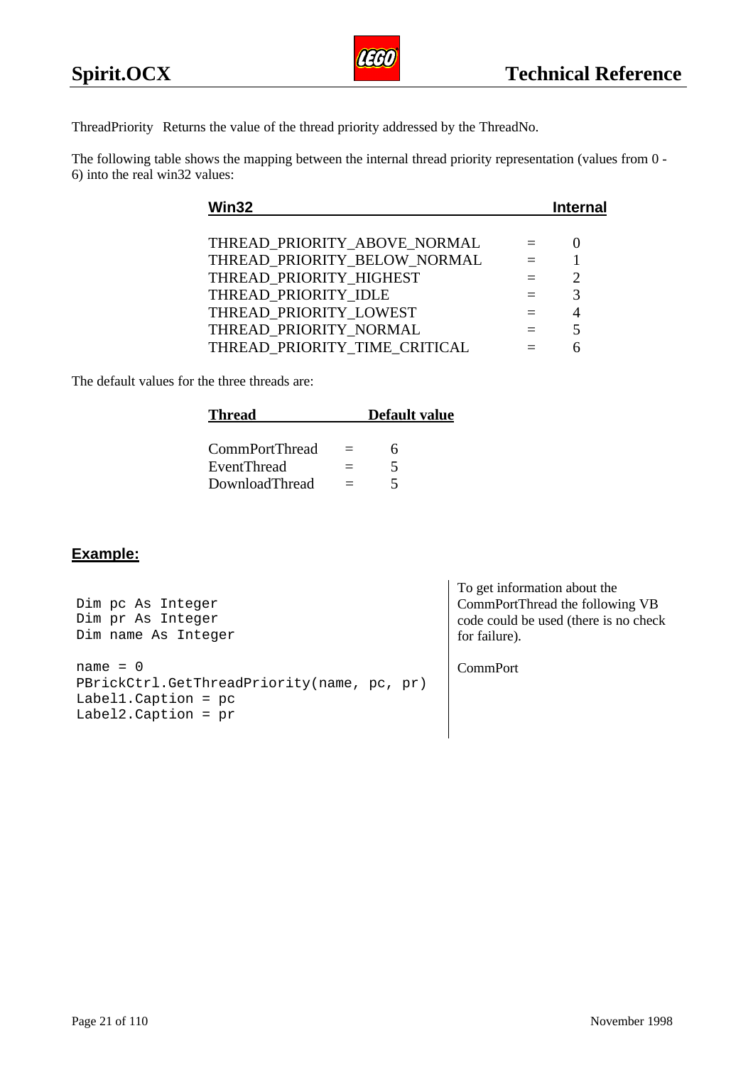ThreadPriority  Returns the value of the thread priority addressed by the ThreadNo.

The following table shows the mapping between the internal thread priority representation (values from 0 - 6) into the real win32 values:

| Win32 | | Internal |
|---|---|---|
| THREAD_PRIORITY_ABOVE_NORMAL | = | 0 |
| THREAD_PRIORITY_BELOW_NORMAL | = | 1 |
| THREAD_PRIORITY_HIGHEST | = | 2 |
| THREAD_PRIORITY_IDLE | = | 3 |
| THREAD_PRIORITY_LOWEST | = | 4 |
| THREAD_PRIORITY_NORMAL | = | 5 |
| THREAD_PRIORITY_TIME_CRITICAL | = | 6 |

The default values for the three threads are:

| Thread | | Default value |
|---|---|---|
| CommPortThread | = | 6 |
| EventThread | = | 5 |
| DownloadThread | = | 5 |

**Example:**

To get information about the CommPortThread the following VB code could be used (there is no check for failure).

```
Dim pc As Integer
Dim pr As Integer
Dim name As Integer

name = 0
PBrickCtrl.GetThreadPriority(name, pc, pr)
Label1.Caption = pc
Label2.Caption = pr
```

CommPort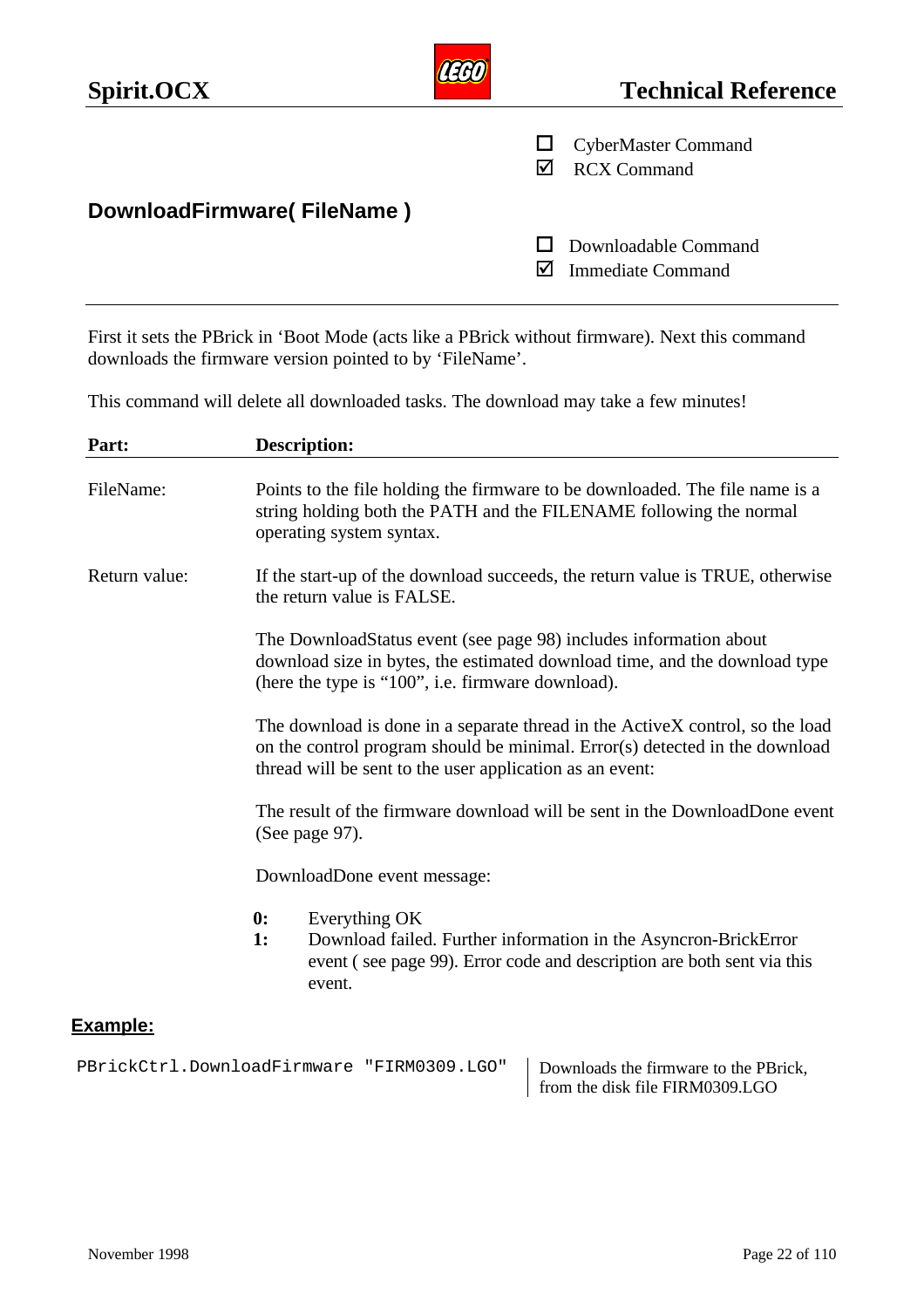- ☐ CyberMaster Command
- ☑ RCX Command

## DownloadFirmware( FileName )

- ☐ Downloadable Command
- ☑ Immediate Command

---

First it sets the PBrick in 'Boot Mode (acts like a PBrick without firmware). Next this command downloads the firmware version pointed to by 'FileName'.

This command will delete all downloaded tasks. The download may take a few minutes!

| Part: | Description: |
|---|---|
| FileName: | Points to the file holding the firmware to be downloaded. The file name is a string holding both the PATH and the FILENAME following the normal operating system syntax. |
| Return value: | If the start-up of the download succeeds, the return value is TRUE, otherwise the return value is FALSE.<br><br>The DownloadStatus event (see page 98) includes information about download size in bytes, the estimated download time, and the download type (here the type is "100", i.e. firmware download).<br><br>The download is done in a separate thread in the ActiveX control, so the load on the control program should be minimal. Error(s) detected in the download thread will be sent to the user application as an event:<br><br>The result of the firmware download will be sent in the DownloadDone event (See page 97).<br><br>DownloadDone event message:<br><br>**0:** Everything OK<br>**1:** Download failed. Further information in the Asyncron-BrickError event ( see page 99). Error code and description are both sent via this event. |

**Example:**

| Code | Description |
|---|---|
| `PBrickCtrl.DownloadFirmware "FIRM0309.LGO"` | Downloads the firmware to the PBrick, from the disk file FIRM0309.LGO |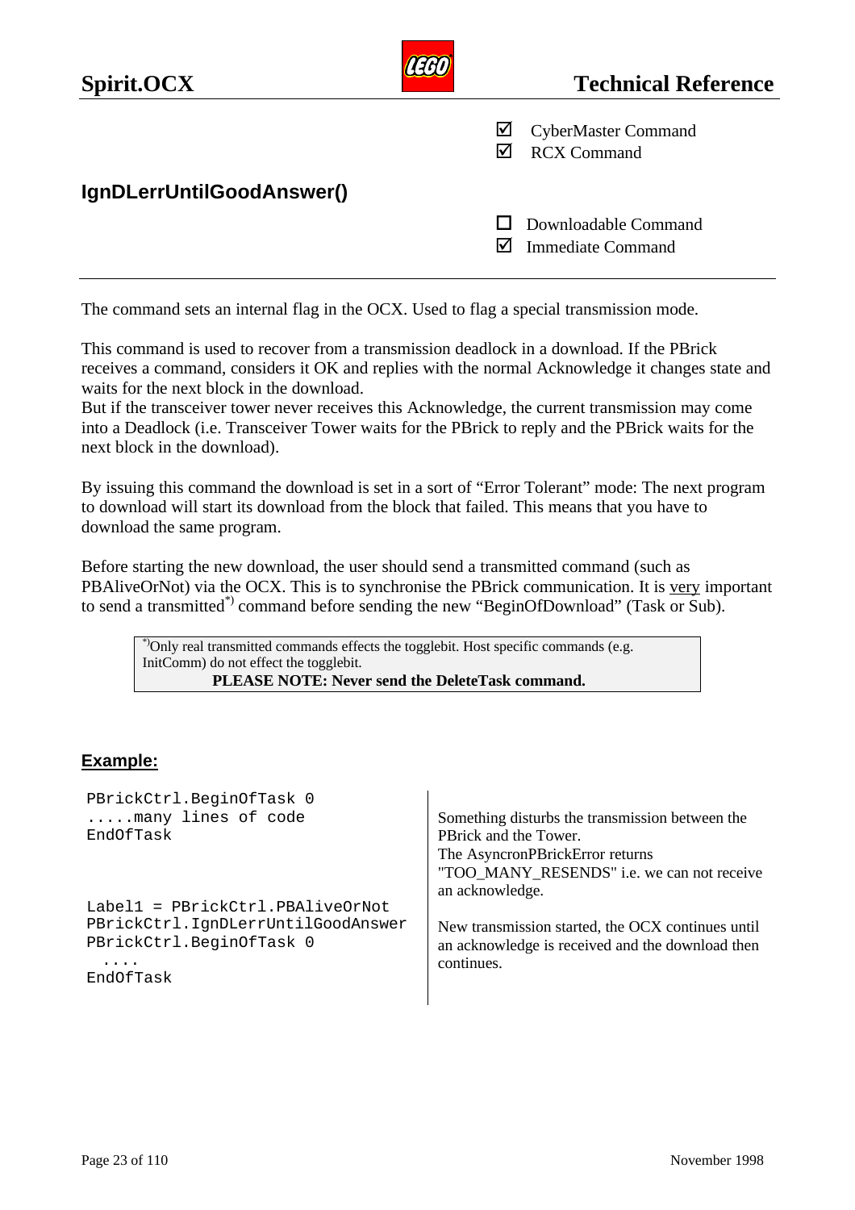☑ CyberMaster Command
☑ RCX Command

## IgnDLerrUntilGoodAnswer()

☐ Downloadable Command
☑ Immediate Command

---

The command sets an internal flag in the OCX. Used to flag a special transmission mode.

This command is used to recover from a transmission deadlock in a download. If the PBrick receives a command, considers it OK and replies with the normal Acknowledge it changes state and waits for the next block in the download.
But if the transceiver tower never receives this Acknowledge, the current transmission may come into a Deadlock (i.e. Transceiver Tower waits for the PBrick to reply and the PBrick waits for the next block in the download).

By issuing this command the download is set in a sort of "Error Tolerant" mode: The next program to download will start its download from the block that failed. This means that you have to download the same program.

Before starting the new download, the user should send a transmitted command (such as PBAliveOrNot) via the OCX. This is to synchronise the PBrick communication. It is very important to send a transmitted*) command before sending the new "BeginOfDownload" (Task or Sub).

> *)Only real transmitted commands effects the togglebit. Host specific commands (e.g. InitComm) do not effect the togglebit.
> **PLEASE NOTE: Never send the DeleteTask command.**

### Example:

| Code | Description |
|---|---|
| `PBrickCtrl.BeginOfTask 0`<br>`.....many lines of code`<br>`EndOfTask` | Something disturbs the transmission between the PBrick and the Tower.<br>The AsyncronPBrickError returns "TOO_MANY_RESENDS" i.e. we can not receive an acknowledge. |
| `Label1 = PBrickCtrl.PBAliveOrNot`<br>`PBrickCtrl.IgnDLerrUntilGoodAnswer`<br>`PBrickCtrl.BeginOfTask 0`<br>`  ....`<br>`EndOfTask` | New transmission started, the OCX continues until an acknowledge is received and the download then continues. |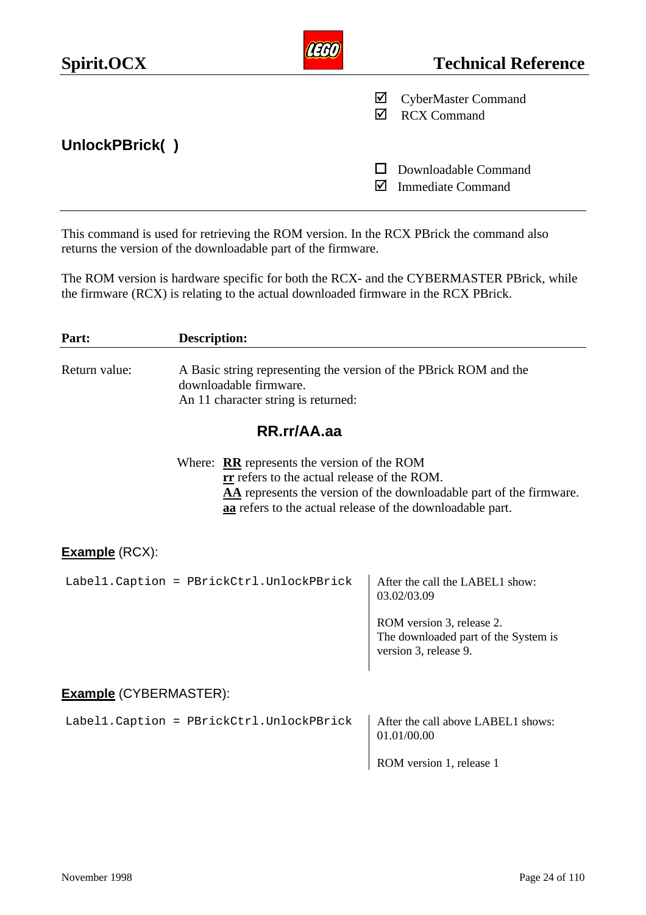☑ CyberMaster Command
☑ RCX Command

## UnlockPBrick( )

☐ Downloadable Command
☑ Immediate Command

---

This command is used for retrieving the ROM version. In the RCX PBrick the command also returns the version of the downloadable part of the firmware.

The ROM version is hardware specific for both the RCX- and the CYBERMASTER PBrick, while the firmware (RCX) is relating to the actual downloaded firmware in the RCX PBrick.

| Part: | Description: |
|---|---|
| Return value: | A Basic string representing the version of the PBrick ROM and the downloadable firmware.<br>An 11 character string is returned: |

**RR.rr/AA.aa**

Where: **RR** represents the version of the ROM
**rr** refers to the actual release of the ROM.
**AA** represents the version of the downloadable part of the firmware.
**aa** refers to the actual release of the downloadable part.

**Example** (RCX):

```
Label1.Caption = PBrickCtrl.UnlockPBrick
```

After the call the LABEL1 show:
03.02/03.09

ROM version 3, release 2.
The downloaded part of the System is version 3, release 9.

**Example** (CYBERMASTER):

```
Label1.Caption = PBrickCtrl.UnlockPBrick
```

After the call above LABEL1 shows:
01.01/00.00

ROM version 1, release 1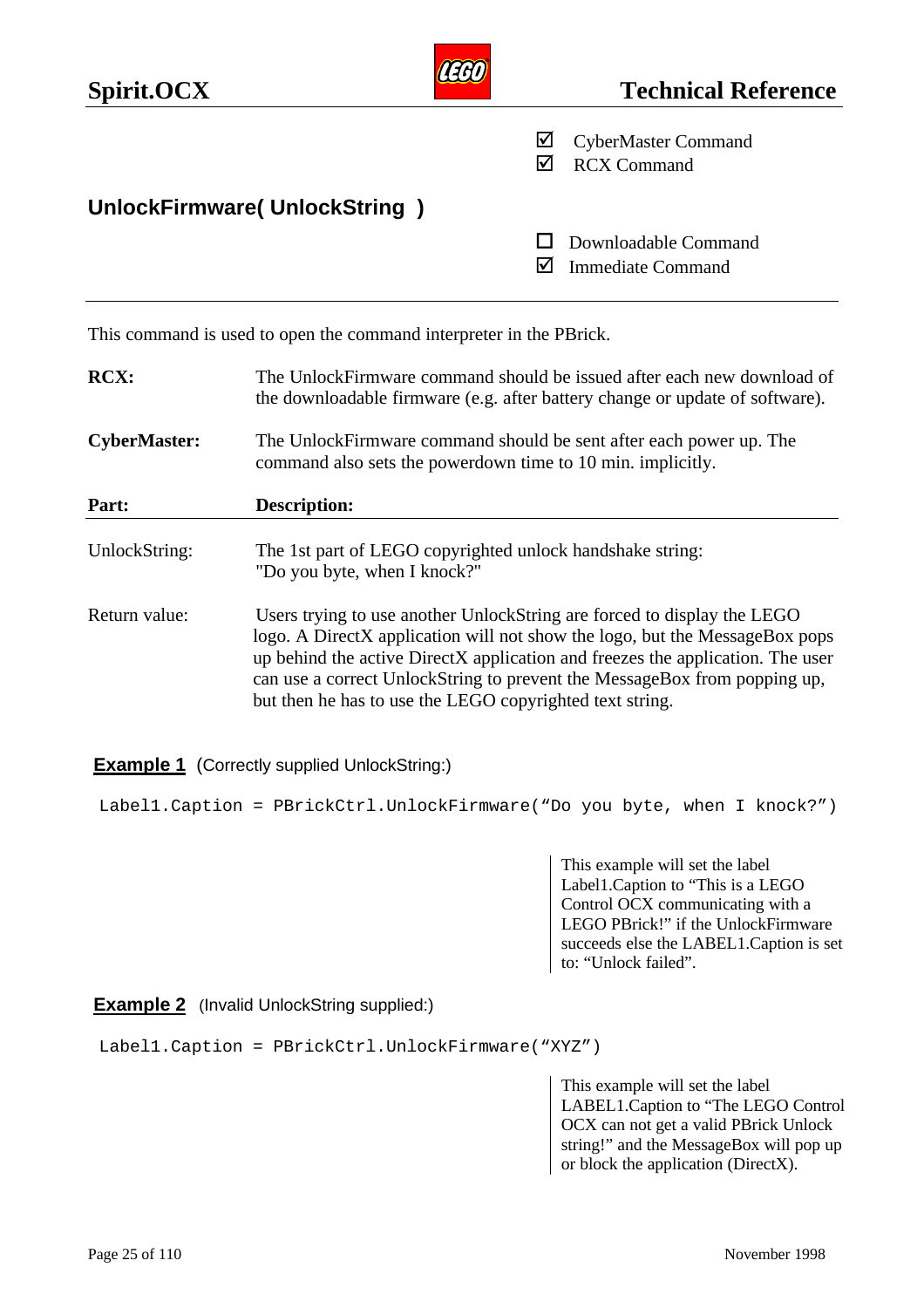☑ CyberMaster Command
☑ RCX Command

## UnlockFirmware( UnlockString )

☐ Downloadable Command
☑ Immediate Command

---

This command is used to open the command interpreter in the PBrick.

**RCX:** The UnlockFirmware command should be issued after each new download of the downloadable firmware (e.g. after battery change or update of software).

**CyberMaster:** The UnlockFirmware command should be sent after each power up. The command also sets the powerdown time to 10 min. implicitly.

| **Part:** | **Description:** |
|---|---|
| UnlockString: | The 1st part of LEGO copyrighted unlock handshake string: "Do you byte, when I knock?" |
| Return value: | Users trying to use another UnlockString are forced to display the LEGO logo. A DirectX application will not show the logo, but the MessageBox pops up behind the active DirectX application and freezes the application. The user can use a correct UnlockString to prevent the MessageBox from popping up, but then he has to use the LEGO copyrighted text string. |

**Example 1** (Correctly supplied UnlockString:)

```
Label1.Caption = PBrickCtrl.UnlockFirmware(“Do you byte, when I knock?”)
```

This example will set the label Label1.Caption to “This is a LEGO Control OCX communicating with a LEGO PBrick!” if the UnlockFirmware succeeds else the LABEL1.Caption is set to: “Unlock failed”.

**Example 2** (Invalid UnlockString supplied:)

```
Label1.Caption = PBrickCtrl.UnlockFirmware(“XYZ”)
```

This example will set the label LABEL1.Caption to “The LEGO Control OCX can not get a valid PBrick Unlock string!” and the MessageBox will pop up or block the application (DirectX).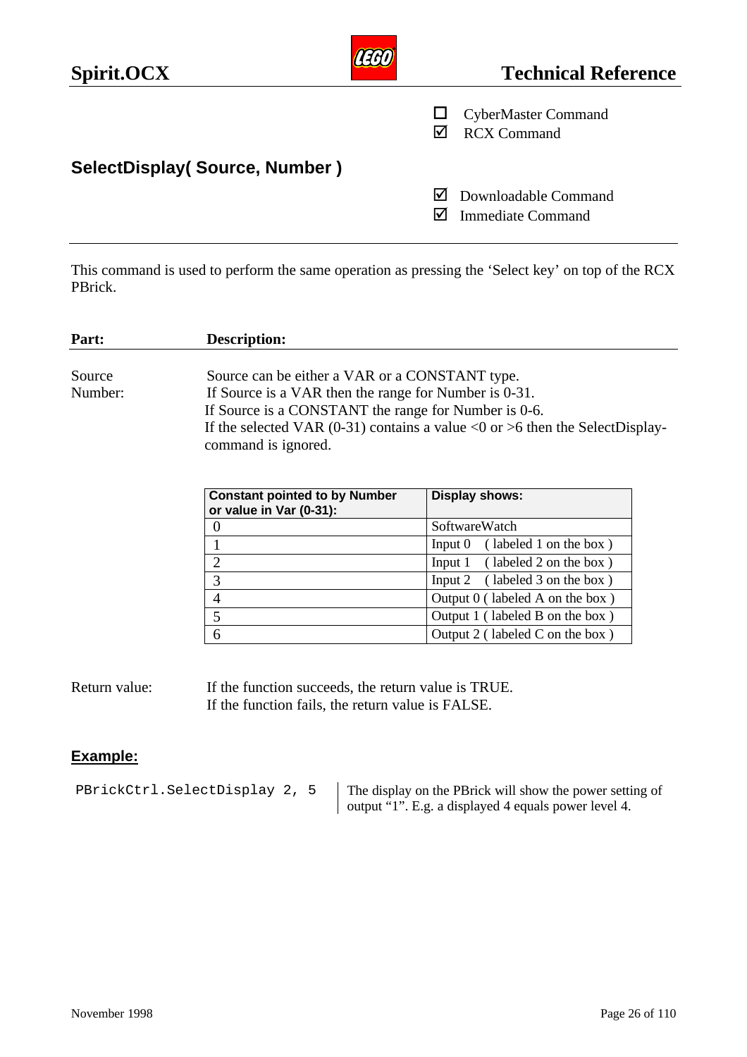☐ CyberMaster Command
☑ RCX Command

## SelectDisplay( Source, Number )

☑ Downloadable Command
☑ Immediate Command

This command is used to perform the same operation as pressing the 'Select key' on top of the RCX PBrick.

| Part: | Description: |
|---|---|
| Source | Source can be either a VAR or a CONSTANT type. |
| Number: | If Source is a VAR then the range for Number is 0-31.<br>If Source is a CONSTANT the range for Number is 0-6.<br>If the selected VAR (0-31) contains a value <0 or >6 then the SelectDisplay-command is ignored. |

| Constant pointed to by Number or value in Var (0-31): | Display shows: |
|---|---|
| 0 | SoftwareWatch |
| 1 | Input 0 ( labeled 1 on the box ) |
| 2 | Input 1 ( labeled 2 on the box ) |
| 3 | Input 2 ( labeled 3 on the box ) |
| 4 | Output 0 ( labeled A on the box ) |
| 5 | Output 1 ( labeled B on the box ) |
| 6 | Output 2 ( labeled C on the box ) |

Return value: If the function succeeds, the return value is TRUE.
If the function fails, the return value is FALSE.

**Example:**

```
PBrickCtrl.SelectDisplay 2, 5
```

The display on the PBrick will show the power setting of output "1". E.g. a displayed 4 equals power level 4.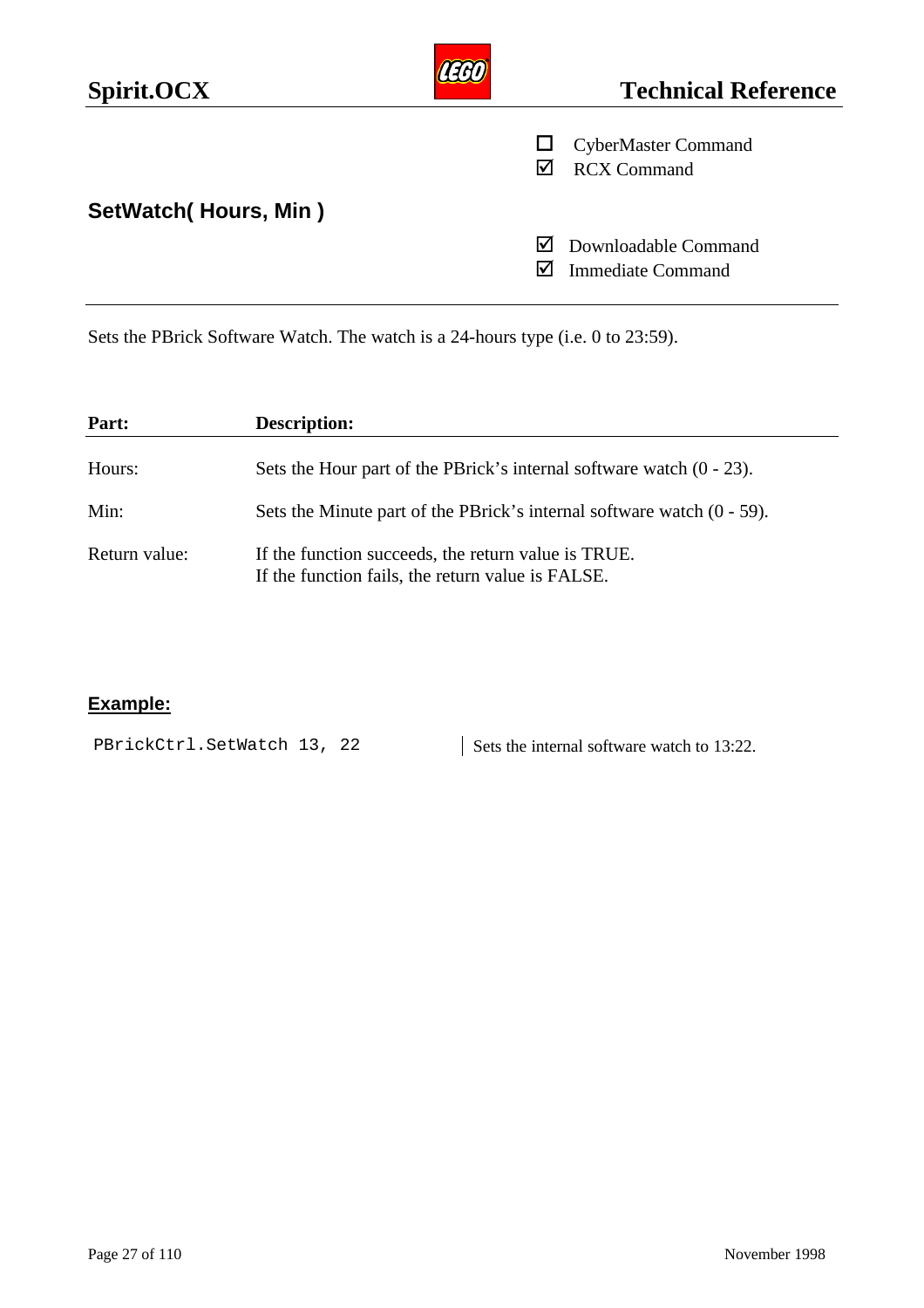- [ ] CyberMaster Command
- [x] RCX Command

## SetWatch( Hours, Min )

- [x] Downloadable Command
- [x] Immediate Command

Sets the PBrick Software Watch. The watch is a 24-hours type (i.e. 0 to 23:59).

| Part: | Description: |
| --- | --- |
| Hours: | Sets the Hour part of the PBrick's internal software watch (0 - 23). |
| Min: | Sets the Minute part of the PBrick's internal software watch (0 - 59). |
| Return value: | If the function succeeds, the return value is TRUE.<br>If the function fails, the return value is FALSE. |

**Example:**

```
PBrickCtrl.SetWatch 13, 22
```

Sets the internal software watch to 13:22.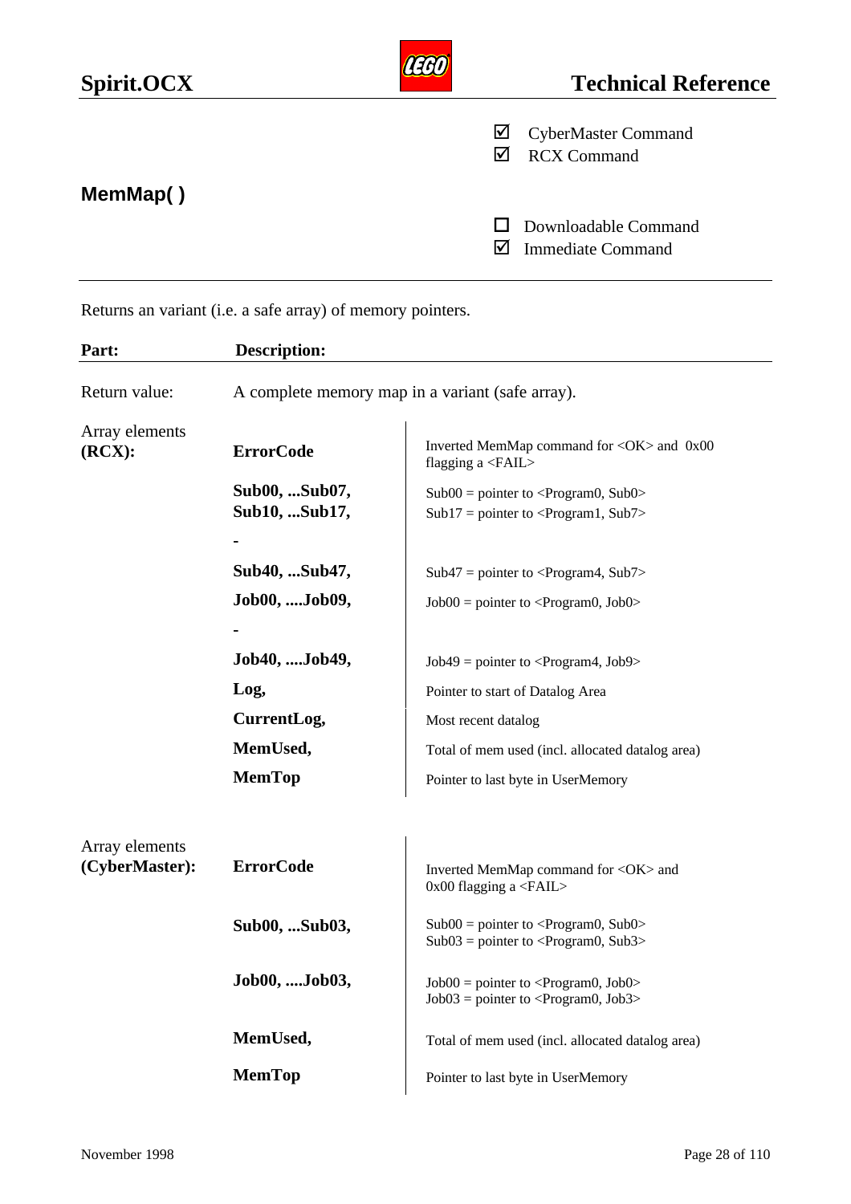☑ CyberMaster Command
☑ RCX Command

## MemMap( )

☐ Downloadable Command
☑ Immediate Command

---

Returns an variant (i.e. a safe array) of memory pointers.

| Part: | Description: | |
|---|---|---|
| Return value: | A complete memory map in a variant (safe array). | |
| Array elements **(RCX):** | **ErrorCode** | Inverted MemMap command for <OK> and 0x00 flagging a <FAIL> |
| | **Sub00, ...Sub07,** <br> **Sub10, ...Sub17,** | Sub00 = pointer to <Program0, Sub0> <br> Sub17 = pointer to <Program1, Sub7> |
| | **-** | |
| | **Sub40, ...Sub47,** | Sub47 = pointer to <Program4, Sub7> |
| | **Job00, ....Job09,** | Job00 = pointer to <Program0, Job0> |
| | **-** | |
| | **Job40, ....Job49,** | Job49 = pointer to <Program4, Job9> |
| | **Log,** | Pointer to start of Datalog Area |
| | **CurrentLog,** | Most recent datalog |
| | **MemUsed,** | Total of mem used (incl. allocated datalog area) |
| | **MemTop** | Pointer to last byte in UserMemory |
| Array elements **(CyberMaster):** | **ErrorCode** | Inverted MemMap command for <OK> and 0x00 flagging a <FAIL> |
| | **Sub00, ...Sub03,** | Sub00 = pointer to <Program0, Sub0> <br> Sub03 = pointer to <Program0, Sub3> |
| | **Job00, ....Job03,** | Job00 = pointer to <Program0, Job0> <br> Job03 = pointer to <Program0, Job3> |
| | **MemUsed,** | Total of mem used (incl. allocated datalog area) |
| | **MemTop** | Pointer to last byte in UserMemory |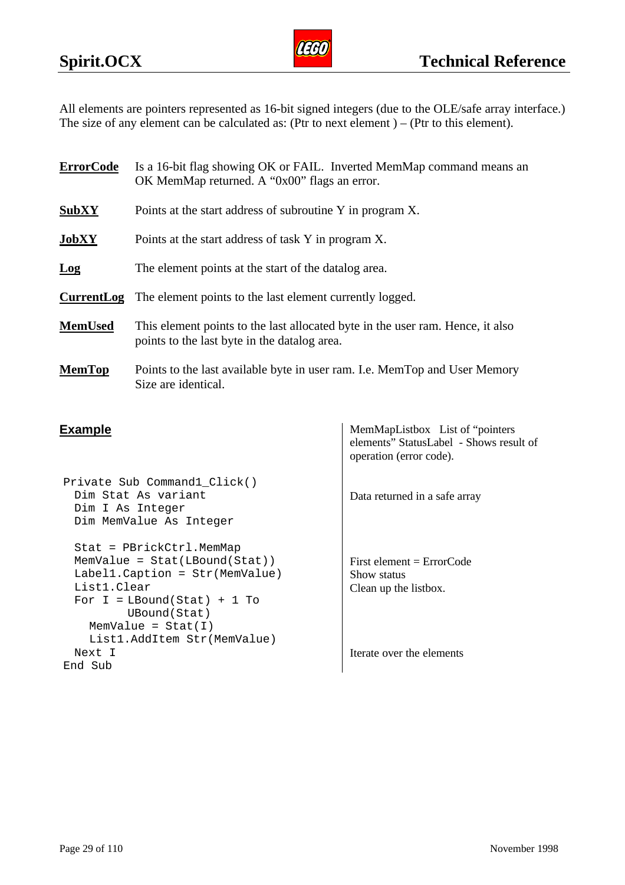All elements are pointers represented as 16-bit signed integers (due to the OLE/safe array interface.) The size of any element can be calculated as: (Ptr to next element ) – (Ptr to this element).

**ErrorCode** Is a 16-bit flag showing OK or FAIL. Inverted MemMap command means an OK MemMap returned. A “0x00” flags an error.

**SubXY** Points at the start address of subroutine Y in program X.

**JobXY** Points at the start address of task Y in program X.

**Log** The element points at the start of the datalog area.

**CurrentLog** The element points to the last element currently logged.

**MemUsed** This element points to the last allocated byte in the user ram. Hence, it also points to the last byte in the datalog area.

**MemTop** Points to the last available byte in user ram. I.e. MemTop and User Memory Size are identical.

## Example

MemMapListbox List of “pointers elements” StatusLabel - Shows result of operation (error code).

```
Private Sub Command1_Click()
  Dim Stat As variant
  Dim I As Integer
  Dim MemValue As Integer

  Stat = PBrickCtrl.MemMap
  MemValue = Stat(LBound(Stat))
  Label1.Caption = Str(MemValue)
  List1.Clear
  For I = LBound(Stat) + 1 To
          UBound(Stat)
    MemValue = Stat(I)
    List1.AddItem Str(MemValue)
  Next I
End Sub
```

- `Dim Stat As variant` — Data returned in a safe array
- `MemValue = Stat(LBound(Stat))` — First element = ErrorCode
- `Label1.Caption = Str(MemValue)` — Show status
- `List1.Clear` — Clean up the listbox.
- `Next I` — Iterate over the elements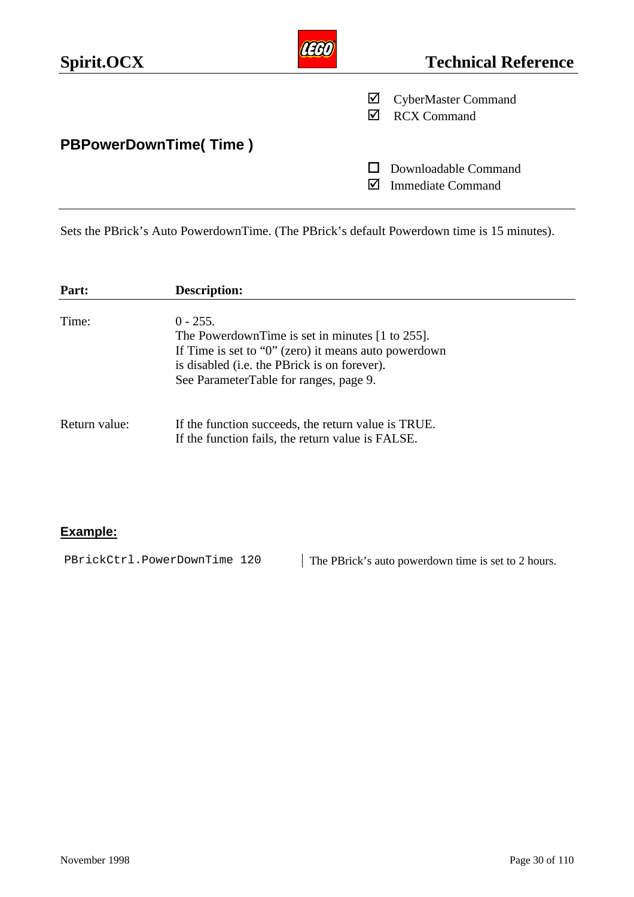☑ CyberMaster Command
☑ RCX Command

## PBPowerDownTime( Time )

☐ Downloadable Command
☑ Immediate Command

Sets the PBrick's Auto PowerdownTime. (The PBrick's default Powerdown time is 15 minutes).

| Part: | Description: |
|---|---|
| Time: | 0 - 255.<br>The PowerdownTime is set in minutes [1 to 255].<br>If Time is set to "0" (zero) it means auto powerdown is disabled (i.e. the PBrick is on forever).<br>See ParameterTable for ranges, page 9. |
| Return value: | If the function succeeds, the return value is TRUE.<br>If the function fails, the return value is FALSE. |

### Example:

```
PBrickCtrl.PowerDownTime 120
```

The PBrick's auto powerdown time is set to 2 hours.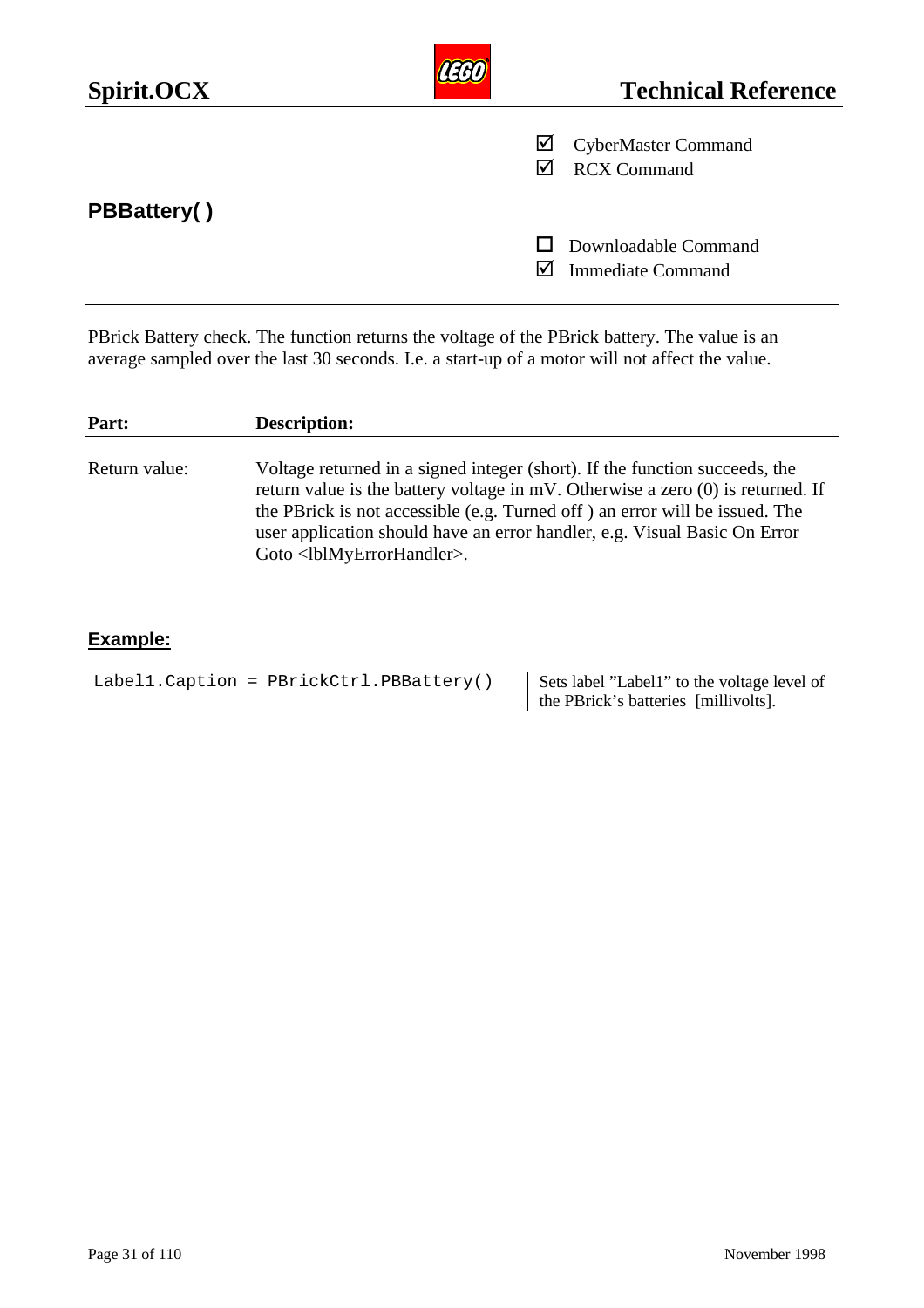☑ CyberMaster Command
☑ RCX Command

## PBBattery( )

☐ Downloadable Command
☑ Immediate Command

PBrick Battery check. The function returns the voltage of the PBrick battery. The value is an average sampled over the last 30 seconds. I.e. a start-up of a motor will not affect the value.

| Part: | Description: |
|---|---|
| Return value: | Voltage returned in a signed integer (short). If the function succeeds, the return value is the battery voltage in mV. Otherwise a zero (0) is returned. If the PBrick is not accessible (e.g. Turned off ) an error will be issued. The user application should have an error handler, e.g. Visual Basic On Error Goto <lblMyErrorHandler>. |

### Example:

| | |
|---|---|
| `Label1.Caption = PBrickCtrl.PBBattery()` | Sets label "Label1" to the voltage level of the PBrick's batteries [millivolts]. |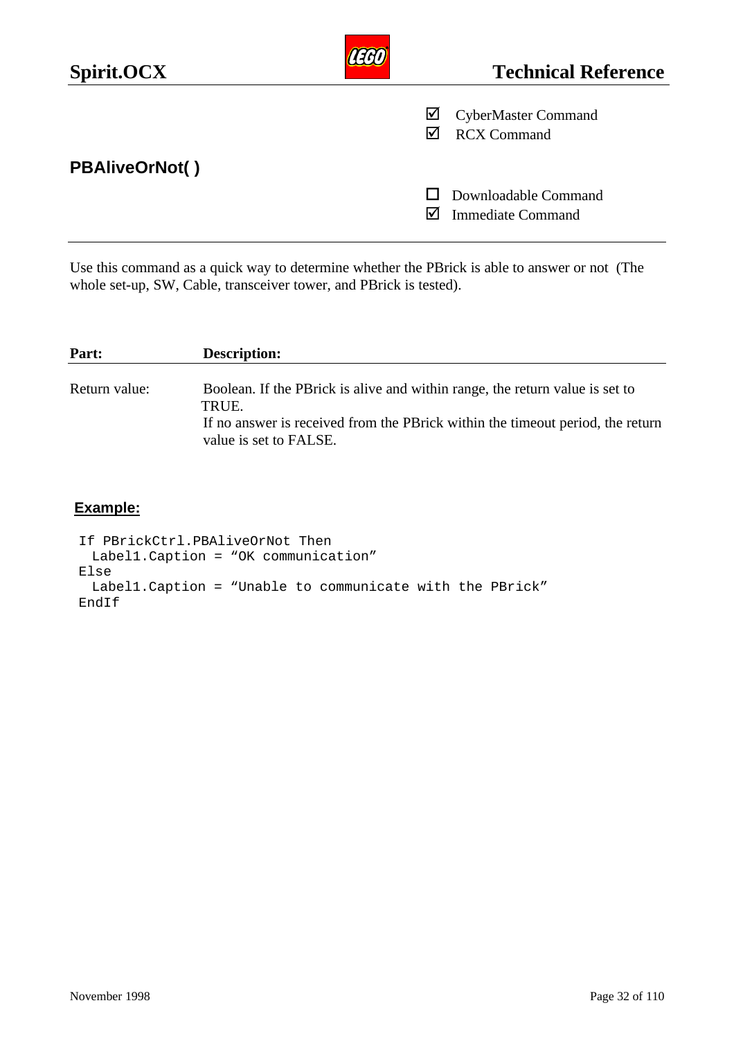## PBAliveOrNot( )

☑ CyberMaster Command
☑ RCX Command

☐ Downloadable Command
☑ Immediate Command

Use this command as a quick way to determine whether the PBrick is able to answer or not (The whole set-up, SW, Cable, transceiver tower, and PBrick is tested).

| Part: | Description: |
| --- | --- |
| Return value: | Boolean. If the PBrick is alive and within range, the return value is set to TRUE. If no answer is received from the PBrick within the timeout period, the return value is set to FALSE. |

**Example:**

```
If PBrickCtrl.PBAliveOrNot Then
  Label1.Caption = “OK communication”
Else
  Label1.Caption = “Unable to communicate with the PBrick”
EndIf
```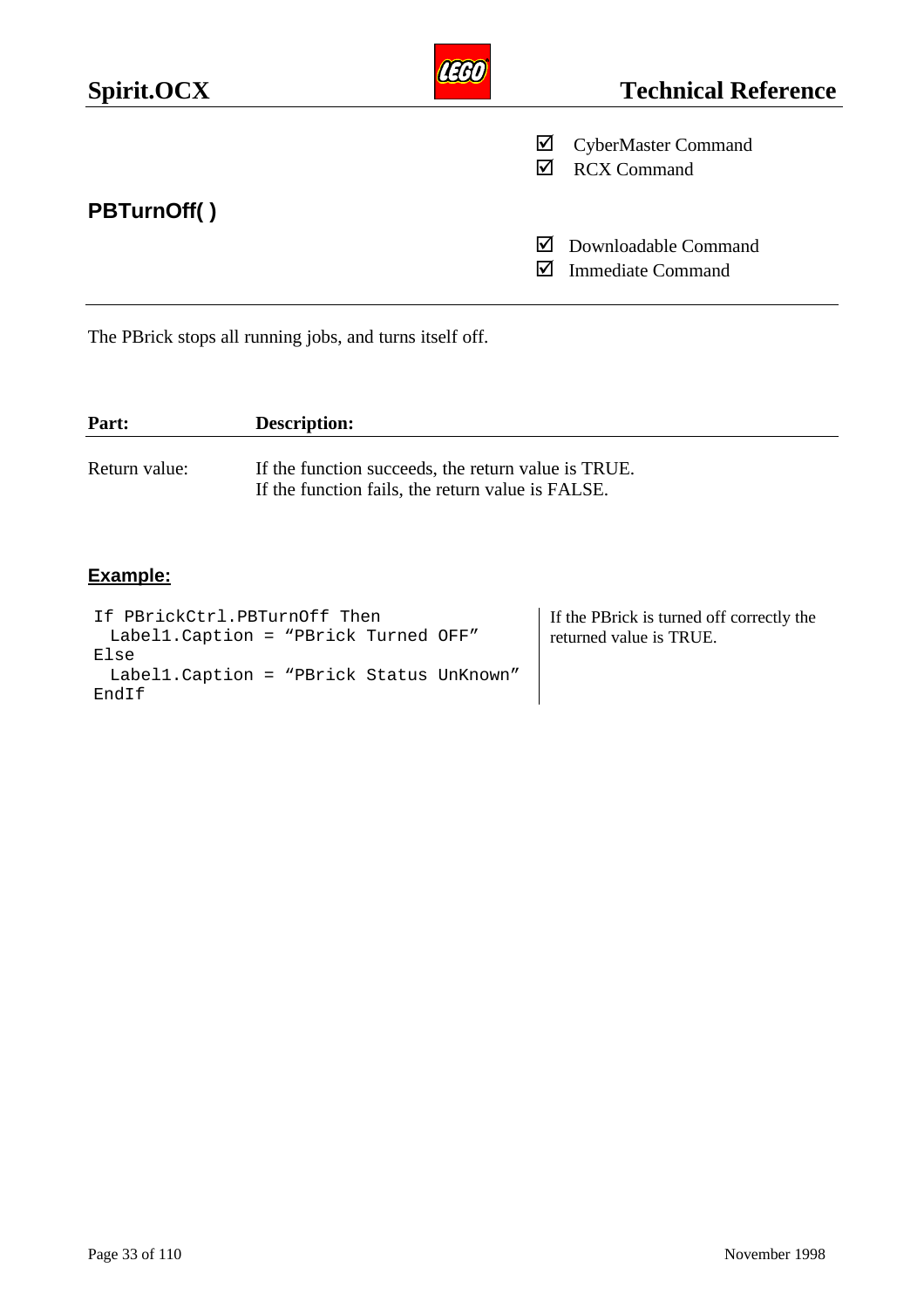☑ CyberMaster Command
☑ RCX Command

## PBTurnOff( )

☑ Downloadable Command
☑ Immediate Command

The PBrick stops all running jobs, and turns itself off.

| **Part:** | **Description:** |
|---|---|
| Return value: | If the function succeeds, the return value is TRUE.<br>If the function fails, the return value is FALSE. |

### Example:

```
If PBrickCtrl.PBTurnOff Then
  Label1.Caption = "PBrick Turned OFF"
Else
  Label1.Caption = "PBrick Status UnKnown"
EndIf
```

If the PBrick is turned off correctly the returned value is TRUE.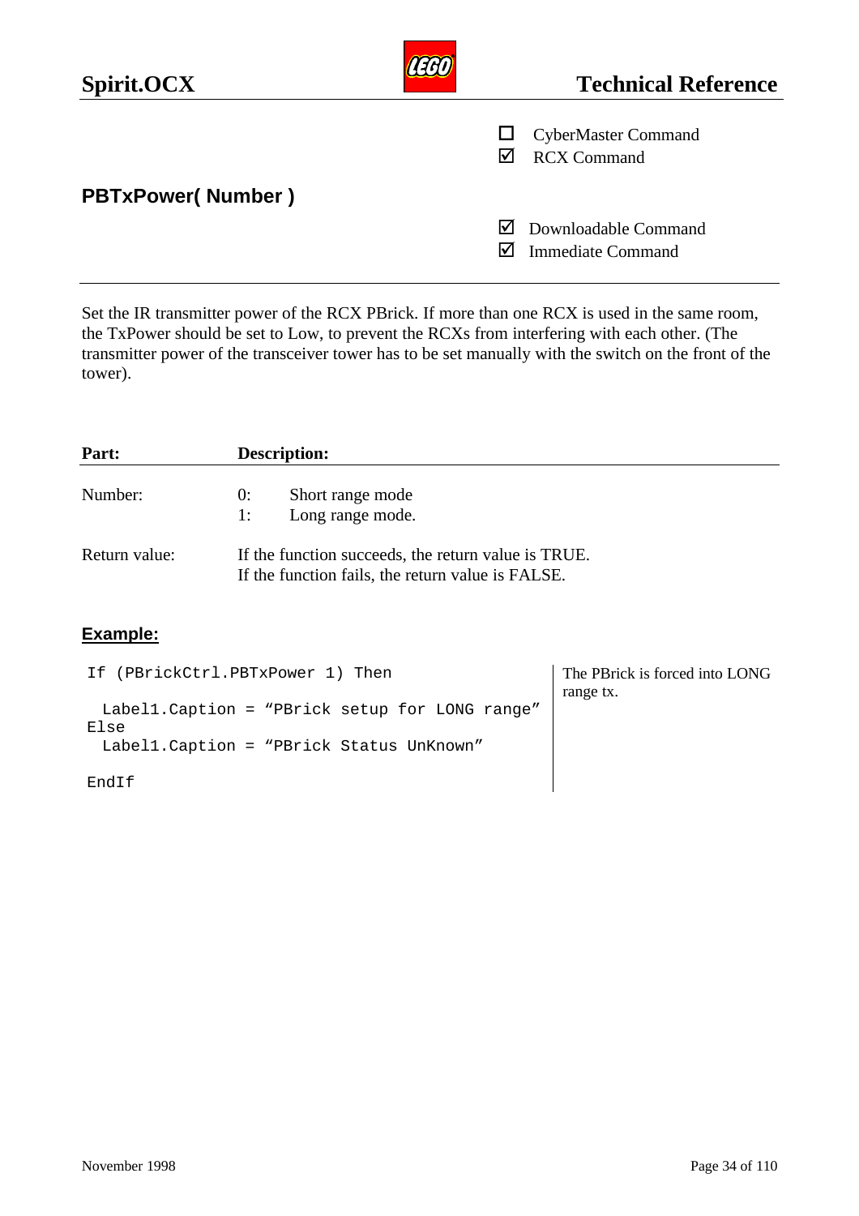- ☐ CyberMaster Command
- ☑ RCX Command

## PBTxPower( Number )

- ☑ Downloadable Command
- ☑ Immediate Command

Set the IR transmitter power of the RCX PBrick. If more than one RCX is used in the same room, the TxPower should be set to Low, to prevent the RCXs from interfering with each other. (The transmitter power of the transceiver tower has to be set manually with the switch on the front of the tower).

| Part: | Description: |
|---|---|
| Number: | 0: Short range mode<br>1: Long range mode. |
| Return value: | If the function succeeds, the return value is TRUE.<br>If the function fails, the return value is FALSE. |

### Example:

```
If (PBrickCtrl.PBTxPower 1) Then

  Label1.Caption = "PBrick setup for LONG range"
Else
  Label1.Caption = "PBrick Status UnKnown"

EndIf
```

The PBrick is forced into LONG range tx.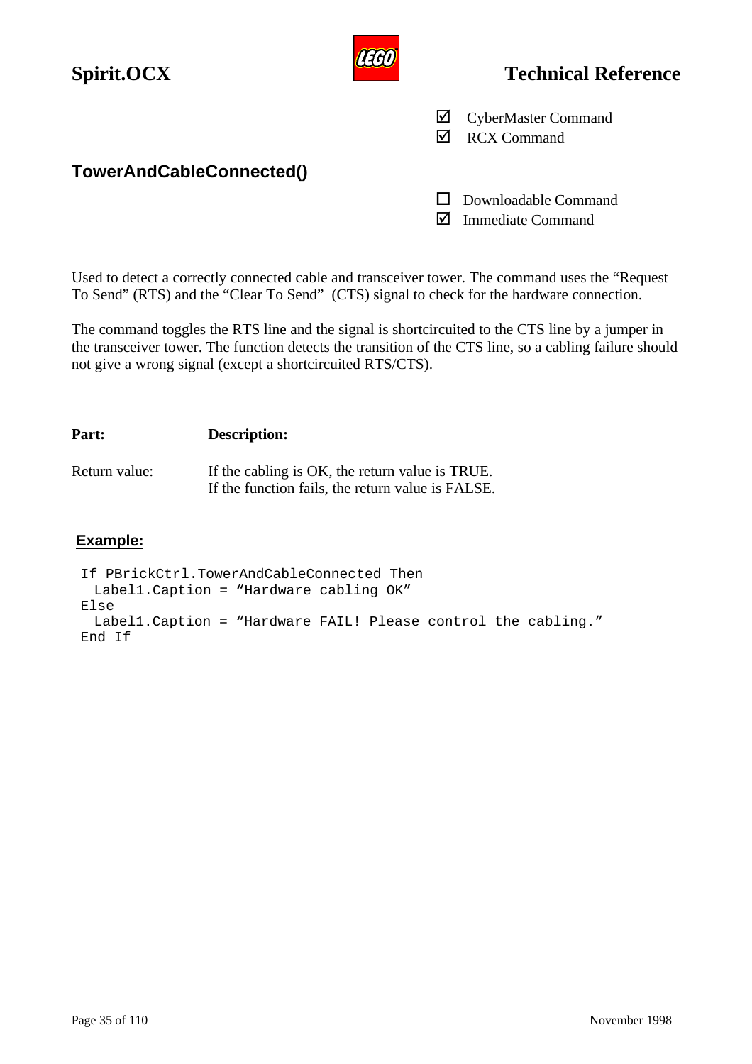☑ CyberMaster Command
☑ RCX Command

## TowerAndCableConnected()

☐ Downloadable Command
☑ Immediate Command

---

Used to detect a correctly connected cable and transceiver tower. The command uses the “Request To Send” (RTS) and the “Clear To Send” (CTS) signal to check for the hardware connection.

The command toggles the RTS line and the signal is shortcircuited to the CTS line by a jumper in the transceiver tower. The function detects the transition of the CTS line, so a cabling failure should not give a wrong signal (except a shortcircuited RTS/CTS).

| **Part:** | **Description:** |
| --- | --- |
| Return value: | If the cabling is OK, the return value is TRUE.<br>If the function fails, the return value is FALSE. |

**Example:**

```
If PBrickCtrl.TowerAndCableConnected Then
  Label1.Caption = “Hardware cabling OK”
Else
  Label1.Caption = “Hardware FAIL! Please control the cabling.”
End If
```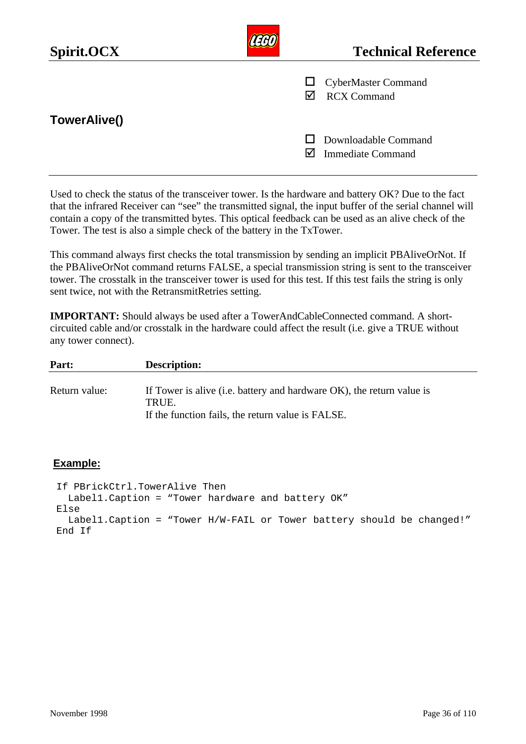- [ ] CyberMaster Command
- [x] RCX Command

## TowerAlive()

- [ ] Downloadable Command
- [x] Immediate Command

---

Used to check the status of the transceiver tower. Is the hardware and battery OK? Due to the fact that the infrared Receiver can “see” the transmitted signal, the input buffer of the serial channel will contain a copy of the transmitted bytes. This optical feedback can be used as an alive check of the Tower. The test is also a simple check of the battery in the TxTower.

This command always first checks the total transmission by sending an implicit PBAliveOrNot. If the PBAliveOrNot command returns FALSE, a special transmission string is sent to the transceiver tower. The crosstalk in the transceiver tower is used for this test. If this test fails the string is only sent twice, not with the RetransmitRetries setting.

**IMPORTANT:** Should always be used after a TowerAndCableConnected command. A short-circuited cable and/or crosstalk in the hardware could affect the result (i.e. give a TRUE without any tower connect).

| **Part:** | **Description:** |
|---|---|
| Return value: | If Tower is alive (i.e. battery and hardware OK), the return value is TRUE.<br>If the function fails, the return value is FALSE. |

**Example:**

```
If PBrickCtrl.TowerAlive Then
  Label1.Caption = “Tower hardware and battery OK”
Else
  Label1.Caption = “Tower H/W-FAIL or Tower battery should be changed!”
End If
```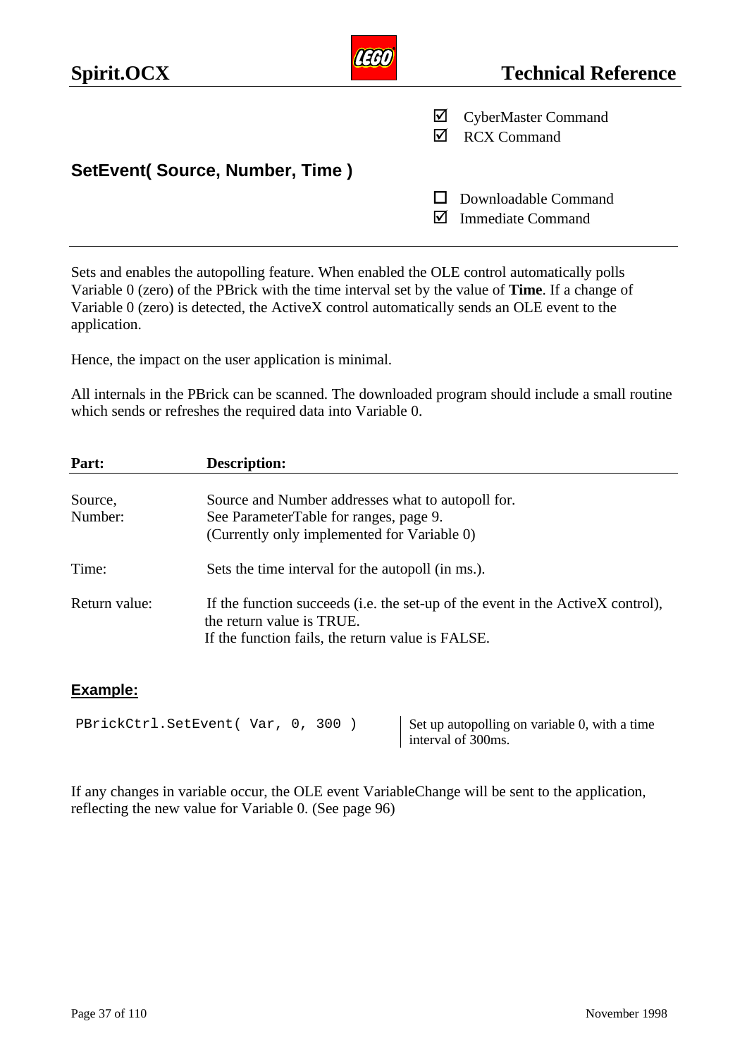☑ CyberMaster Command
☑ RCX Command

## SetEvent( Source, Number, Time )

☐ Downloadable Command
☑ Immediate Command

---

Sets and enables the autopolling feature. When enabled the OLE control automatically polls Variable 0 (zero) of the PBrick with the time interval set by the value of **Time**. If a change of Variable 0 (zero) is detected, the ActiveX control automatically sends an OLE event to the application.

Hence, the impact on the user application is minimal.

All internals in the PBrick can be scanned. The downloaded program should include a small routine which sends or refreshes the required data into Variable 0.

| **Part:** | **Description:** |
|---|---|
| Source, Number: | Source and Number addresses what to autopoll for. See ParameterTable for ranges, page 9. (Currently only implemented for Variable 0) |
| Time: | Sets the time interval for the autopoll (in ms.). |
| Return value: | If the function succeeds (i.e. the set-up of the event in the ActiveX control), the return value is TRUE. If the function fails, the return value is FALSE. |

### Example:

| | |
|---|---|
| `PBrickCtrl.SetEvent( Var, 0, 300 )` | Set up autopolling on variable 0, with a time interval of 300ms. |

If any changes in variable occur, the OLE event VariableChange will be sent to the application, reflecting the new value for Variable 0. (See page 96)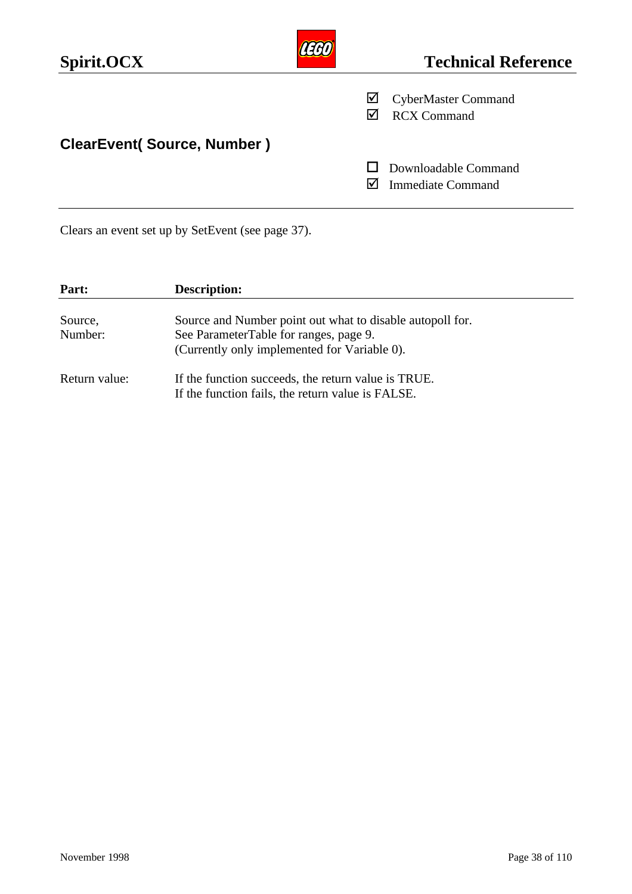☑ CyberMaster Command
☑ RCX Command

## ClearEvent( Source, Number )

☐ Downloadable Command
☑ Immediate Command

Clears an event set up by SetEvent (see page 37).

| Part: | Description: |
|---|---|
| Source, Number: | Source and Number point out what to disable autopoll for. See ParameterTable for ranges, page 9. (Currently only implemented for Variable 0). |
| Return value: | If the function succeeds, the return value is TRUE. If the function fails, the return value is FALSE. |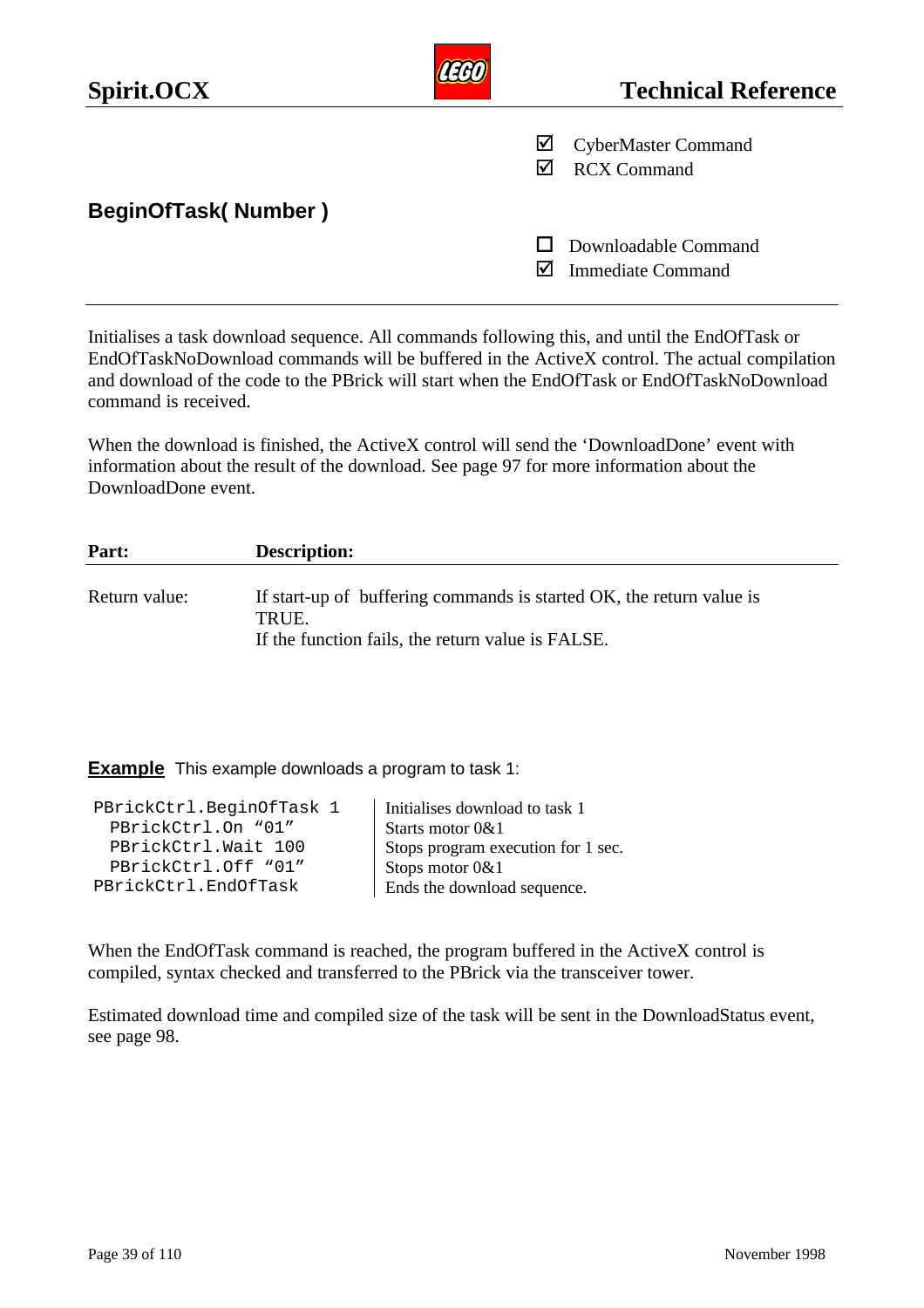☑ CyberMaster Command
☑ RCX Command

## BeginOfTask( Number )

☐ Downloadable Command
☑ Immediate Command

---

Initialises a task download sequence. All commands following this, and until the EndOfTask or EndOfTaskNoDownload commands will be buffered in the ActiveX control. The actual compilation and download of the code to the PBrick will start when the EndOfTask or EndOfTaskNoDownload command is received.

When the download is finished, the ActiveX control will send the 'DownloadDone' event with information about the result of the download. See page 97 for more information about the DownloadDone event.

| Part: | Description: |
|---|---|
| Return value: | If start-up of buffering commands is started OK, the return value is TRUE.<br>If the function fails, the return value is FALSE. |

**Example** This example downloads a program to task 1:

| Code | Comment |
|---|---|
| `PBrickCtrl.BeginOfTask 1` | Initialises download to task 1 |
| `PBrickCtrl.On "01"` | Starts motor 0&1 |
| `PBrickCtrl.Wait 100` | Stops program execution for 1 sec. |
| `PBrickCtrl.Off "01"` | Stops motor 0&1 |
| `PBrickCtrl.EndOfTask` | Ends the download sequence. |

When the EndOfTask command is reached, the program buffered in the ActiveX control is compiled, syntax checked and transferred to the PBrick via the transceiver tower.

Estimated download time and compiled size of the task will be sent in the DownloadStatus event, see page 98.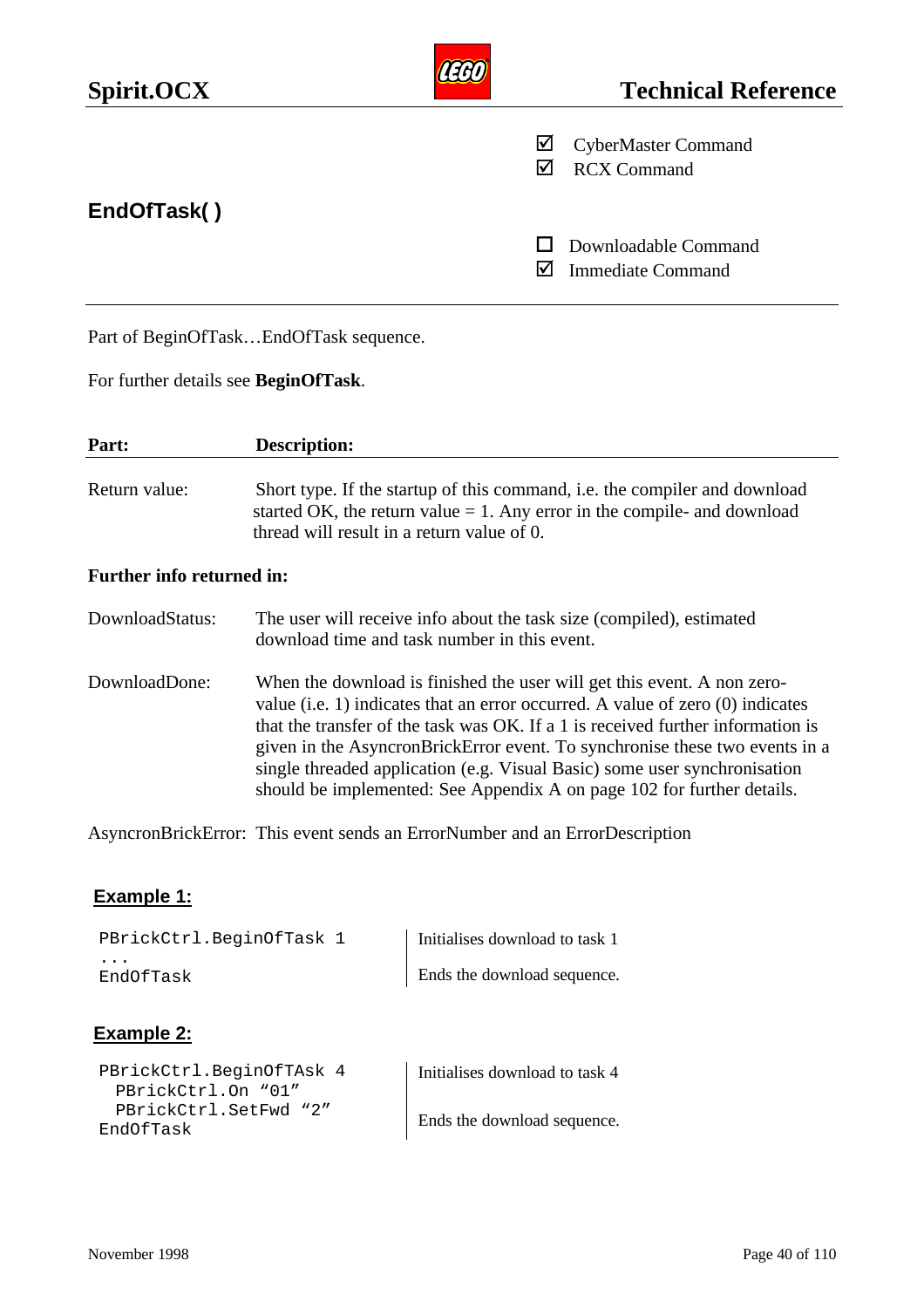☑ CyberMaster Command
☑ RCX Command

## EndOfTask( )

☐ Downloadable Command
☑ Immediate Command

---

Part of BeginOfTask…EndOfTask sequence.

For further details see **BeginOfTask**.

| **Part:** | **Description:** |
|---|---|
| Return value: | Short type. If the startup of this command, i.e. the compiler and download started OK, the return value = 1. Any error in the compile- and download thread will result in a return value of 0. |

**Further info returned in:**

| | |
|---|---|
| DownloadStatus: | The user will receive info about the task size (compiled), estimated download time and task number in this event. |
| DownloadDone: | When the download is finished the user will get this event. A non zero-value (i.e. 1) indicates that an error occurred. A value of zero (0) indicates that the transfer of the task was OK. If a 1 is received further information is given in the AsyncronBrickError event. To synchronise these two events in a single threaded application (e.g. Visual Basic) some user synchronisation should be implemented: See Appendix A on page 102 for further details. |
| AsyncronBrickError: | This event sends an ErrorNumber and an ErrorDescription |

### Example 1:

| | |
|---|---|
| `PBrickCtrl.BeginOfTask 1` | Initialises download to task 1 |
| `...` | |
| `EndOfTask` | Ends the download sequence. |

### Example 2:

| | |
|---|---|
| `PBrickCtrl.BeginOfTAsk 4` | Initialises download to task 4 |
| `  PBrickCtrl.On “01”` | |
| `  PBrickCtrl.SetFwd “2”` | |
| `EndOfTask` | Ends the download sequence. |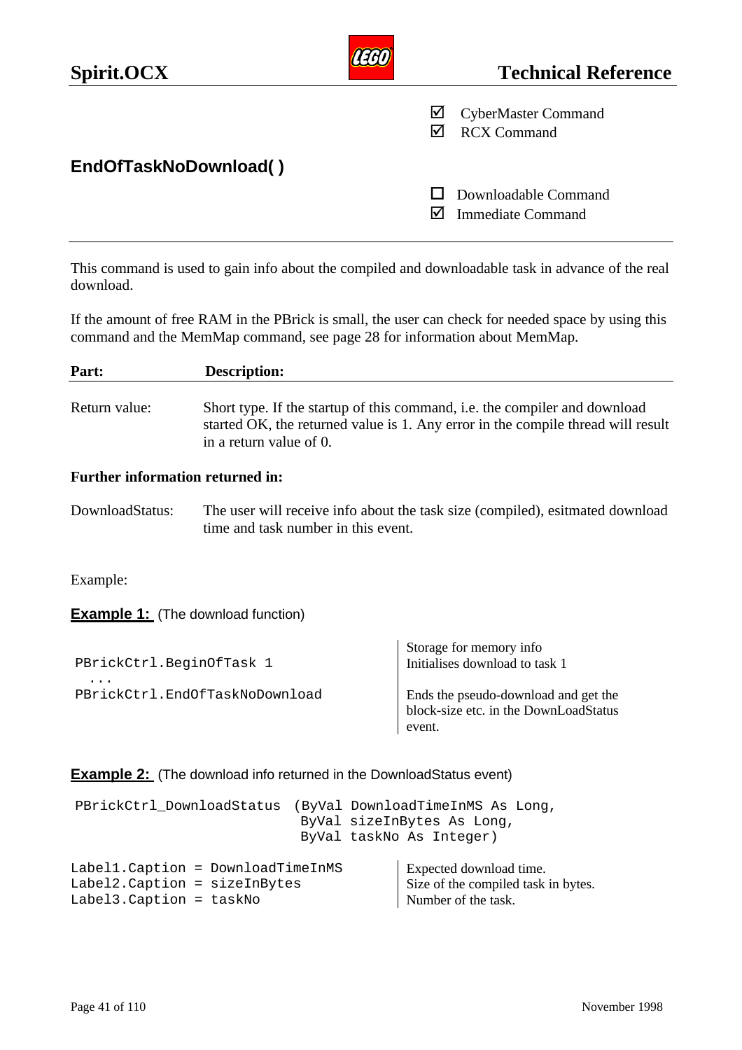☑ CyberMaster Command
☑ RCX Command

## EndOfTaskNoDownload( )

☐ Downloadable Command
☑ Immediate Command

This command is used to gain info about the compiled and downloadable task in advance of the real download.

If the amount of free RAM in the PBrick is small, the user can check for needed space by using this command and the MemMap command, see page 28 for information about MemMap.

| Part: | Description: |
|---|---|
| Return value: | Short type. If the startup of this command, i.e. the compiler and download started OK, the returned value is 1. Any error in the compile thread will result in a return value of 0. |

**Further information returned in:**

| | |
|---|---|
| DownloadStatus: | The user will receive info about the task size (compiled), esitmated download time and task number in this event. |

Example:

**Example 1:** (The download function)

```
PBrickCtrl.BeginOfTask 1
  ...
PBrickCtrl.EndOfTaskNoDownload
```

| Code | Comment |
|---|---|
| | Storage for memory info |
| PBrickCtrl.BeginOfTask 1 | Initialises download to task 1 |
| ... | |
| PBrickCtrl.EndOfTaskNoDownload | Ends the pseudo-download and get the block-size etc. in the DownLoadStatus event. |

**Example 2:** (The download info returned in the DownloadStatus event)

```
PBrickCtrl_DownloadStatus  (ByVal DownloadTimeInMS As Long,
                            ByVal sizeInBytes As Long,
                            ByVal taskNo As Integer)

Label1.Caption = DownloadTimeInMS
Label2.Caption = sizeInBytes
Label3.Caption = taskNo
```

| Code | Comment |
|---|---|
| Label1.Caption = DownloadTimeInMS | Expected download time. |
| Label2.Caption = sizeInBytes | Size of the compiled task in bytes. |
| Label3.Caption = taskNo | Number of the task. |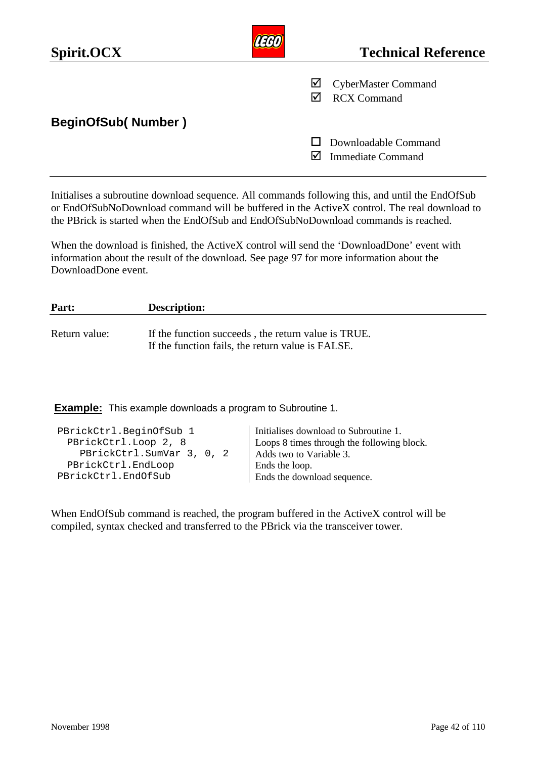- ☑ CyberMaster Command
- ☑ RCX Command

## BeginOfSub( Number )

- ☐ Downloadable Command
- ☑ Immediate Command

Initialises a subroutine download sequence. All commands following this, and until the EndOfSub or EndOfSubNoDownload command will be buffered in the ActiveX control. The real download to the PBrick is started when the EndOfSub and EndOfSubNoDownload commands is reached.

When the download is finished, the ActiveX control will send the 'DownloadDone' event with information about the result of the download. See page 97 for more information about the DownloadDone event.

| Part: | Description: |
|---|---|
| Return value: | If the function succeeds , the return value is TRUE.<br>If the function fails, the return value is FALSE. |

**Example:** This example downloads a program to Subroutine 1.

| Code | Description |
|---|---|
| `PBrickCtrl.BeginOfSub 1` | Initialises download to Subroutine 1. |
| `  PBrickCtrl.Loop 2, 8` | Loops 8 times through the following block. |
| `    PBrickCtrl.SumVar 3, 0, 2` | Adds two to Variable 3. |
| `  PBrickCtrl.EndLoop` | Ends the loop. |
| `PBrickCtrl.EndOfSub` | Ends the download sequence. |

When EndOfSub command is reached, the program buffered in the ActiveX control will be compiled, syntax checked and transferred to the PBrick via the transceiver tower.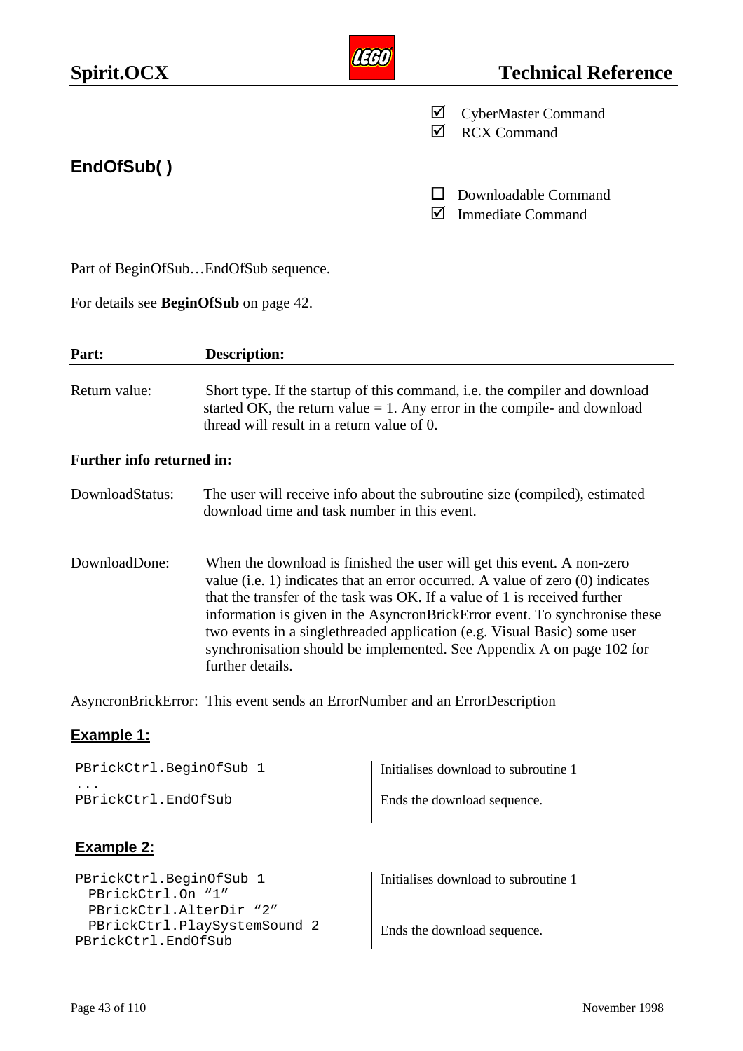## EndOfSub( )

- ☑ CyberMaster Command
- ☑ RCX Command

- ☐ Downloadable Command
- ☑ Immediate Command

Part of BeginOfSub…EndOfSub sequence.

For details see **BeginOfSub** on page 42.

| **Part:** | **Description:** |
|---|---|
| Return value: | Short type. If the startup of this command, i.e. the compiler and download started OK, the return value = 1. Any error in the compile- and download thread will result in a return value of 0. |

**Further info returned in:**

DownloadStatus: The user will receive info about the subroutine size (compiled), estimated download time and task number in this event.

DownloadDone: When the download is finished the user will get this event. A non-zero value (i.e. 1) indicates that an error occurred. A value of zero (0) indicates that the transfer of the task was OK. If a value of 1 is received further information is given in the AsyncronBrickError event. To synchronise these two events in a singlethreaded application (e.g. Visual Basic) some user synchronisation should be implemented. See Appendix A on page 102 for further details.

AsyncronBrickError: This event sends an ErrorNumber and an ErrorDescription

### Example 1:

| Code | Comment |
|---|---|
| `PBrickCtrl.BeginOfSub 1` | Initialises download to subroutine 1 |
| `...` | |
| `PBrickCtrl.EndOfSub` | Ends the download sequence. |

### Example 2:

| Code | Comment |
|---|---|
| `PBrickCtrl.BeginOfSub 1` | Initialises download to subroutine 1 |
| `  PBrickCtrl.On “1”` | |
| `  PBrickCtrl.AlterDir “2”` | |
| `  PBrickCtrl.PlaySystemSound 2` | Ends the download sequence. |
| `PBrickCtrl.EndOfSub` | |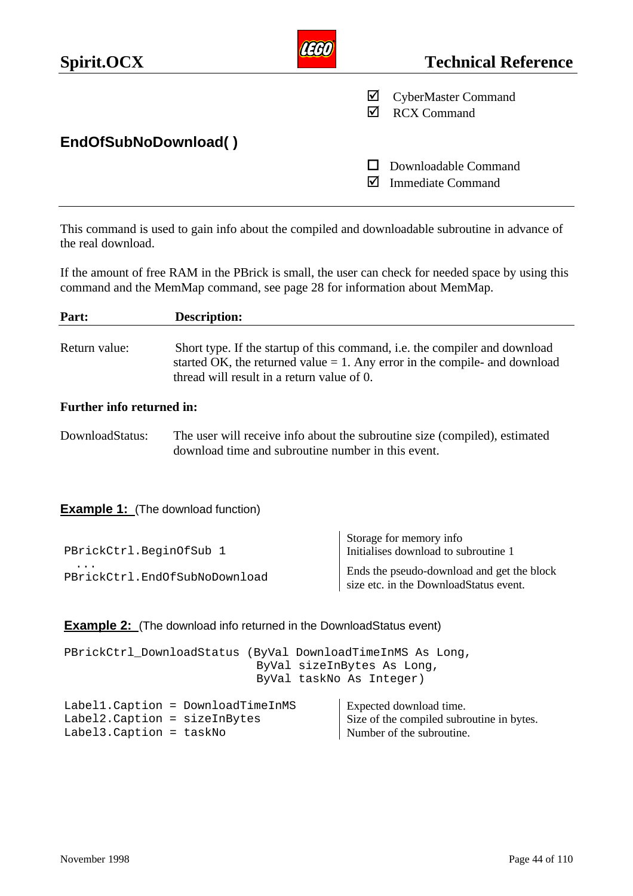☑ CyberMaster Command
☑ RCX Command

## EndOfSubNoDownload( )

☐ Downloadable Command
☑ Immediate Command

---

This command is used to gain info about the compiled and downloadable subroutine in advance of the real download.

If the amount of free RAM in the PBrick is small, the user can check for needed space by using this command and the MemMap command, see page 28 for information about MemMap.

| Part: | Description: |
|---|---|
| Return value: | Short type. If the startup of this command, i.e. the compiler and download started OK, the returned value = 1. Any error in the compile- and download thread will result in a return value of 0. |

**Further info returned in:**

| | |
|---|---|
| DownloadStatus: | The user will receive info about the subroutine size (compiled), estimated download time and subroutine number in this event. |

**Example 1:** (The download function)

| Code | Comment |
|---|---|
| | Storage for memory info |
| `PBrickCtrl.BeginOfSub 1` | Initialises download to subroutine 1 |
| `...` | |
| `PBrickCtrl.EndOfSubNoDownload` | Ends the pseudo-download and get the block size etc. in the DownloadStatus event. |

**Example 2:** (The download info returned in the DownloadStatus event)

```
PBrickCtrl_DownloadStatus (ByVal DownloadTimeInMS As Long,
                           ByVal sizeInBytes As Long,
                           ByVal taskNo As Integer)
```

| Code | Comment |
|---|---|
| `Label1.Caption = DownloadTimeInMS` | Expected download time. |
| `Label2.Caption = sizeInBytes` | Size of the compiled subroutine in bytes. |
| `Label3.Caption = taskNo` | Number of the subroutine. |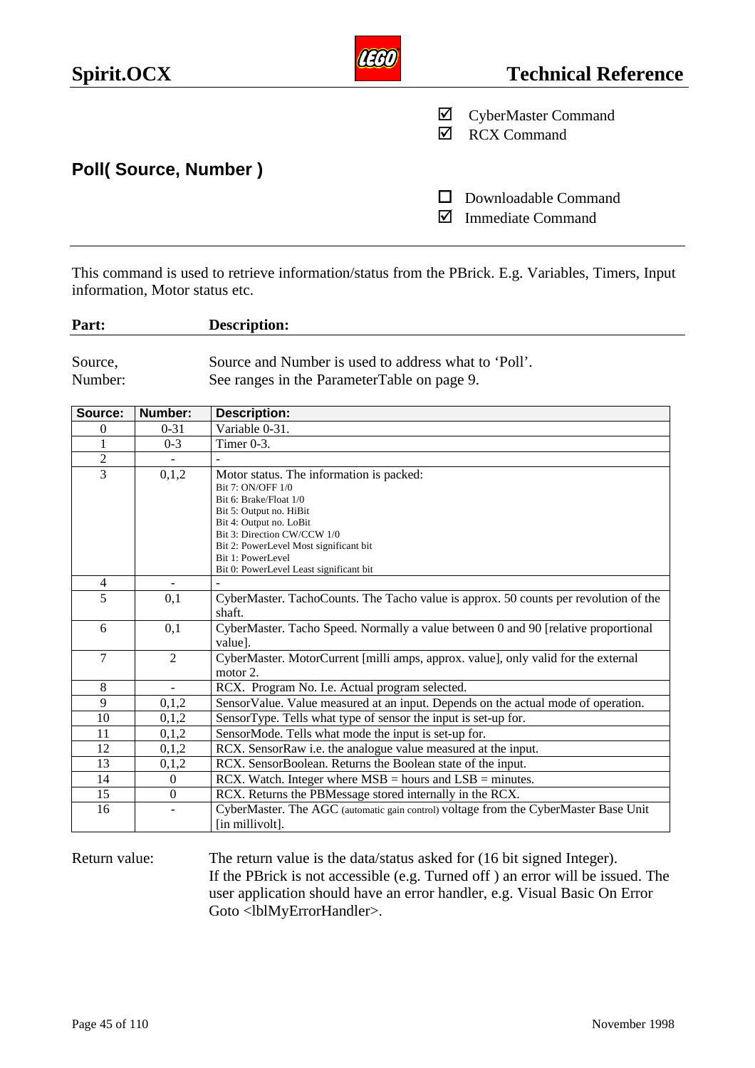☑ CyberMaster Command
☑ RCX Command

## Poll( Source, Number )

☐ Downloadable Command
☑ Immediate Command

This command is used to retrieve information/status from the PBrick. E.g. Variables, Timers, Input information, Motor status etc.

| Part: | Description: |
|---|---|
| Source, Number: | Source and Number is used to address what to 'Poll'. See ranges in the ParameterTable on page 9. |

| Source: | Number: | Description: |
|---|---|---|
| 0 | 0-31 | Variable 0-31. |
| 1 | 0-3 | Timer 0-3. |
| 2 | - | - |
| 3 | 0,1,2 | Motor status. The information is packed:<br>Bit 7: ON/OFF 1/0<br>Bit 6: Brake/Float 1/0<br>Bit 5: Output no. HiBit<br>Bit 4: Output no. LoBit<br>Bit 3: Direction CW/CCW 1/0<br>Bit 2: PowerLevel Most significant bit<br>Bit 1: PowerLevel<br>Bit 0: PowerLevel Least significant bit |
| 4 | - | - |
| 5 | 0,1 | CyberMaster. TachoCounts. The Tacho value is approx. 50 counts per revolution of the shaft. |
| 6 | 0,1 | CyberMaster. Tacho Speed. Normally a value between 0 and 90 [relative proportional value]. |
| 7 | 2 | CyberMaster. MotorCurrent [milli amps, approx. value], only valid for the external motor 2. |
| 8 | - | RCX. Program No. I.e. Actual program selected. |
| 9 | 0,1,2 | SensorValue. Value measured at an input. Depends on the actual mode of operation. |
| 10 | 0,1,2 | SensorType. Tells what type of sensor the input is set-up for. |
| 11 | 0,1,2 | SensorMode. Tells what mode the input is set-up for. |
| 12 | 0,1,2 | RCX. SensorRaw i.e. the analogue value measured at the input. |
| 13 | 0,1,2 | RCX. SensorBoolean. Returns the Boolean state of the input. |
| 14 | 0 | RCX. Watch. Integer where MSB = hours and LSB = minutes. |
| 15 | 0 | RCX. Returns the PBMessage stored internally in the RCX. |
| 16 | - | CyberMaster. The AGC (automatic gain control) voltage from the CyberMaster Base Unit [in millivolt]. |

Return value: The return value is the data/status asked for (16 bit signed Integer). If the PBrick is not accessible (e.g. Turned off ) an error will be issued. The user application should have an error handler, e.g. Visual Basic On Error Goto <lblMyErrorHandler>.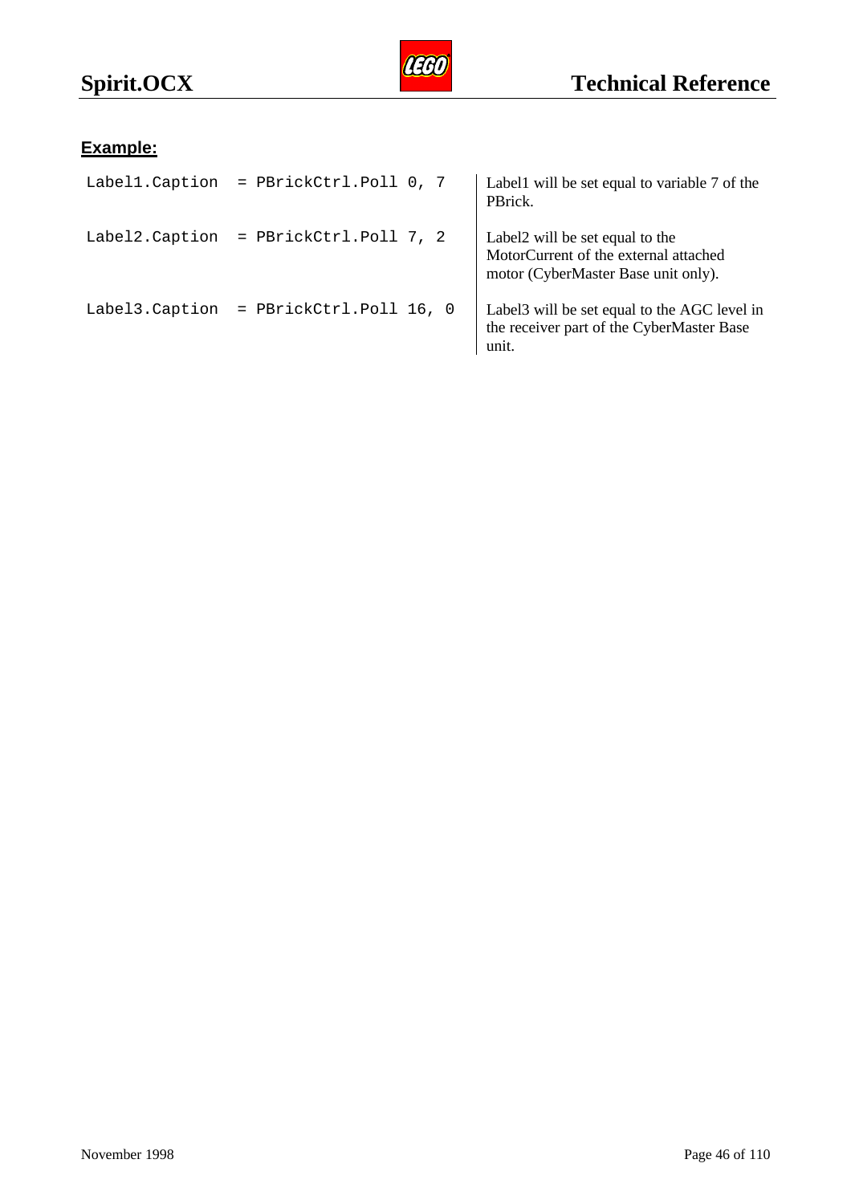**Example:**

| | |
|---|---|
| `Label1.Caption = PBrickCtrl.Poll 0, 7` | Label1 will be set equal to variable 7 of the PBrick. |
| `Label2.Caption = PBrickCtrl.Poll 7, 2` | Label2 will be set equal to the MotorCurrent of the external attached motor (CyberMaster Base unit only). |
| `Label3.Caption = PBrickCtrl.Poll 16, 0` | Label3 will be set equal to the AGC level in the receiver part of the CyberMaster Base unit. |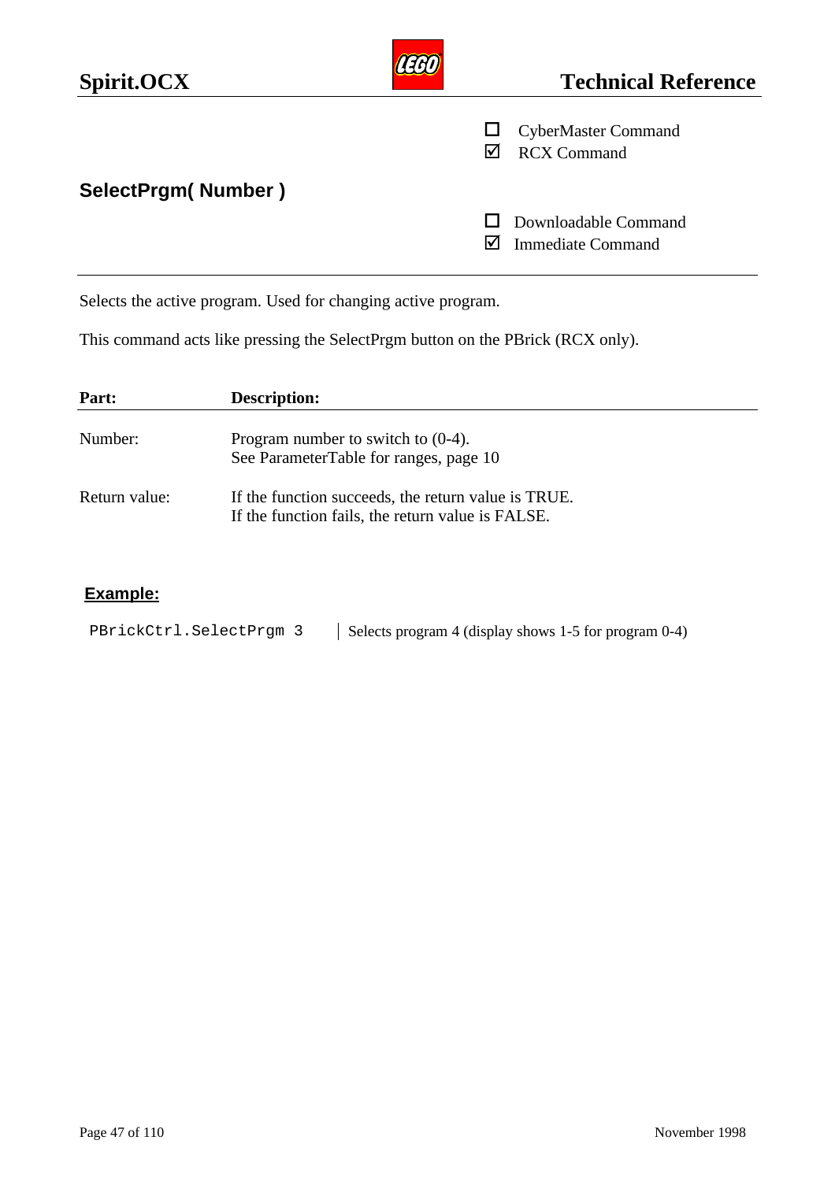- ☐ CyberMaster Command
- ☑ RCX Command

## SelectPrgm( Number )

- ☐ Downloadable Command
- ☑ Immediate Command

Selects the active program. Used for changing active program.

This command acts like pressing the SelectPrgm button on the PBrick (RCX only).

| Part: | Description: |
|---|---|
| Number: | Program number to switch to (0-4). See ParameterTable for ranges, page 10 |
| Return value: | If the function succeeds, the return value is TRUE. If the function fails, the return value is FALSE. |

### Example:

| | |
|---|---|
| `PBrickCtrl.SelectPrgm 3` | Selects program 4 (display shows 1-5 for program 0-4) |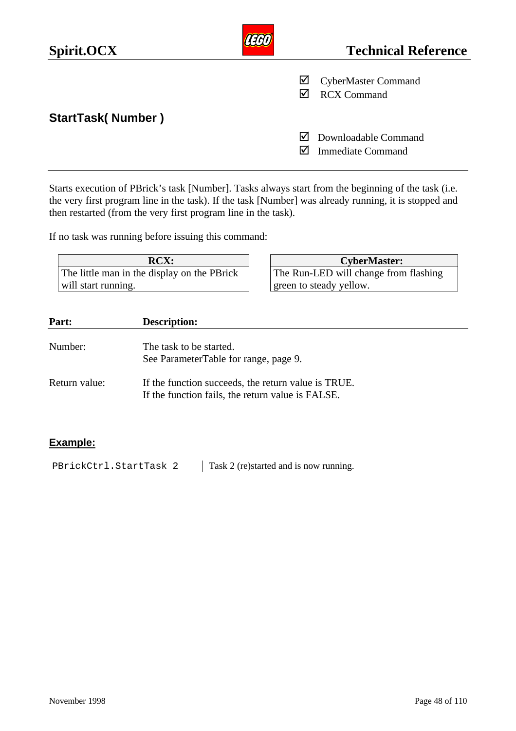- ☑ CyberMaster Command
- ☑ RCX Command

## StartTask( Number )

- ☑ Downloadable Command
- ☑ Immediate Command

---

Starts execution of PBrick's task [Number]. Tasks always start from the beginning of the task (i.e. the very first program line in the task). If the task [Number] was already running, it is stopped and then restarted (from the very first program line in the task).

If no task was running before issuing this command:

| RCX: | CyberMaster: |
|---|---|
| The little man in the display on the PBrick will start running. | The Run-LED will change from flashing green to steady yellow. |

| Part: | Description: |
|---|---|
| Number: | The task to be started.<br>See ParameterTable for range, page 9. |
| Return value: | If the function succeeds, the return value is TRUE.<br>If the function fails, the return value is FALSE. |

### Example:

| | |
|---|---|
| `PBrickCtrl.StartTask 2` | Task 2 (re)started and is now running. |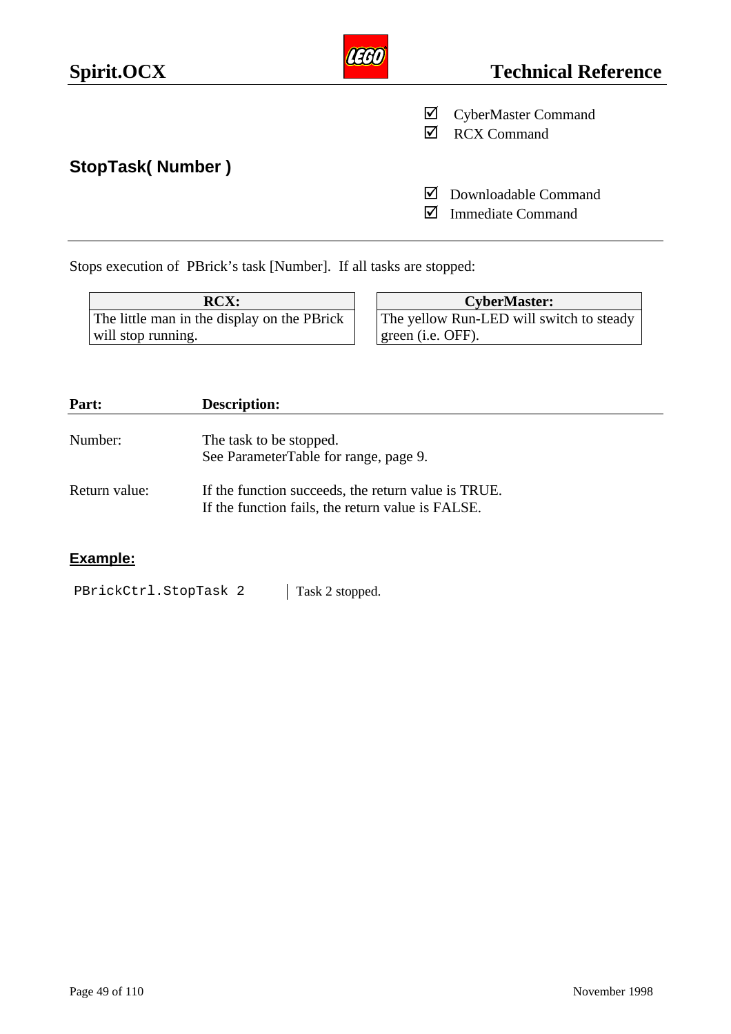☑ CyberMaster Command
☑ RCX Command

## StopTask( Number )

☑ Downloadable Command
☑ Immediate Command

Stops execution of PBrick's task [Number]. If all tasks are stopped:

| RCX: | CyberMaster: |
|---|---|
| The little man in the display on the PBrick will stop running. | The yellow Run-LED will switch to steady green (i.e. OFF). |

| Part: | Description: |
|---|---|
| Number: | The task to be stopped.<br>See ParameterTable for range, page 9. |
| Return value: | If the function succeeds, the return value is TRUE.<br>If the function fails, the return value is FALSE. |

### Example:

```
PBrickCtrl.StopTask 2
```

Task 2 stopped.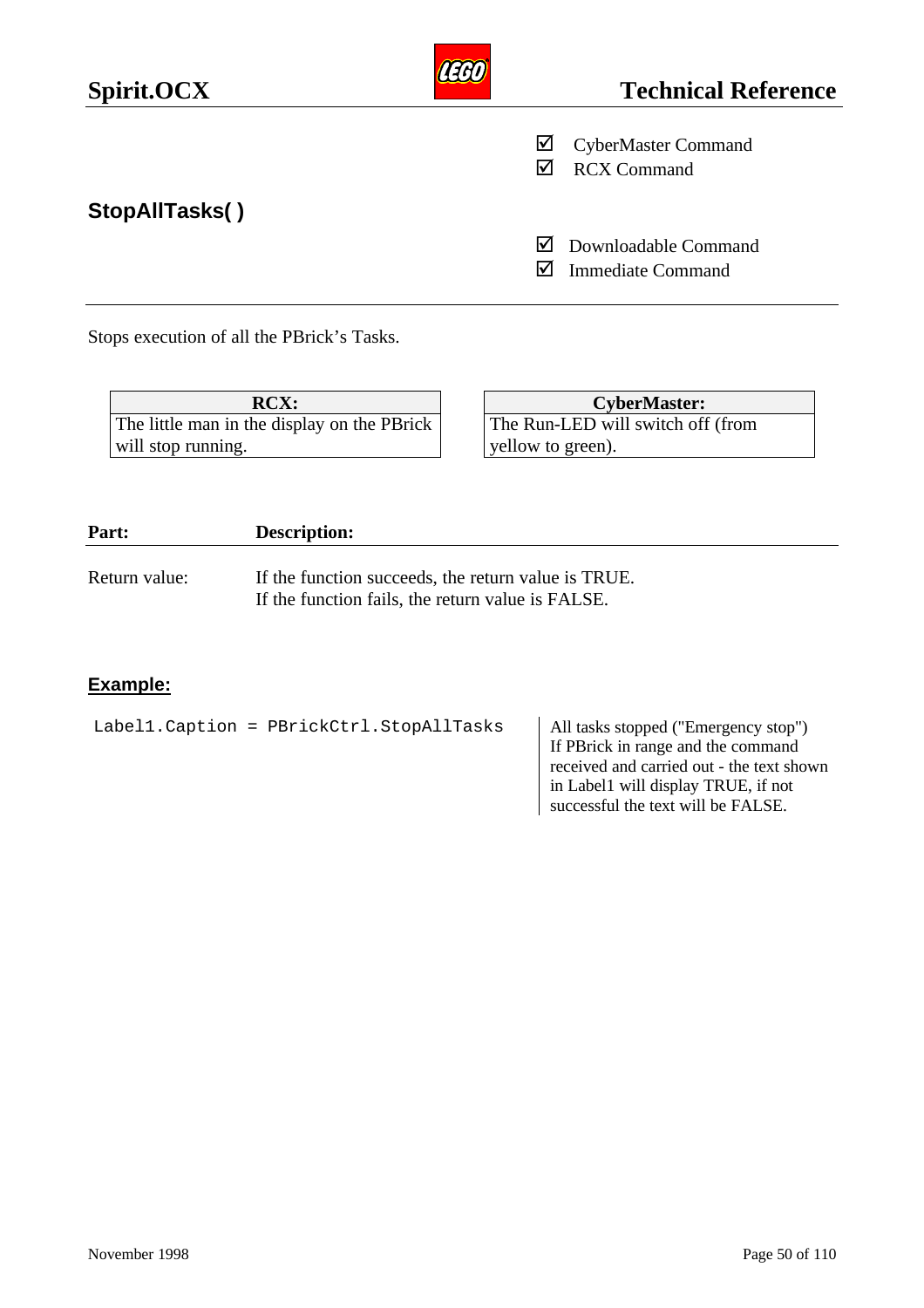☑ CyberMaster Command
☑ RCX Command

## StopAllTasks( )

☑ Downloadable Command
☑ Immediate Command

Stops execution of all the PBrick's Tasks.

| RCX: |
|---|
| The little man in the display on the PBrick will stop running. |

| CyberMaster: |
|---|
| The Run-LED will switch off (from yellow to green). |

| Part: | Description: |
|---|---|
| Return value: | If the function succeeds, the return value is TRUE.<br>If the function fails, the return value is FALSE. |

**Example:**

```
Label1.Caption = PBrickCtrl.StopAllTasks
```

All tasks stopped ("Emergency stop") If PBrick in range and the command received and carried out - the text shown in Label1 will display TRUE, if not successful the text will be FALSE.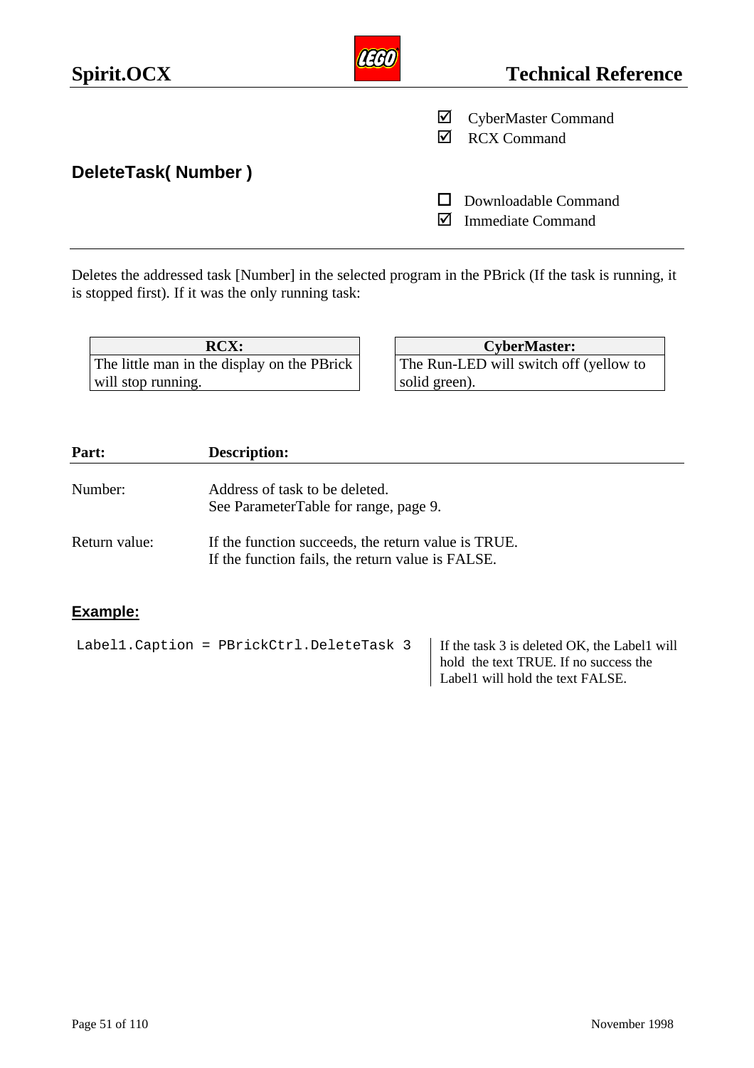☑ CyberMaster Command
☑ RCX Command

## DeleteTask( Number )

☐ Downloadable Command
☑ Immediate Command

---

Deletes the addressed task [Number] in the selected program in the PBrick (If the task is running, it is stopped first). If it was the only running task:

| RCX: |
| --- |
| The little man in the display on the PBrick will stop running. |

| CyberMaster: |
| --- |
| The Run-LED will switch off (yellow to solid green). |

| Part: | Description: |
| --- | --- |
| Number: | Address of task to be deleted.<br>See ParameterTable for range, page 9. |
| Return value: | If the function succeeds, the return value is TRUE.<br>If the function fails, the return value is FALSE. |

### Example:

```
Label1.Caption = PBrickCtrl.DeleteTask 3
```

If the task 3 is deleted OK, the Label1 will hold the text TRUE. If no success the Label1 will hold the text FALSE.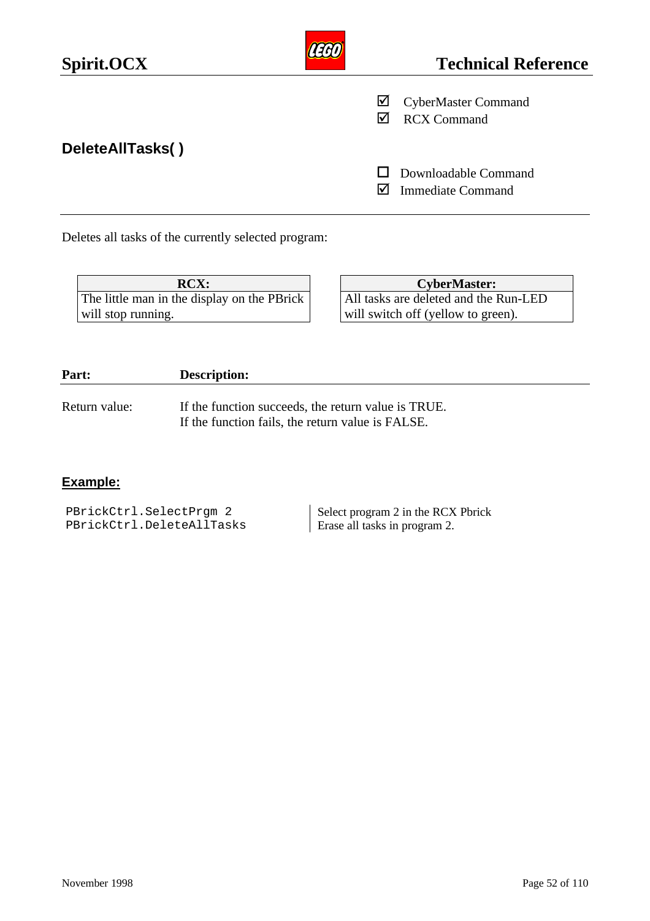☑ CyberMaster Command
☑ RCX Command

## DeleteAllTasks( )

☐ Downloadable Command
☑ Immediate Command

Deletes all tasks of the currently selected program:

| RCX: |
| --- |
| The little man in the display on the PBrick will stop running. |

| CyberMaster: |
| --- |
| All tasks are deleted and the Run-LED will switch off (yellow to green). |

| Part: | Description: |
| --- | --- |
| Return value: | If the function succeeds, the return value is TRUE.<br>If the function fails, the return value is FALSE. |

### Example:

```
PBrickCtrl.SelectPrgm 2
PBrickCtrl.DeleteAllTasks
```

Select program 2 in the RCX Pbrick
Erase all tasks in program 2.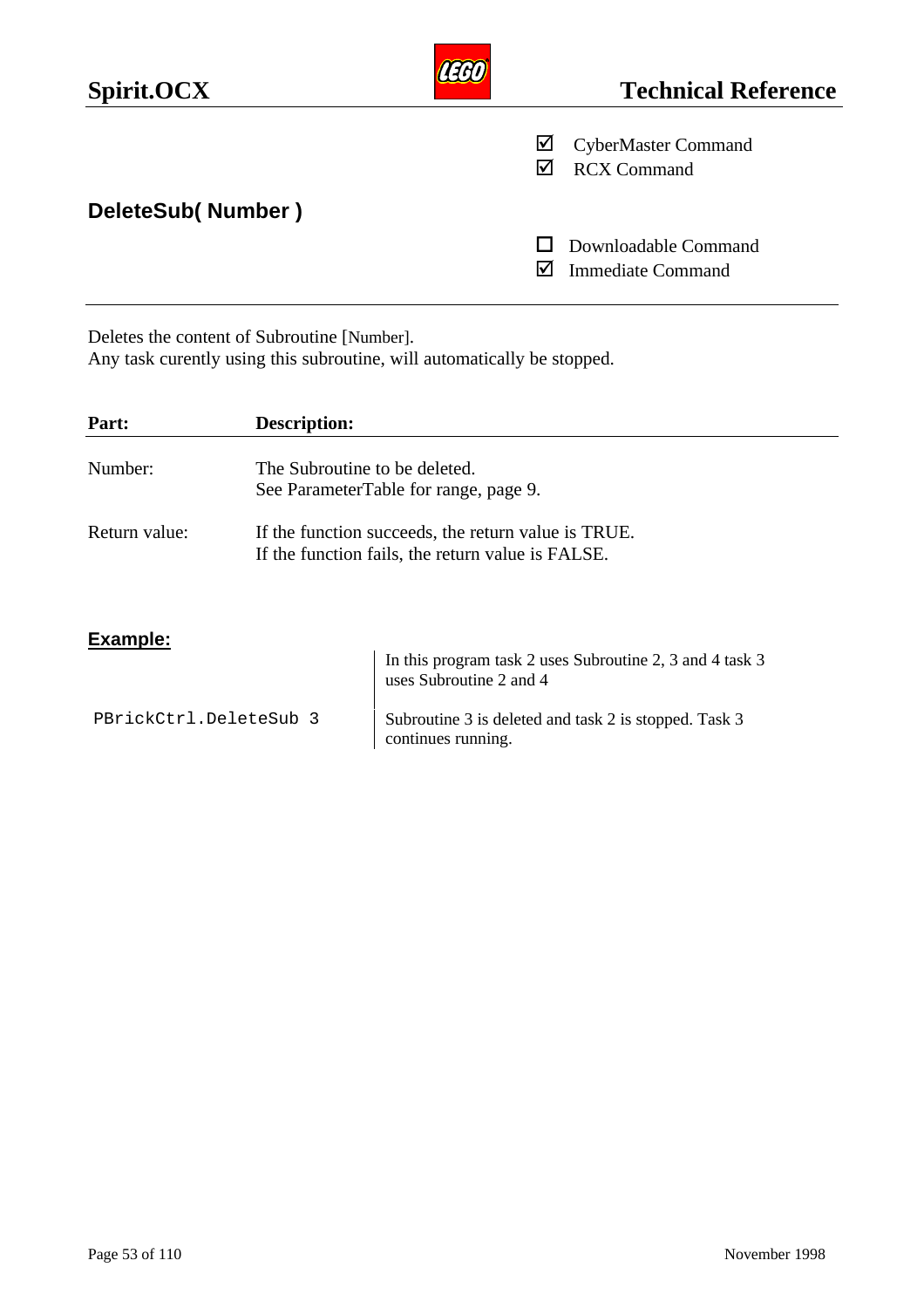☑ CyberMaster Command
☑ RCX Command

## DeleteSub( Number )

☐ Downloadable Command
☑ Immediate Command

---

Deletes the content of Subroutine [Number].
Any task curently using this subroutine, will automatically be stopped.

| Part: | Description: |
|---|---|
| Number: | The Subroutine to be deleted.<br>See ParameterTable for range, page 9. |
| Return value: | If the function succeeds, the return value is TRUE.<br>If the function fails, the return value is FALSE. |

### Example:

| | |
|---|---|
| | In this program task 2 uses Subroutine 2, 3 and 4 task 3 uses Subroutine 2 and 4 |
| `PBrickCtrl.DeleteSub 3` | Subroutine 3 is deleted and task 2 is stopped. Task 3 continues running. |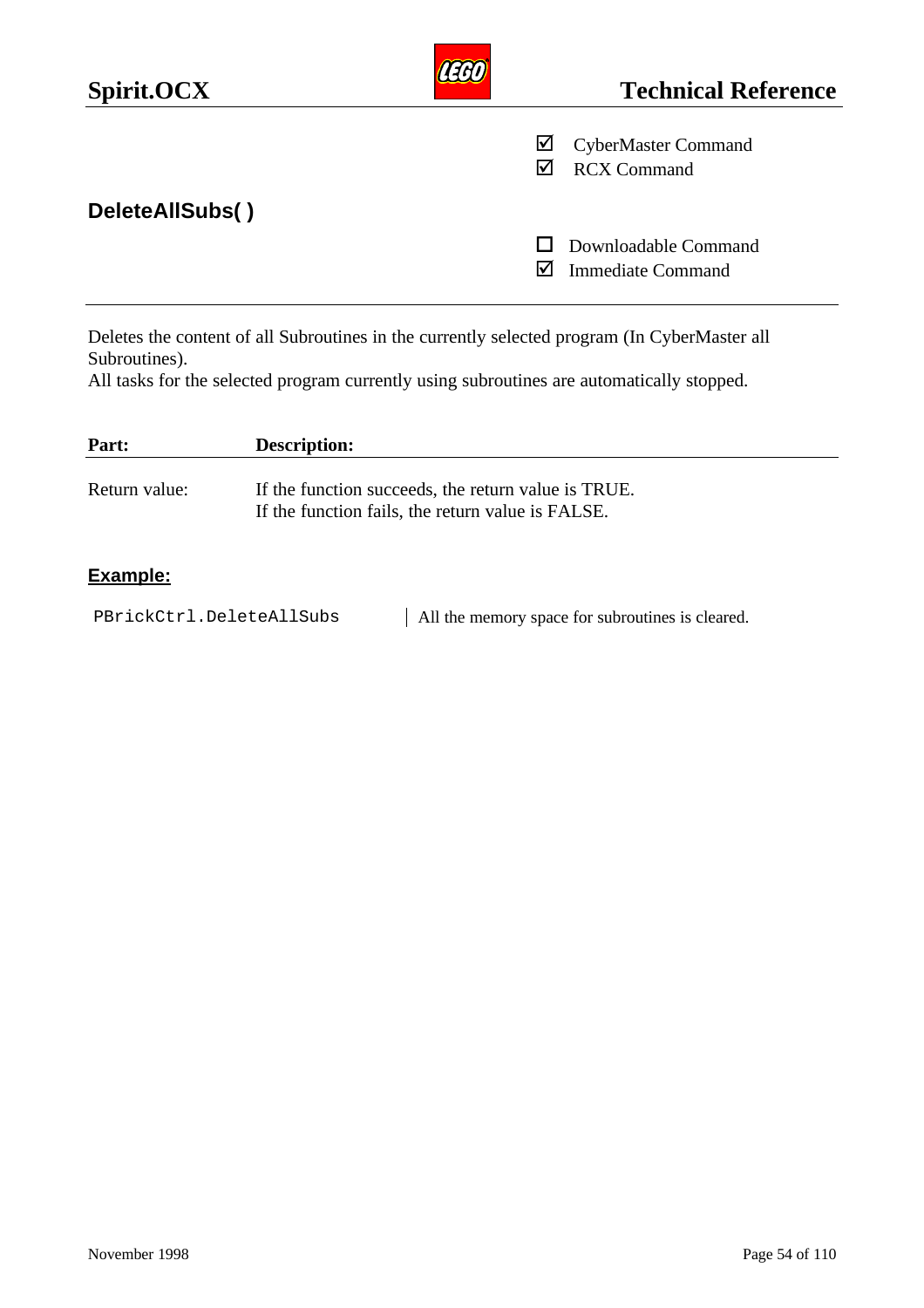☑ CyberMaster Command
☑ RCX Command

## DeleteAllSubs( )

☐ Downloadable Command
☑ Immediate Command

---

Deletes the content of all Subroutines in the currently selected program (In CyberMaster all Subroutines).
All tasks for the selected program currently using subroutines are automatically stopped.

| Part: | Description: |
|---|---|
| Return value: | If the function succeeds, the return value is TRUE.<br>If the function fails, the return value is FALSE. |

### Example:

| | |
|---|---|
| `PBrickCtrl.DeleteAllSubs` | All the memory space for subroutines is cleared. |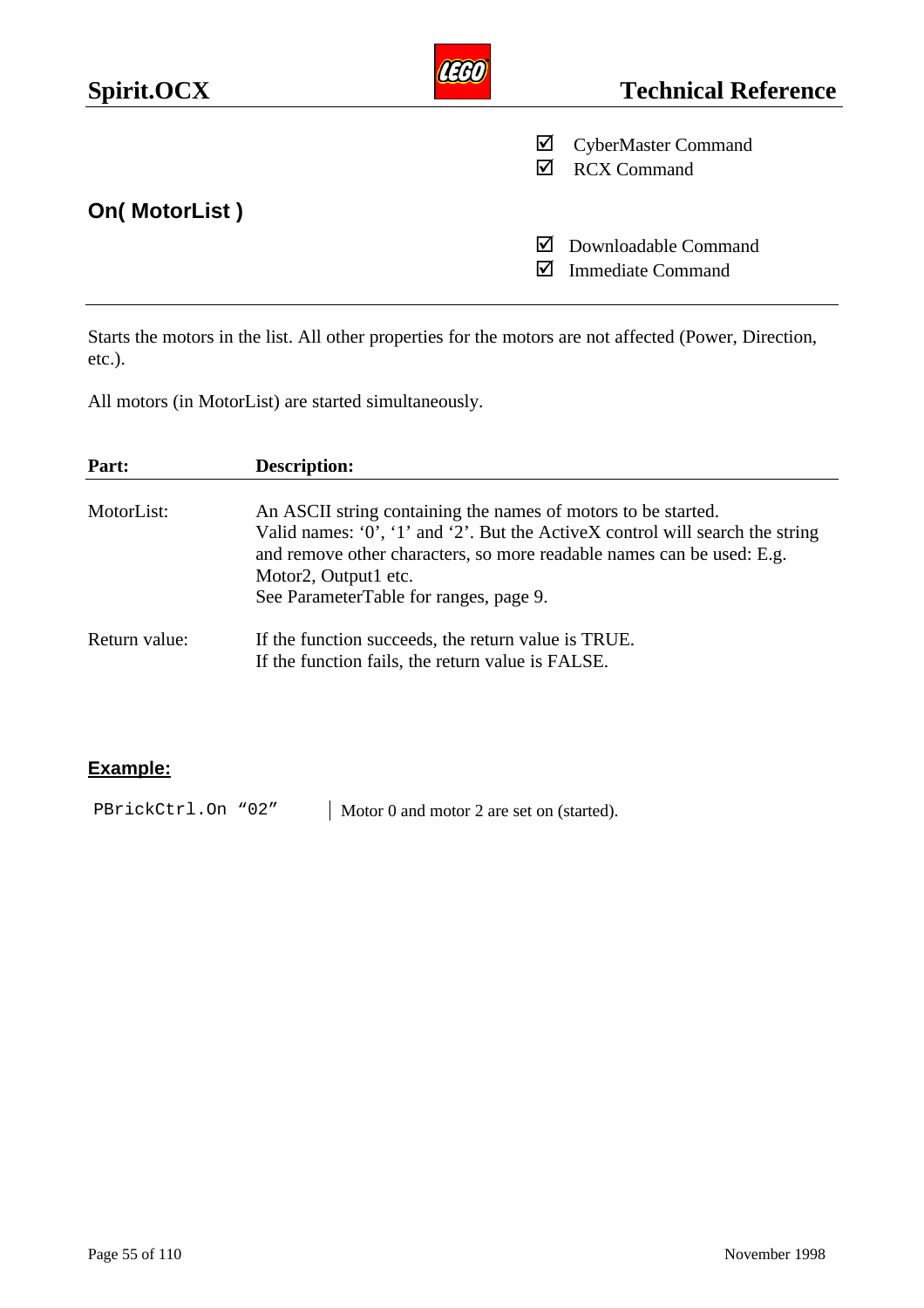☑ CyberMaster Command
☑ RCX Command

## On( MotorList )

☑ Downloadable Command
☑ Immediate Command

Starts the motors in the list. All other properties for the motors are not affected (Power, Direction, etc.).

All motors (in MotorList) are started simultaneously.

| Part: | Description: |
|---|---|
| MotorList: | An ASCII string containing the names of motors to be started.<br>Valid names: ‘0’, ‘1’ and ‘2’. But the ActiveX control will search the string and remove other characters, so more readable names can be used: E.g. Motor2, Output1 etc.<br>See ParameterTable for ranges, page 9. |
| Return value: | If the function succeeds, the return value is TRUE.<br>If the function fails, the return value is FALSE. |

**Example:**

| | |
|---|---|
| `PBrickCtrl.On “02”` | Motor 0 and motor 2 are set on (started). |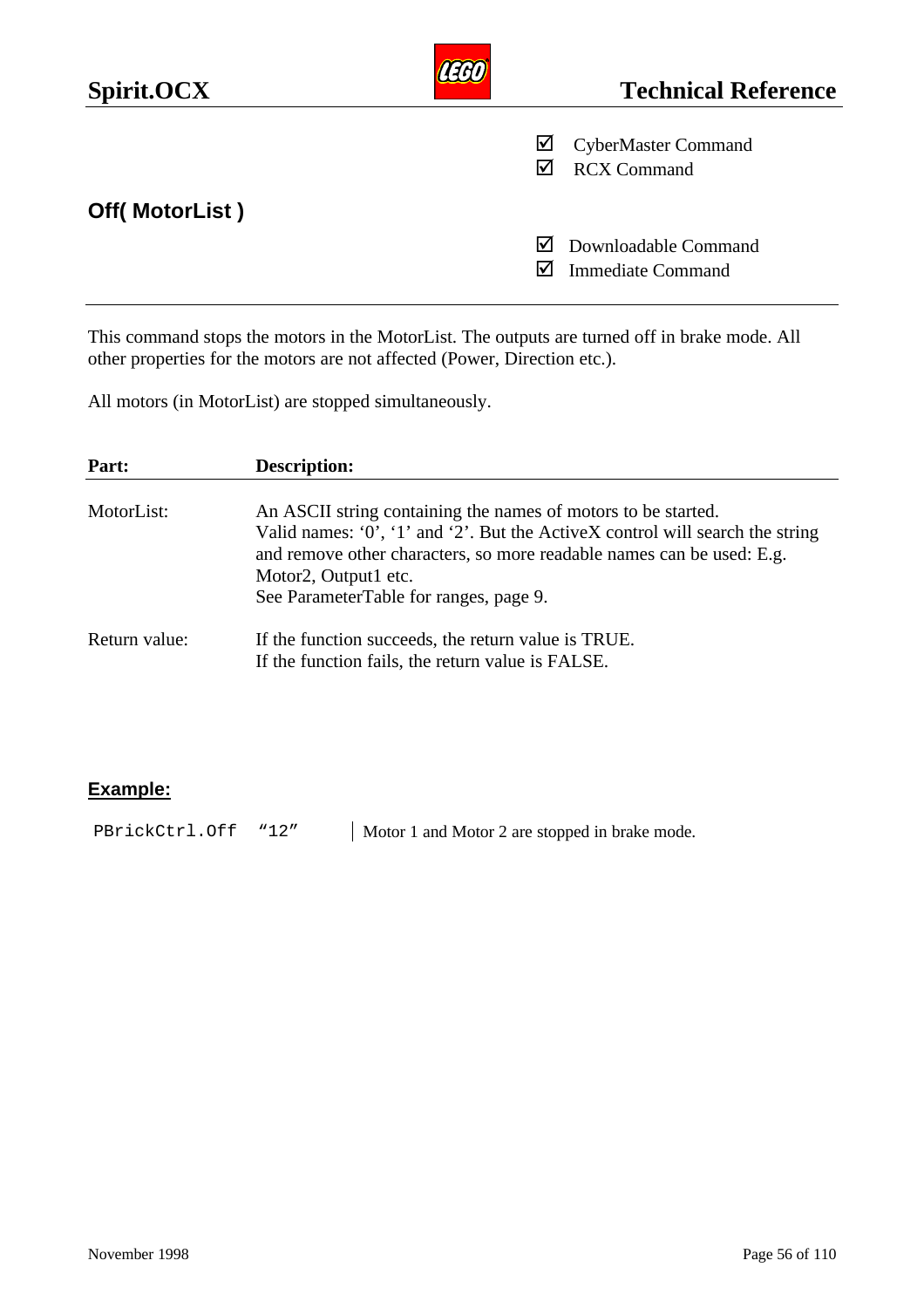☑ CyberMaster Command
☑ RCX Command

## Off( MotorList )

☑ Downloadable Command
☑ Immediate Command

---

This command stops the motors in the MotorList. The outputs are turned off in brake mode. All other properties for the motors are not affected (Power, Direction etc.).

All motors (in MotorList) are stopped simultaneously.

| Part: | Description: |
|---|---|
| MotorList: | An ASCII string containing the names of motors to be started.<br>Valid names: '0', '1' and '2'. But the ActiveX control will search the string and remove other characters, so more readable names can be used: E.g. Motor2, Output1 etc.<br>See ParameterTable for ranges, page 9. |
| Return value: | If the function succeeds, the return value is TRUE.<br>If the function fails, the return value is FALSE. |

**Example:**

| | |
|---|---|
| `PBrickCtrl.Off "12"` | Motor 1 and Motor 2 are stopped in brake mode. |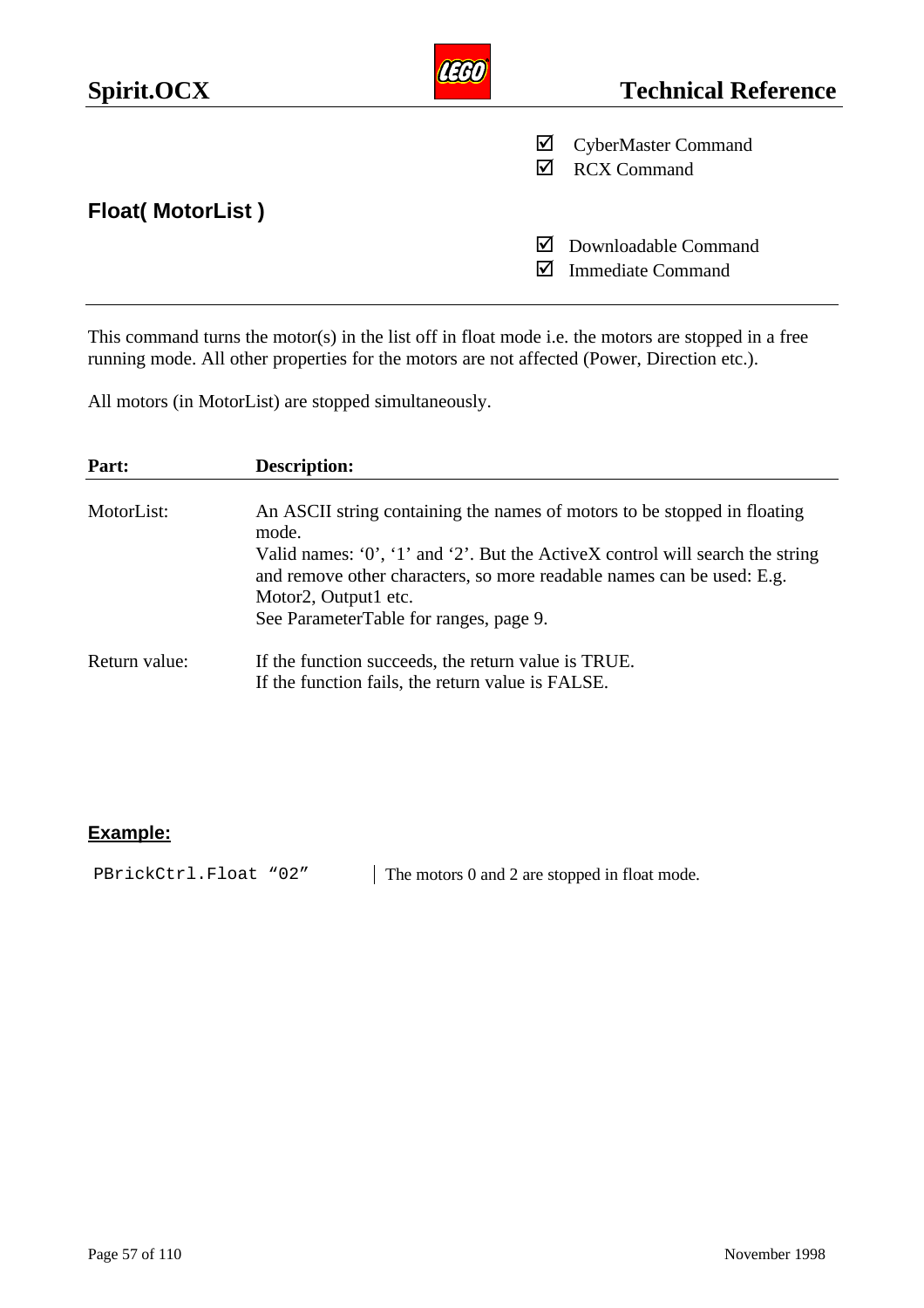☑ CyberMaster Command
☑ RCX Command

## Float( MotorList )

☑ Downloadable Command
☑ Immediate Command

This command turns the motor(s) in the list off in float mode i.e. the motors are stopped in a free running mode. All other properties for the motors are not affected (Power, Direction etc.).

All motors (in MotorList) are stopped simultaneously.

| Part: | Description: |
|---|---|
| MotorList: | An ASCII string containing the names of motors to be stopped in floating mode.<br>Valid names: ‘0’, ‘1’ and ‘2’. But the ActiveX control will search the string and remove other characters, so more readable names can be used: E.g. Motor2, Output1 etc.<br>See ParameterTable for ranges, page 9. |
| Return value: | If the function succeeds, the return value is TRUE.<br>If the function fails, the return value is FALSE. |

**Example:**

| | |
|---|---|
| `PBrickCtrl.Float “02”` | The motors 0 and 2 are stopped in float mode. |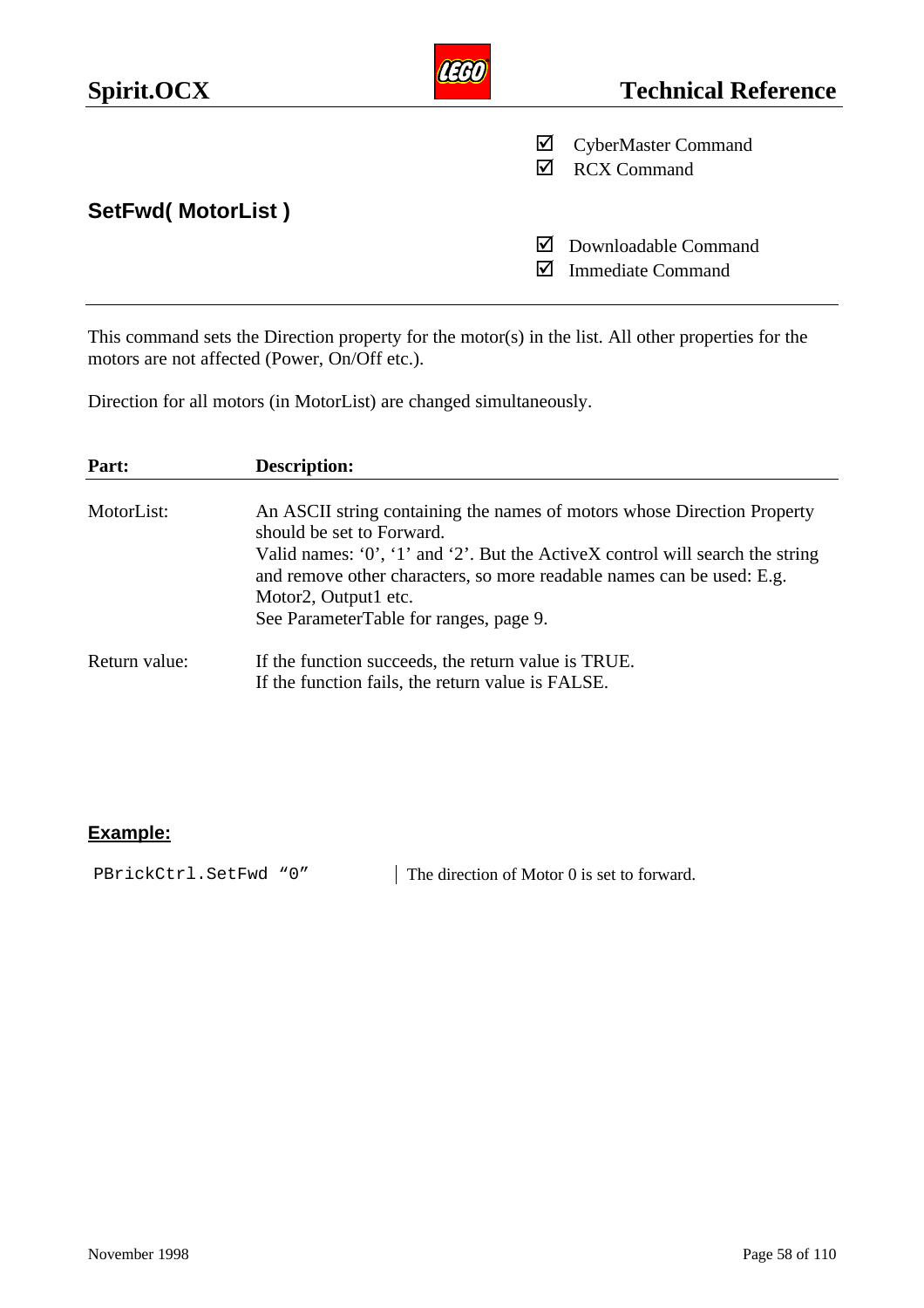☑ CyberMaster Command
☑ RCX Command

## SetFwd( MotorList )

☑ Downloadable Command
☑ Immediate Command

---

This command sets the Direction property for the motor(s) in the list. All other properties for the motors are not affected (Power, On/Off etc.).

Direction for all motors (in MotorList) are changed simultaneously.

| Part: | Description: |
|---|---|
| MotorList: | An ASCII string containing the names of motors whose Direction Property should be set to Forward.<br>Valid names: ‘0’, ‘1’ and ‘2’. But the ActiveX control will search the string and remove other characters, so more readable names can be used: E.g. Motor2, Output1 etc.<br>See ParameterTable for ranges, page 9. |
| Return value: | If the function succeeds, the return value is TRUE.<br>If the function fails, the return value is FALSE. |

**Example:**

| | |
|---|---|
| `PBrickCtrl.SetFwd “0”` | The direction of Motor 0 is set to forward. |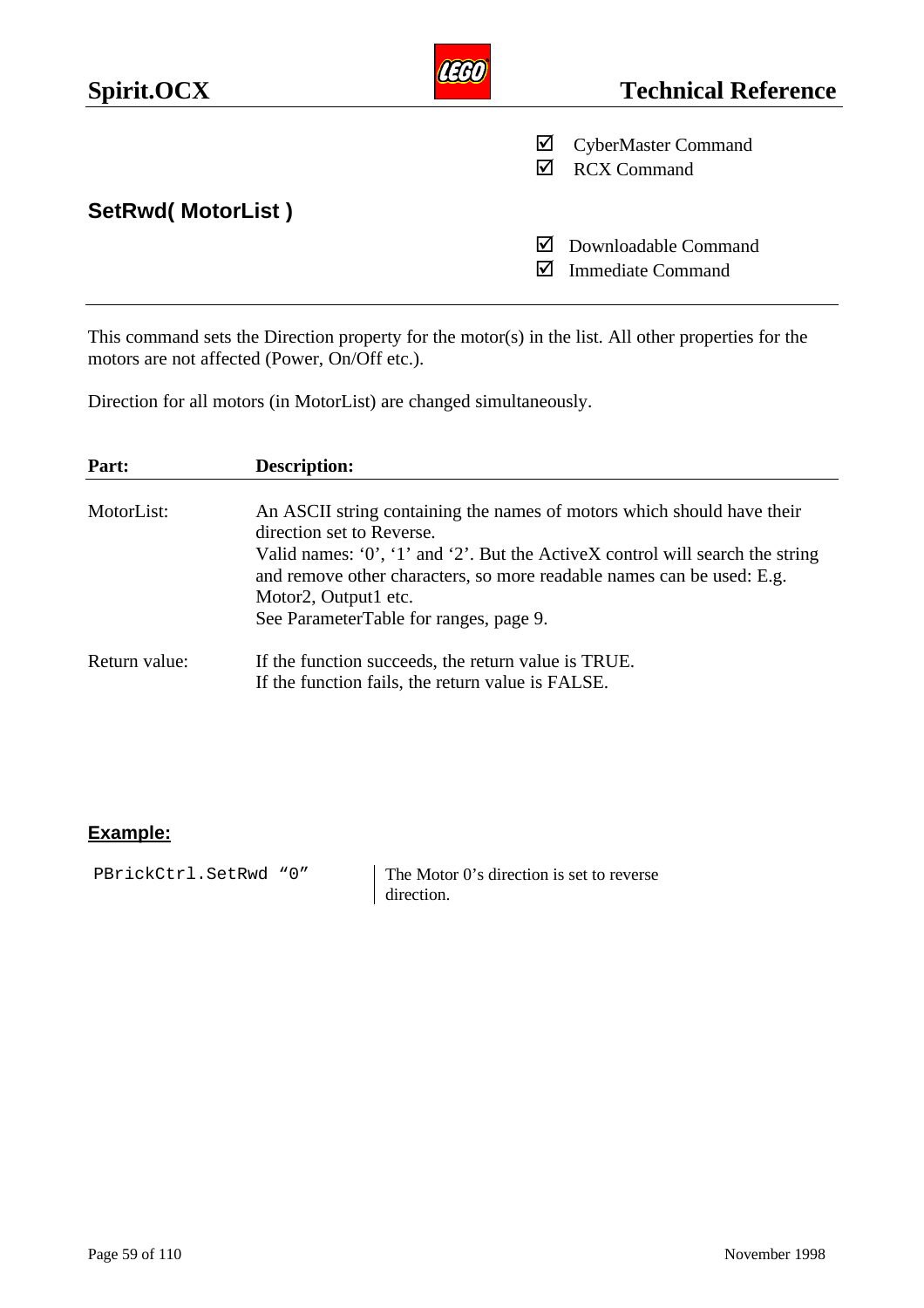☑ CyberMaster Command
☑ RCX Command

## SetRwd( MotorList )

☑ Downloadable Command
☑ Immediate Command

---

This command sets the Direction property for the motor(s) in the list. All other properties for the motors are not affected (Power, On/Off etc.).

Direction for all motors (in MotorList) are changed simultaneously.

| **Part:** | **Description:** |
| --- | --- |
| MotorList: | An ASCII string containing the names of motors which should have their direction set to Reverse.<br>Valid names: ‘0’, ‘1’ and ‘2’. But the ActiveX control will search the string and remove other characters, so more readable names can be used: E.g. Motor2, Output1 etc.<br>See ParameterTable for ranges, page 9. |
| Return value: | If the function succeeds, the return value is TRUE.<br>If the function fails, the return value is FALSE. |

### Example:

| | |
| --- | --- |
| `PBrickCtrl.SetRwd “0”` | The Motor 0’s direction is set to reverse direction. |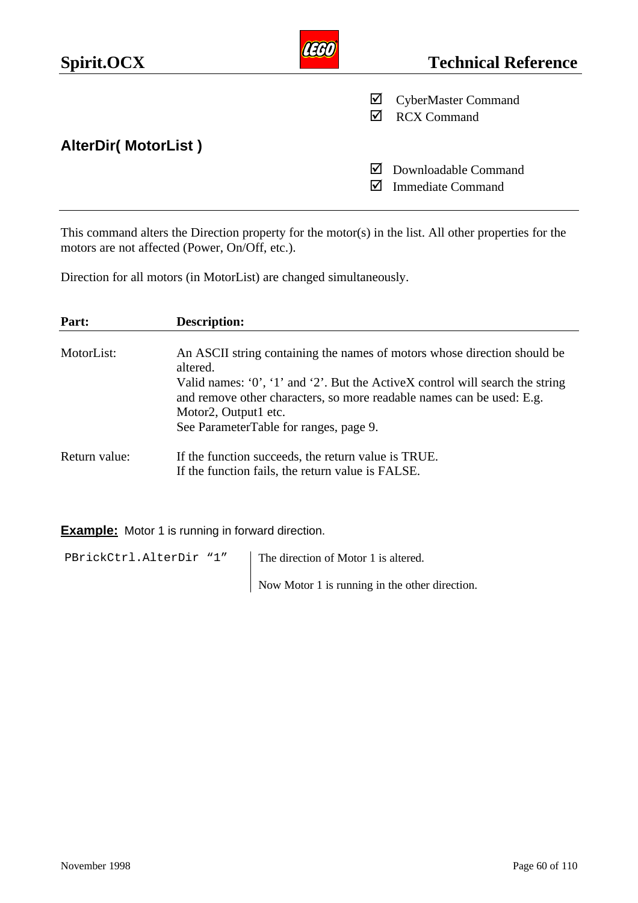☑ CyberMaster Command
☑ RCX Command

## AlterDir( MotorList )

☑ Downloadable Command
☑ Immediate Command

---

This command alters the Direction property for the motor(s) in the list. All other properties for the motors are not affected (Power, On/Off, etc.).

Direction for all motors (in MotorList) are changed simultaneously.

| **Part:** | **Description:** |
|---|---|
| MotorList: | An ASCII string containing the names of motors whose direction should be altered.<br>Valid names: ‘0’, ‘1’ and ‘2’. But the ActiveX control will search the string and remove other characters, so more readable names can be used: E.g. Motor2, Output1 etc.<br>See ParameterTable for ranges, page 9. |
| Return value: | If the function succeeds, the return value is TRUE.<br>If the function fails, the return value is FALSE. |

**Example:** Motor 1 is running in forward direction.

| | |
|---|---|
| `PBrickCtrl.AlterDir “1”` | The direction of Motor 1 is altered.<br><br>Now Motor 1 is running in the other direction. |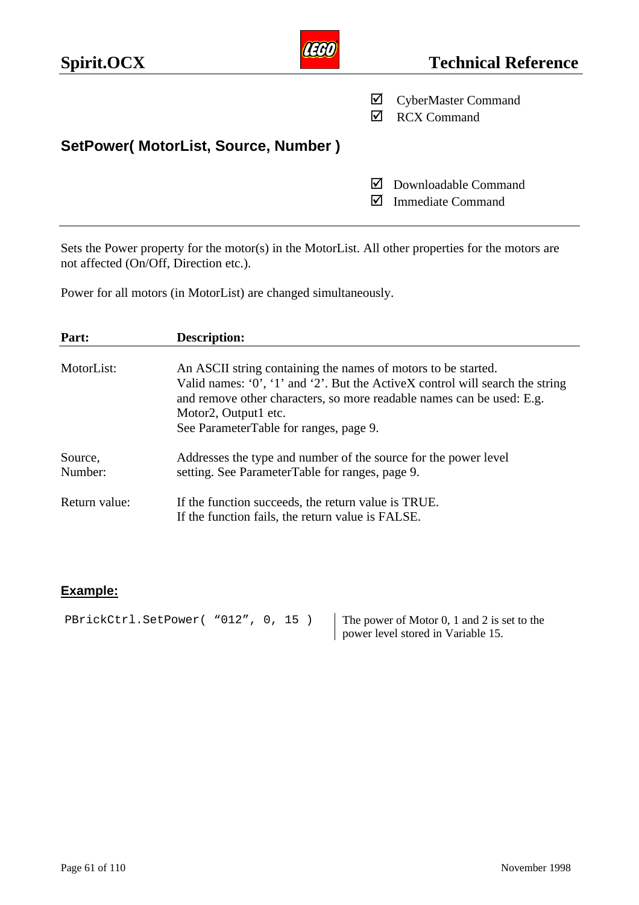☑ CyberMaster Command
☑ RCX Command

## SetPower( MotorList, Source, Number )

☑ Downloadable Command
☑ Immediate Command

Sets the Power property for the motor(s) in the MotorList. All other properties for the motors are not affected (On/Off, Direction etc.).

Power for all motors (in MotorList) are changed simultaneously.

| **Part:** | **Description:** |
|---|---|
| MotorList: | An ASCII string containing the names of motors to be started.<br>Valid names: ‘0’, ‘1’ and ‘2’. But the ActiveX control will search the string and remove other characters, so more readable names can be used: E.g. Motor2, Output1 etc.<br>See ParameterTable for ranges, page 9. |
| Source, Number: | Addresses the type and number of the source for the power level setting. See ParameterTable for ranges, page 9. |
| Return value: | If the function succeeds, the return value is TRUE.<br>If the function fails, the return value is FALSE. |

### Example:

```
PBrickCtrl.SetPower( “012”, 0, 15 )
```

The power of Motor 0, 1 and 2 is set to the power level stored in Variable 15.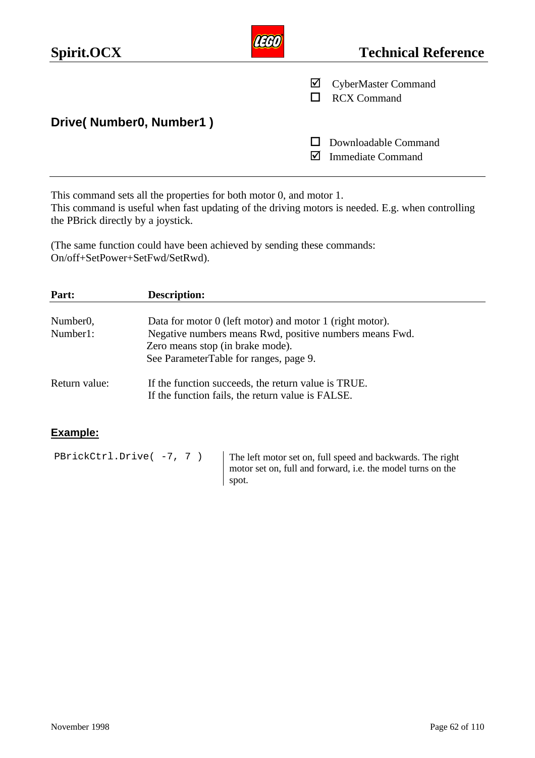☑ CyberMaster Command
☐ RCX Command

## Drive( Number0, Number1 )

☐ Downloadable Command
☑ Immediate Command

---

This command sets all the properties for both motor 0, and motor 1.
This command is useful when fast updating of the driving motors is needed. E.g. when controlling the PBrick directly by a joystick.

(The same function could have been achieved by sending these commands: On/off+SetPower+SetFwd/SetRwd).

| Part: | Description: |
|---|---|
| Number0, Number1: | Data for motor 0 (left motor) and motor 1 (right motor). Negative numbers means Rwd, positive numbers means Fwd. Zero means stop (in brake mode). See ParameterTable for ranges, page 9. |
| Return value: | If the function succeeds, the return value is TRUE. If the function fails, the return value is FALSE. |

### Example:

| Code | Comment |
|---|---|
| `PBrickCtrl.Drive( -7, 7 )` | The left motor set on, full speed and backwards. The right motor set on, full and forward, i.e. the model turns on the spot. |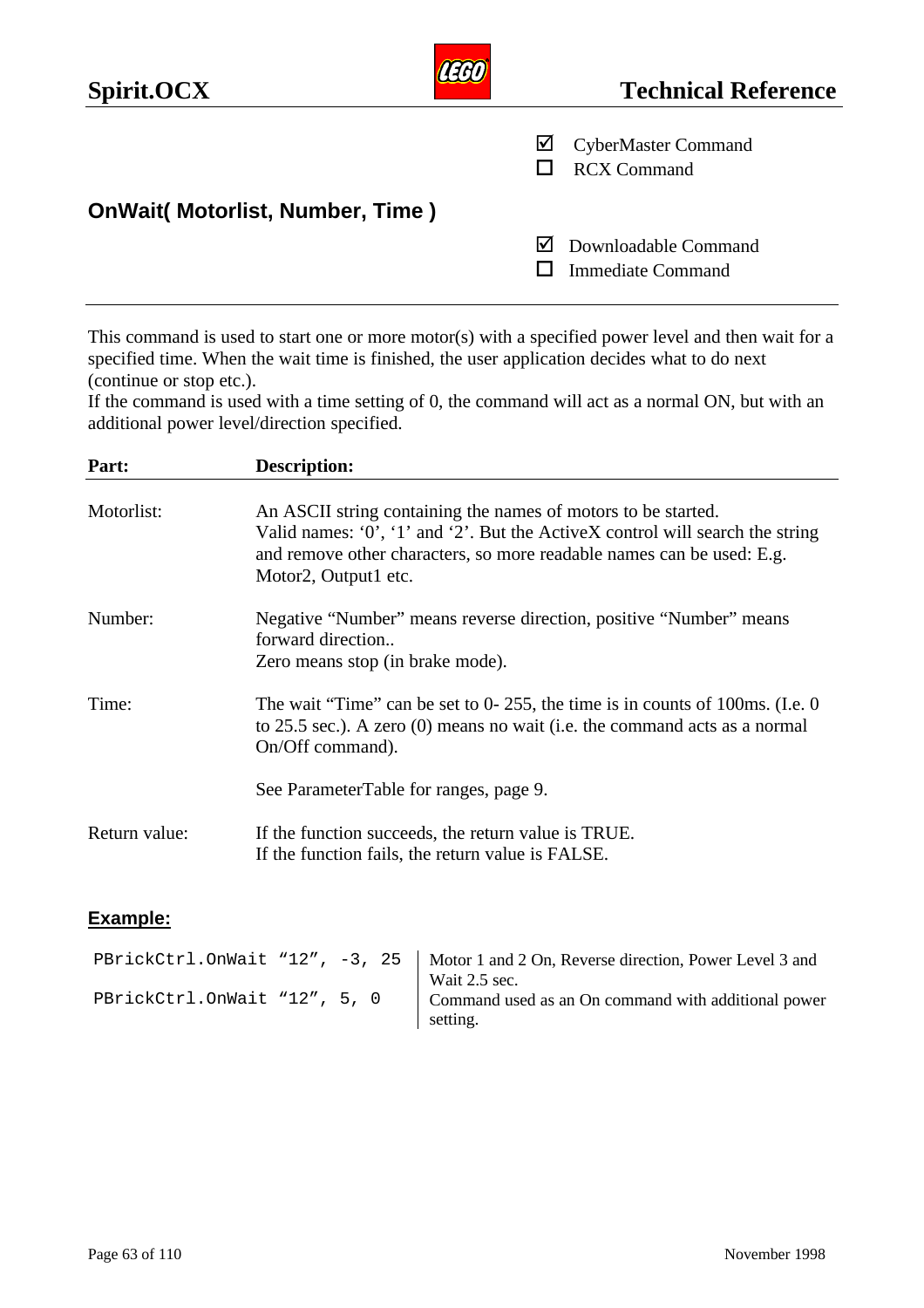☑ CyberMaster Command
☐ RCX Command

## OnWait( Motorlist, Number, Time )

☑ Downloadable Command
☐ Immediate Command

---

This command is used to start one or more motor(s) with a specified power level and then wait for a specified time. When the wait time is finished, the user application decides what to do next (continue or stop etc.).
If the command is used with a time setting of 0, the command will act as a normal ON, but with an additional power level/direction specified.

| Part: | Description: |
|---|---|
| Motorlist: | An ASCII string containing the names of motors to be started. Valid names: ‘0’, ‘1’ and ‘2’. But the ActiveX control will search the string and remove other characters, so more readable names can be used: E.g. Motor2, Output1 etc. |
| Number: | Negative “Number” means reverse direction, positive “Number” means forward direction.. Zero means stop (in brake mode). |
| Time: | The wait “Time” can be set to 0- 255, the time is in counts of 100ms. (I.e. 0 to 25.5 sec.). A zero (0) means no wait (i.e. the command acts as a normal On/Off command).<br><br>See ParameterTable for ranges, page 9. |
| Return value: | If the function succeeds, the return value is TRUE. If the function fails, the return value is FALSE. |

### Example:

| Code | Comment |
|---|---|
| `PBrickCtrl.OnWait “12”, -3, 25` | Motor 1 and 2 On, Reverse direction, Power Level 3 and Wait 2.5 sec. |
| `PBrickCtrl.OnWait “12”, 5, 0` | Command used as an On command with additional power setting. |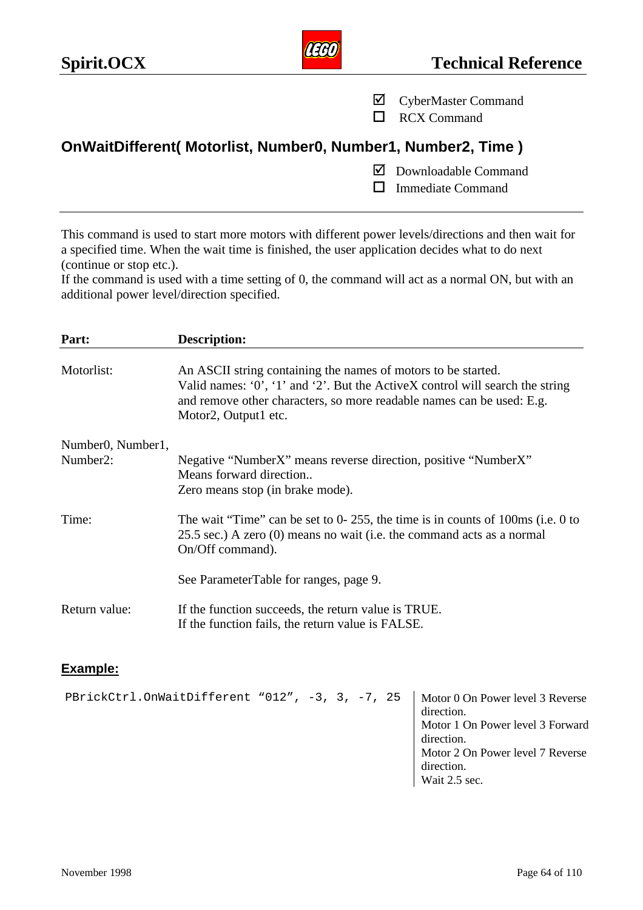☑ CyberMaster Command
☐ RCX Command

## OnWaitDifferent( Motorlist, Number0, Number1, Number2, Time )

☑ Downloadable Command
☐ Immediate Command

---

This command is used to start more motors with different power levels/directions and then wait for a specified time. When the wait time is finished, the user application decides what to do next (continue or stop etc.).
If the command is used with a time setting of 0, the command will act as a normal ON, but with an additional power level/direction specified.

| **Part:** | **Description:** |
|---|---|
| Motorlist: | An ASCII string containing the names of motors to be started. Valid names: ‘0’, ‘1’ and ‘2’. But the ActiveX control will search the string and remove other characters, so more readable names can be used: E.g. Motor2, Output1 etc. |
| Number0, Number1, Number2: | Negative “NumberX” means reverse direction, positive “NumberX” Means forward direction.. Zero means stop (in brake mode). |
| Time: | The wait “Time” can be set to 0- 255, the time is in counts of 100ms (i.e. 0 to 25.5 sec.) A zero (0) means no wait (i.e. the command acts as a normal On/Off command).<br><br>See ParameterTable for ranges, page 9. |
| Return value: | If the function succeeds, the return value is TRUE. If the function fails, the return value is FALSE. |

**Example:**

```
PBrickCtrl.OnWaitDifferent “012”, -3, 3, -7, 25
```

Motor 0 On Power level 3 Reverse direction.
Motor 1 On Power level 3 Forward direction.
Motor 2 On Power level 7 Reverse direction.
Wait 2.5 sec.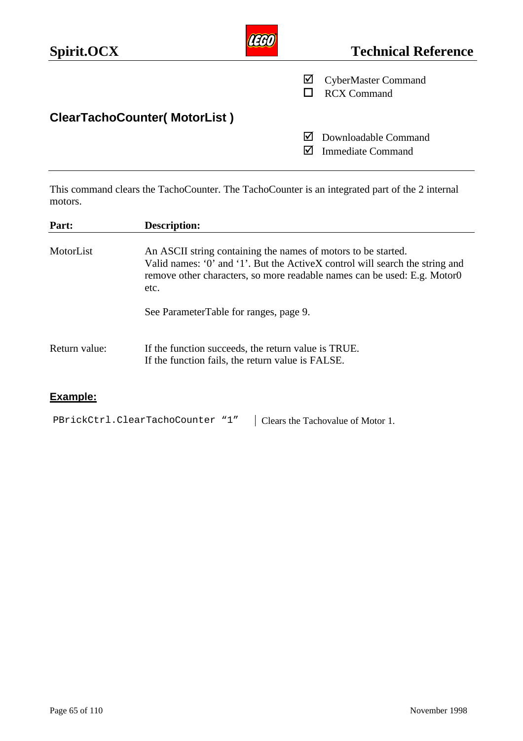☑ CyberMaster Command
☐ RCX Command

## ClearTachoCounter( MotorList )

☑ Downloadable Command
☑ Immediate Command

---

This command clears the TachoCounter. The TachoCounter is an integrated part of the 2 internal motors.

| **Part:** | **Description:** |
|---|---|
| MotorList | An ASCII string containing the names of motors to be started.<br>Valid names: '0' and '1'. But the ActiveX control will search the string and remove other characters, so more readable names can be used: E.g. Motor0 etc.<br><br>See ParameterTable for ranges, page 9. |
| Return value: | If the function succeeds, the return value is TRUE.<br>If the function fails, the return value is FALSE. |

### Example:

| | |
|---|---|
| `PBrickCtrl.ClearTachoCounter "1"` | Clears the Tachovalue of Motor 1. |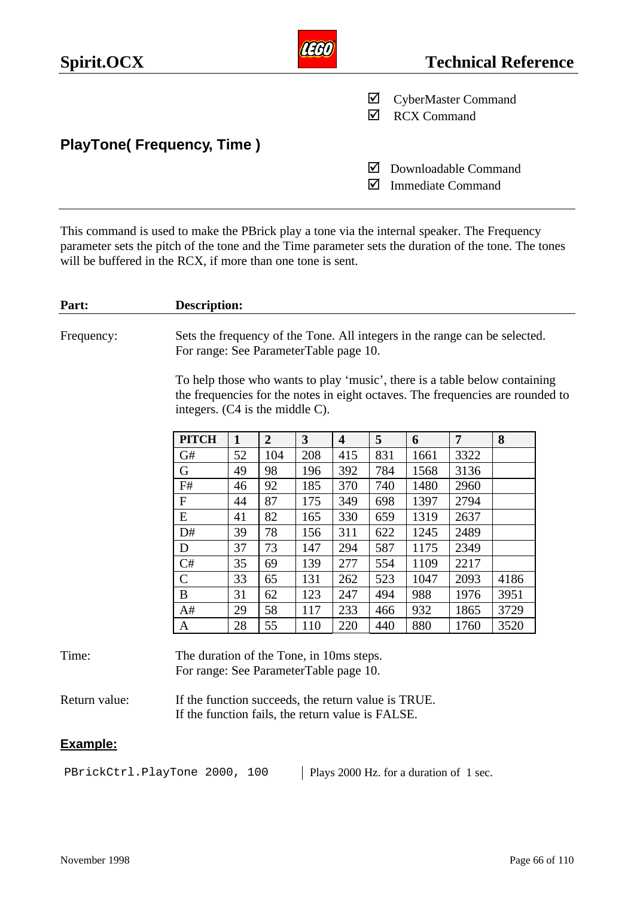☑ CyberMaster Command
☑ RCX Command

## PlayTone( Frequency, Time )

☑ Downloadable Command
☑ Immediate Command

---

This command is used to make the PBrick play a tone via the internal speaker. The Frequency parameter sets the pitch of the tone and the Time parameter sets the duration of the tone. The tones will be buffered in the RCX, if more than one tone is sent.

| **Part:** | **Description:** |
|---|---|
| Frequency: | Sets the frequency of the Tone. All integers in the range can be selected. For range: See ParameterTable page 10.<br><br>To help those who wants to play 'music', there is a table below containing the frequencies for the notes in eight octaves. The frequencies are rounded to integers. (C4 is the middle C). |

| PITCH | 1 | 2 | 3 | 4 | 5 | 6 | 7 | 8 |
|---|---|---|---|---|---|---|---|---|
| G# | 52 | 104 | 208 | 415 | 831 | 1661 | 3322 | |
| G | 49 | 98 | 196 | 392 | 784 | 1568 | 3136 | |
| F# | 46 | 92 | 185 | 370 | 740 | 1480 | 2960 | |
| F | 44 | 87 | 175 | 349 | 698 | 1397 | 2794 | |
| E | 41 | 82 | 165 | 330 | 659 | 1319 | 2637 | |
| D# | 39 | 78 | 156 | 311 | 622 | 1245 | 2489 | |
| D | 37 | 73 | 147 | 294 | 587 | 1175 | 2349 | |
| C# | 35 | 69 | 139 | 277 | 554 | 1109 | 2217 | |
| C | 33 | 65 | 131 | 262 | 523 | 1047 | 2093 | 4186 |
| B | 31 | 62 | 123 | 247 | 494 | 988 | 1976 | 3951 |
| A# | 29 | 58 | 117 | 233 | 466 | 932 | 1865 | 3729 |
| A | 28 | 55 | 110 | 220 | 440 | 880 | 1760 | 3520 |

| | |
|---|---|
| Time: | The duration of the Tone, in 10ms steps. For range: See ParameterTable page 10. |
| Return value: | If the function succeeds, the return value is TRUE. If the function fails, the return value is FALSE. |

### Example:

```
PBrickCtrl.PlayTone 2000, 100
```

Plays 2000 Hz. for a duration of 1 sec.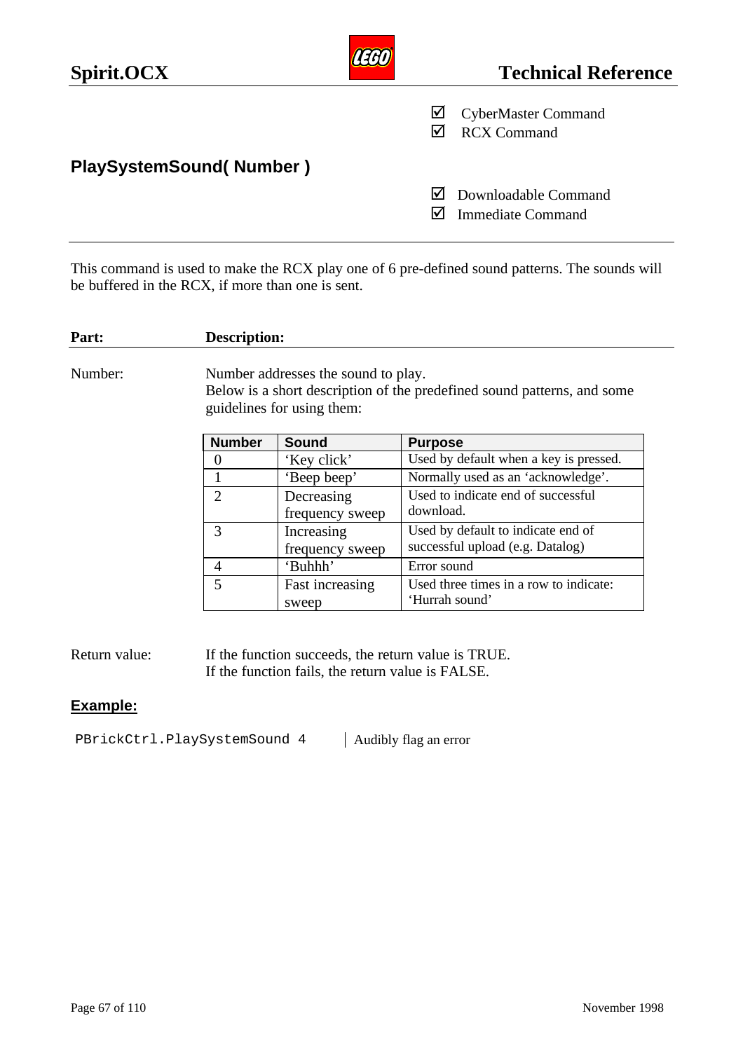☑ CyberMaster Command
☑ RCX Command

## PlaySystemSound( Number )

☑ Downloadable Command
☑ Immediate Command

This command is used to make the RCX play one of 6 pre-defined sound patterns. The sounds will be buffered in the RCX, if more than one is sent.

| **Part:** | **Description:** |
|---|---|
| Number: | Number addresses the sound to play.<br>Below is a short description of the predefined sound patterns, and some guidelines for using them: |

| Number | Sound | Purpose |
|---|---|---|
| 0 | 'Key click' | Used by default when a key is pressed. |
| 1 | 'Beep beep' | Normally used as an 'acknowledge'. |
| 2 | Decreasing frequency sweep | Used to indicate end of successful download. |
| 3 | Increasing frequency sweep | Used by default to indicate end of successful upload (e.g. Datalog) |
| 4 | 'Buhhh' | Error sound |
| 5 | Fast increasing sweep | Used three times in a row to indicate: 'Hurrah sound' |

Return value: If the function succeeds, the return value is TRUE.
If the function fails, the return value is FALSE.

### Example:

```
PBrickCtrl.PlaySystemSound 4
```

Audibly flag an error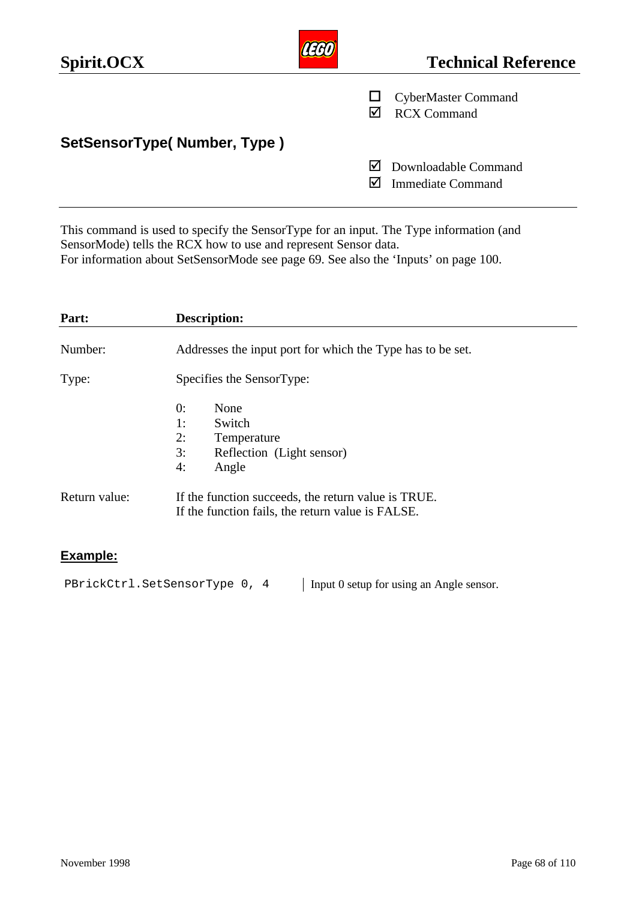☐ CyberMaster Command
☑ RCX Command

## SetSensorType( Number, Type )

☑ Downloadable Command
☑ Immediate Command

This command is used to specify the SensorType for an input. The Type information (and SensorMode) tells the RCX how to use and represent Sensor data.
For information about SetSensorMode see page 69. See also the 'Inputs' on page 100.

| Part: | Description: |
|---|---|
| Number: | Addresses the input port for which the Type has to be set. |
| Type: | Specifies the SensorType:<br><br>0: None<br>1: Switch<br>2: Temperature<br>3: Reflection (Light sensor)<br>4: Angle |
| Return value: | If the function succeeds, the return value is TRUE.<br>If the function fails, the return value is FALSE. |

### Example:

```
PBrickCtrl.SetSensorType 0, 4
```

Input 0 setup for using an Angle sensor.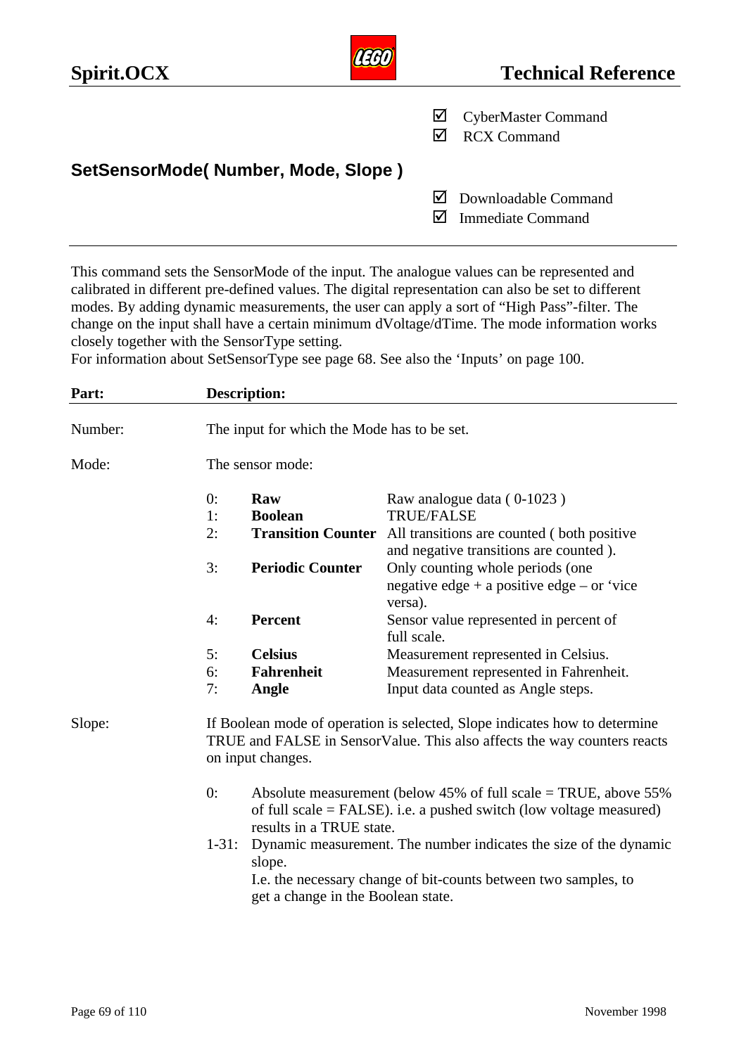☑ CyberMaster Command
☑ RCX Command

## SetSensorMode( Number, Mode, Slope )

☑ Downloadable Command
☑ Immediate Command

---

This command sets the SensorMode of the input. The analogue values can be represented and calibrated in different pre-defined values. The digital representation can also be set to different modes. By adding dynamic measurements, the user can apply a sort of "High Pass"-filter. The change on the input shall have a certain minimum dVoltage/dTime. The mode information works closely together with the SensorType setting.
For information about SetSensorType see page 68. See also the 'Inputs' on page 100.

| **Part:** | **Description:** |
|---|---|
| Number: | The input for which the Mode has to be set. |
| Mode: | The sensor mode: |

| | | |
|---|---|---|
| 0: | **Raw** | Raw analogue data ( 0-1023 ) |
| 1: | **Boolean** | TRUE/FALSE |
| 2: | **Transition Counter** | All transitions are counted ( both positive and negative transitions are counted ). |
| 3: | **Periodic Counter** | Only counting whole periods (one negative edge + a positive edge – or 'vice versa). |
| 4: | **Percent** | Sensor value represented in percent of full scale. |
| 5: | **Celsius** | Measurement represented in Celsius. |
| 6: | **Fahrenheit** | Measurement represented in Fahrenheit. |
| 7: | **Angle** | Input data counted as Angle steps. |

Slope: If Boolean mode of operation is selected, Slope indicates how to determine TRUE and FALSE in SensorValue. This also affects the way counters reacts on input changes.

| | |
|---|---|
| 0: | Absolute measurement (below 45% of full scale = TRUE, above 55% of full scale = FALSE). i.e. a pushed switch (low voltage measured) results in a TRUE state. |
| 1-31: | Dynamic measurement. The number indicates the size of the dynamic slope. I.e. the necessary change of bit-counts between two samples, to get a change in the Boolean state. |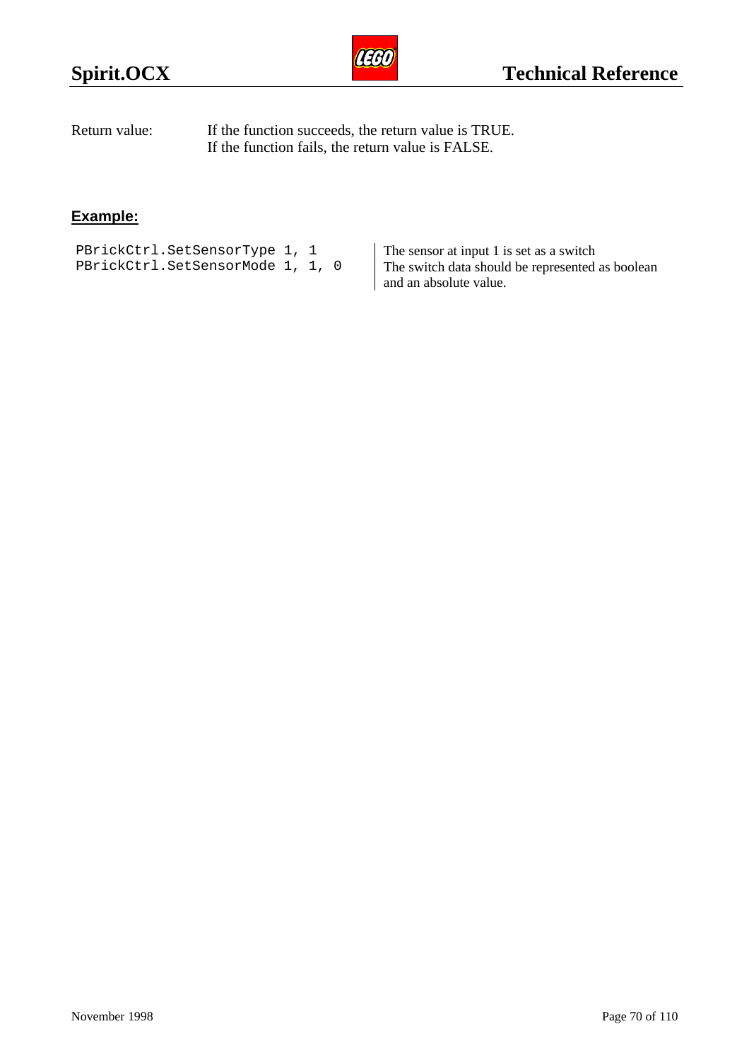Return value: If the function succeeds, the return value is TRUE.
If the function fails, the return value is FALSE.

## Example:

| Code | Description |
|---|---|
| `PBrickCtrl.SetSensorType 1, 1` | The sensor at input 1 is set as a switch |
| `PBrickCtrl.SetSensorMode 1, 1, 0` | The switch data should be represented as boolean and an absolute value. |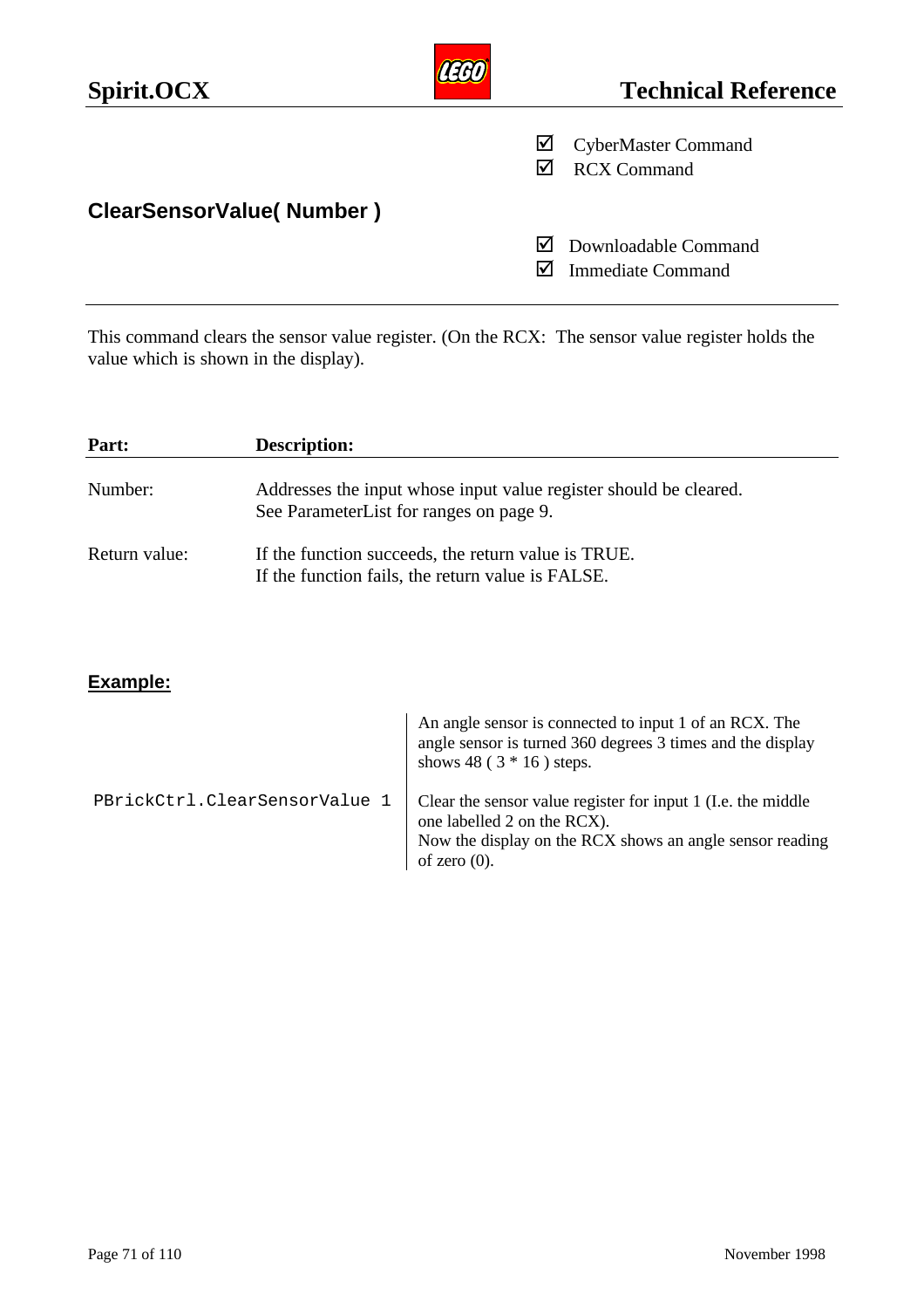## ClearSensorValue( Number )

☑ CyberMaster Command
☑ RCX Command

☑ Downloadable Command
☑ Immediate Command

This command clears the sensor value register. (On the RCX: The sensor value register holds the value which is shown in the display).

| Part: | Description: |
|---|---|
| Number: | Addresses the input whose input value register should be cleared. See ParameterList for ranges on page 9. |
| Return value: | If the function succeeds, the return value is TRUE. If the function fails, the return value is FALSE. |

### Example:

| | |
|---|---|
| | An angle sensor is connected to input 1 of an RCX. The angle sensor is turned 360 degrees 3 times and the display shows 48 ( 3 * 16 ) steps. |
| `PBrickCtrl.ClearSensorValue 1` | Clear the sensor value register for input 1 (I.e. the middle one labelled 2 on the RCX). Now the display on the RCX shows an angle sensor reading of zero (0). |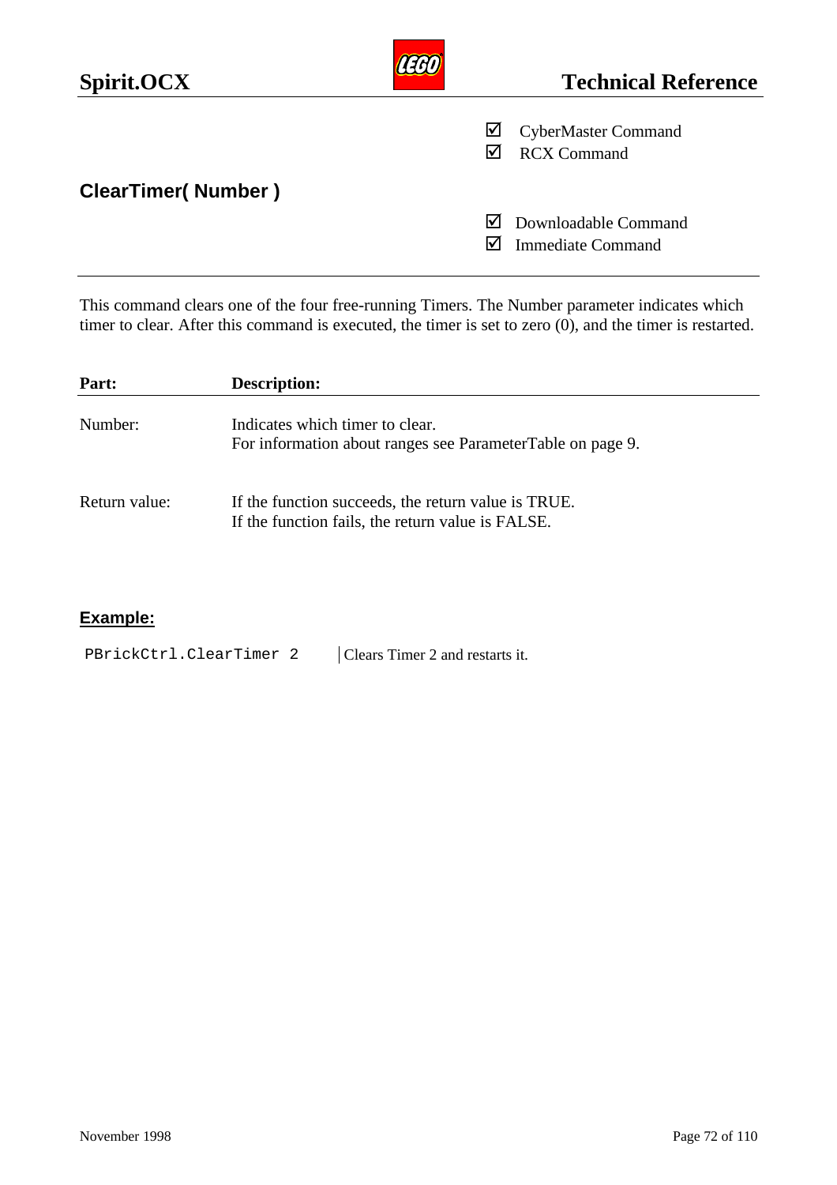- ☑ CyberMaster Command
- ☑ RCX Command

## ClearTimer( Number )

- ☑ Downloadable Command
- ☑ Immediate Command

---

This command clears one of the four free-running Timers. The Number parameter indicates which timer to clear. After this command is executed, the timer is set to zero (0), and the timer is restarted.

| Part: | Description: |
|---|---|
| Number: | Indicates which timer to clear.<br>For information about ranges see ParameterTable on page 9. |
| Return value: | If the function succeeds, the return value is TRUE.<br>If the function fails, the return value is FALSE. |

### Example:

| | |
|---|---|
| `PBrickCtrl.ClearTimer 2` | Clears Timer 2 and restarts it. |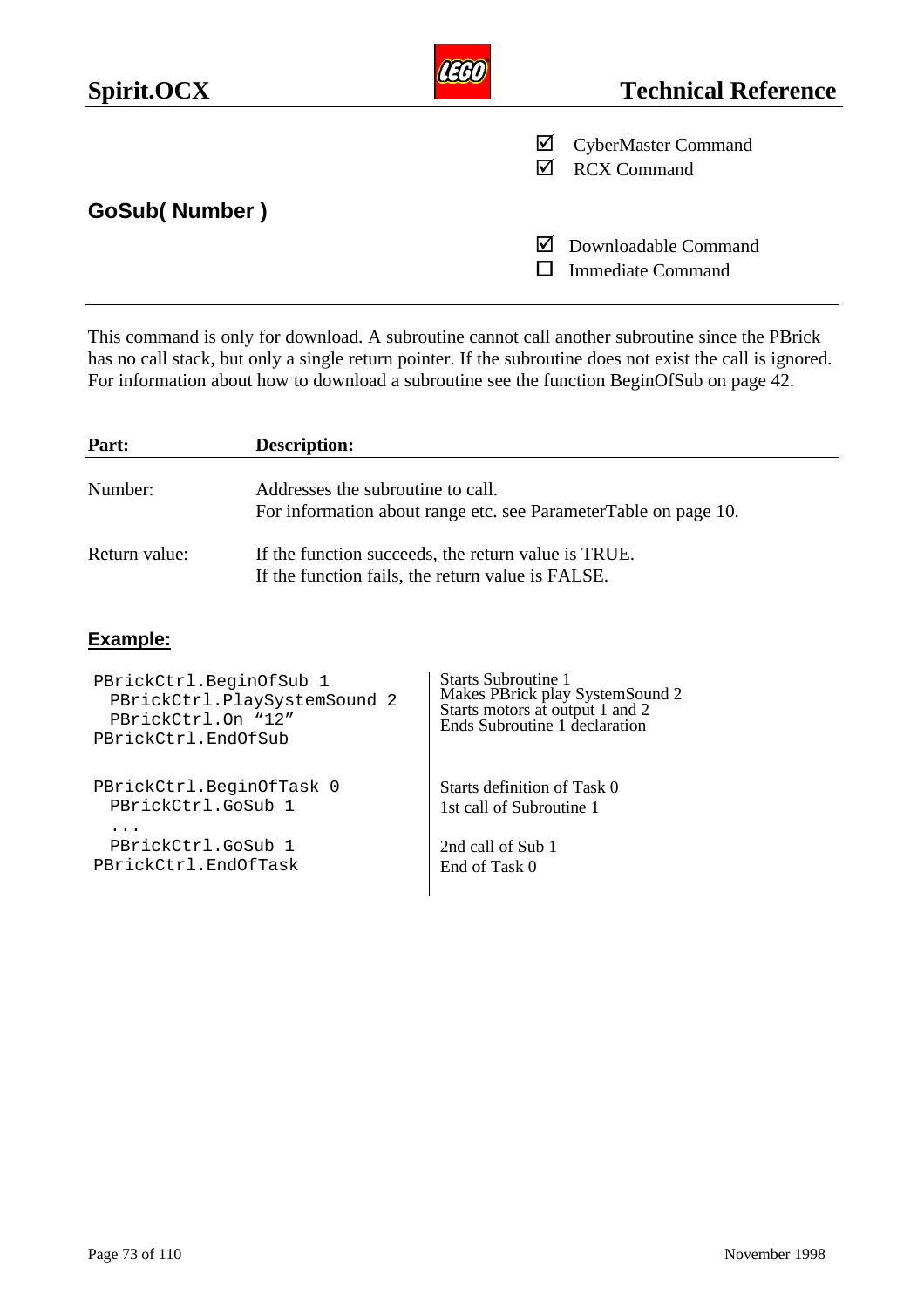☑ CyberMaster Command
☑ RCX Command

## GoSub( Number )

☑ Downloadable Command
☐ Immediate Command

---

This command is only for download. A subroutine cannot call another subroutine since the PBrick has no call stack, but only a single return pointer. If the subroutine does not exist the call is ignored. For information about how to download a subroutine see the function BeginOfSub on page 42.

| Part: | Description: |
|---|---|
| Number: | Addresses the subroutine to call.<br>For information about range etc. see ParameterTable on page 10. |
| Return value: | If the function succeeds, the return value is TRUE.<br>If the function fails, the return value is FALSE. |

### Example:

| Code | Comment |
|---|---|
| `PBrickCtrl.BeginOfSub 1` | Starts Subroutine 1 |
| `  PBrickCtrl.PlaySystemSound 2` | Makes PBrick play SystemSound 2 |
| `  PBrickCtrl.On “12”` | Starts motors at output 1 and 2 |
| `PBrickCtrl.EndOfSub` | Ends Subroutine 1 declaration |
| | |
| `PBrickCtrl.BeginOfTask 0` | Starts definition of Task 0 |
| `  PBrickCtrl.GoSub 1` | 1st call of Subroutine 1 |
| `  ...` | |
| `  PBrickCtrl.GoSub 1` | 2nd call of Sub 1 |
| `PBrickCtrl.EndOfTask` | End of Task 0 |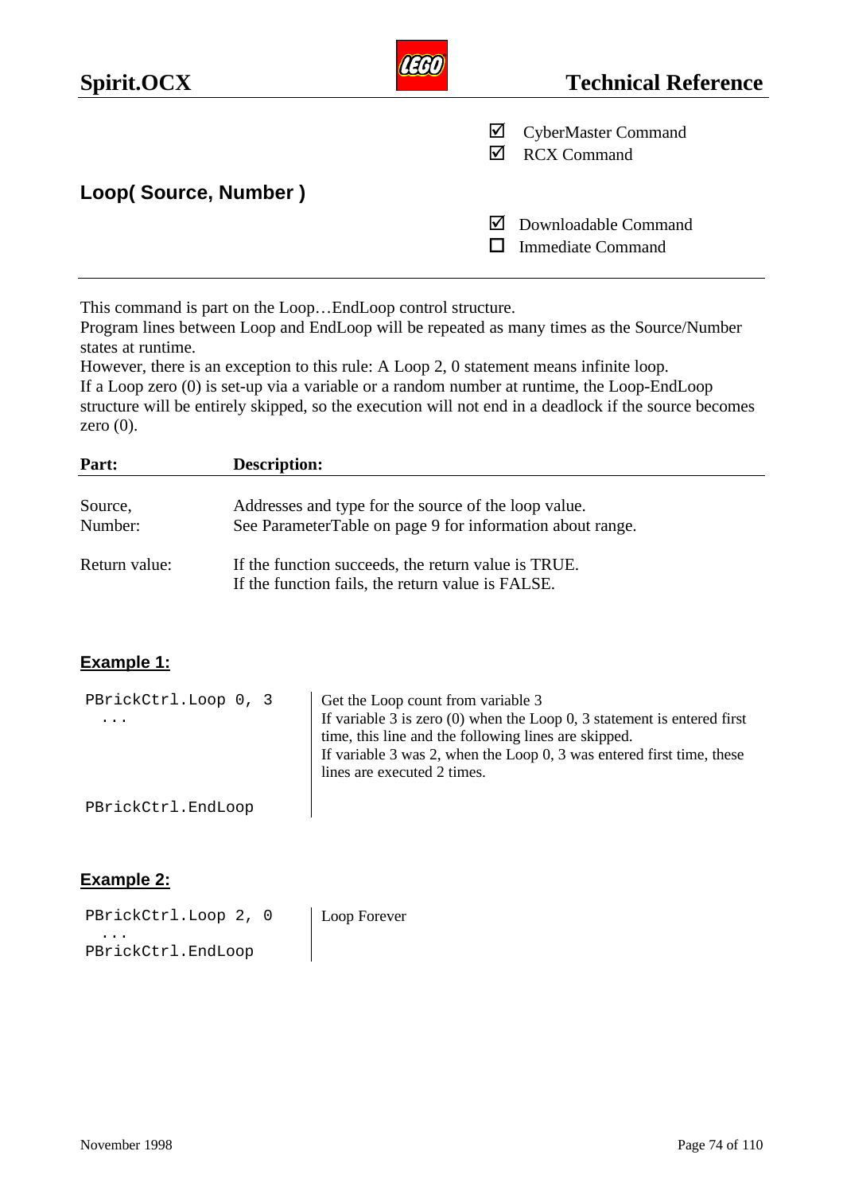☑ CyberMaster Command
☑ RCX Command

## Loop( Source, Number )

☑ Downloadable Command
☐ Immediate Command

---

This command is part on the Loop…EndLoop control structure.
Program lines between Loop and EndLoop will be repeated as many times as the Source/Number states at runtime.
However, there is an exception to this rule: A Loop 2, 0 statement means infinite loop.
If a Loop zero (0) is set-up via a variable or a random number at runtime, the Loop-EndLoop structure will be entirely skipped, so the execution will not end in a deadlock if the source becomes zero (0).

| Part: | Description: |
|---|---|
| Source,<br>Number: | Addresses and type for the source of the loop value.<br>See ParameterTable on page 9 for information about range. |
| Return value: | If the function succeeds, the return value is TRUE.<br>If the function fails, the return value is FALSE. |

### Example 1:

| Code | Comment |
|---|---|
| `PBrickCtrl.Loop 0, 3`<br>`...` | Get the Loop count from variable 3<br>If variable 3 is zero (0) when the Loop 0, 3 statement is entered first time, this line and the following lines are skipped.<br>If variable 3 was 2, when the Loop 0, 3 was entered first time, these lines are executed 2 times. |
| `PBrickCtrl.EndLoop` | |

### Example 2:

| Code | Comment |
|---|---|
| `PBrickCtrl.Loop 2, 0`<br>`...`<br>`PBrickCtrl.EndLoop` | Loop Forever |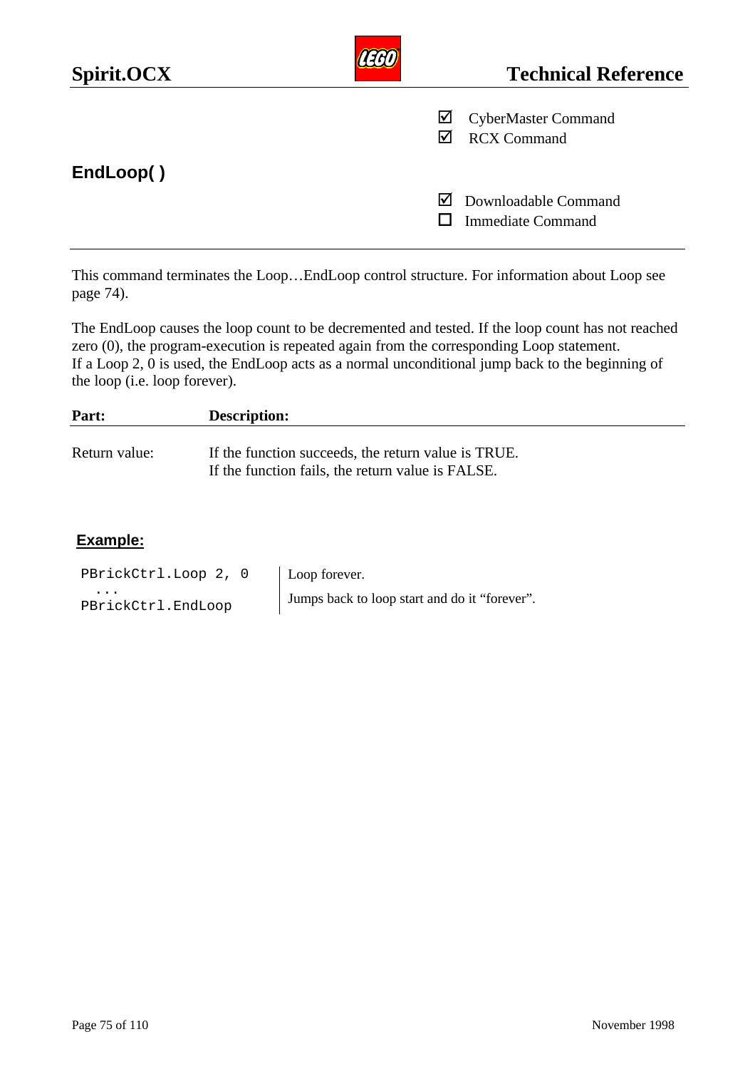☑ CyberMaster Command
☑ RCX Command

## EndLoop( )

☑ Downloadable Command
☐ Immediate Command

This command terminates the Loop…EndLoop control structure. For information about Loop see page 74).

The EndLoop causes the loop count to be decremented and tested. If the loop count has not reached zero (0), the program-execution is repeated again from the corresponding Loop statement.
If a Loop 2, 0 is used, the EndLoop acts as a normal unconditional jump back to the beginning of the loop (i.e. loop forever).

| Part: | Description: |
|---|---|
| Return value: | If the function succeeds, the return value is TRUE.<br>If the function fails, the return value is FALSE. |

**Example:**

| Code | Comment |
|---|---|
| `PBrickCtrl.Loop 2, 0` | Loop forever. |
| `...` | |
| `PBrickCtrl.EndLoop` | Jumps back to loop start and do it “forever”. |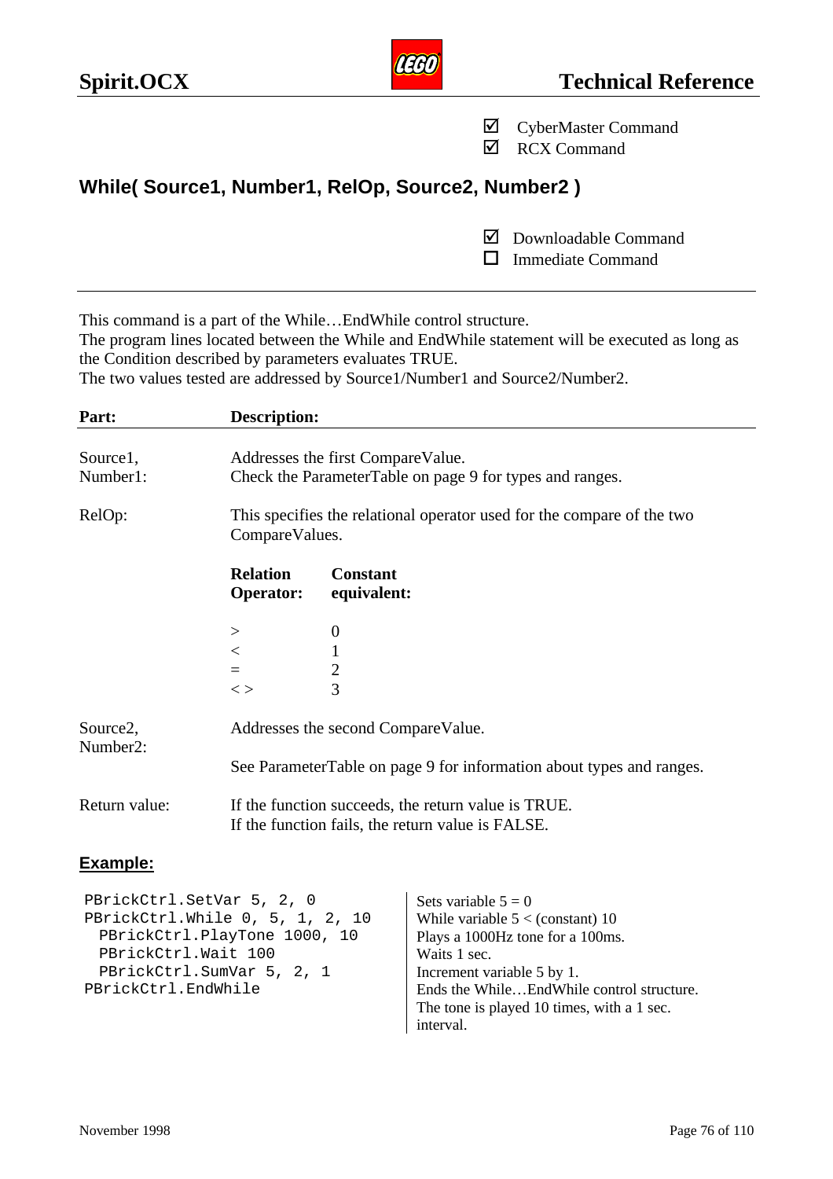☑ CyberMaster Command
☑ RCX Command

## While( Source1, Number1, RelOp, Source2, Number2 )

☑ Downloadable Command
☐ Immediate Command

---

This command is a part of the While…EndWhile control structure.
The program lines located between the While and EndWhile statement will be executed as long as the Condition described by parameters evaluates TRUE.
The two values tested are addressed by Source1/Number1 and Source2/Number2.

| Part: | Description: |
|---|---|
| Source1, Number1: | Addresses the first CompareValue.<br>Check the ParameterTable on page 9 for types and ranges. |
| RelOp: | This specifies the relational operator used for the compare of the two CompareValues. |
| Source2, Number2: | Addresses the second CompareValue.<br><br>See ParameterTable on page 9 for information about types and ranges. |
| Return value: | If the function succeeds, the return value is TRUE.<br>If the function fails, the return value is FALSE. |

| Relation Operator: | Constant equivalent: |
|---|---|
| > | 0 |
| < | 1 |
| = | 2 |
| < > | 3 |

### Example:

```
PBrickCtrl.SetVar 5, 2, 0
PBrickCtrl.While 0, 5, 1, 2, 10
  PBrickCtrl.PlayTone 1000, 10
  PBrickCtrl.Wait 100
  PBrickCtrl.SumVar 5, 2, 1
PBrickCtrl.EndWhile
```

Sets variable 5 = 0
While variable 5 < (constant) 10
Plays a 1000Hz tone for a 100ms.
Waits 1 sec.
Increment variable 5 by 1.
Ends the While…EndWhile control structure.
The tone is played 10 times, with a 1 sec. interval.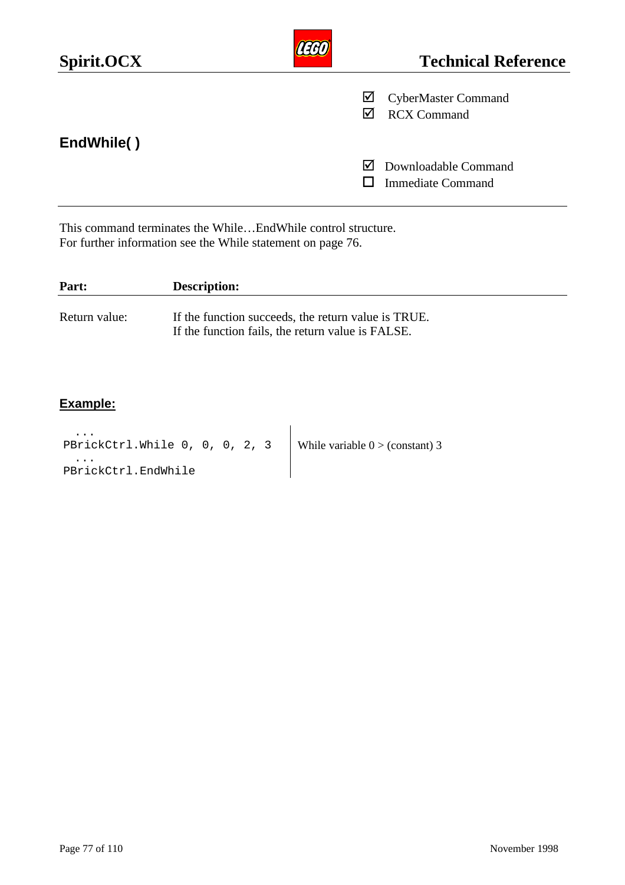☑ CyberMaster Command
☑ RCX Command

## EndWhile( )

☑ Downloadable Command
☐ Immediate Command

---

This command terminates the While…EndWhile control structure.
For further information see the While statement on page 76.

| Part: | Description: |
| --- | --- |
| Return value: | If the function succeeds, the return value is TRUE.<br>If the function fails, the return value is FALSE. |

### Example:

```
  ...
PBrickCtrl.While 0, 0, 0, 2, 3
  ...
PBrickCtrl.EndWhile
```

While variable 0 > (constant) 3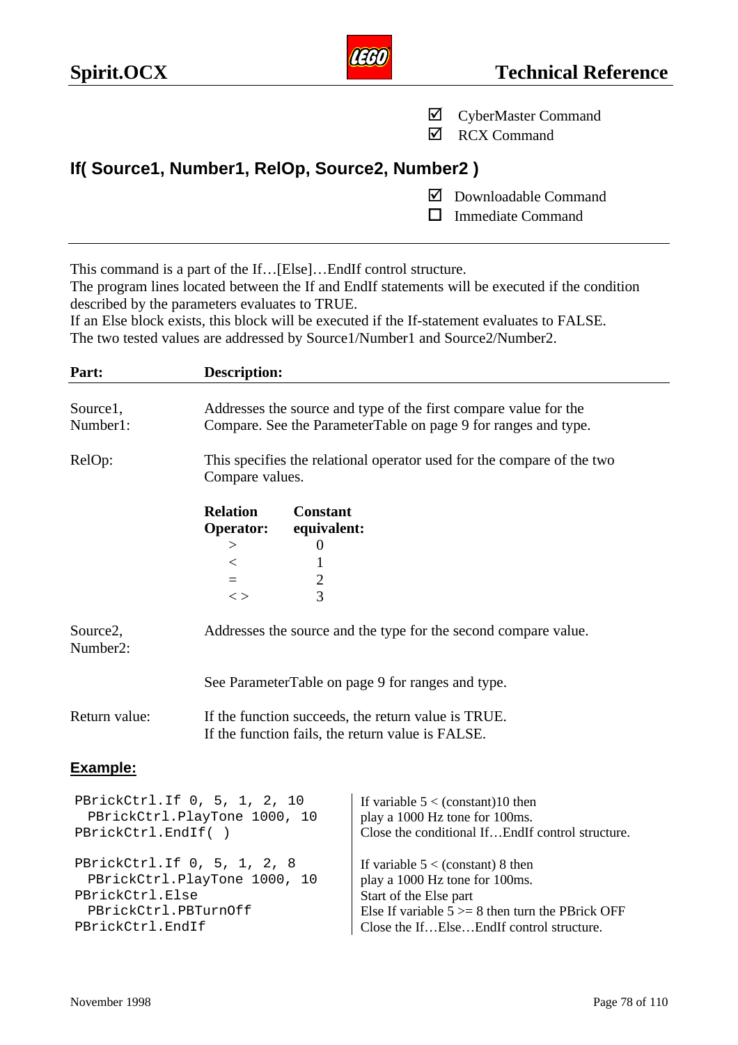☑ CyberMaster Command
☑ RCX Command

## If( Source1, Number1, RelOp, Source2, Number2 )

☑ Downloadable Command
☐ Immediate Command

---

This command is a part of the If…[Else]…EndIf control structure.
The program lines located between the If and EndIf statements will be executed if the condition described by the parameters evaluates to TRUE.
If an Else block exists, this block will be executed if the If-statement evaluates to FALSE.
The two tested values are addressed by Source1/Number1 and Source2/Number2.

| Part: | Description: |
|---|---|
| Source1, Number1: | Addresses the source and type of the first compare value for the Compare. See the ParameterTable on page 9 for ranges and type. |
| RelOp: | This specifies the relational operator used for the compare of the two Compare values. |
| Source2, Number2: | Addresses the source and the type for the second compare value. See ParameterTable on page 9 for ranges and type. |
| Return value: | If the function succeeds, the return value is TRUE. If the function fails, the return value is FALSE. |

RelOp values:

| Relation Operator: | Constant equivalent: |
|---|---|
| > | 0 |
| < | 1 |
| = | 2 |
| < > | 3 |

**Example:**

```
PBrickCtrl.If 0, 5, 1, 2, 10
  PBrickCtrl.PlayTone 1000, 10
PBrickCtrl.EndIf( )
```

If variable 5 < (constant)10 then
play a 1000 Hz tone for 100ms.
Close the conditional If…EndIf control structure.

```
PBrickCtrl.If 0, 5, 1, 2, 8
  PBrickCtrl.PlayTone 1000, 10
PBrickCtrl.Else
  PBrickCtrl.PBTurnOff
PBrickCtrl.EndIf
```

If variable 5 < (constant) 8 then
play a 1000 Hz tone for 100ms.
Start of the Else part
Else If variable 5 >= 8 then turn the PBrick OFF
Close the If…Else…EndIf control structure.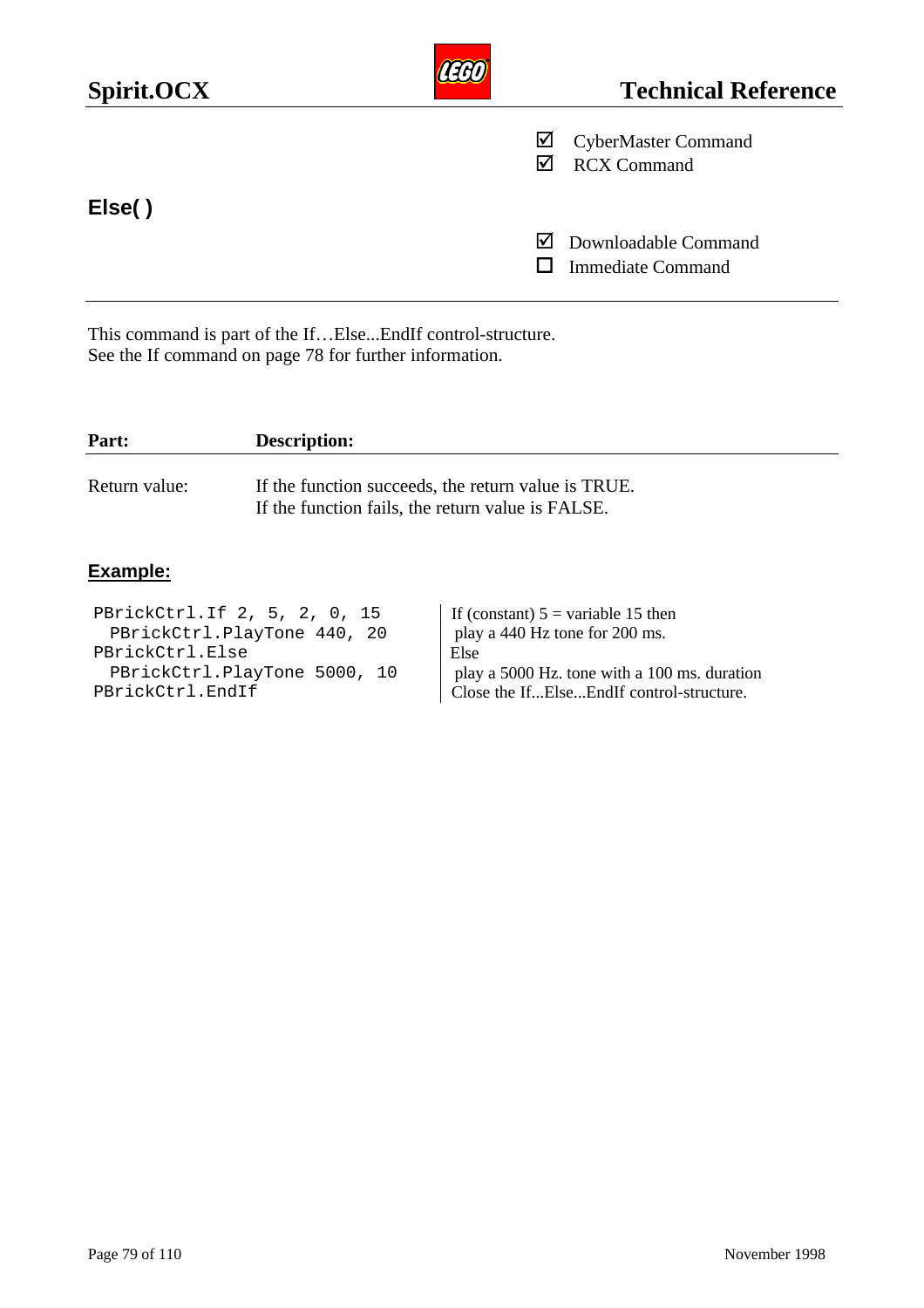☑ CyberMaster Command
☑ RCX Command

## Else( )

☑ Downloadable Command
☐ Immediate Command

This command is part of the If…Else...EndIf control-structure.
See the If command on page 78 for further information.

| Part: | Description: |
|---|---|
| Return value: | If the function succeeds, the return value is TRUE.<br>If the function fails, the return value is FALSE. |

### Example:

```
PBrickCtrl.If 2, 5, 2, 0, 15
  PBrickCtrl.PlayTone 440, 20
PBrickCtrl.Else
  PBrickCtrl.PlayTone 5000, 10
PBrickCtrl.EndIf
```

If (constant) 5 = variable 15 then
 play a 440 Hz tone for 200 ms.
Else
 play a 5000 Hz. tone with a 100 ms. duration
Close the If...Else...EndIf control-structure.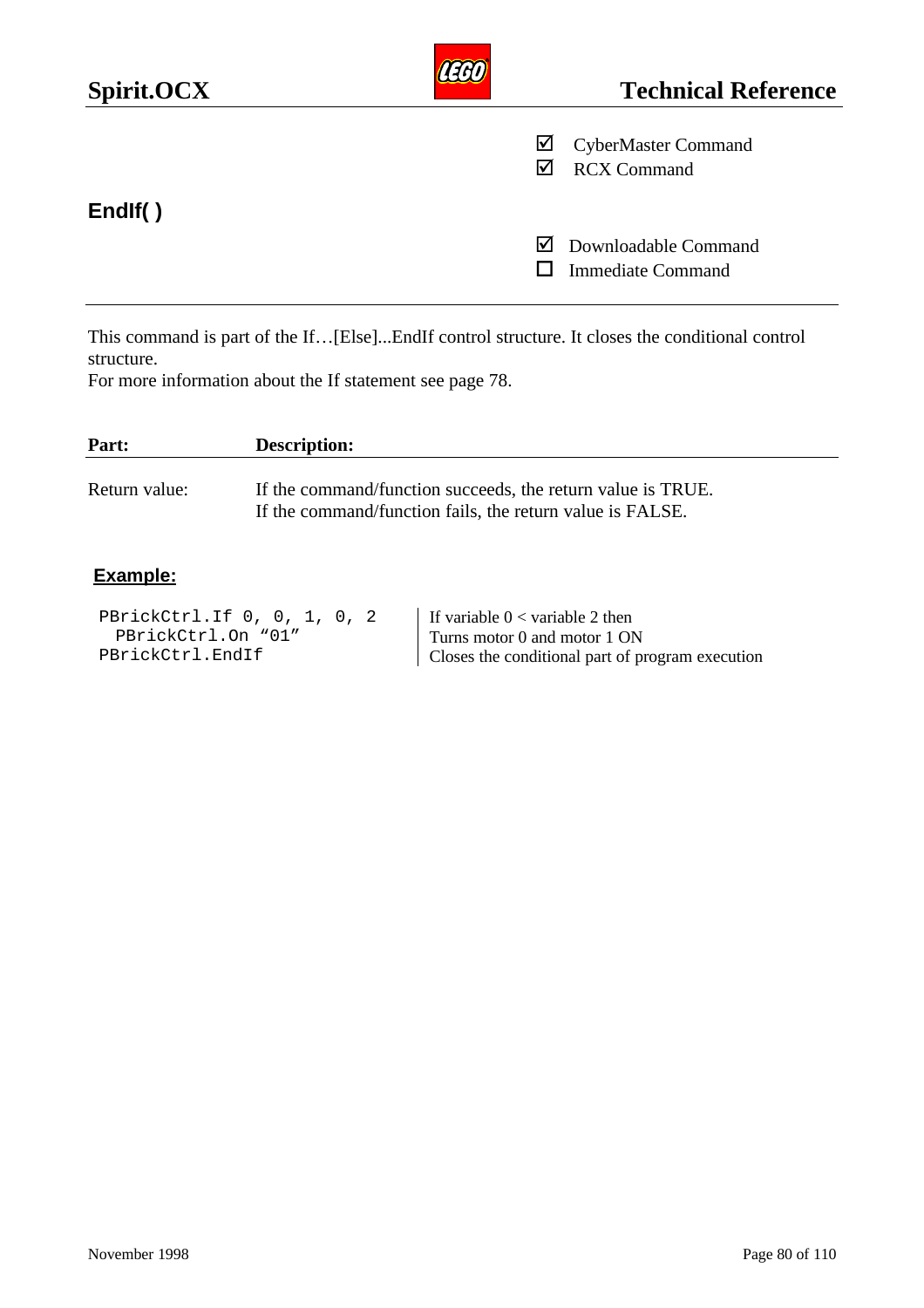☑ CyberMaster Command
☑ RCX Command

## EndIf( )

☑ Downloadable Command
☐ Immediate Command

This command is part of the If…[Else]...EndIf control structure. It closes the conditional control structure.
For more information about the If statement see page 78.

| Part: | Description: |
| --- | --- |
| Return value: | If the command/function succeeds, the return value is TRUE.<br>If the command/function fails, the return value is FALSE. |

**Example:**

| Code | Comment |
| --- | --- |
| `PBrickCtrl.If 0, 0, 1, 0, 2` | If variable 0 < variable 2 then |
| `  PBrickCtrl.On "01"` | Turns motor 0 and motor 1 ON |
| `PBrickCtrl.EndIf` | Closes the conditional part of program execution |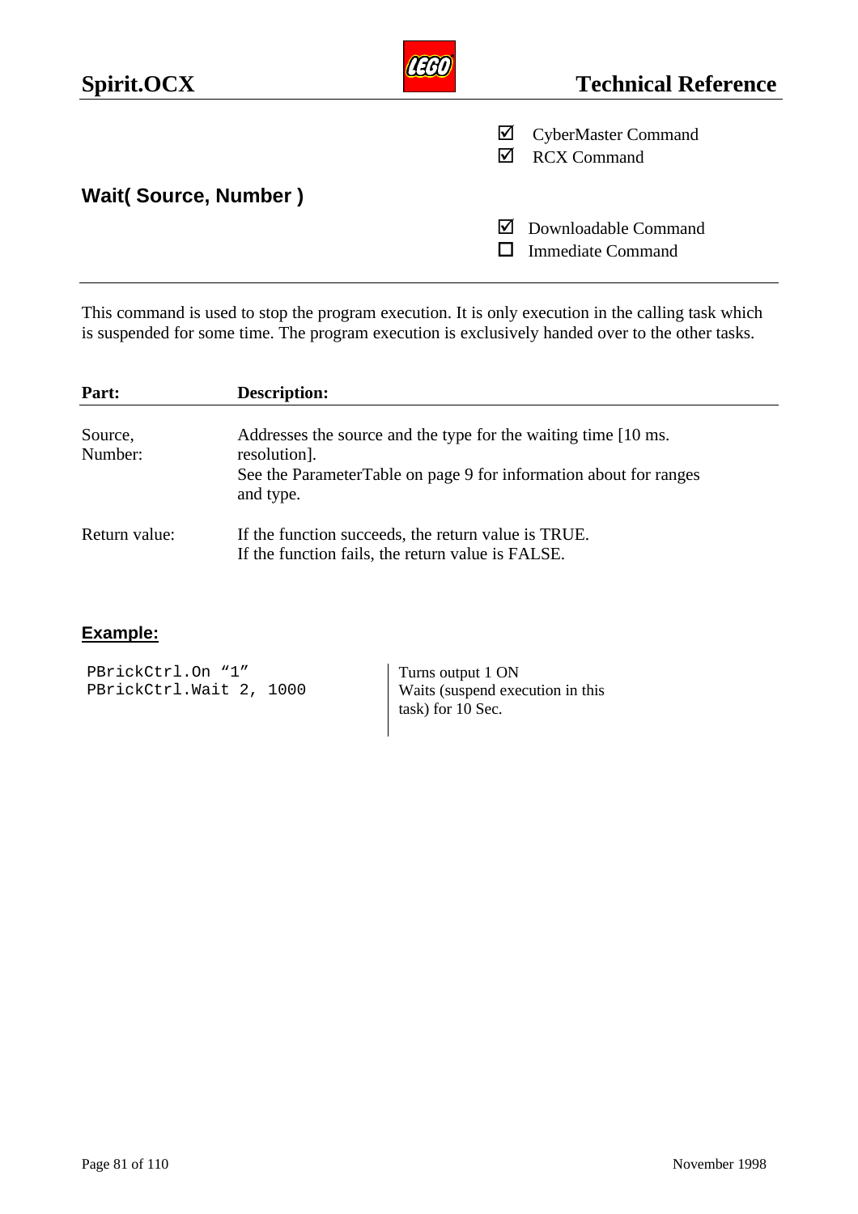☑ CyberMaster Command
☑ RCX Command

## Wait( Source, Number )

☑ Downloadable Command
☐ Immediate Command

---

This command is used to stop the program execution. It is only execution in the calling task which is suspended for some time. The program execution is exclusively handed over to the other tasks.

| **Part:** | **Description:** |
|---|---|
| Source, Number: | Addresses the source and the type for the waiting time [10 ms. resolution]. See the ParameterTable on page 9 for information about for ranges and type. |
| Return value: | If the function succeeds, the return value is TRUE. If the function fails, the return value is FALSE. |

**Example:**

| | |
|---|---|
| `PBrickCtrl.On “1”` | Turns output 1 ON |
| `PBrickCtrl.Wait 2, 1000` | Waits (suspend execution in this task) for 10 Sec. |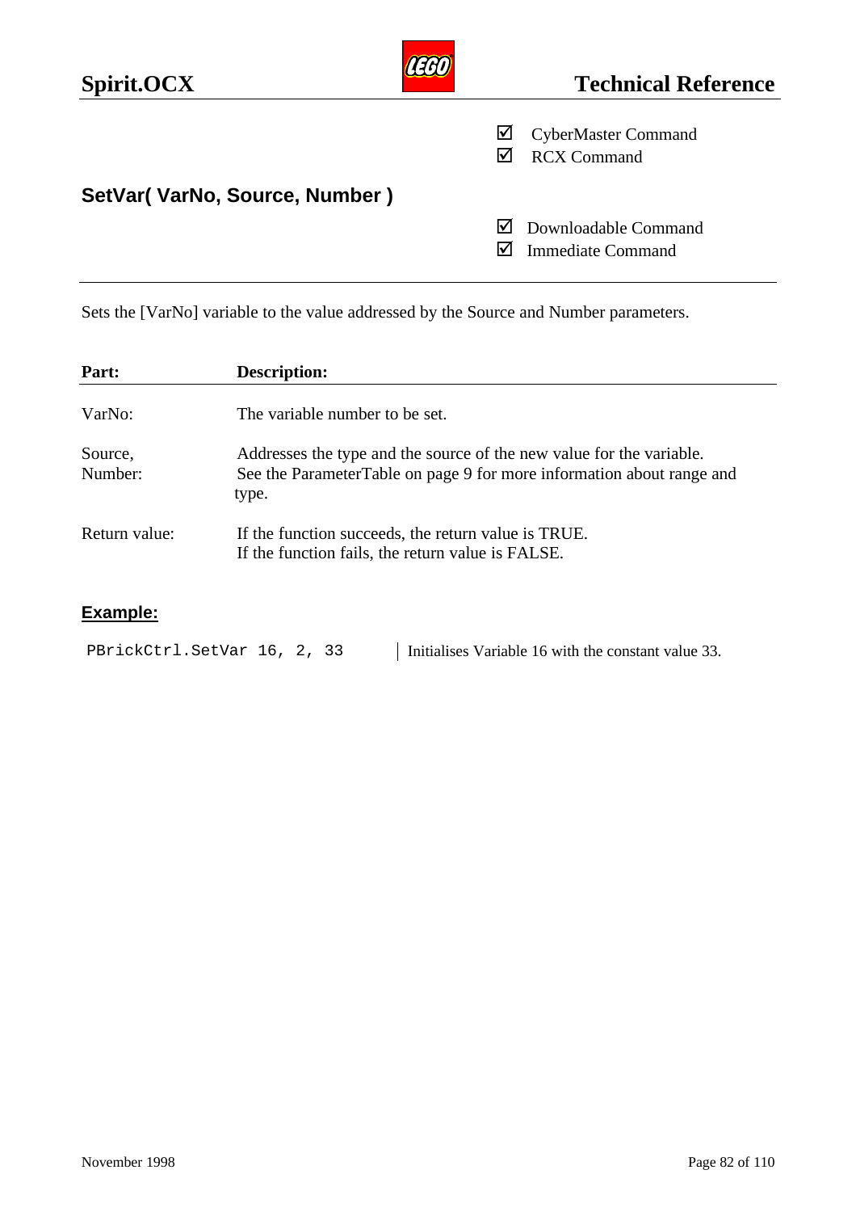☑ CyberMaster Command
☑ RCX Command

## SetVar( VarNo, Source, Number )

☑ Downloadable Command
☑ Immediate Command

---

Sets the [VarNo] variable to the value addressed by the Source and Number parameters.

| Part: | Description: |
|---|---|
| VarNo: | The variable number to be set. |
| Source, Number: | Addresses the type and the source of the new value for the variable. See the ParameterTable on page 9 for more information about range and type. |
| Return value: | If the function succeeds, the return value is TRUE. If the function fails, the return value is FALSE. |

### Example:

| Code | Comment |
|---|---|
| `PBrickCtrl.SetVar 16, 2, 33` | Initialises Variable 16 with the constant value 33. |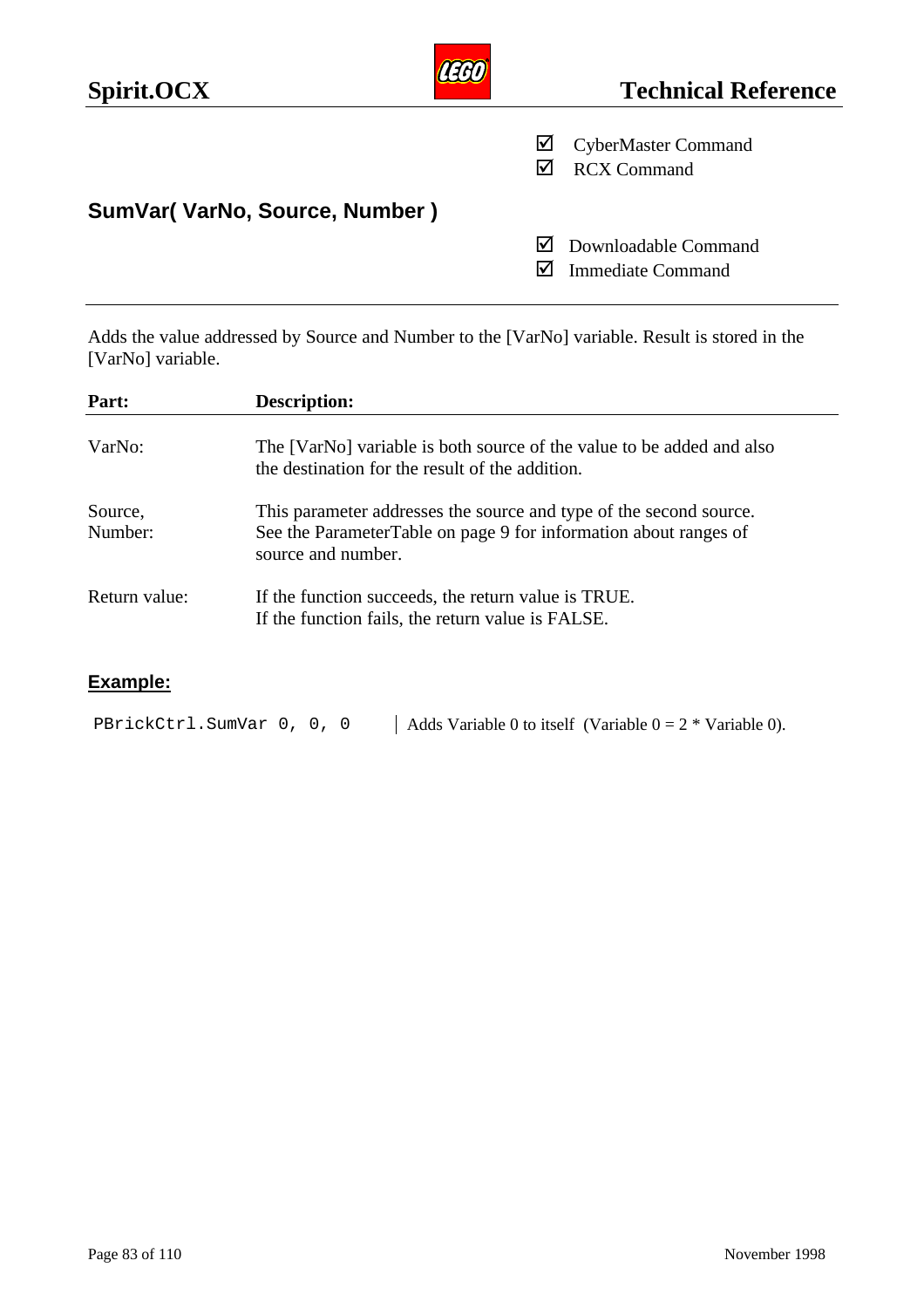☑ CyberMaster Command
☑ RCX Command

## SumVar( VarNo, Source, Number )

☑ Downloadable Command
☑ Immediate Command

---

Adds the value addressed by Source and Number to the [VarNo] variable. Result is stored in the [VarNo] variable.

| Part: | Description: |
|---|---|
| VarNo: | The [VarNo] variable is both source of the value to be added and also the destination for the result of the addition. |
| Source, Number: | This parameter addresses the source and type of the second source. See the ParameterTable on page 9 for information about ranges of source and number. |
| Return value: | If the function succeeds, the return value is TRUE. If the function fails, the return value is FALSE. |

### Example:

```
PBrickCtrl.SumVar 0, 0, 0
```

Adds Variable 0 to itself (Variable 0 = 2 * Variable 0).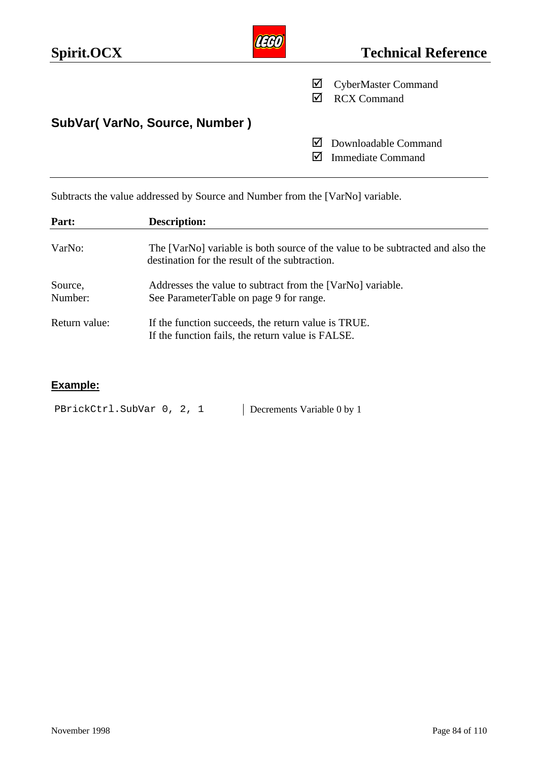☑ CyberMaster Command
☑ RCX Command

## SubVar( VarNo, Source, Number )

☑ Downloadable Command
☑ Immediate Command

Subtracts the value addressed by Source and Number from the [VarNo] variable.

| Part: | Description: |
|---|---|
| VarNo: | The [VarNo] variable is both source of the value to be subtracted and also the destination for the result of the subtraction. |
| Source, Number: | Addresses the value to subtract from the [VarNo] variable. See ParameterTable on page 9 for range. |
| Return value: | If the function succeeds, the return value is TRUE. If the function fails, the return value is FALSE. |

### Example:

| | |
|---|---|
| `PBrickCtrl.SubVar 0, 2, 1` | Decrements Variable 0 by 1 |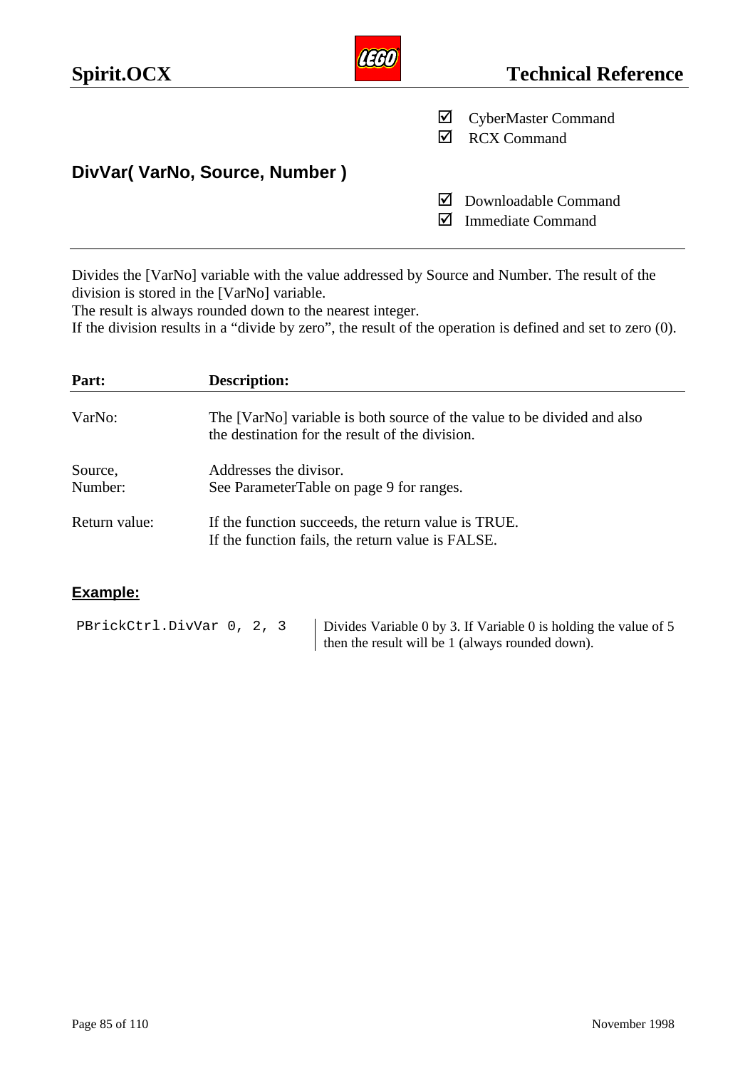☑ CyberMaster Command
☑ RCX Command

## DivVar( VarNo, Source, Number )

☑ Downloadable Command
☑ Immediate Command

---

Divides the [VarNo] variable with the value addressed by Source and Number. The result of the division is stored in the [VarNo] variable.
The result is always rounded down to the nearest integer.
If the division results in a "divide by zero", the result of the operation is defined and set to zero (0).

| Part: | Description: |
|---|---|
| VarNo: | The [VarNo] variable is both source of the value to be divided and also the destination for the result of the division. |
| Source, Number: | Addresses the divisor. See ParameterTable on page 9 for ranges. |
| Return value: | If the function succeeds, the return value is TRUE. If the function fails, the return value is FALSE. |

### Example:

```
PBrickCtrl.DivVar 0, 2, 3
```

Divides Variable 0 by 3. If Variable 0 is holding the value of 5 then the result will be 1 (always rounded down).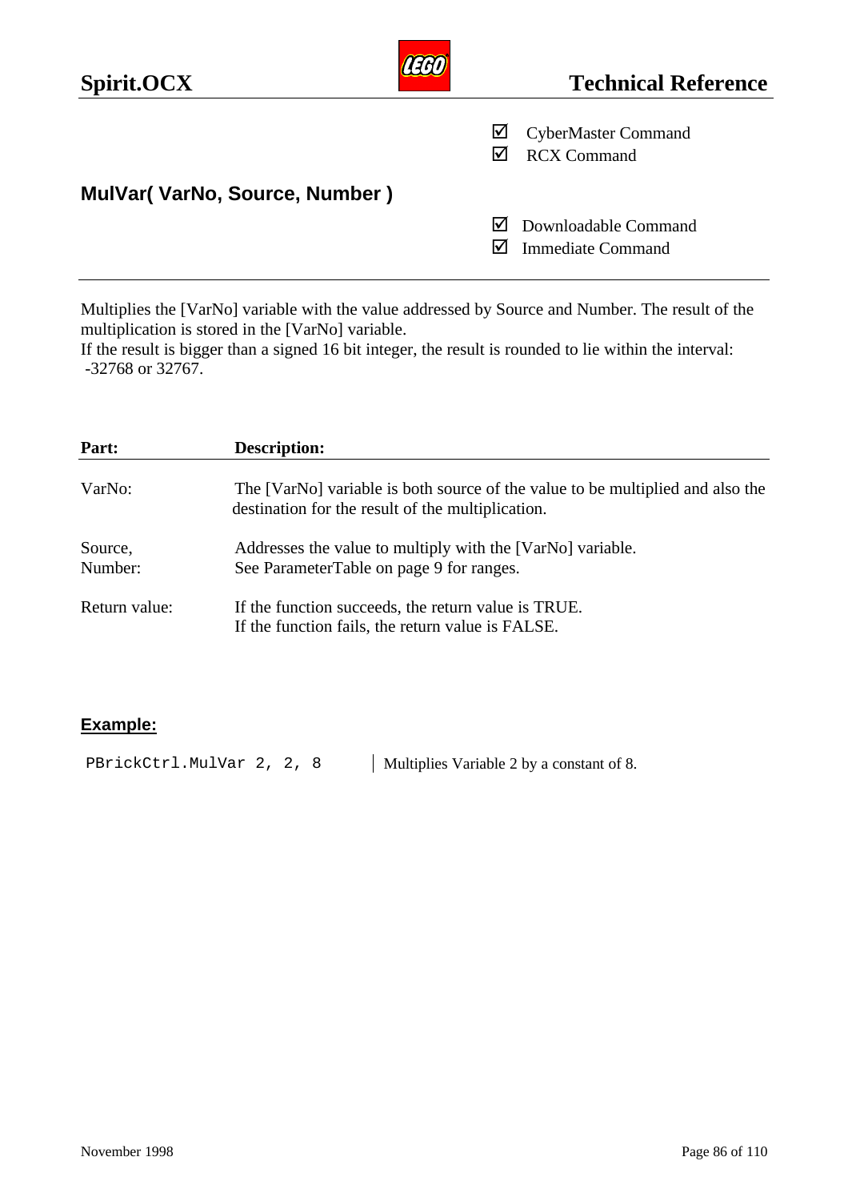☑ CyberMaster Command
☑ RCX Command

## MulVar( VarNo, Source, Number )

☑ Downloadable Command
☑ Immediate Command

---

Multiplies the [VarNo] variable with the value addressed by Source and Number. The result of the multiplication is stored in the [VarNo] variable.
If the result is bigger than a signed 16 bit integer, the result is rounded to lie within the interval: -32768 or 32767.

| **Part:** | **Description:** |
|---|---|
| VarNo: | The [VarNo] variable is both source of the value to be multiplied and also the destination for the result of the multiplication. |
| Source, Number: | Addresses the value to multiply with the [VarNo] variable. See ParameterTable on page 9 for ranges. |
| Return value: | If the function succeeds, the return value is TRUE. If the function fails, the return value is FALSE. |

### Example:

| | |
|---|---|
| `PBrickCtrl.MulVar 2, 2, 8` | Multiplies Variable 2 by a constant of 8. |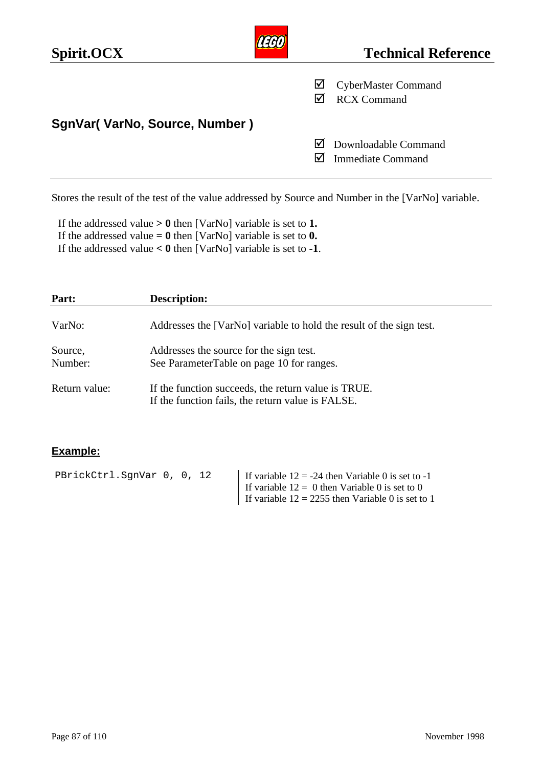- ☑ CyberMaster Command
- ☑ RCX Command

## SgnVar( VarNo, Source, Number )

- ☑ Downloadable Command
- ☑ Immediate Command

---

Stores the result of the test of the value addressed by Source and Number in the [VarNo] variable.

If the addressed value **> 0** then [VarNo] variable is set to **1.**
If the addressed value **= 0** then [VarNo] variable is set to **0.**
If the addressed value **< 0** then [VarNo] variable is set to **-1**.

| Part: | Description: |
| --- | --- |
| VarNo: | Addresses the [VarNo] variable to hold the result of the sign test. |
| Source, Number: | Addresses the source for the sign test. See ParameterTable on page 10 for ranges. |
| Return value: | If the function succeeds, the return value is TRUE. If the function fails, the return value is FALSE. |

### Example:

```
PBrickCtrl.SgnVar 0, 0, 12
```

If variable 12 = -24 then Variable 0 is set to -1
If variable 12 = 0 then Variable 0 is set to 0
If variable 12 = 2255 then Variable 0 is set to 1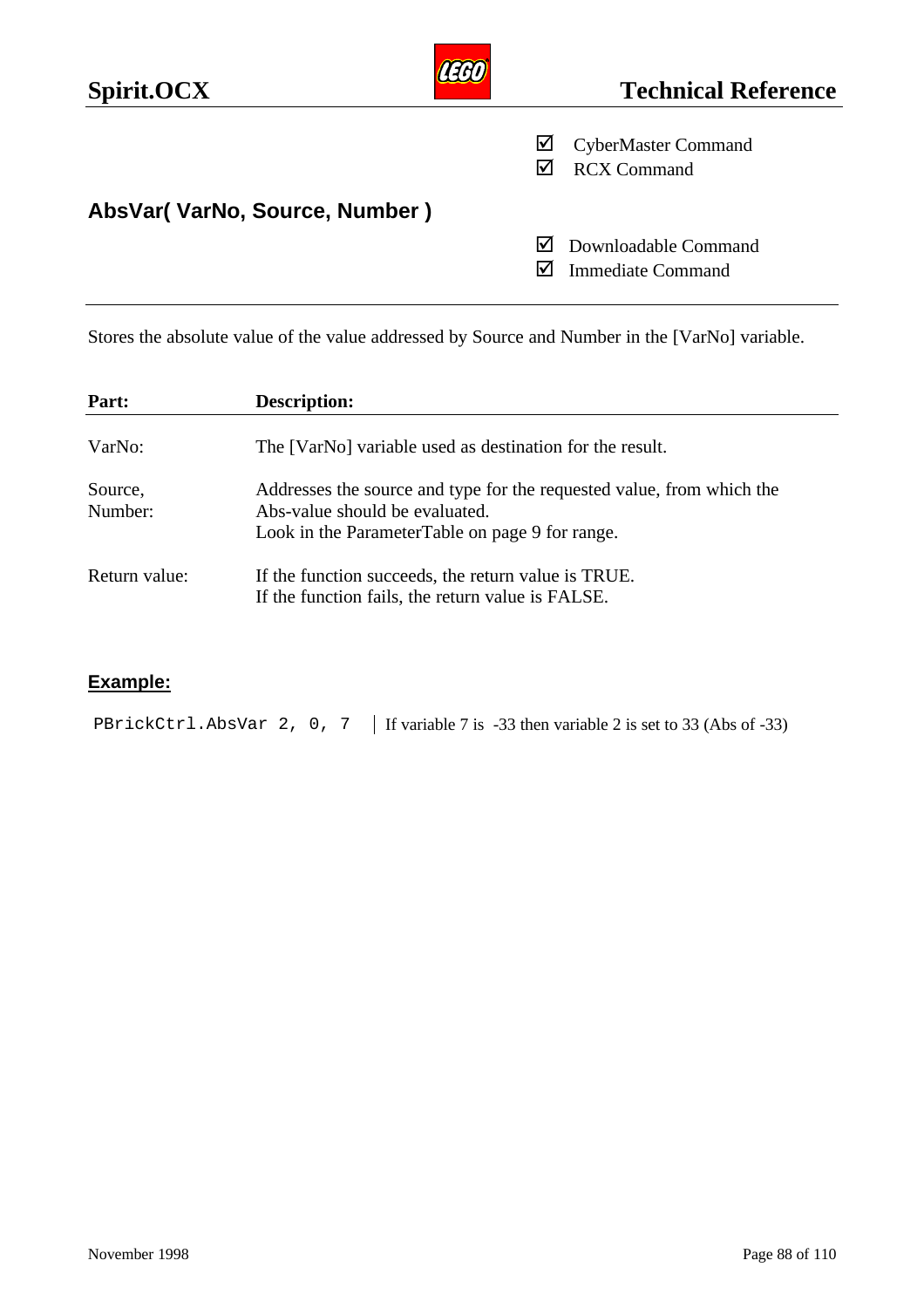☑ CyberMaster Command
☑ RCX Command

## AbsVar( VarNo, Source, Number )

☑ Downloadable Command
☑ Immediate Command

Stores the absolute value of the value addressed by Source and Number in the [VarNo] variable.

| Part: | Description: |
|---|---|
| VarNo: | The [VarNo] variable used as destination for the result. |
| Source, Number: | Addresses the source and type for the requested value, from which the Abs-value should be evaluated. Look in the ParameterTable on page 9 for range. |
| Return value: | If the function succeeds, the return value is TRUE. If the function fails, the return value is FALSE. |

### Example:

| | |
|---|---|
| `PBrickCtrl.AbsVar 2, 0, 7` | If variable 7 is -33 then variable 2 is set to 33 (Abs of -33) |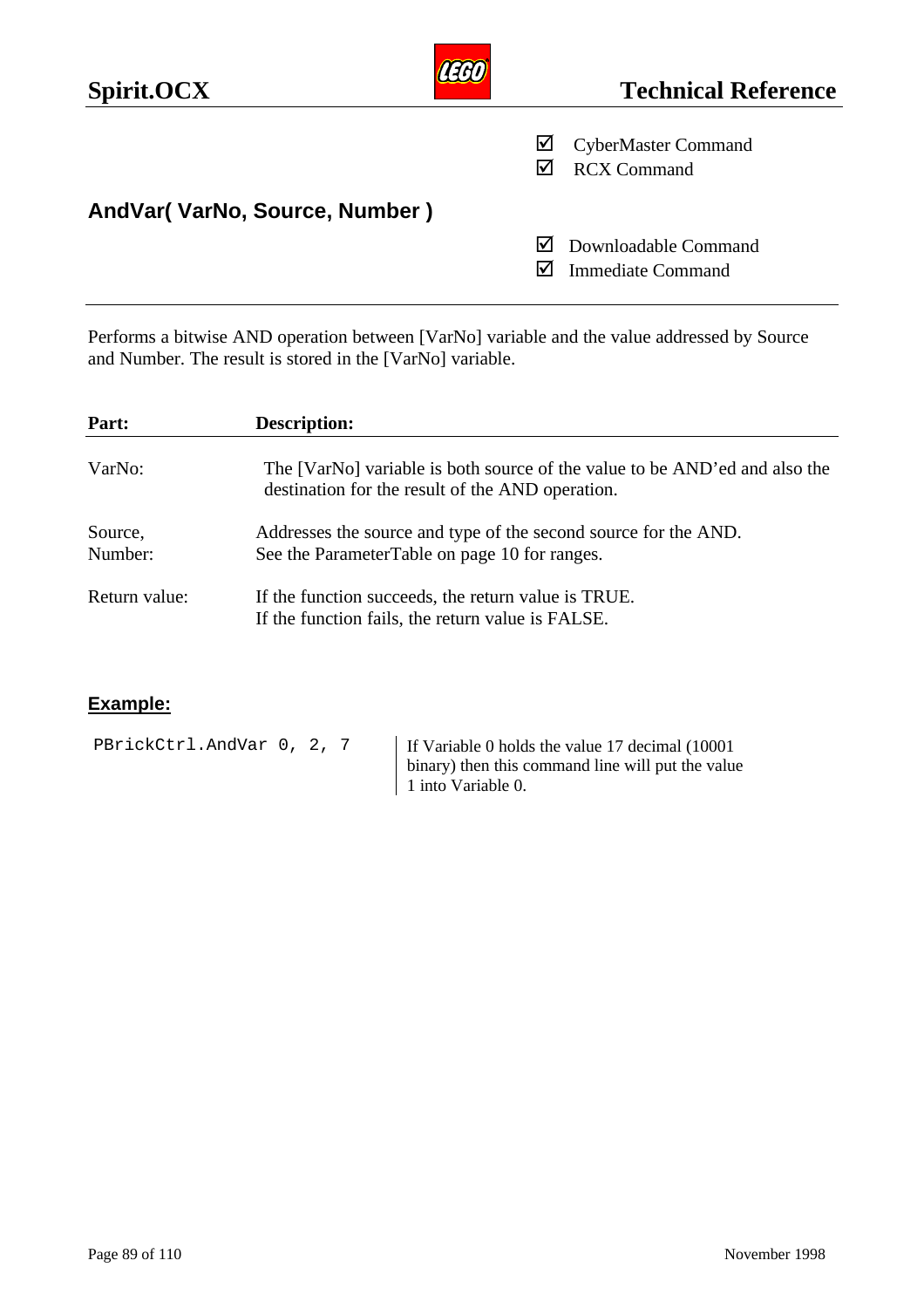☑ CyberMaster Command
☑ RCX Command

## AndVar( VarNo, Source, Number )

☑ Downloadable Command
☑ Immediate Command

---

Performs a bitwise AND operation between [VarNo] variable and the value addressed by Source and Number. The result is stored in the [VarNo] variable.

| **Part:** | **Description:** |
| --- | --- |
| VarNo: | The [VarNo] variable is both source of the value to be AND'ed and also the destination for the result of the AND operation. |
| Source, Number: | Addresses the source and type of the second source for the AND. See the ParameterTable on page 10 for ranges. |
| Return value: | If the function succeeds, the return value is TRUE. If the function fails, the return value is FALSE. |

### Example:

```
PBrickCtrl.AndVar 0, 2, 7
```

If Variable 0 holds the value 17 decimal (10001 binary) then this command line will put the value 1 into Variable 0.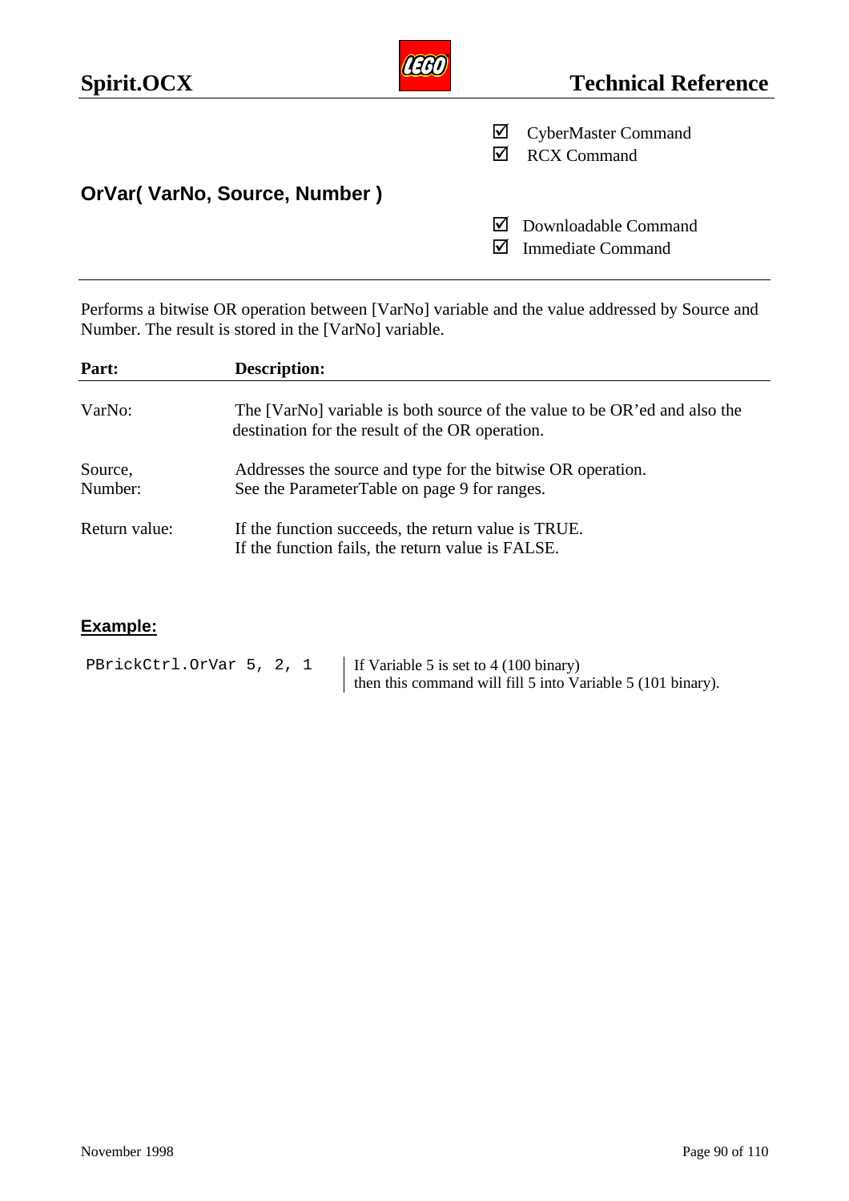☑ CyberMaster Command
☑ RCX Command

## OrVar( VarNo, Source, Number )

☑ Downloadable Command
☑ Immediate Command

---

Performs a bitwise OR operation between [VarNo] variable and the value addressed by Source and Number. The result is stored in the [VarNo] variable.

| Part: | Description: |
|---|---|
| VarNo: | The [VarNo] variable is both source of the value to be OR'ed and also the destination for the result of the OR operation. |
| Source, Number: | Addresses the source and type for the bitwise OR operation. See the ParameterTable on page 9 for ranges. |
| Return value: | If the function succeeds, the return value is TRUE. If the function fails, the return value is FALSE. |

### Example:

```
PBrickCtrl.OrVar 5, 2, 1
```

If Variable 5 is set to 4 (100 binary)
then this command will fill 5 into Variable 5 (101 binary).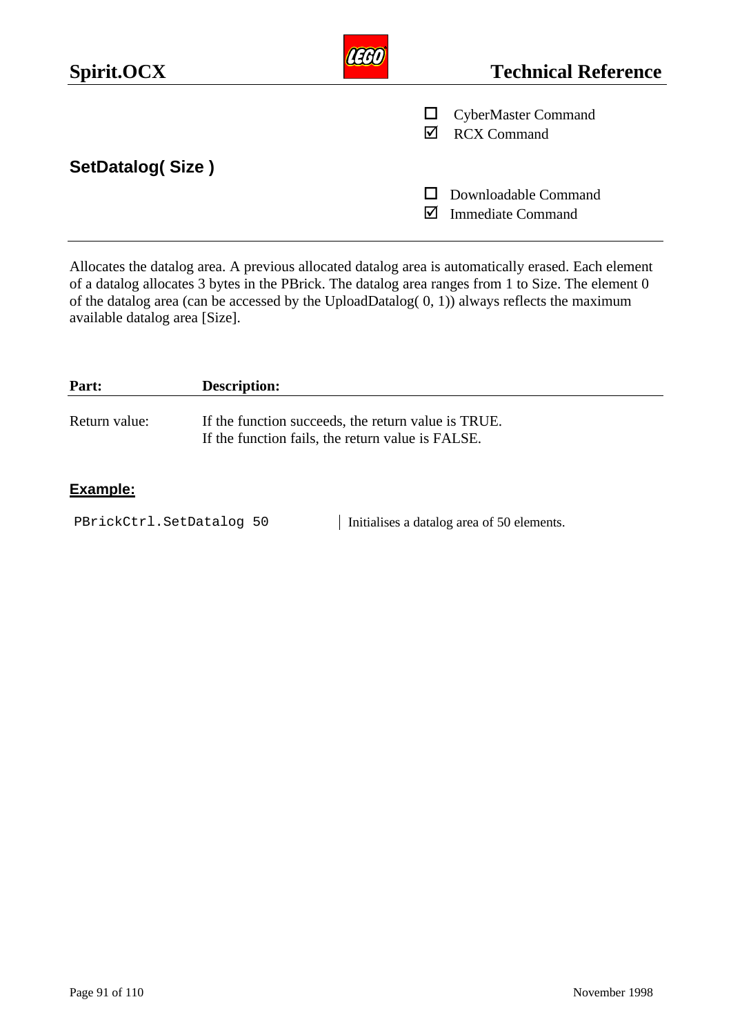- ☐ CyberMaster Command
- ☑ RCX Command

## SetDatalog( Size )

- ☐ Downloadable Command
- ☑ Immediate Command

---

Allocates the datalog area. A previous allocated datalog area is automatically erased. Each element of a datalog allocates 3 bytes in the PBrick. The datalog area ranges from 1 to Size. The element 0 of the datalog area (can be accessed by the UploadDatalog( 0, 1)) always reflects the maximum available datalog area [Size].

| Part: | Description: |
|---|---|
| Return value: | If the function succeeds, the return value is TRUE.<br>If the function fails, the return value is FALSE. |

### Example:

| | |
|---|---|
| `PBrickCtrl.SetDatalog 50` | Initialises a datalog area of 50 elements. |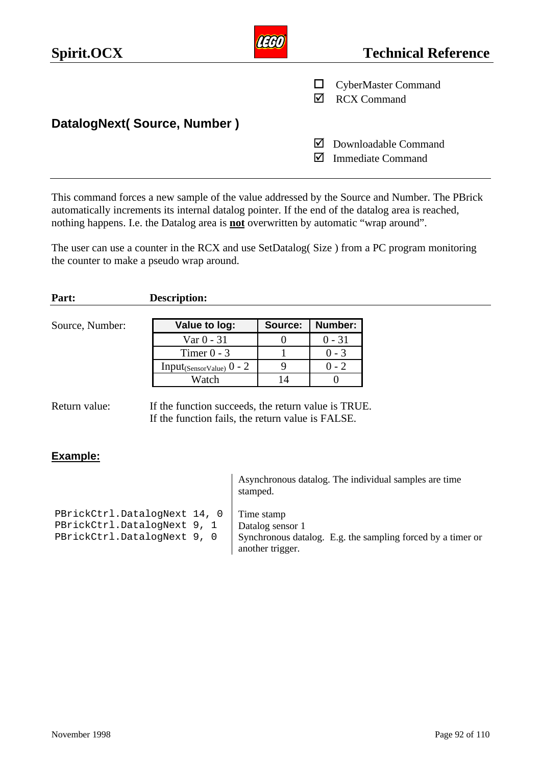- ☐ CyberMaster Command
- ☑ RCX Command

## DatalogNext( Source, Number )

- ☑ Downloadable Command
- ☑ Immediate Command

This command forces a new sample of the value addressed by the Source and Number. The PBrick automatically increments its internal datalog pointer. If the end of the datalog area is reached, nothing happens. I.e. the Datalog area is **not** overwritten by automatic “wrap around”.

The user can use a counter in the RCX and use SetDatalog( Size ) from a PC program monitoring the counter to make a pseudo wrap around.

**Part:** **Description:**

Source, Number:

| Value to log: | Source: | Number: |
|---|---|---|
| Var 0 - 31 | 0 | 0 - 31 |
| Timer 0 - 3 | 1 | 0 - 3 |
| $Input_{(SensorValue)}$ 0 - 2 | 9 | 0 - 2 |
| Watch | 14 | 0 |

Return value: If the function succeeds, the return value is TRUE.
If the function fails, the return value is FALSE.

### Example:

| Code | Comment |
|---|---|
| | Asynchronous datalog. The individual samples are time stamped. |
| `PBrickCtrl.DatalogNext 14, 0` | Time stamp |
| `PBrickCtrl.DatalogNext 9, 1` | Datalog sensor 1 |
| `PBrickCtrl.DatalogNext 9, 0` | Synchronous datalog. E.g. the sampling forced by a timer or another trigger. |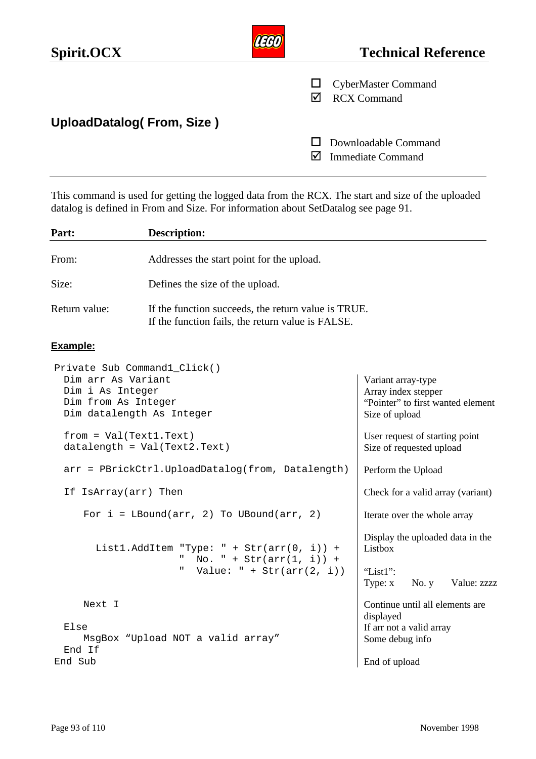☐ CyberMaster Command
☑ RCX Command

## UploadDatalog( From, Size )

☐ Downloadable Command
☑ Immediate Command

---

This command is used for getting the logged data from the RCX. The start and size of the uploaded datalog is defined in From and Size. For information about SetDatalog see page 91.

| Part: | Description: |
|---|---|
| From: | Addresses the start point for the upload. |
| Size: | Defines the size of the upload. |
| Return value: | If the function succeeds, the return value is TRUE.<br>If the function fails, the return value is FALSE. |

**Example:**

| Code | Comment |
|---|---|
| `Private Sub Command1_Click()` | |
| `Dim arr As Variant` | Variant array-type |
| `Dim i As Integer` | Array index stepper |
| `Dim from As Integer` | "Pointer" to first wanted element |
| `Dim datalength As Integer` | Size of upload |
| `from = Val(Text1.Text)` | User request of starting point |
| `datalength = Val(Text2.Text)` | Size of requested upload |
| `arr = PBrickCtrl.UploadDatalog(from, Datalength)` | Perform the Upload |
| `If IsArray(arr) Then` | Check for a valid array (variant) |
| `For i = LBound(arr, 2) To UBound(arr, 2)` | Iterate over the whole array |
| `List1.AddItem "Type: " + Str(arr(0, i)) + "  No. " + Str(arr(1, i)) + "  Value: " + Str(arr(2, i))` | Display the uploaded data in the Listbox<br><br>"List1":<br>Type: x    No. y    Value: zzzz |
| `Next I` | Continue until all elements are displayed |
| `Else` | If arr not a valid array |
| `MsgBox "Upload NOT a valid array"` | Some debug info |
| `End If` | |
| `End Sub` | End of upload |

```
Private Sub Command1_Click()
  Dim arr As Variant
  Dim i As Integer
  Dim from As Integer
  Dim datalength As Integer

  from = Val(Text1.Text)
  datalength = Val(Text2.Text)

  arr = PBrickCtrl.UploadDatalog(from, Datalength)

  If IsArray(arr) Then

      For i = LBound(arr, 2) To UBound(arr, 2)

         List1.AddItem "Type: " + Str(arr(0, i)) +
                      "  No. " + Str(arr(1, i)) +
                      "  Value: " + Str(arr(2, i))

      Next I

  Else
      MsgBox "Upload NOT a valid array"
  End If
End Sub
```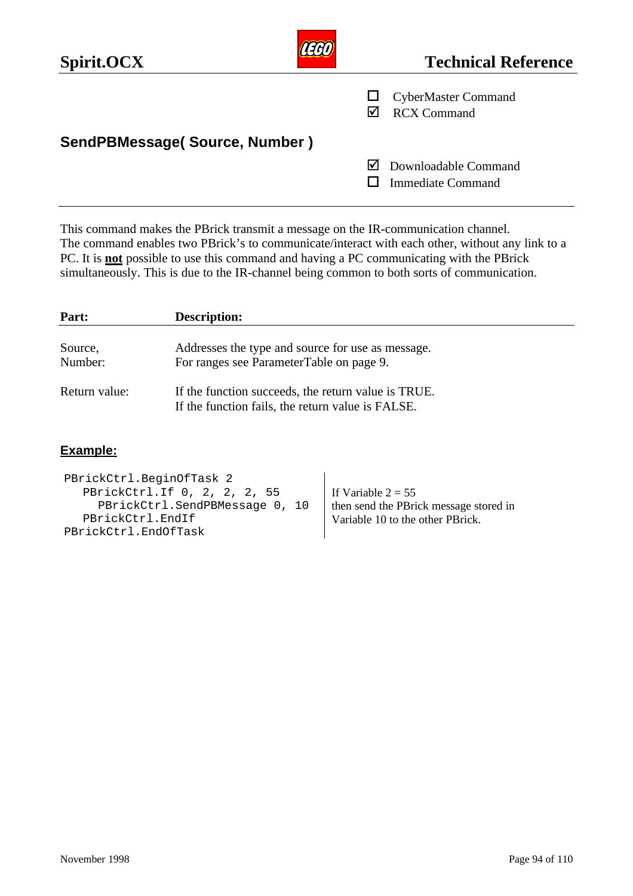☐ CyberMaster Command
☑ RCX Command

## SendPBMessage( Source, Number )

☑ Downloadable Command
☐ Immediate Command

---

This command makes the PBrick transmit a message on the IR-communication channel.
The command enables two PBrick's to communicate/interact with each other, without any link to a PC. It is **not** possible to use this command and having a PC communicating with the PBrick simultaneously. This is due to the IR-channel being common to both sorts of communication.

| Part: | Description: |
|---|---|
| Source,<br>Number: | Addresses the type and source for use as message.<br>For ranges see ParameterTable on page 9. |
| Return value: | If the function succeeds, the return value is TRUE.<br>If the function fails, the return value is FALSE. |

### Example:

```
PBrickCtrl.BeginOfTask 2
   PBrickCtrl.If 0, 2, 2, 2, 55
      PBrickCtrl.SendPBMessage 0, 10
   PBrickCtrl.EndIf
PBrickCtrl.EndOfTask
```

If Variable 2 = 55
then send the PBrick message stored in Variable 10 to the other PBrick.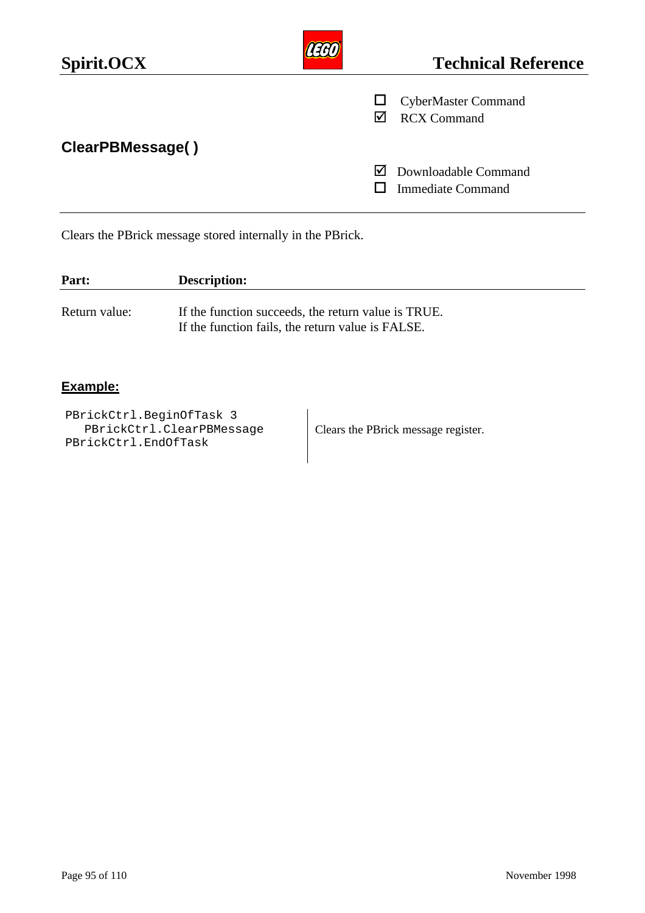☐ CyberMaster Command
☑ RCX Command

## ClearPBMessage( )

☑ Downloadable Command
☐ Immediate Command

---

Clears the PBrick message stored internally in the PBrick.

| Part: | Description: |
|---|---|
| Return value: | If the function succeeds, the return value is TRUE.<br>If the function fails, the return value is FALSE. |

### Example:

```
PBrickCtrl.BeginOfTask 3
   PBrickCtrl.ClearPBMessage
PBrickCtrl.EndOfTask
```

Clears the PBrick message register.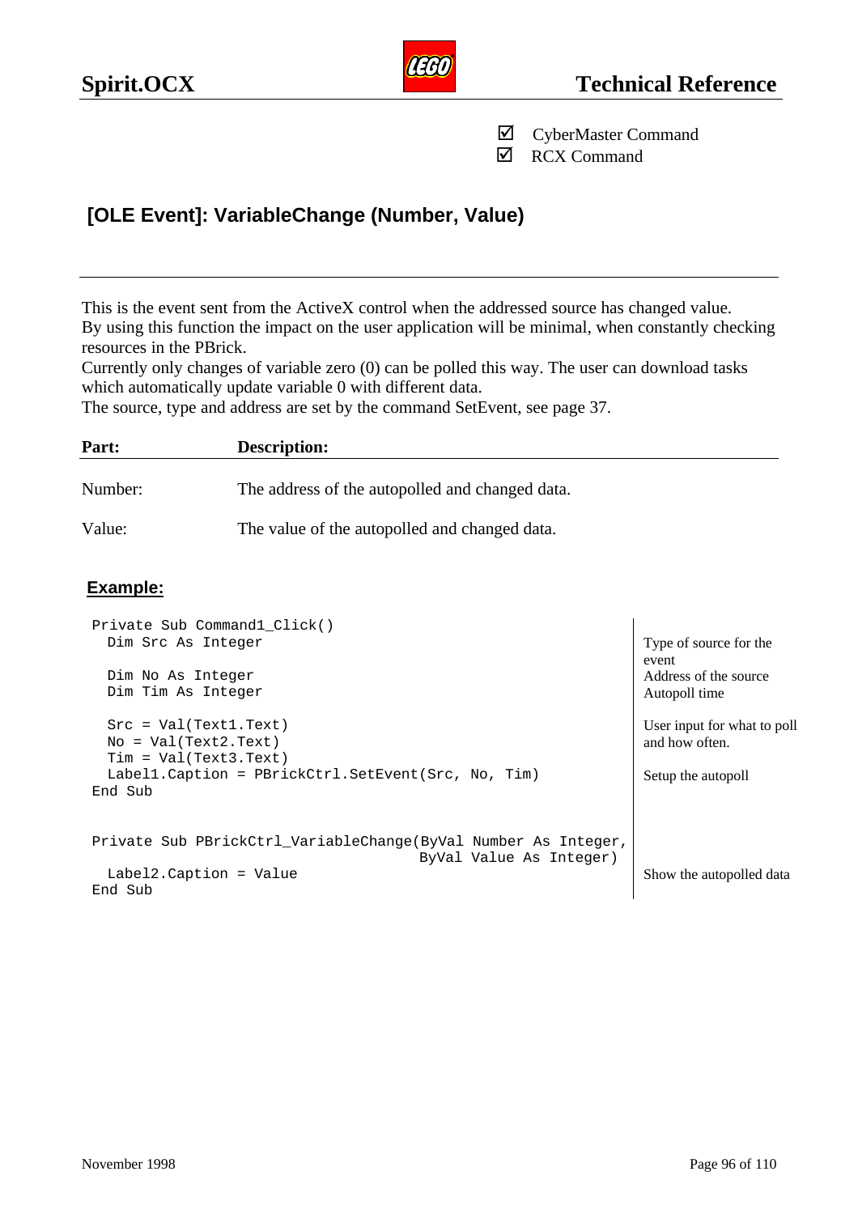☑ CyberMaster Command
☑ RCX Command

## [OLE Event]: VariableChange (Number, Value)

This is the event sent from the ActiveX control when the addressed source has changed value.
By using this function the impact on the user application will be minimal, when constantly checking resources in the PBrick.
Currently only changes of variable zero (0) can be polled this way. The user can download tasks which automatically update variable 0 with different data.
The source, type and address are set by the command SetEvent, see page 37.

| Part: | Description: |
| --- | --- |
| Number: | The address of the autopolled and changed data. |
| Value: | The value of the autopolled and changed data. |

**Example:**

```
Private Sub Command1_Click()
  Dim Src As Integer                                   ' Type of source for the event

  Dim No As Integer                                    ' Address of the source
  Dim Tim As Integer                                   ' Autopoll time

  Src = Val(Text1.Text)                                ' User input for what to poll
  No = Val(Text2.Text)                                 ' and how often.
  Tim = Val(Text3.Text)
  Label1.Caption = PBrickCtrl.SetEvent(Src, No, Tim)   ' Setup the autopoll
End Sub


Private Sub PBrickCtrl_VariableChange(ByVal Number As Integer,
                                      ByVal Value As Integer)
  Label2.Caption = Value                               ' Show the autopolled data
End Sub
```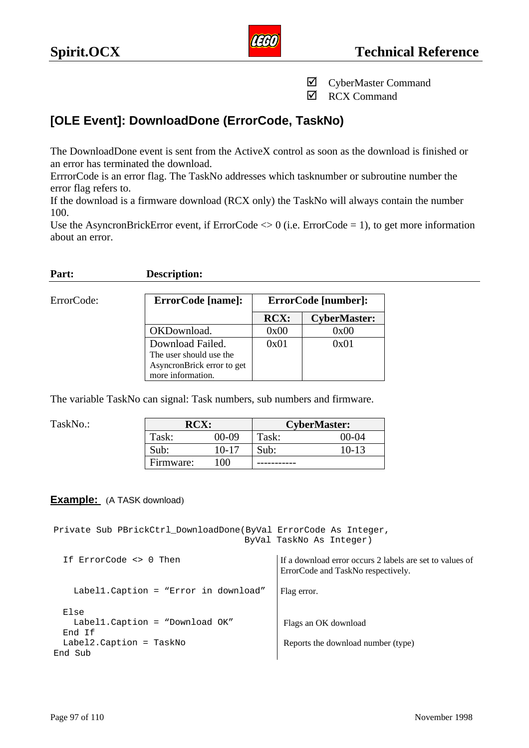☑ CyberMaster Command
☑ RCX Command

## [OLE Event]: DownloadDone (ErrorCode, TaskNo)

The DownloadDone event is sent from the ActiveX control as soon as the download is finished or an error has terminated the download.
ErrrorCode is an error flag. The TaskNo addresses which tasknumber or subroutine number the error flag refers to.
If the download is a firmware download (RCX only) the TaskNo will always contain the number 100.
Use the AsyncronBrickError event, if ErrorCode <> 0 (i.e. ErrorCode = 1), to get more information about an error.

| **Part:** | **Description:** |
|---|---|

ErrorCode:

| **ErrorCode [name]:** | **ErrorCode [number]:** | |
|---|---|---|
| | **RCX:** | **CyberMaster:** |
| OKDownload. | 0x00 | 0x00 |
| Download Failed. The user should use the AsyncronBrick error to get more information. | 0x01 | 0x01 |

The variable TaskNo can signal: Task numbers, sub numbers and firmware.

TaskNo.:

| **RCX:** | | **CyberMaster:** | |
|---|---|---|---|
| Task: | 00-09 | Task: | 00-04 |
| Sub: | 10-17 | Sub: | 10-13 |
| Firmware: | 100 | ----------- | |

**Example:** (A TASK download)

```
Private Sub PBrickCtrl_DownloadDone(ByVal ErrorCode As Integer,
                                   ByVal TaskNo As Integer)

  If ErrorCode <> 0 Then

    Label1.Caption = "Error in download"

  Else
    Label1.Caption = "Download OK"
  End If
  Label2.Caption = TaskNo
End Sub
```

| Code | Comment |
|---|---|
| If ErrorCode <> 0 Then | If a download error occurs 2 labels are set to values of ErrorCode and TaskNo respectively. |
| Label1.Caption = "Error in download" | Flag error. |
| Label1.Caption = "Download OK" | Flags an OK download |
| Label2.Caption = TaskNo | Reports the download number (type) |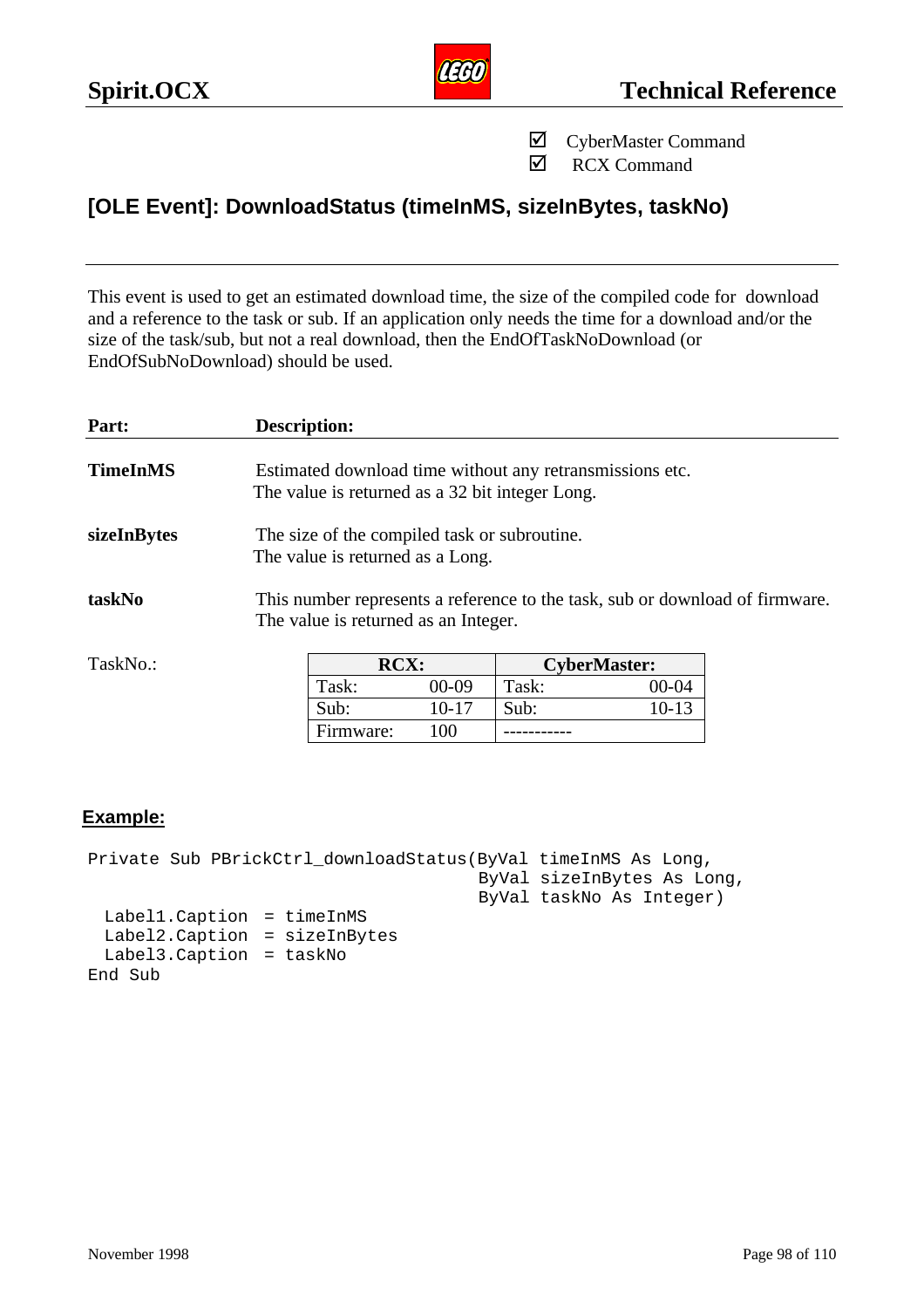☑ CyberMaster Command
☑ RCX Command

## [OLE Event]: DownloadStatus (timeInMS, sizeInBytes, taskNo)

This event is used to get an estimated download time, the size of the compiled code for download and a reference to the task or sub. If an application only needs the time for a download and/or the size of the task/sub, but not a real download, then the EndOfTaskNoDownload (or EndOfSubNoDownload) should be used.

| Part: | Description: |
|---|---|
| **TimeInMS** | Estimated download time without any retransmissions etc. The value is returned as a 32 bit integer Long. |
| **sizeInBytes** | The size of the compiled task or subroutine. The value is returned as a Long. |
| **taskNo** | This number represents a reference to the task, sub or download of firmware. The value is returned as an Integer. |

TaskNo.:

| RCX: | | CyberMaster: | |
|---|---|---|---|
| Task: | 00-09 | Task: | 00-04 |
| Sub: | 10-17 | Sub: | 10-13 |
| Firmware: | 100 | ----------- | |

**Example:**

```
Private Sub PBrickCtrl_downloadStatus(ByVal timeInMS As Long,
                                      ByVal sizeInBytes As Long,
                                      ByVal taskNo As Integer)
  Label1.Caption  = timeInMS
  Label2.Caption  = sizeInBytes
  Label3.Caption  = taskNo
End Sub
```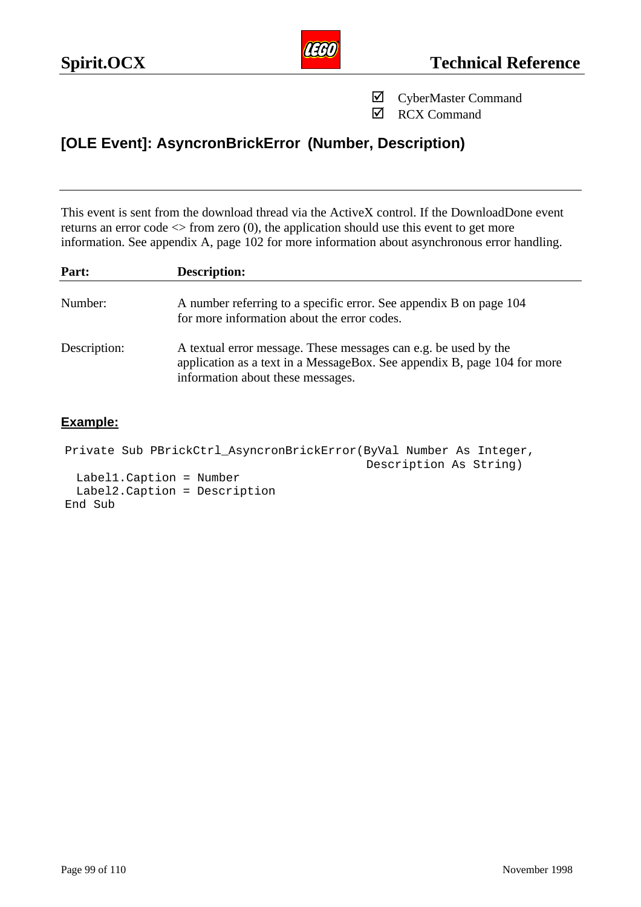☑ CyberMaster Command
☑ RCX Command

## [OLE Event]: AsyncronBrickError (Number, Description)

This event is sent from the download thread via the ActiveX control. If the DownloadDone event returns an error code <> from zero (0), the application should use this event to get more information. See appendix A, page 102 for more information about asynchronous error handling.

| Part: | Description: |
|---|---|
| Number: | A number referring to a specific error. See appendix B on page 104 for more information about the error codes. |
| Description: | A textual error message. These messages can e.g. be used by the application as a text in a MessageBox. See appendix B, page 104 for more information about these messages. |

### Example:

```
Private Sub PBrickCtrl_AsyncronBrickError(ByVal Number As Integer,
                                           Description As String)
  Label1.Caption = Number
  Label2.Caption = Description
End Sub
```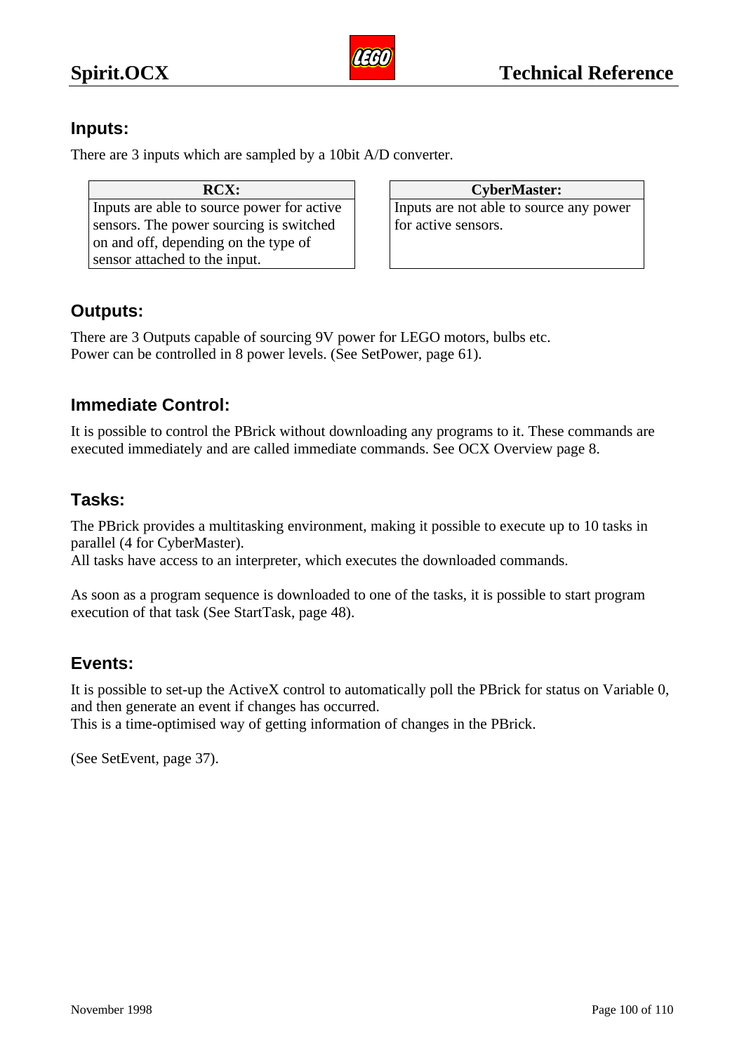## Inputs:

There are 3 inputs which are sampled by a 10bit A/D converter.

| RCX: | CyberMaster: |
| --- | --- |
| Inputs are able to source power for active sensors. The power sourcing is switched on and off, depending on the type of sensor attached to the input. | Inputs are not able to source any power for active sensors. |

## Outputs:

There are 3 Outputs capable of sourcing 9V power for LEGO motors, bulbs etc.
Power can be controlled in 8 power levels. (See SetPower, page 61).

## Immediate Control:

It is possible to control the PBrick without downloading any programs to it. These commands are executed immediately and are called immediate commands. See OCX Overview page 8.

## Tasks:

The PBrick provides a multitasking environment, making it possible to execute up to 10 tasks in parallel (4 for CyberMaster).
All tasks have access to an interpreter, which executes the downloaded commands.

As soon as a program sequence is downloaded to one of the tasks, it is possible to start program execution of that task (See StartTask, page 48).

## Events:

It is possible to set-up the ActiveX control to automatically poll the PBrick for status on Variable 0, and then generate an event if changes has occurred.
This is a time-optimised way of getting information of changes in the PBrick.

(See SetEvent, page 37).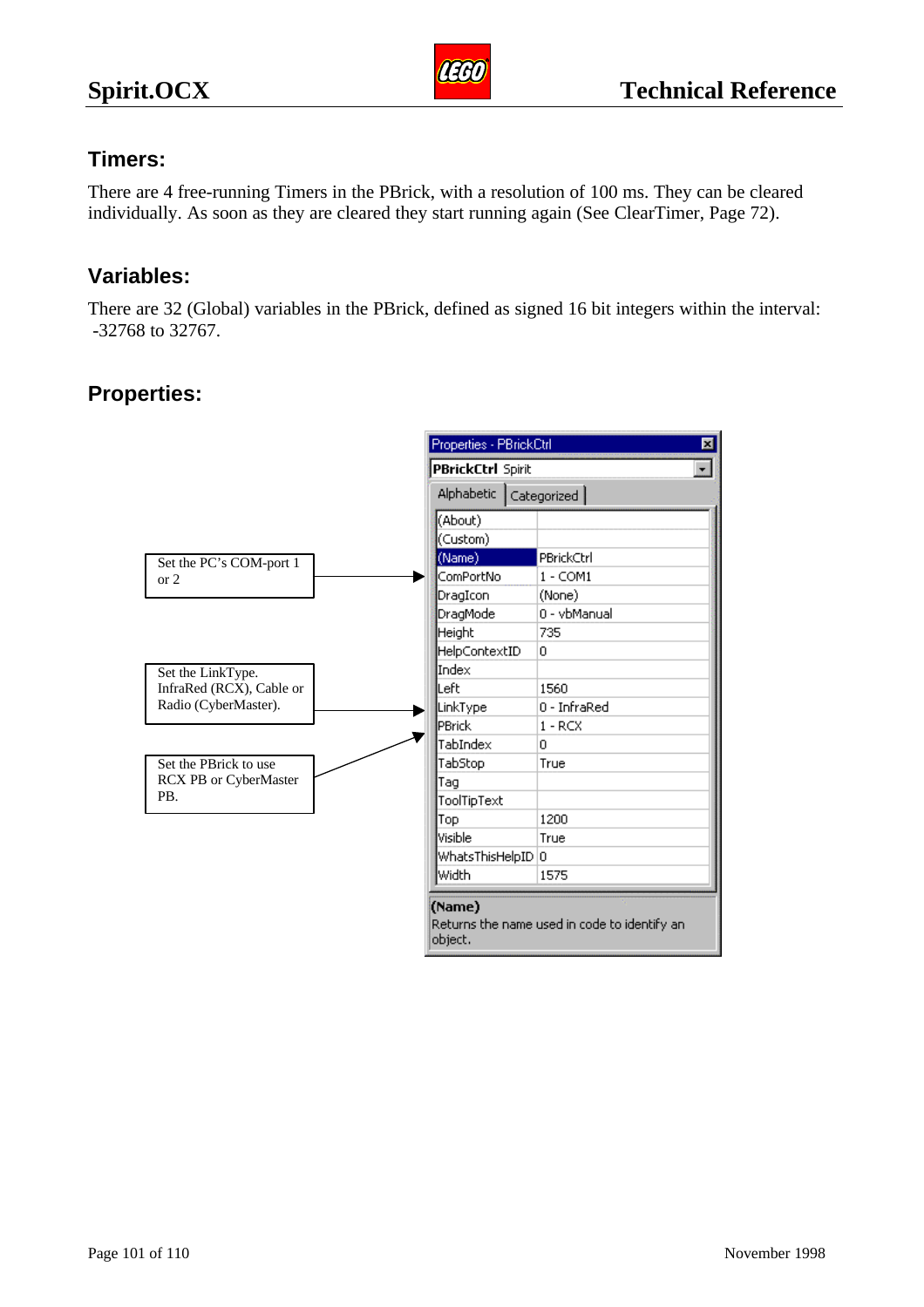## Timers:

There are 4 free-running Timers in the PBrick, with a resolution of 100 ms. They can be cleared individually. As soon as they are cleared they start running again (See ClearTimer, Page 72).

## Variables:

There are 32 (Global) variables in the PBrick, defined as signed 16 bit integers within the interval: -32768 to 32767.

## Properties:

Set the PC's COM-port 1 or 2

Set the LinkType. InfraRed (RCX), Cable or Radio (CyberMaster).

Set the PBrick to use RCX PB or CyberMaster PB.

Properties - PBrickCtrl

PBrickCtrl Spirit

Alphabetic | Categorized

| Property | Value |
|---|---|
| (About) | |
| (Custom) | |
| (Name) | PBrickCtrl |
| ComPortNo | 1 - COM1 |
| DragIcon | (None) |
| DragMode | 0 - vbManual |
| Height | 735 |
| HelpContextID | 0 |
| Index | |
| Left | 1560 |
| LinkType | 0 - InfraRed |
| PBrick | 1 - RCX |
| TabIndex | 0 |
| TabStop | True |
| Tag | |
| ToolTipText | |
| Top | 1200 |
| Visible | True |
| WhatsThisHelpID | 0 |
| Width | 1575 |

**(Name)**
Returns the name used in code to identify an object.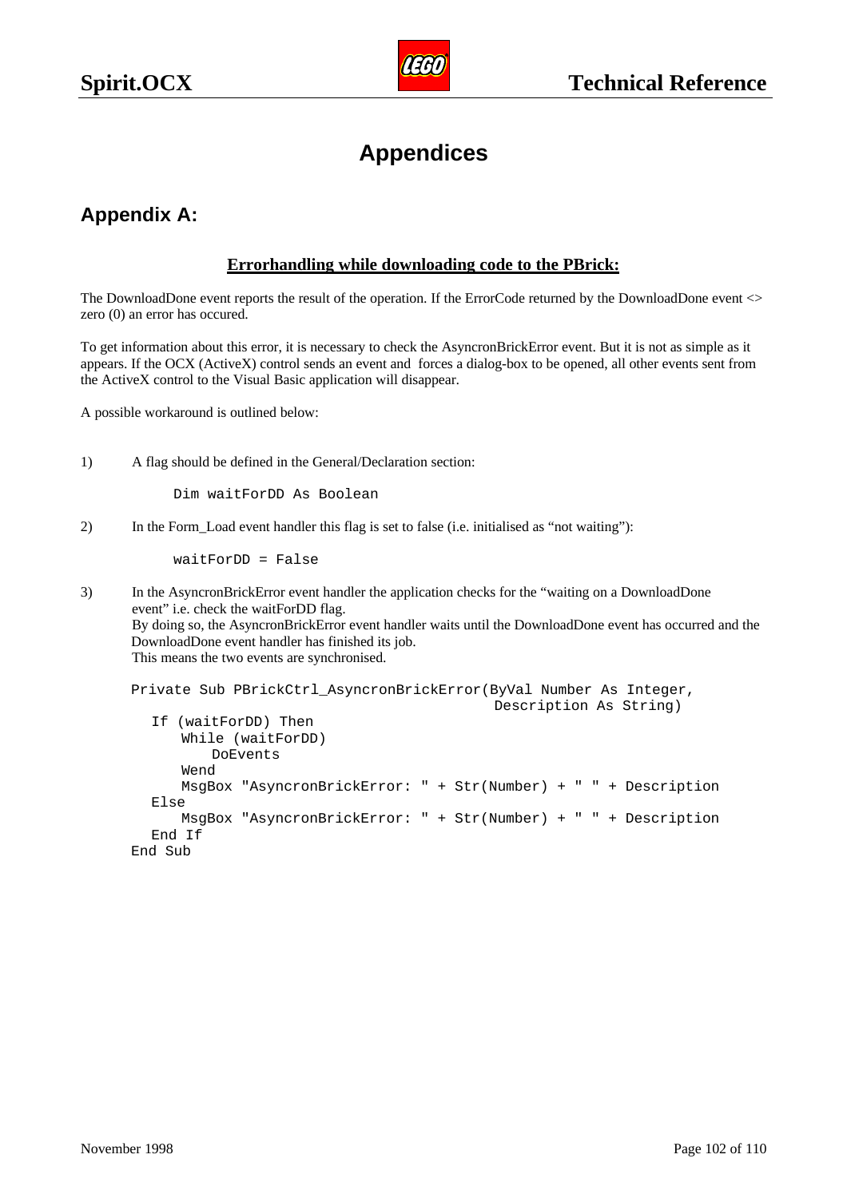# Appendices

## Appendix A:

**Errorhandling while downloading code to the PBrick:**

The DownloadDone event reports the result of the operation. If the ErrorCode returned by the DownloadDone event <> zero (0) an error has occured.

To get information about this error, it is necessary to check the AsyncronBrickError event. But it is not as simple as it appears. If the OCX (ActiveX) control sends an event and forces a dialog-box to be opened, all other events sent from the ActiveX control to the Visual Basic application will disappear.

A possible workaround is outlined below:

1) A flag should be defined in the General/Declaration section:

```
Dim waitForDD As Boolean
```

2) In the Form_Load event handler this flag is set to false (i.e. initialised as "not waiting"):

```
waitForDD = False
```

3) In the AsyncronBrickError event handler the application checks for the "waiting on a DownloadDone event" i.e. check the waitForDD flag.
By doing so, the AsyncronBrickError event handler waits until the DownloadDone event has occurred and the DownloadDone event handler has finished its job.
This means the two events are synchronised.

```
Private Sub PBrickCtrl_AsyncronBrickError(ByVal Number As Integer,
                                          Description As String)
   If (waitForDD) Then
      While (waitForDD)
         DoEvents
      Wend
      MsgBox "AsyncronBrickError: " + Str(Number) + " " + Description
   Else
      MsgBox "AsyncronBrickError: " + Str(Number) + " " + Description
   End If
End Sub
```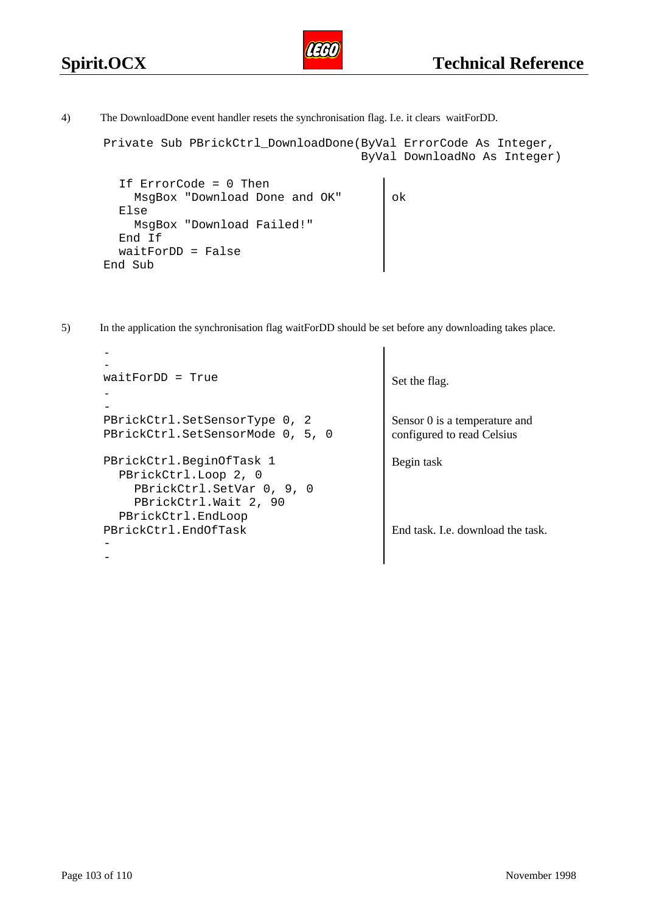4) The DownloadDone event handler resets the synchronisation flag. I.e. it clears waitForDD.

```
Private Sub PBrickCtrl_DownloadDone(ByVal ErrorCode As Integer,
                                    ByVal DownloadNo As Integer)

  If ErrorCode = 0 Then
    MsgBox "Download Done and OK"          ok
  Else
    MsgBox "Download Failed!"
  End If
  waitForDD = False
End Sub
```

5) In the application the synchronisation flag waitForDD should be set before any downloading takes place.

| | |
|---|---|
| `-`<br>`-`<br>`waitForDD = True` | Set the flag. |
| `-`<br>`-`<br>`PBrickCtrl.SetSensorType 0, 2`<br>`PBrickCtrl.SetSensorMode 0, 5, 0` | Sensor 0 is a temperature and configured to read Celsius |
| `PBrickCtrl.BeginOfTask 1`<br>`  PBrickCtrl.Loop 2, 0`<br>`    PBrickCtrl.SetVar 0, 9, 0`<br>`    PBrickCtrl.Wait 2, 90`<br>`  PBrickCtrl.EndLoop` | Begin task |
| `PBrickCtrl.EndOfTask`<br>`-`<br>`-` | End task. I.e. download the task. |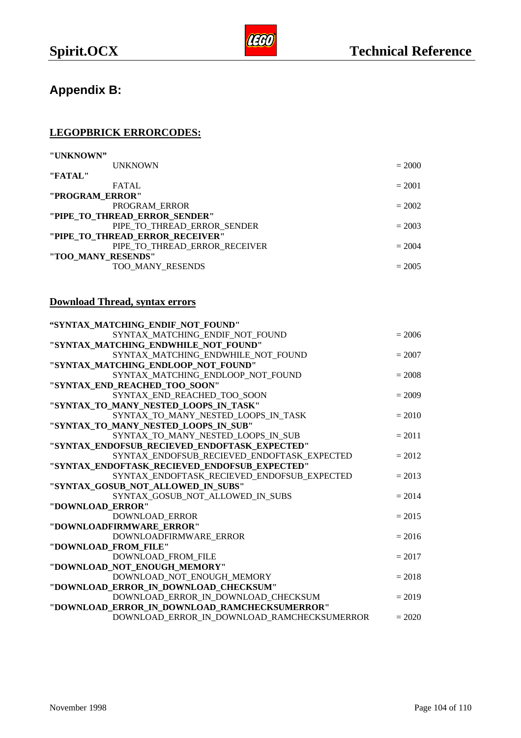## Appendix B:

### LEGOPBRICK ERRORCODES:

**"UNKNOWN"**
UNKNOWN = 2000
**"FATAL"**
FATAL = 2001
**"PROGRAM_ERROR"**
PROGRAM_ERROR = 2002
**"PIPE_TO_THREAD_ERROR_SENDER"**
PIPE_TO_THREAD_ERROR_SENDER = 2003
**"PIPE_TO_THREAD_ERROR_RECEIVER"**
PIPE_TO_THREAD_ERROR_RECEIVER = 2004
**"TOO_MANY_RESENDS"**
TOO_MANY_RESENDS = 2005

### Download Thread, syntax errors

**"SYNTAX_MATCHING_ENDIF_NOT_FOUND"**
SYNTAX_MATCHING_ENDIF_NOT_FOUND = 2006
**"SYNTAX_MATCHING_ENDWHILE_NOT_FOUND"**
SYNTAX_MATCHING_ENDWHILE_NOT_FOUND = 2007
**"SYNTAX_MATCHING_ENDLOOP_NOT_FOUND"**
SYNTAX_MATCHING_ENDLOOP_NOT_FOUND = 2008
**"SYNTAX_END_REACHED_TOO_SOON"**
SYNTAX_END_REACHED_TOO_SOON = 2009
**"SYNTAX_TO_MANY_NESTED_LOOPS_IN_TASK"**
SYNTAX_TO_MANY_NESTED_LOOPS_IN_TASK = 2010
**"SYNTAX_TO_MANY_NESTED_LOOPS_IN_SUB"**
SYNTAX_TO_MANY_NESTED_LOOPS_IN_SUB = 2011
**"SYNTAX_ENDOFSUB_RECIEVED_ENDOFTASK_EXPECTED"**
SYNTAX_ENDOFSUB_RECIEVED_ENDOFTASK_EXPECTED = 2012
**"SYNTAX_ENDOFTASK_RECIEVED_ENDOFSUB_EXPECTED"**
SYNTAX_ENDOFTASK_RECIEVED_ENDOFSUB_EXPECTED = 2013
**"SYNTAX_GOSUB_NOT_ALLOWED_IN_SUBS"**
SYNTAX_GOSUB_NOT_ALLOWED_IN_SUBS = 2014
**"DOWNLOAD_ERROR"**
DOWNLOAD_ERROR = 2015
**"DOWNLOADFIRMWARE_ERROR"**
DOWNLOADFIRMWARE_ERROR = 2016
**"DOWNLOAD_FROM_FILE"**
DOWNLOAD_FROM_FILE = 2017
**"DOWNLOAD_NOT_ENOUGH_MEMORY"**
DOWNLOAD_NOT_ENOUGH_MEMORY = 2018
**"DOWNLOAD_ERROR_IN_DOWNLOAD_CHECKSUM"**
DOWNLOAD_ERROR_IN_DOWNLOAD_CHECKSUM = 2019
**"DOWNLOAD_ERROR_IN_DOWNLOAD_RAMCHECKSUMERROR"**
DOWNLOAD_ERROR_IN_DOWNLOAD_RAMCHECKSUMERROR = 2020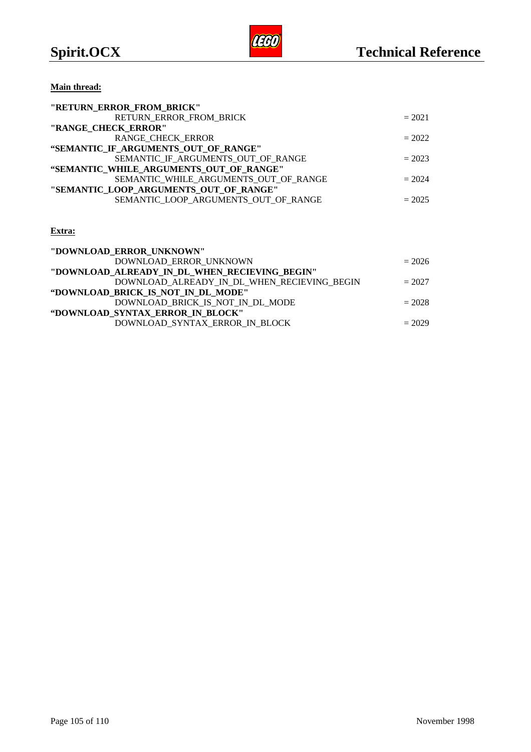**Main thread:**

**"RETURN_ERROR_FROM_BRICK"**
RETURN_ERROR_FROM_BRICK = 2021
**"RANGE_CHECK_ERROR"**
RANGE_CHECK_ERROR = 2022
**"SEMANTIC_IF_ARGUMENTS_OUT_OF_RANGE"**
SEMANTIC_IF_ARGUMENTS_OUT_OF_RANGE = 2023
**"SEMANTIC_WHILE_ARGUMENTS_OUT_OF_RANGE"**
SEMANTIC_WHILE_ARGUMENTS_OUT_OF_RANGE = 2024
**"SEMANTIC_LOOP_ARGUMENTS_OUT_OF_RANGE"**
SEMANTIC_LOOP_ARGUMENTS_OUT_OF_RANGE = 2025

**Extra:**

**"DOWNLOAD_ERROR_UNKNOWN"**
DOWNLOAD_ERROR_UNKNOWN = 2026
**"DOWNLOAD_ALREADY_IN_DL_WHEN_RECIEVING_BEGIN"**
DOWNLOAD_ALREADY_IN_DL_WHEN_RECIEVING_BEGIN = 2027
**"DOWNLOAD_BRICK_IS_NOT_IN_DL_MODE"**
DOWNLOAD_BRICK_IS_NOT_IN_DL_MODE = 2028
**"DOWNLOAD_SYNTAX_ERROR_IN_BLOCK"**
DOWNLOAD_SYNTAX_ERROR_IN_BLOCK = 2029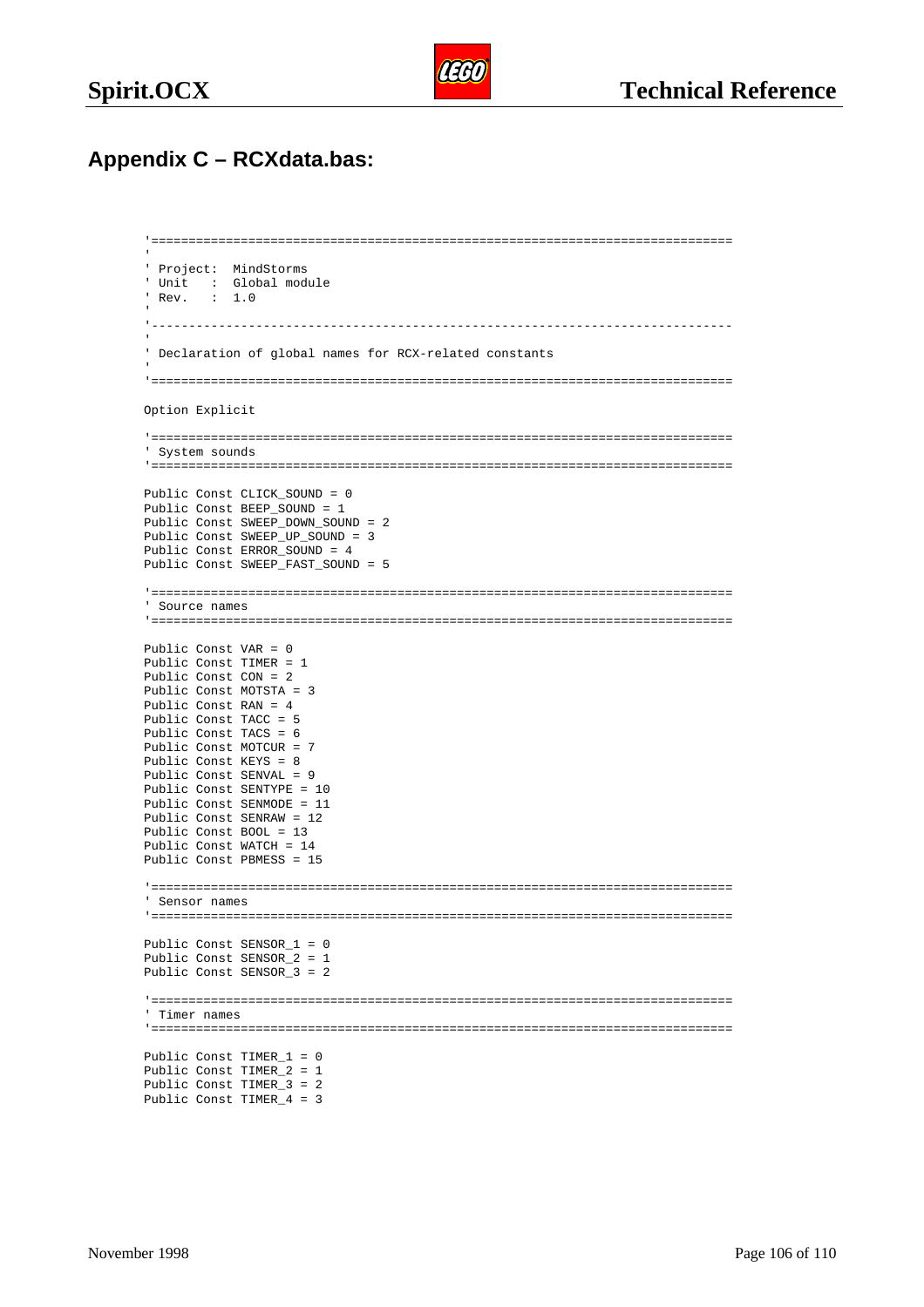## Appendix C – RCXdata.bas:

```
'==============================================================================
'
' Project:  MindStorms
' Unit   :  Global module
' Rev.   :  1.0
'
'------------------------------------------------------------------------------
'
' Declaration of global names for RCX-related constants
'
'==============================================================================

Option Explicit

'==============================================================================
' System sounds
'==============================================================================

Public Const CLICK_SOUND = 0
Public Const BEEP_SOUND = 1
Public Const SWEEP_DOWN_SOUND = 2
Public Const SWEEP_UP_SOUND = 3
Public Const ERROR_SOUND = 4
Public Const SWEEP_FAST_SOUND = 5

'==============================================================================
' Source names
'==============================================================================

Public Const VAR = 0
Public Const TIMER = 1
Public Const CON = 2
Public Const MOTSTA = 3
Public Const RAN = 4
Public Const TACC = 5
Public Const TACS = 6
Public Const MOTCUR = 7
Public Const KEYS = 8
Public Const SENVAL = 9
Public Const SENTYPE = 10
Public Const SENMODE = 11
Public Const SENRAW = 12
Public Const BOOL = 13
Public Const WATCH = 14
Public Const PBMESS = 15

'==============================================================================
' Sensor names
'==============================================================================

Public Const SENSOR_1 = 0
Public Const SENSOR_2 = 1
Public Const SENSOR_3 = 2

'==============================================================================
' Timer names
'==============================================================================

Public Const TIMER_1 = 0
Public Const TIMER_2 = 1
Public Const TIMER_3 = 2
Public Const TIMER_4 = 3
```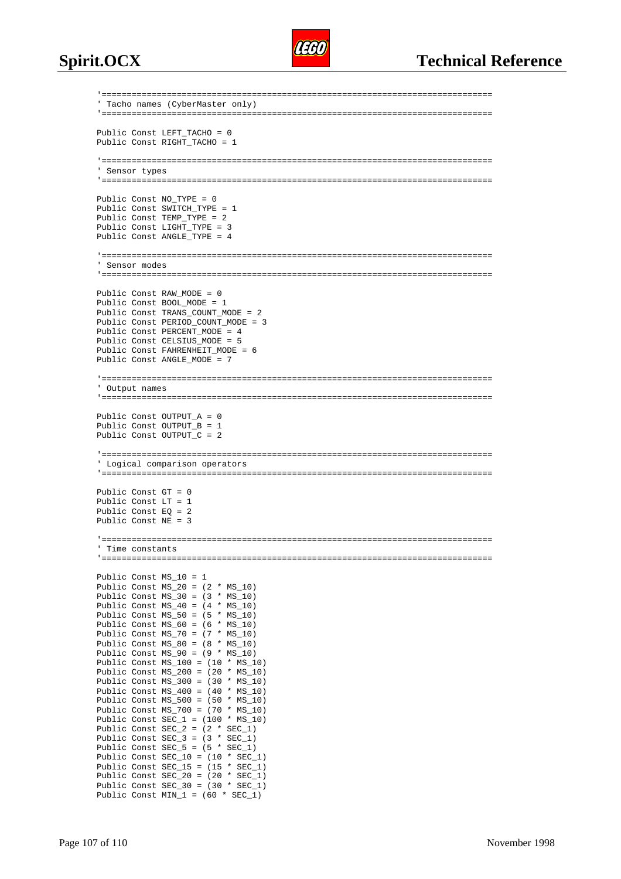```
'==============================================================================
' Tacho names (CyberMaster only)
'==============================================================================

Public Const LEFT_TACHO = 0
Public Const RIGHT_TACHO = 1

'==============================================================================
' Sensor types
'==============================================================================

Public Const NO_TYPE = 0
Public Const SWITCH_TYPE = 1
Public Const TEMP_TYPE = 2
Public Const LIGHT_TYPE = 3
Public Const ANGLE_TYPE = 4

'==============================================================================
' Sensor modes
'==============================================================================

Public Const RAW_MODE = 0
Public Const BOOL_MODE = 1
Public Const TRANS_COUNT_MODE = 2
Public Const PERIOD_COUNT_MODE = 3
Public Const PERCENT_MODE = 4
Public Const CELSIUS_MODE = 5
Public Const FAHRENHEIT_MODE = 6
Public Const ANGLE_MODE = 7

'==============================================================================
' Output names
'==============================================================================

Public Const OUTPUT_A = 0
Public Const OUTPUT_B = 1
Public Const OUTPUT_C = 2

'==============================================================================
' Logical comparison operators
'==============================================================================

Public Const GT = 0
Public Const LT = 1
Public Const EQ = 2
Public Const NE = 3

'==============================================================================
' Time constants
'==============================================================================

Public Const MS_10 = 1
Public Const MS_20 = (2 * MS_10)
Public Const MS_30 = (3 * MS_10)
Public Const MS_40 = (4 * MS_10)
Public Const MS_50 = (5 * MS_10)
Public Const MS_60 = (6 * MS_10)
Public Const MS_70 = (7 * MS_10)
Public Const MS_80 = (8 * MS_10)
Public Const MS_90 = (9 * MS_10)
Public Const MS_100 = (10 * MS_10)
Public Const MS_200 = (20 * MS_10)
Public Const MS_300 = (30 * MS_10)
Public Const MS_400 = (40 * MS_10)
Public Const MS_500 = (50 * MS_10)
Public Const MS_700 = (70 * MS_10)
Public Const SEC_1 = (100 * MS_10)
Public Const SEC_2 = (2 * SEC_1)
Public Const SEC_3 = (3 * SEC_1)
Public Const SEC_5 = (5 * SEC_1)
Public Const SEC_10 = (10 * SEC_1)
Public Const SEC_15 = (15 * SEC_1)
Public Const SEC_20 = (20 * SEC_1)
Public Const SEC_30 = (30 * SEC_1)
Public Const MIN_1 = (60 * SEC_1)
```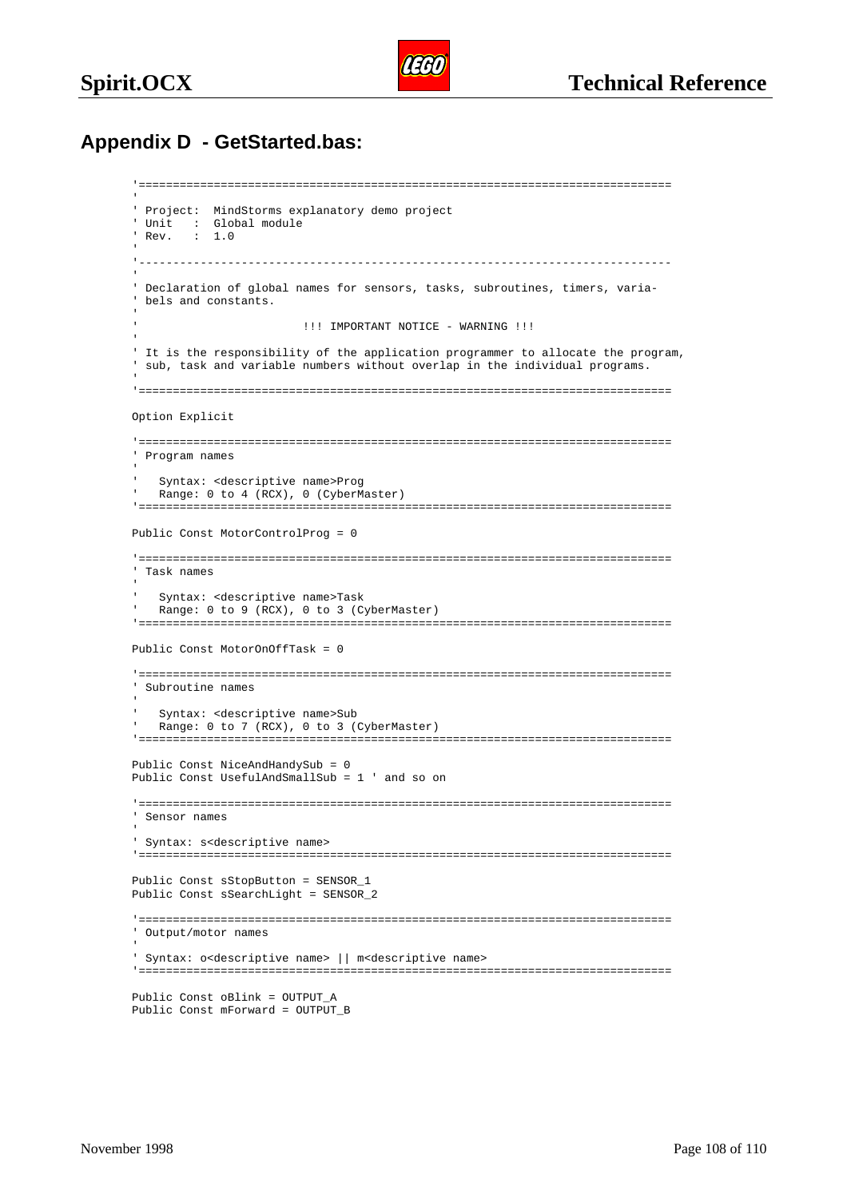## Appendix D - GetStarted.bas:

```
'==============================================================================
'
' Project:  MindStorms explanatory demo project
' Unit   :  Global module
' Rev.   :  1.0
'
'------------------------------------------------------------------------------
'
' Declaration of global names for sensors, tasks, subroutines, timers, varia-
' bels and constants.
'
'                         !!! IMPORTANT NOTICE - WARNING !!!
'
' It is the responsibility of the application programmer to allocate the program,
' sub, task and variable numbers without overlap in the individual programs.
'
'==============================================================================

Option Explicit

'==============================================================================
' Program names
'
'   Syntax: <descriptive name>Prog
'   Range: 0 to 4 (RCX), 0 (CyberMaster)
'==============================================================================

Public Const MotorControlProg = 0

'==============================================================================
' Task names
'
'   Syntax: <descriptive name>Task
'   Range: 0 to 9 (RCX), 0 to 3 (CyberMaster)
'==============================================================================

Public Const MotorOnOffTask = 0

'==============================================================================
' Subroutine names
'
'   Syntax: <descriptive name>Sub
'   Range: 0 to 7 (RCX), 0 to 3 (CyberMaster)
'==============================================================================

Public Const NiceAndHandySub = 0
Public Const UsefulAndSmallSub = 1 ' and so on

'==============================================================================
' Sensor names
'
' Syntax: s<descriptive name>
'==============================================================================

Public Const sStopButton = SENSOR_1
Public Const sSearchLight = SENSOR_2

'==============================================================================
' Output/motor names
'
' Syntax: o<descriptive name> || m<descriptive name>
'==============================================================================

Public Const oBlink = OUTPUT_A
Public Const mForward = OUTPUT_B
```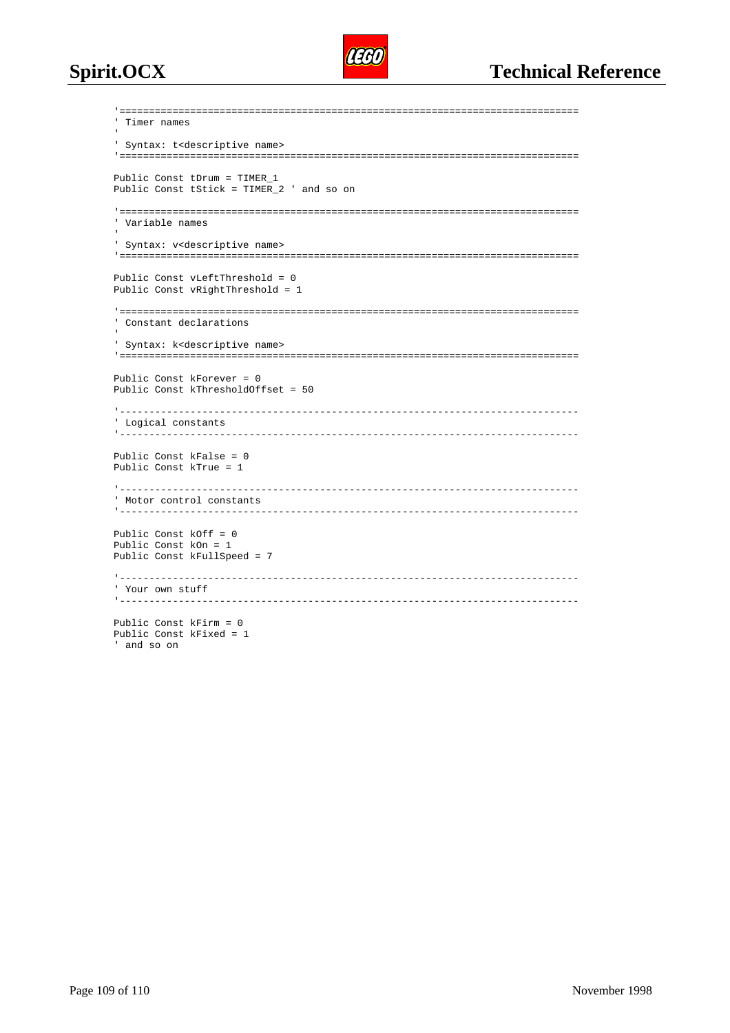```
'==============================================================================
' Timer names
'
' Syntax: t<descriptive name>
'==============================================================================

Public Const tDrum = TIMER_1
Public Const tStick = TIMER_2 ' and so on

'==============================================================================
' Variable names
'
' Syntax: v<descriptive name>
'==============================================================================

Public Const vLeftThreshold = 0
Public Const vRightThreshold = 1

'==============================================================================
' Constant declarations
'
' Syntax: k<descriptive name>
'==============================================================================

Public Const kForever = 0
Public Const kThresholdOffset = 50

'------------------------------------------------------------------------------
' Logical constants
'------------------------------------------------------------------------------

Public Const kFalse = 0
Public Const kTrue = 1

'------------------------------------------------------------------------------
' Motor control constants
'------------------------------------------------------------------------------

Public Const kOff = 0
Public Const kOn = 1
Public Const kFullSpeed = 7

'------------------------------------------------------------------------------
' Your own stuff
'------------------------------------------------------------------------------

Public Const kFirm = 0
Public Const kFixed = 1
' and so on
```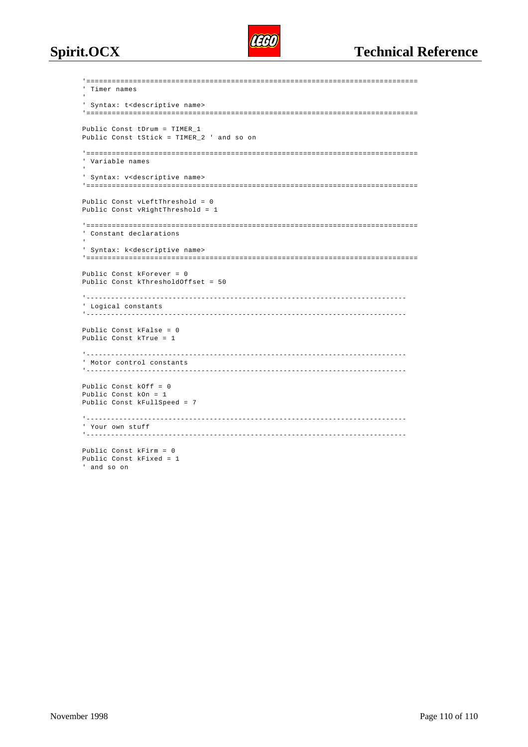```
'==============================================================================
' Timer names
'
' Syntax: t<descriptive name>
'==============================================================================

Public Const tDrum = TIMER_1
Public Const tStick = TIMER_2 ' and so on

'==============================================================================
' Variable names
'
' Syntax: v<descriptive name>
'==============================================================================

Public Const vLeftThreshold = 0
Public Const vRightThreshold = 1

'==============================================================================
' Constant declarations
'
' Syntax: k<descriptive name>
'==============================================================================

Public Const kForever = 0
Public Const kThresholdOffset = 50

'-----------------------------------------------------------------------------
' Logical constants
'-----------------------------------------------------------------------------

Public Const kFalse = 0
Public Const kTrue = 1

'-----------------------------------------------------------------------------
' Motor control constants
'-----------------------------------------------------------------------------

Public Const kOff = 0
Public Const kOn = 1
Public Const kFullSpeed = 7

'-----------------------------------------------------------------------------
' Your own stuff
'-----------------------------------------------------------------------------

Public Const kFirm = 0
Public Const kFixed = 1
' and so on
```